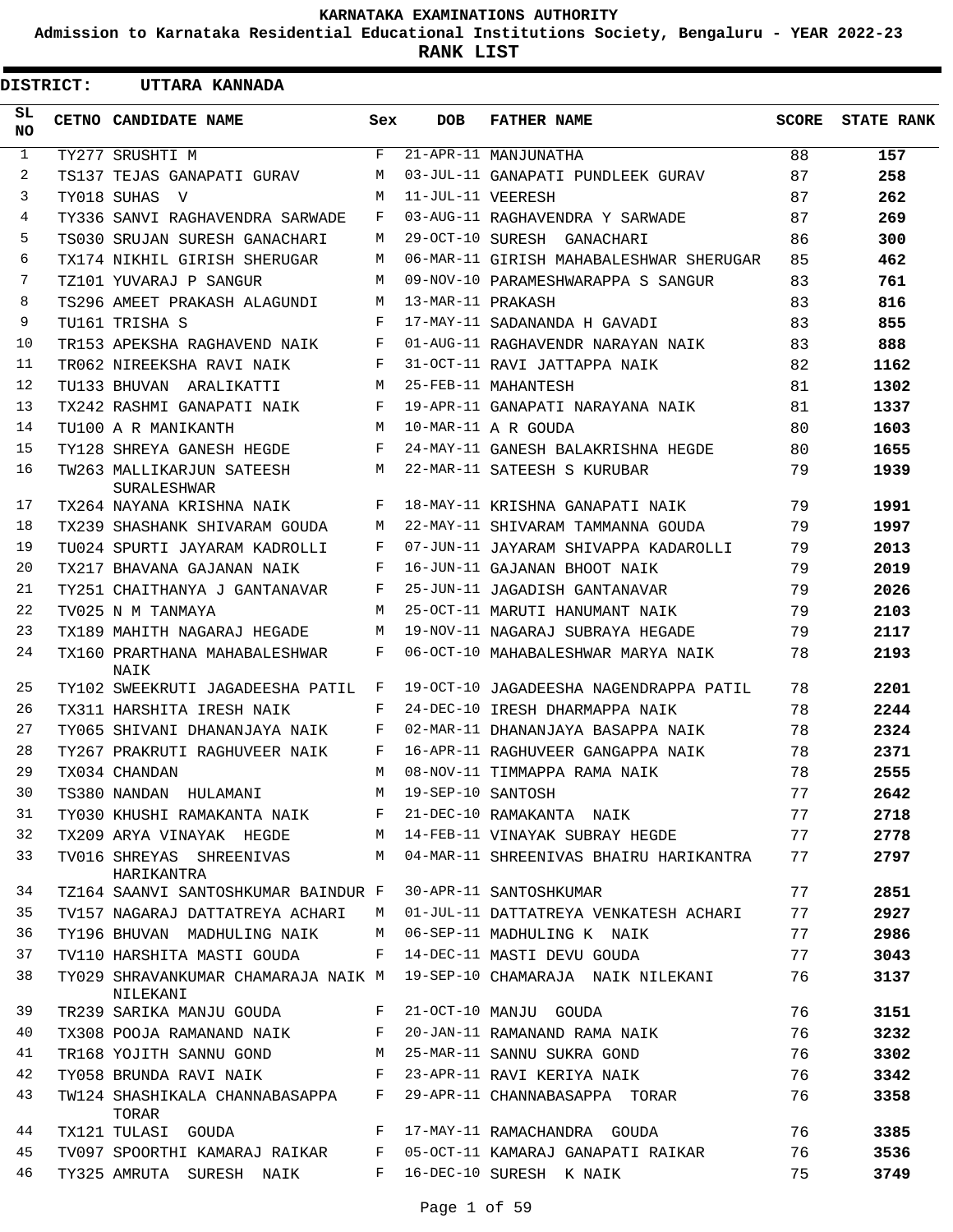# KARNATAKA EXAMINATIONS AUTHORITY

**Admission to Karnataka Residential Educational Institutions Society, Bengaluru - YEAR 2022-23**

**RANK LIST**

**DISTRICT: UTTARA KANNADA**

| SL NO | CETNO | CANDIDATE NAME | Sex | DOB | FATHER NAME | SCORE | STATE RANK |
|---|---|---|---|---|---|---|---|
| 1 | TY277 | SRUSHTI M | F | 21-APR-11 | MANJUNATHA | 88 | **157** |
| 2 | TS137 | TEJAS GANAPATI GURAV | M | 03-JUL-11 | GANAPATI PUNDLEEK GURAV | 87 | **258** |
| 3 | TY018 | SUHAS V | M | 11-JUL-11 | VEERESH | 87 | **262** |
| 4 | TY336 | SANVI RAGHAVENDRA SARWADE | F | 03-AUG-11 | RAGHAVENDRA Y SARWADE | 87 | **269** |
| 5 | TS030 | SRUJAN SURESH GANACHARI | M | 29-OCT-10 | SURESH GANACHARI | 86 | **300** |
| 6 | TX174 | NIKHIL GIRISH SHERUGAR | M | 06-MAR-11 | GIRISH MAHABALESHWAR SHERUGAR | 85 | **462** |
| 7 | TZ101 | YUVARAJ P SANGUR | M | 09-NOV-10 | PARAMESHWARAPPA S SANGUR | 83 | **761** |
| 8 | TS296 | AMEET PRAKASH ALAGUNDI | M | 13-MAR-11 | PRAKASH | 83 | **816** |
| 9 | TU161 | TRISHA S | F | 17-MAY-11 | SADANANDA H GAVADI | 83 | **855** |
| 10 | TR153 | APEKSHA RAGHAVEND NAIK | F | 01-AUG-11 | RAGHAVENDR NARAYAN NAIK | 83 | **888** |
| 11 | TR062 | NIREEKSHA RAVI NAIK | F | 31-OCT-11 | RAVI JATTAPPA NAIK | 82 | **1162** |
| 12 | TU133 | BHUVAN ARALIKATTI | M | 25-FEB-11 | MAHANTESH | 81 | **1302** |
| 13 | TX242 | RASHMI GANAPATI NAIK | F | 19-APR-11 | GANAPATI NARAYANA NAIK | 81 | **1337** |
| 14 | TU100 | A R MANIKANTH | M | 10-MAR-11 | A R GOUDA | 80 | **1603** |
| 15 | TY128 | SHREYA GANESH HEGDE | F | 24-MAY-11 | GANESH BALAKRISHNA HEGDE | 80 | **1655** |
| 16 | TW263 | MALLIKARJUN SATEESH SURALESHWAR | M | 22-MAR-11 | SATEESH S KURUBAR | 79 | **1939** |
| 17 | TX264 | NAYANA KRISHNA NAIK | F | 18-MAY-11 | KRISHNA GANAPATI NAIK | 79 | **1991** |
| 18 | TX239 | SHASHANK SHIVARAM GOUDA | M | 22-MAY-11 | SHIVARAM TAMMANNA GOUDA | 79 | **1997** |
| 19 | TU024 | SPURTI JAYARAM KADROLLI | F | 07-JUN-11 | JAYARAM SHIVAPPA KADAROLLI | 79 | **2013** |
| 20 | TX217 | BHAVANA GAJANAN NAIK | F | 16-JUN-11 | GAJANAN BHOOT NAIK | 79 | **2019** |
| 21 | TY251 | CHAITHANYA J GANTANAVAR | F | 25-JUN-11 | JAGADISH GANTANAVAR | 79 | **2026** |
| 22 | TV025 | N M TANMAYA | M | 25-OCT-11 | MARUTI HANUMANT NAIK | 79 | **2103** |
| 23 | TX189 | MAHITH NAGARAJ HEGADE | M | 19-NOV-11 | NAGARAJ SUBRAYA HEGADE | 79 | **2117** |
| 24 | TX160 | PRARTHANA MAHABALESHWAR NAIK | F | 06-OCT-10 | MAHABALESHWAR MARYA NAIK | 78 | **2193** |
| 25 | TY102 | SWEEKRUTI JAGADEESHA PATIL | F | 19-OCT-10 | JAGADEESHA NAGENDRAPPA PATIL | 78 | **2201** |
| 26 | TX311 | HARSHITA IRESH NAIK | F | 24-DEC-10 | IRESH DHARMAPPA NAIK | 78 | **2244** |
| 27 | TY065 | SHIVANI DHANANJAYA NAIK | F | 02-MAR-11 | DHANANJAYA BASAPPA NAIK | 78 | **2324** |
| 28 | TY267 | PRAKRUTI RAGHUVEER NAIK | F | 16-APR-11 | RAGHUVEER GANGAPPA NAIK | 78 | **2371** |
| 29 | TX034 | CHANDAN | M | 08-NOV-11 | TIMMAPPA RAMA NAIK | 78 | **2555** |
| 30 | TS380 | NANDAN HULAMANI | M | 19-SEP-10 | SANTOSH | 77 | **2642** |
| 31 | TY030 | KHUSHI RAMAKANTA NAIK | F | 21-DEC-10 | RAMAKANTA NAIK | 77 | **2718** |
| 32 | TX209 | ARYA VINAYAK HEGDE | M | 14-FEB-11 | VINAYAK SUBRAY HEGDE | 77 | **2778** |
| 33 | TV016 | SHREYAS SHREENIVAS HARIKANTRA | M | 04-MAR-11 | SHREENIVAS BHAIRU HARIKANTRA | 77 | **2797** |
| 34 | TZ164 | SAANVI SANTOSHKUMAR BAINDUR | F | 30-APR-11 | SANTOSHKUMAR | 77 | **2851** |
| 35 | TV157 | NAGARAJ DATTATREYA ACHARI | M | 01-JUL-11 | DATTATREYA VENKATESH ACHARI | 77 | **2927** |
| 36 | TY196 | BHUVAN MADHULING NAIK | M | 06-SEP-11 | MADHULING K NAIK | 77 | **2986** |
| 37 | TV110 | HARSHITA MASTI GOUDA | F | 14-DEC-11 | MASTI DEVU GOUDA | 77 | **3043** |
| 38 | TY029 | SHRAVANKUMAR CHAMARAJA NAIK NILEKANI | M | 19-SEP-10 | CHAMARAJA NAIK NILEKANI | 76 | **3137** |
| 39 | TR239 | SARIKA MANJU GOUDA | F | 21-OCT-10 | MANJU GOUDA | 76 | **3151** |
| 40 | TX308 | POOJA RAMANAND NAIK | F | 20-JAN-11 | RAMANAND RAMA NAIK | 76 | **3232** |
| 41 | TR168 | YOJITH SANNU GOND | M | 25-MAR-11 | SANNU SUKRA GOND | 76 | **3302** |
| 42 | TY058 | BRUNDA RAVI NAIK | F | 23-APR-11 | RAVI KERIYA NAIK | 76 | **3342** |
| 43 | TW124 | SHASHIKALA CHANNABASAPPA TORAR | F | 29-APR-11 | CHANNABASAPPA TORAR | 76 | **3358** |
| 44 | TX121 | TULASI GOUDA | F | 17-MAY-11 | RAMACHANDRA GOUDA | 76 | **3385** |
| 45 | TV097 | SPOORTHI KAMARAJ RAIKAR | F | 05-OCT-11 | KAMARAJ GANAPATI RAIKAR | 76 | **3536** |
| 46 | TY325 | AMRUTA SURESH NAIK | F | 16-DEC-10 | SURESH K NAIK | 75 | **3749** |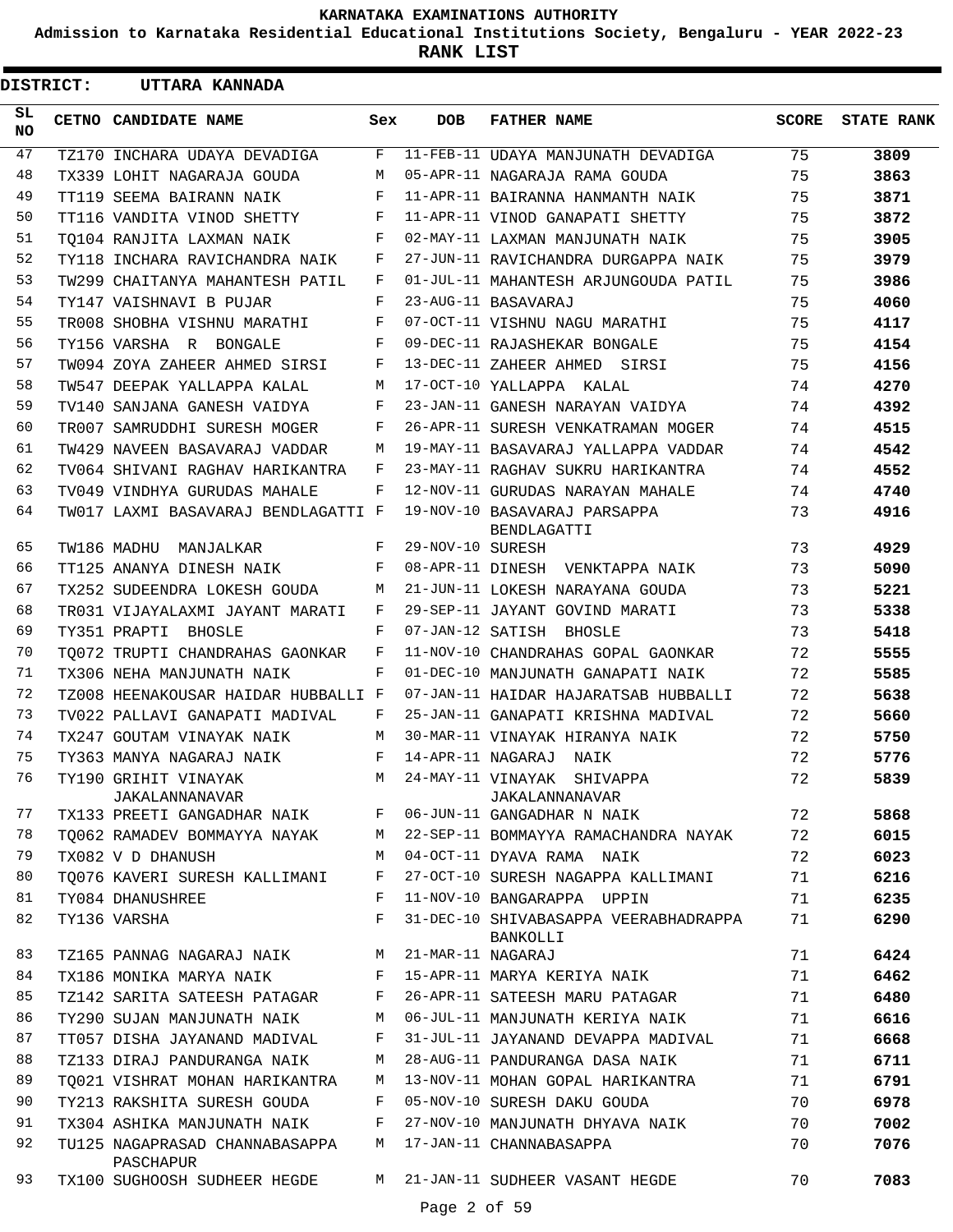KARNATAKA EXAMINATIONS AUTHORITY

Admission to Karnataka Residential Educational Institutions Society, Bengaluru - YEAR 2022-23

**RANK LIST**

**DISTRICT: UTTARA KANNADA**

| SL NO | CETNO | CANDIDATE NAME | Sex | DOB | FATHER NAME | SCORE | STATE RANK |
|---|---|---|---|---|---|---|---|
| 47 | TZ170 | INCHARA UDAYA DEVADIGA | F | 11-FEB-11 | UDAYA MANJUNATH DEVADIGA | 75 | **3809** |
| 48 | TX339 | LOHIT NAGARAJA GOUDA | M | 05-APR-11 | NAGARAJA RAMA GOUDA | 75 | **3863** |
| 49 | TT119 | SEEMA BAIRANN NAIK | F | 11-APR-11 | BAIRANNA HANMANTH NAIK | 75 | **3871** |
| 50 | TT116 | VANDITA VINOD SHETTY | F | 11-APR-11 | VINOD GANAPATI SHETTY | 75 | **3872** |
| 51 | TQ104 | RANJITA LAXMAN NAIK | F | 02-MAY-11 | LAXMAN MANJUNATH NAIK | 75 | **3905** |
| 52 | TY118 | INCHARA RAVICHANDRA NAIK | F | 27-JUN-11 | RAVICHANDRA DURGAPPA NAIK | 75 | **3979** |
| 53 | TW299 | CHAITANYA MAHANTESH PATIL | F | 01-JUL-11 | MAHANTESH ARJUNGOUDA PATIL | 75 | **3986** |
| 54 | TY147 | VAISHNAVI B PUJAR | F | 23-AUG-11 | BASAVARAJ | 75 | **4060** |
| 55 | TR008 | SHOBHA VISHNU MARATHI | F | 07-OCT-11 | VISHNU NAGU MARATHI | 75 | **4117** |
| 56 | TY156 | VARSHA R BONGALE | F | 09-DEC-11 | RAJASHEKAR BONGALE | 75 | **4154** |
| 57 | TW094 | ZOYA ZAHEER AHMED SIRSI | F | 13-DEC-11 | ZAHEER AHMED SIRSI | 75 | **4156** |
| 58 | TW547 | DEEPAK YALLAPPA KALAL | M | 17-OCT-10 | YALLAPPA KALAL | 74 | **4270** |
| 59 | TV140 | SANJANA GANESH VAIDYA | F | 23-JAN-11 | GANESH NARAYAN VAIDYA | 74 | **4392** |
| 60 | TR007 | SAMRUDDHI SURESH MOGER | F | 26-APR-11 | SURESH VENKATRAMAN MOGER | 74 | **4515** |
| 61 | TW429 | NAVEEN BASAVARAJ VADDAR | M | 19-MAY-11 | BASAVARAJ YALLAPPA VADDAR | 74 | **4542** |
| 62 | TV064 | SHIVANI RAGHAV HARIKANTRA | F | 23-MAY-11 | RAGHAV SUKRU HARIKANTRA | 74 | **4552** |
| 63 | TV049 | VINDHYA GURUDAS MAHALE | F | 12-NOV-11 | GURUDAS NARAYAN MAHALE | 74 | **4740** |
| 64 | TW017 | LAXMI BASAVARAJ BENDLAGATTI | F | 19-NOV-10 | BASAVARAJ PARSAPPA BENDLAGATTI | 73 | **4916** |
| 65 | TW186 | MADHU MANJALKAR | F | 29-NOV-10 | SURESH | 73 | **4929** |
| 66 | TT125 | ANANYA DINESH NAIK | F | 08-APR-11 | DINESH VENKTAPPA NAIK | 73 | **5090** |
| 67 | TX252 | SUDEENDRA LOKESH GOUDA | M | 21-JUN-11 | LOKESH NARAYANA GOUDA | 73 | **5221** |
| 68 | TR031 | VIJAYALAXMI JAYANT MARATI | F | 29-SEP-11 | JAYANT GOVIND MARATI | 73 | **5338** |
| 69 | TY351 | PRAPTI BHOSLE | F | 07-JAN-12 | SATISH BHOSLE | 73 | **5418** |
| 70 | TQ072 | TRUPTI CHANDRAHAS GAONKAR | F | 11-NOV-10 | CHANDRAHAS GOPAL GAONKAR | 72 | **5555** |
| 71 | TX306 | NEHA MANJUNATH NAIK | F | 01-DEC-10 | MANJUNATH GANAPATI NAIK | 72 | **5585** |
| 72 | TZ008 | HEENAKOUSAR HAIDAR HUBBALLI | F | 07-JAN-11 | HAIDAR HAJARATSAB HUBBALLI | 72 | **5638** |
| 73 | TV022 | PALLAVI GANAPATI MADIVAL | F | 25-JAN-11 | GANAPATI KRISHNA MADIVAL | 72 | **5660** |
| 74 | TX247 | GOUTAM VINAYAK NAIK | M | 30-MAR-11 | VINAYAK HIRANYA NAIK | 72 | **5750** |
| 75 | TY363 | MANYA NAGARAJ NAIK | F | 14-APR-11 | NAGARAJ NAIK | 72 | **5776** |
| 76 | TY190 | GRIHIT VINAYAK JAKALANNANAVAR | M | 24-MAY-11 | VINAYAK SHIVAPPA JAKALANNANAVAR | 72 | **5839** |
| 77 | TX133 | PREETI GANGADHAR NAIK | F | 06-JUN-11 | GANGADHAR N NAIK | 72 | **5868** |
| 78 | TQ062 | RAMADEV BOMMAYYA NAYAK | M | 22-SEP-11 | BOMMAYYA RAMACHANDRA NAYAK | 72 | **6015** |
| 79 | TX082 | V D DHANUSH | M | 04-OCT-11 | DYAVA RAMA NAIK | 72 | **6023** |
| 80 | TQ076 | KAVERI SURESH KALLIMANI | F | 27-OCT-10 | SURESH NAGAPPA KALLIMANI | 71 | **6216** |
| 81 | TY084 | DHANUSHREE | F | 11-NOV-10 | BANGARAPPA UPPIN | 71 | **6235** |
| 82 | TY136 | VARSHA | F | 31-DEC-10 | SHIVABASAPPA VEERABHADRAPPA BANKOLLI | 71 | **6290** |
| 83 | TZ165 | PANNAG NAGARAJ NAIK | M | 21-MAR-11 | NAGARAJ | 71 | **6424** |
| 84 | TX186 | MONIKA MARYA NAIK | F | 15-APR-11 | MARYA KERIYA NAIK | 71 | **6462** |
| 85 | TZ142 | SARITA SATEESH PATAGAR | F | 26-APR-11 | SATEESH MARU PATAGAR | 71 | **6480** |
| 86 | TY290 | SUJAN MANJUNATH NAIK | M | 06-JUL-11 | MANJUNATH KERIYA NAIK | 71 | **6616** |
| 87 | TT057 | DISHA JAYANAND MADIVAL | F | 31-JUL-11 | JAYANAND DEVAPPA MADIVAL | 71 | **6668** |
| 88 | TZ133 | DIRAJ PANDURANGA NAIK | M | 28-AUG-11 | PANDURANGA DASA NAIK | 71 | **6711** |
| 89 | TQ021 | VISHRAT MOHAN HARIKANTRA | M | 13-NOV-11 | MOHAN GOPAL HARIKANTRA | 71 | **6791** |
| 90 | TY213 | RAKSHITA SURESH GOUDA | F | 05-NOV-10 | SURESH DAKU GOUDA | 70 | **6978** |
| 91 | TX304 | ASHIKA MANJUNATH NAIK | F | 27-NOV-10 | MANJUNATH DHYAVA NAIK | 70 | **7002** |
| 92 | TU125 | NAGAPRASAD CHANNABASAPPA PASCHAPUR | M | 17-JAN-11 | CHANNABASAPPA | 70 | **7076** |
| 93 | TX100 | SUGHOOSH SUDHEER HEGDE | M | 21-JAN-11 | SUDHEER VASANT HEGDE | 70 | **7083** |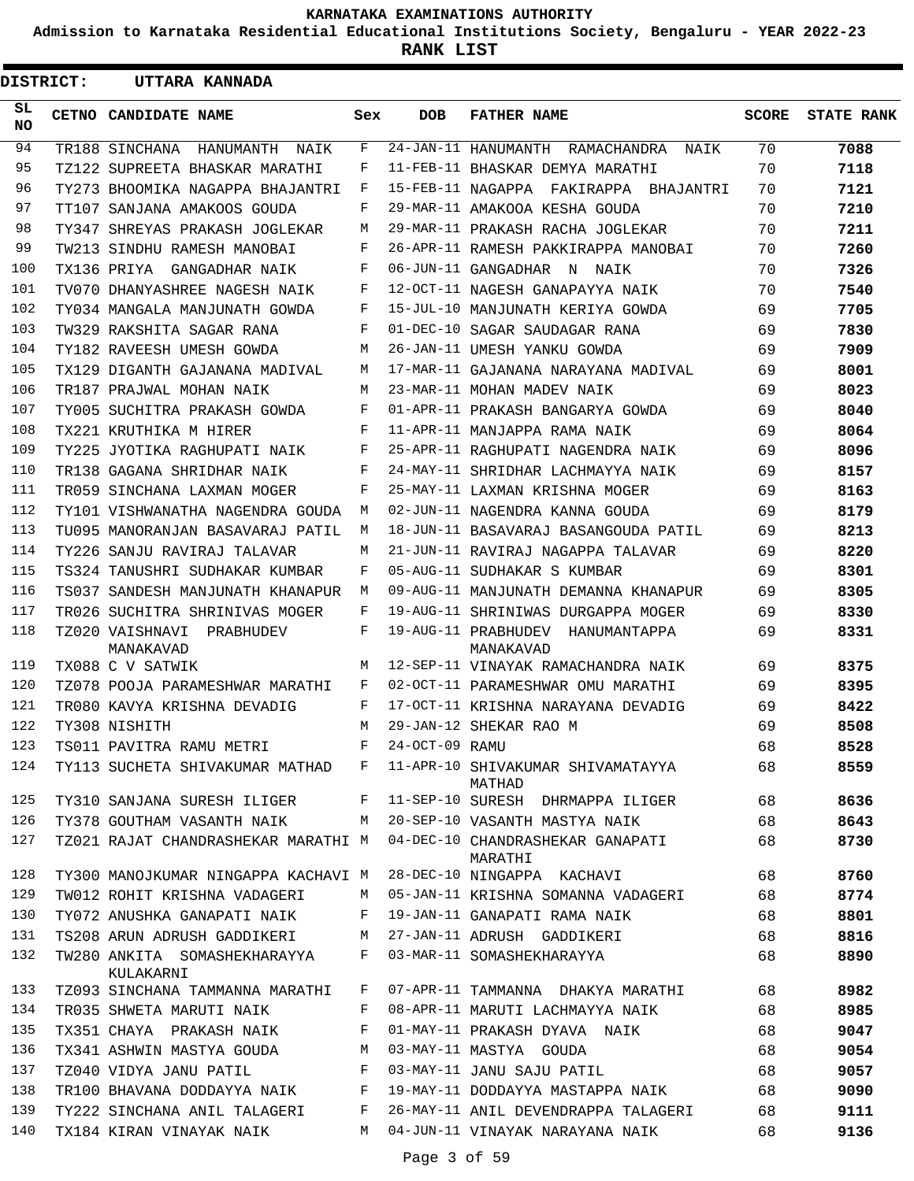**KARNATAKA EXAMINATIONS AUTHORITY**

**Admission to Karnataka Residential Educational Institutions Society, Bengaluru - YEAR 2022-23**

**RANK LIST**

**DISTRICT: UTTARA KANNADA**

| SL NO | CETNO | CANDIDATE NAME | Sex | DOB | FATHER NAME | SCORE | STATE RANK |
|---|---|---|---|---|---|---|---|
| 94 | TR188 | SINCHANA HANUMANTH NAIK | F | 24-JAN-11 | HANUMANTH RAMACHANDRA NAIK | 70 | 7088 |
| 95 | TZ122 | SUPREETA BHASKAR MARATHI | F | 11-FEB-11 | BHASKAR DEMYA MARATHI | 70 | 7118 |
| 96 | TY273 | BHOOMIKA NAGAPPA BHAJANTRI | F | 15-FEB-11 | NAGAPPA FAKIRAPPA BHAJANTRI | 70 | 7121 |
| 97 | TT107 | SANJANA AMAKOOS GOUDA | F | 29-MAR-11 | AMAKOOA KESHA GOUDA | 70 | 7210 |
| 98 | TY347 | SHREYAS PRAKASH JOGLEKAR | M | 29-MAR-11 | PRAKASH RACHA JOGLEKAR | 70 | 7211 |
| 99 | TW213 | SINDHU RAMESH MANOBAI | F | 26-APR-11 | RAMESH PAKKIRAPPA MANOBAI | 70 | 7260 |
| 100 | TX136 | PRIYA GANGADHAR NAIK | F | 06-JUN-11 | GANGADHAR N NAIK | 70 | 7326 |
| 101 | TV070 | DHANYASHREE NAGESH NAIK | F | 12-OCT-11 | NAGESH GANAPAYYA NAIK | 70 | 7540 |
| 102 | TY034 | MANGALA MANJUNATH GOWDA | F | 15-JUL-10 | MANJUNATH KERIYA GOWDA | 69 | 7705 |
| 103 | TW329 | RAKSHITA SAGAR RANA | F | 01-DEC-10 | SAGAR SAUDAGAR RANA | 69 | 7830 |
| 104 | TY182 | RAVEESH UMESH GOWDA | M | 26-JAN-11 | UMESH YANKU GOWDA | 69 | 7909 |
| 105 | TX129 | DIGANTH GAJANANA MADIVAL | M | 17-MAR-11 | GAJANANA NARAYANA MADIVAL | 69 | 8001 |
| 106 | TR187 | PRAJWAL MOHAN NAIK | M | 23-MAR-11 | MOHAN MADEV NAIK | 69 | 8023 |
| 107 | TY005 | SUCHITRA PRAKASH GOWDA | F | 01-APR-11 | PRAKASH BANGARYA GOWDA | 69 | 8040 |
| 108 | TX221 | KRUTHIKA M HIRER | F | 11-APR-11 | MANJAPPA RAMA NAIK | 69 | 8064 |
| 109 | TY225 | JYOTIKA RAGHUPATI NAIK | F | 25-APR-11 | RAGHUPATI NAGENDRA NAIK | 69 | 8096 |
| 110 | TR138 | GAGANA SHRIDHAR NAIK | F | 24-MAY-11 | SHRIDHAR LACHMAYYA NAIK | 69 | 8157 |
| 111 | TR059 | SINCHANA LAXMAN MOGER | F | 25-MAY-11 | LAXMAN KRISHNA MOGER | 69 | 8163 |
| 112 | TY101 | VISHWANATHA NAGENDRA GOUDA | M | 02-JUN-11 | NAGENDRA KANNA GOUDA | 69 | 8179 |
| 113 | TU095 | MANORANJAN BASAVARAJ PATIL | M | 18-JUN-11 | BASAVARAJ BASANGOUDA PATIL | 69 | 8213 |
| 114 | TY226 | SANJU RAVIRAJ TALAVAR | M | 21-JUN-11 | RAVIRAJ NAGAPPA TALAVAR | 69 | 8220 |
| 115 | TS324 | TANUSHRI SUDHAKAR KUMBAR | F | 05-AUG-11 | SUDHAKAR S KUMBAR | 69 | 8301 |
| 116 | TS037 | SANDESH MANJUNATH KHANAPUR | M | 09-AUG-11 | MANJUNATH DEMANNA KHANAPUR | 69 | 8305 |
| 117 | TR026 | SUCHITRA SHRINIVAS MOGER | F | 19-AUG-11 | SHRINIWAS DURGAPPA MOGER | 69 | 8330 |
| 118 | TZ020 | VAISHNAVI PRABHUDEV MANAKAVAD | F | 19-AUG-11 | PRABHUDEV HANUMANTAPPA MANAKAVAD | 69 | 8331 |
| 119 | TX088 | C V SATWIK | M | 12-SEP-11 | VINAYAK RAMACHANDRA NAIK | 69 | 8375 |
| 120 | TZ078 | POOJA PARAMESHWAR MARATHI | F | 02-OCT-11 | PARAMESHWAR OMU MARATHI | 69 | 8395 |
| 121 | TR080 | KAVYA KRISHNA DEVADIG | F | 17-OCT-11 | KRISHNA NARAYANA DEVADIG | 69 | 8422 |
| 122 | TY308 | NISHITH | M | 29-JAN-12 | SHEKAR RAO M | 69 | 8508 |
| 123 | TS011 | PAVITRA RAMU METRI | F | 24-OCT-09 | RAMU | 68 | 8528 |
| 124 | TY113 | SUCHETA SHIVAKUMAR MATHAD | F | 11-APR-10 | SHIVAKUMAR SHIVAMATAYYA MATHAD | 68 | 8559 |
| 125 | TY310 | SANJANA SURESH ILIGER | F | 11-SEP-10 | SURESH DHRMAPPA ILIGER | 68 | 8636 |
| 126 | TY378 | GOUTHAM VASANTH NAIK | M | 20-SEP-10 | VASANTH MASTYA NAIK | 68 | 8643 |
| 127 | TZ021 | RAJAT CHANDRASHEKAR MARATHI | M | 04-DEC-10 | CHANDRASHEKAR GANAPATI MARATHI | 68 | 8730 |
| 128 | TY300 | MANOJKUMAR NINGAPPA KACHAVI | M | 28-DEC-10 | NINGAPPA KACHAVI | 68 | 8760 |
| 129 | TW012 | ROHIT KRISHNA VADAGERI | M | 05-JAN-11 | KRISHNA SOMANNA VADAGERI | 68 | 8774 |
| 130 | TY072 | ANUSHKA GANAPATI NAIK | F | 19-JAN-11 | GANAPATI RAMA NAIK | 68 | 8801 |
| 131 | TS208 | ARUN ADRUSH GADDIKERI | M | 27-JAN-11 | ADRUSH GADDIKERI | 68 | 8816 |
| 132 | TW280 | ANKITA SOMASHEKHARAYYA KULAKARNI | F | 03-MAR-11 | SOMASHEKHARAYYA | 68 | 8890 |
| 133 | TZ093 | SINCHANA TAMMANNA MARATHI | F | 07-APR-11 | TAMMANNA DHAKYA MARATHI | 68 | 8982 |
| 134 | TR035 | SHWETA MARUTI NAIK | F | 08-APR-11 | MARUTI LACHMAYYA NAIK | 68 | 8985 |
| 135 | TX351 | CHAYA PRAKASH NAIK | F | 01-MAY-11 | PRAKASH DYAVA NAIK | 68 | 9047 |
| 136 | TX341 | ASHWIN MASTYA GOUDA | M | 03-MAY-11 | MASTYA GOUDA | 68 | 9054 |
| 137 | TZ040 | VIDYA JANU PATIL | F | 03-MAY-11 | JANU SAJU PATIL | 68 | 9057 |
| 138 | TR100 | BHAVANA DODDAYYA NAIK | F | 19-MAY-11 | DODDAYYA MASTAPPA NAIK | 68 | 9090 |
| 139 | TY222 | SINCHANA ANIL TALAGERI | F | 26-MAY-11 | ANIL DEVENDRAPPA TALAGERI | 68 | 9111 |
| 140 | TX184 | KIRAN VINAYAK NAIK | M | 04-JUN-11 | VINAYAK NARAYANA NAIK | 68 | 9136 |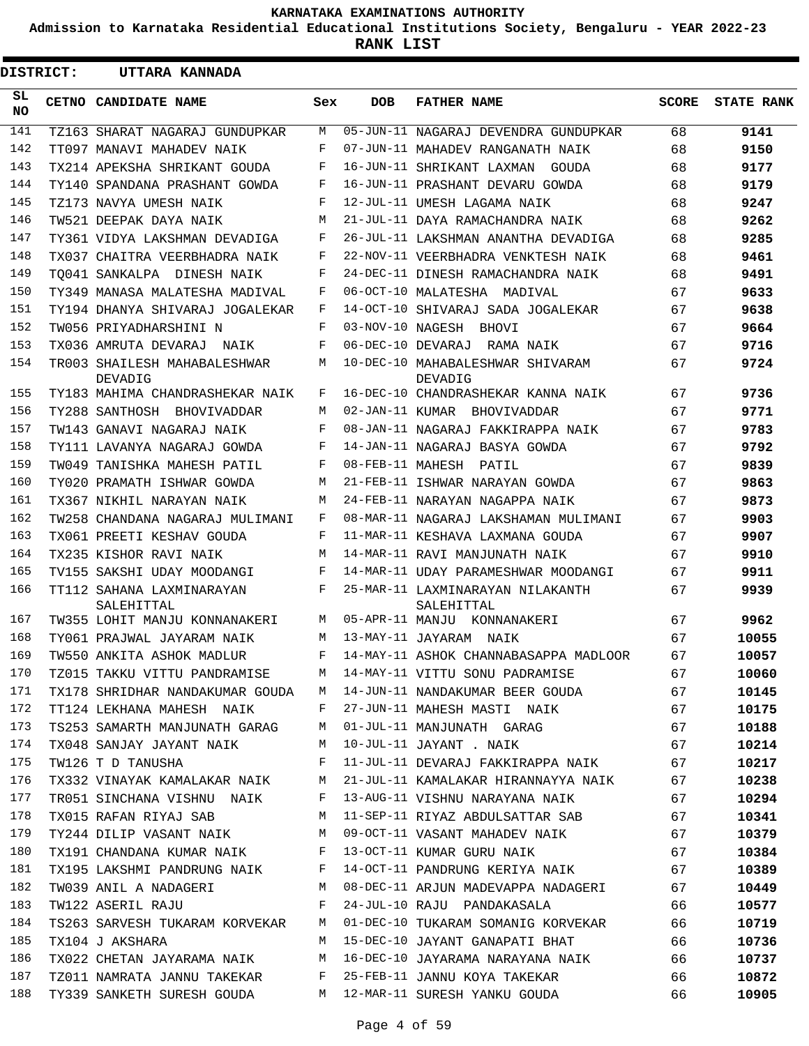**KARNATAKA EXAMINATIONS AUTHORITY**

**Admission to Karnataka Residential Educational Institutions Society, Bengaluru - YEAR 2022-23**

**RANK LIST**

**DISTRICT: UTTARA KANNADA**

| SL NO | CETNO | CANDIDATE NAME | Sex | DOB | FATHER NAME | SCORE | STATE RANK |
|---|---|---|---|---|---|---|---|
| 141 | TZ163 | SHARAT NAGARAJ GUNDUPKAR | M | 05-JUN-11 | NAGARAJ DEVENDRA GUNDUPKAR | 68 | 9141 |
| 142 | TT097 | MANAVI MAHADEV NAIK | F | 07-JUN-11 | MAHADEV RANGANATH NAIK | 68 | 9150 |
| 143 | TX214 | APEKSHA SHRIKANT GOUDA | F | 16-JUN-11 | SHRIKANT LAXMAN GOUDA | 68 | 9177 |
| 144 | TY140 | SPANDANA PRASHANT GOWDA | F | 16-JUN-11 | PRASHANT DEVARU GOWDA | 68 | 9179 |
| 145 | TZ173 | NAVYA UMESH NAIK | F | 12-JUL-11 | UMESH LAGAMA NAIK | 68 | 9247 |
| 146 | TW521 | DEEPAK DAYA NAIK | M | 21-JUL-11 | DAYA RAMACHANDRA NAIK | 68 | 9262 |
| 147 | TY361 | VIDYA LAKSHMAN DEVADIGA | F | 26-JUL-11 | LAKSHMAN ANANTHA DEVADIGA | 68 | 9285 |
| 148 | TX037 | CHAITRA VEERBHADRA NAIK | F | 22-NOV-11 | VEERBHADRA VENKTESH NAIK | 68 | 9461 |
| 149 | TQ041 | SANKALPA DINESH NAIK | F | 24-DEC-11 | DINESH RAMACHANDRA NAIK | 68 | 9491 |
| 150 | TY349 | MANASA MALATESHA MADIVAL | F | 06-OCT-10 | MALATESHA MADIVAL | 67 | 9633 |
| 151 | TY194 | DHANYA SHIVARAJ JOGALEKAR | F | 14-OCT-10 | SHIVARAJ SADA JOGALEKAR | 67 | 9638 |
| 152 | TW056 | PRIYADHARSHINI N | F | 03-NOV-10 | NAGESH BHOVI | 67 | 9664 |
| 153 | TX036 | AMRUTA DEVARAJ NAIK | F | 06-DEC-10 | DEVARAJ RAMA NAIK | 67 | 9716 |
| 154 | TR003 | SHAILESH MAHABALESHWAR DEVADIG | M | 10-DEC-10 | MAHABALESHWAR SHIVARAM DEVADIG | 67 | 9724 |
| 155 | TY183 | MAHIMA CHANDRASHEKAR NAIK | F | 16-DEC-10 | CHANDRASHEKAR KANNA NAIK | 67 | 9736 |
| 156 | TY288 | SANTHOSH BHOVIVADDAR | M | 02-JAN-11 | KUMAR BHOVIVADDAR | 67 | 9771 |
| 157 | TW143 | GANAVI NAGARAJ NAIK | F | 08-JAN-11 | NAGARAJ FAKKIRAPPA NAIK | 67 | 9783 |
| 158 | TY111 | LAVANYA NAGARAJ GOWDA | F | 14-JAN-11 | NAGARAJ BASYA GOWDA | 67 | 9792 |
| 159 | TW049 | TANISHKA MAHESH PATIL | F | 08-FEB-11 | MAHESH PATIL | 67 | 9839 |
| 160 | TY020 | PRAMATH ISHWAR GOWDA | M | 21-FEB-11 | ISHWAR NARAYAN GOWDA | 67 | 9863 |
| 161 | TX367 | NIKHIL NARAYAN NAIK | M | 24-FEB-11 | NARAYAN NAGAPPA NAIK | 67 | 9873 |
| 162 | TW258 | CHANDANA NAGARAJ MULIMANI | F | 08-MAR-11 | NAGARAJ LAKSHAMAN MULIMANI | 67 | 9903 |
| 163 | TX061 | PREETI KESHAV GOUDA | F | 11-MAR-11 | KESHAVA LAXMANA GOUDA | 67 | 9907 |
| 164 | TX235 | KISHOR RAVI NAIK | M | 14-MAR-11 | RAVI MANJUNATH NAIK | 67 | 9910 |
| 165 | TV155 | SAKSHI UDAY MOODANGI | F | 14-MAR-11 | UDAY PARAMESHWAR MOODANGI | 67 | 9911 |
| 166 | TT112 | SAHANA LAXMINARAYAN SALEHITTAL | F | 25-MAR-11 | LAXMINARAYAN NILAKANTH SALEHITTAL | 67 | 9939 |
| 167 | TW355 | LOHIT MANJU KONNANAKERI | M | 05-APR-11 | MANJU KONNANAKERI | 67 | 9962 |
| 168 | TY061 | PRAJWAL JAYARAM NAIK | M | 13-MAY-11 | JAYARAM NAIK | 67 | 10055 |
| 169 | TW550 | ANKITA ASHOK MADLUR | F | 14-MAY-11 | ASHOK CHANNABASAPPA MADLOOR | 67 | 10057 |
| 170 | TZ015 | TAKKU VITTU PANDRAMISE | M | 14-MAY-11 | VITTU SONU PADRAMISE | 67 | 10060 |
| 171 | TX178 | SHRIDHAR NANDAKUMAR GOUDA | M | 14-JUN-11 | NANDAKUMAR BEER GOUDA | 67 | 10145 |
| 172 | TT124 | LEKHANA MAHESH NAIK | F | 27-JUN-11 | MAHESH MASTI NAIK | 67 | 10175 |
| 173 | TS253 | SAMARTH MANJUNATH GARAG | M | 01-JUL-11 | MANJUNATH GARAG | 67 | 10188 |
| 174 | TX048 | SANJAY JAYANT NAIK | M | 10-JUL-11 | JAYANT . NAIK | 67 | 10214 |
| 175 | TW126 | T D TANUSHA | F | 11-JUL-11 | DEVARAJ FAKKIRAPPA NAIK | 67 | 10217 |
| 176 | TX332 | VINAYAK KAMALAKAR NAIK | M | 21-JUL-11 | KAMALAKAR HIRANNAYYA NAIK | 67 | 10238 |
| 177 | TR051 | SINCHANA VISHNU NAIK | F | 13-AUG-11 | VISHNU NARAYANA NAIK | 67 | 10294 |
| 178 | TX015 | RAFAN RIYAJ SAB | M | 11-SEP-11 | RIYAZ ABDULSATTAR SAB | 67 | 10341 |
| 179 | TY244 | DILIP VASANT NAIK | M | 09-OCT-11 | VASANT MAHADEV NAIK | 67 | 10379 |
| 180 | TX191 | CHANDANA KUMAR NAIK | F | 13-OCT-11 | KUMAR GURU NAIK | 67 | 10384 |
| 181 | TX195 | LAKSHMI PANDRUNG NAIK | F | 14-OCT-11 | PANDRUNG KERIYA NAIK | 67 | 10389 |
| 182 | TW039 | ANIL A NADAGERI | M | 08-DEC-11 | ARJUN MADEVAPPA NADAGERI | 67 | 10449 |
| 183 | TW122 | ASERIL RAJU | F | 24-JUL-10 | RAJU PANDAKASALA | 66 | 10577 |
| 184 | TS263 | SARVESH TUKARAM KORVEKAR | M | 01-DEC-10 | TUKARAM SOMANIG KORVEKAR | 66 | 10719 |
| 185 | TX104 | J AKSHARA | M | 15-DEC-10 | JAYANT GANAPATI BHAT | 66 | 10736 |
| 186 | TX022 | CHETAN JAYARAMA NAIK | M | 16-DEC-10 | JAYARAMA NARAYANA NAIK | 66 | 10737 |
| 187 | TZ011 | NAMRATA JANNU TAKEKAR | F | 25-FEB-11 | JANNU KOYA TAKEKAR | 66 | 10872 |
| 188 | TY339 | SANKETH SURESH GOUDA | M | 12-MAR-11 | SURESH YANKU GOUDA | 66 | 10905 |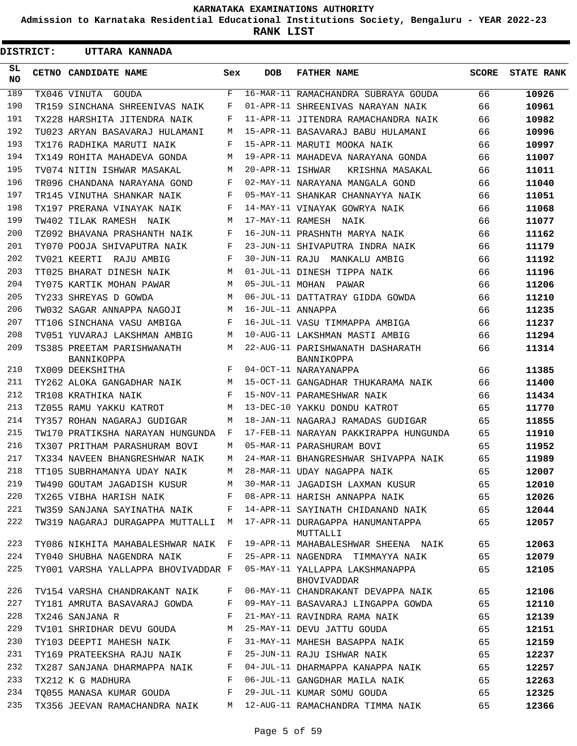KARNATAKA EXAMINATIONS AUTHORITY

Admission to Karnataka Residential Educational Institutions Society, Bengaluru - YEAR 2022-23

**RANK LIST**

**DISTRICT: UTTARA KANNADA**

| SL NO | CETNO | CANDIDATE NAME | Sex | DOB | FATHER NAME | SCORE | STATE RANK |
|---|---|---|---|---|---|---|---|
| 189 | TX046 | VINUTA GOUDA | F | 16-MAR-11 | RAMACHANDRA SUBRAYA GOUDA | 66 | 10926 |
| 190 | TR159 | SINCHANA SHREENIVAS NAIK | F | 01-APR-11 | SHREENIVAS NARAYAN NAIK | 66 | 10961 |
| 191 | TX228 | HARSHITA JITENDRA NAIK | F | 11-APR-11 | JITENDRA RAMACHANDRA NAIK | 66 | 10982 |
| 192 | TU023 | ARYAN BASAVARAJ HULAMANI | M | 15-APR-11 | BASAVARAJ BABU HULAMANI | 66 | 10996 |
| 193 | TX176 | RADHIKA MARUTI NAIK | F | 15-APR-11 | MARUTI MOOKA NAIK | 66 | 10997 |
| 194 | TX149 | ROHITA MAHADEVA GONDA | M | 19-APR-11 | MAHADEVA NARAYANA GONDA | 66 | 11007 |
| 195 | TV074 | NITIN ISHWAR MASAKAL | M | 20-APR-11 | ISHWAR KRISHNA MASAKAL | 66 | 11011 |
| 196 | TR096 | CHANDANA NARAYANA GOND | F | 02-MAY-11 | NARAYANA MANGALA GOND | 66 | 11040 |
| 197 | TR145 | VINUTHA SHANKAR NAIK | F | 05-MAY-11 | SHANKAR CHANNAYYA NAIK | 66 | 11051 |
| 198 | TX197 | PRERANA VINAYAK NAIK | F | 14-MAY-11 | VINAYAK GOWRYA NAIK | 66 | 11068 |
| 199 | TW402 | TILAK RAMESH NAIK | M | 17-MAY-11 | RAMESH NAIK | 66 | 11077 |
| 200 | TZ092 | BHAVANA PRASHANTH NAIK | F | 16-JUN-11 | PRASHNTH MARYA NAIK | 66 | 11162 |
| 201 | TY070 | POOJA SHIVAPUTRA NAIK | F | 23-JUN-11 | SHIVAPUTRA INDRA NAIK | 66 | 11179 |
| 202 | TV021 | KEERTI RAJU AMBIG | F | 30-JUN-11 | RAJU MANKALU AMBIG | 66 | 11192 |
| 203 | TT025 | BHARAT DINESH NAIK | M | 01-JUL-11 | DINESH TIPPA NAIK | 66 | 11196 |
| 204 | TY075 | KARTIK MOHAN PAWAR | M | 05-JUL-11 | MOHAN PAWAR | 66 | 11206 |
| 205 | TY233 | SHREYAS D GOWDA | M | 06-JUL-11 | DATTATRAY GIDDA GOWDA | 66 | 11210 |
| 206 | TW032 | SAGAR ANNAPPA NAGOJI | M | 16-JUL-11 | ANNAPPA | 66 | 11235 |
| 207 | TT106 | SINCHANA VASU AMBIGA | F | 16-JUL-11 | VASU TIMMAPPA AMBIGA | 66 | 11237 |
| 208 | TV051 | YUVARAJ LAKSHMAN AMBIG | M | 10-AUG-11 | LAKSHMAN MASTI AMBIG | 66 | 11294 |
| 209 | TS385 | PREETAM PARISHWANATH BANNIKOPPA | M | 22-AUG-11 | PARISHWANATH DASHARATH BANNIKOPPA | 66 | 11314 |
| 210 | TX009 | DEEKSHITHA | F | 04-OCT-11 | NARAYANAPPA | 66 | 11385 |
| 211 | TY262 | ALOKA GANGADHAR NAIK | M | 15-OCT-11 | GANGADHAR THUKARAMA NAIK | 66 | 11400 |
| 212 | TR108 | KRATHIKA NAIK | F | 15-NOV-11 | PARAMESHWAR NAIK | 66 | 11434 |
| 213 | TZ055 | RAMU YAKKU KATROT | M | 13-DEC-10 | YAKKU DONDU KATROT | 65 | 11770 |
| 214 | TY357 | ROHAN NAGARAJ GUDIGAR | M | 18-JAN-11 | NAGARAJ RAMADAS GUDIGAR | 65 | 11855 |
| 215 | TW170 | PRATIKSHA NARAYAN HUNGUNDA | F | 17-FEB-11 | NARAYAN PAKKIRAPPA HUNGUNDA | 65 | 11910 |
| 216 | TX307 | PRITHAM PARASHURAM BOVI | M | 05-MAR-11 | PARASHURAM BOVI | 65 | 11952 |
| 217 | TX334 | NAVEEN BHANGRESHWAR NAIK | M | 24-MAR-11 | BHANGRESHWAR SHIVAPPA NAIK | 65 | 11989 |
| 218 | TT105 | SUBRHAMANYA UDAY NAIK | M | 28-MAR-11 | UDAY NAGAPPA NAIK | 65 | 12007 |
| 219 | TW490 | GOUTAM JAGADISH KUSUR | M | 30-MAR-11 | JAGADISH LAXMAN KUSUR | 65 | 12010 |
| 220 | TX265 | VIBHA HARISH NAIK | F | 08-APR-11 | HARISH ANNAPPA NAIK | 65 | 12026 |
| 221 | TW359 | SANJANA SAYINATHA NAIK | F | 14-APR-11 | SAYINATH CHIDANAND NAIK | 65 | 12044 |
| 222 | TW319 | NAGARAJ DURAGAPPA MUTTALLI | M | 17-APR-11 | DURAGAPPA HANUMANTAPPA MUTTALLI | 65 | 12057 |
| 223 | TY086 | NIKHITA MAHABALESHWAR NAIK | F | 19-APR-11 | MAHABALESHWAR SHEENA NAIK | 65 | 12063 |
| 224 | TY040 | SHUBHA NAGENDRA NAIK | F | 25-APR-11 | NAGENDRA TIMMAYYA NAIK | 65 | 12079 |
| 225 | TY001 | VARSHA YALLAPPA BHOVIVADDAR | F | 05-MAY-11 | YALLAPPA LAKSHMANAPPA BHOVIVADDAR | 65 | 12105 |
| 226 | TV154 | VARSHA CHANDRAKANT NAIK | F | 06-MAY-11 | CHANDRAKANT DEVAPPA NAIK | 65 | 12106 |
| 227 | TY181 | AMRUTA BASAVARAJ GOWDA | F | 09-MAY-11 | BASAVARAJ LINGAPPA GOWDA | 65 | 12110 |
| 228 | TX246 | SANJANA R | F | 21-MAY-11 | RAVINDRA RAMA NAIK | 65 | 12139 |
| 229 | TV101 | SHRIDHAR DEVU GOUDA | M | 25-MAY-11 | DEVU JATTU GOUDA | 65 | 12151 |
| 230 | TY103 | DEEPTI MAHESH NAIK | F | 31-MAY-11 | MAHESH BASAPPA NAIK | 65 | 12159 |
| 231 | TY169 | PRATEEKSHA RAJU NAIK | F | 25-JUN-11 | RAJU ISHWAR NAIK | 65 | 12237 |
| 232 | TX287 | SANJANA DHARMAPPA NAIK | F | 04-JUL-11 | DHARMAPPA KANAPPA NAIK | 65 | 12257 |
| 233 | TX212 | K G MADHURA | F | 06-JUL-11 | GANGDHAR MAILA NAIK | 65 | 12263 |
| 234 | TQ055 | MANASA KUMAR GOUDA | F | 29-JUL-11 | KUMAR SOMU GOUDA | 65 | 12325 |
| 235 | TX356 | JEEVAN RAMACHANDRA NAIK | M | 12-AUG-11 | RAMACHANDRA TIMMA NAIK | 65 | 12366 |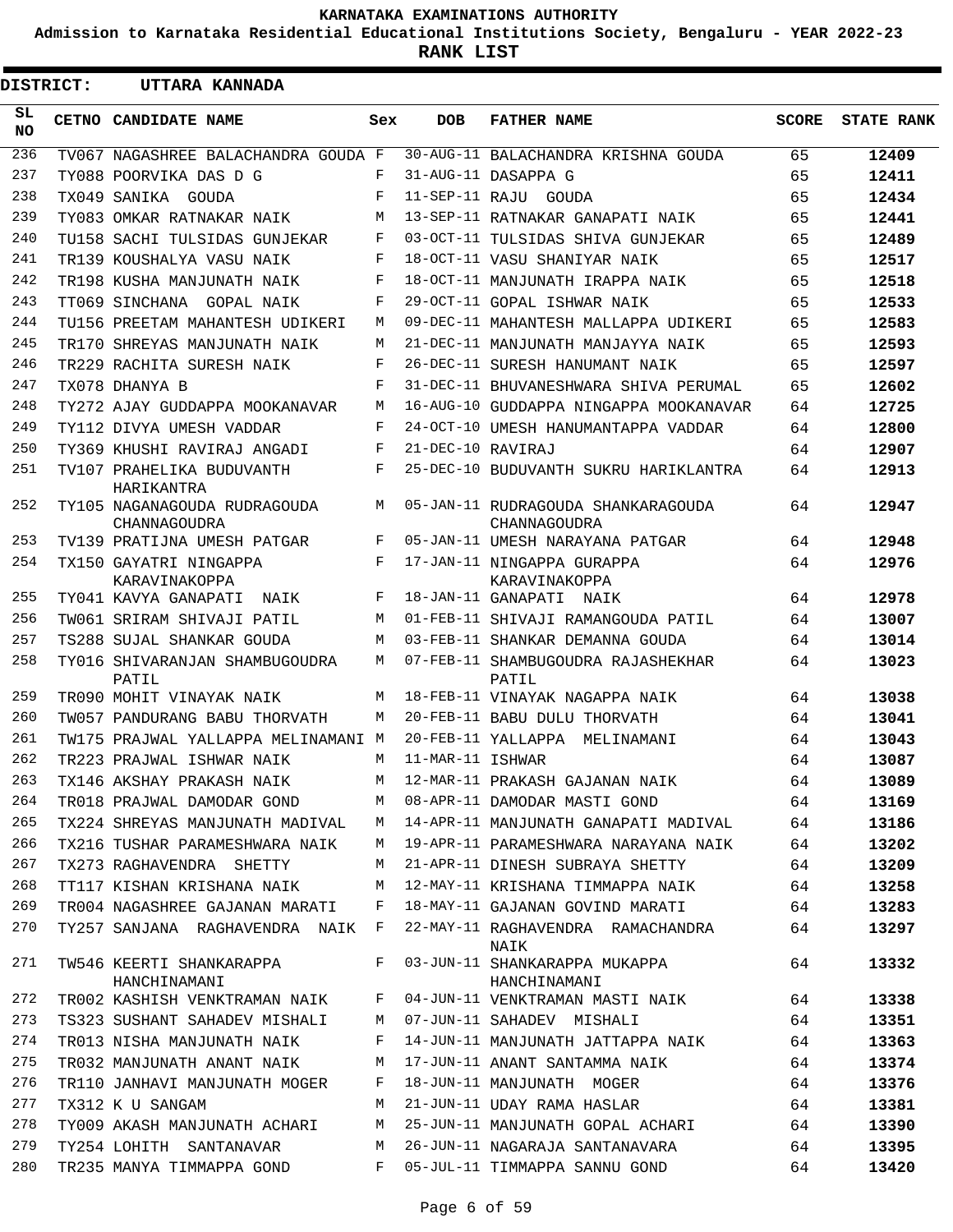**KARNATAKA EXAMINATIONS AUTHORITY**

**Admission to Karnataka Residential Educational Institutions Society, Bengaluru - YEAR 2022-23**

**RANK LIST**

**DISTRICT: UTTARA KANNADA**

| SL NO | CETNO | CANDIDATE NAME | Sex | DOB | FATHER NAME | SCORE | STATE RANK |
|---|---|---|---|---|---|---|---|
| 236 | TV067 | NAGASHREE BALACHANDRA GOUDA | F | 30-AUG-11 | BALACHANDRA KRISHNA GOUDA | 65 | 12409 |
| 237 | TY088 | POORVIKA DAS D G | F | 31-AUG-11 | DASAPPA G | 65 | 12411 |
| 238 | TX049 | SANIKA GOUDA | F | 11-SEP-11 | RAJU GOUDA | 65 | 12434 |
| 239 | TY083 | OMKAR RATNAKAR NAIK | M | 13-SEP-11 | RATNAKAR GANAPATI NAIK | 65 | 12441 |
| 240 | TU158 | SACHI TULSIDAS GUNJEKAR | F | 03-OCT-11 | TULSIDAS SHIVA GUNJEKAR | 65 | 12489 |
| 241 | TR139 | KOUSHALYA VASU NAIK | F | 18-OCT-11 | VASU SHANIYAR NAIK | 65 | 12517 |
| 242 | TR198 | KUSHA MANJUNATH NAIK | F | 18-OCT-11 | MANJUNATH IRAPPA NAIK | 65 | 12518 |
| 243 | TT069 | SINCHANA GOPAL NAIK | F | 29-OCT-11 | GOPAL ISHWAR NAIK | 65 | 12533 |
| 244 | TU156 | PREETAM MAHANTESH UDIKERI | M | 09-DEC-11 | MAHANTESH MALLAPPA UDIKERI | 65 | 12583 |
| 245 | TR170 | SHREYAS MANJUNATH NAIK | M | 21-DEC-11 | MANJUNATH MANJAYYA NAIK | 65 | 12593 |
| 246 | TR229 | RACHITA SURESH NAIK | F | 26-DEC-11 | SURESH HANUMANT NAIK | 65 | 12597 |
| 247 | TX078 | DHANYA B | F | 31-DEC-11 | BHUVANESHWARA SHIVA PERUMAL | 65 | 12602 |
| 248 | TY272 | AJAY GUDDAPPA MOOKANAVAR | M | 16-AUG-10 | GUDDAPPA NINGAPPA MOOKANAVAR | 64 | 12725 |
| 249 | TY112 | DIVYA UMESH VADDAR | F | 24-OCT-10 | UMESH HANUMANTAPPA VADDAR | 64 | 12800 |
| 250 | TY369 | KHUSHI RAVIRAJ ANGADI | F | 21-DEC-10 | RAVIRAJ | 64 | 12907 |
| 251 | TV107 | PRAHELIKA BUDUVANTH HARIKANTRA | F | 25-DEC-10 | BUDUVANTH SUKRU HARIKLANTRA | 64 | 12913 |
| 252 | TY105 | NAGANAGOUDA RUDRAGOUDA CHANNAGOUDRA | M | 05-JAN-11 | RUDRAGOUDA SHANKARAGOUDA CHANNAGOUDRA | 64 | 12947 |
| 253 | TV139 | PRATIJNA UMESH PATGAR | F | 05-JAN-11 | UMESH NARAYANA PATGAR | 64 | 12948 |
| 254 | TX150 | GAYATRI NINGAPPA KARAVINAKOPPA | F | 17-JAN-11 | NINGAPPA GURAPPA KARAVINAKOPPA | 64 | 12976 |
| 255 | TY041 | KAVYA GANAPATI NAIK | F | 18-JAN-11 | GANAPATI NAIK | 64 | 12978 |
| 256 | TW061 | SRIRAM SHIVAJI PATIL | M | 01-FEB-11 | SHIVAJI RAMANGOUDA PATIL | 64 | 13007 |
| 257 | TS288 | SUJAL SHANKAR GOUDA | M | 03-FEB-11 | SHANKAR DEMANNA GOUDA | 64 | 13014 |
| 258 | TY016 | SHIVARANJAN SHAMBUGOUDRA PATIL | M | 07-FEB-11 | SHAMBUGOUDRA RAJASHEKHAR PATIL | 64 | 13023 |
| 259 | TR090 | MOHIT VINAYAK NAIK | M | 18-FEB-11 | VINAYAK NAGAPPA NAIK | 64 | 13038 |
| 260 | TW057 | PANDURANG BABU THORVATH | M | 20-FEB-11 | BABU DULU THORVATH | 64 | 13041 |
| 261 | TW175 | PRAJWAL YALLAPPA MELINAMANI | M | 20-FEB-11 | YALLAPPA MELINAMANI | 64 | 13043 |
| 262 | TR223 | PRAJWAL ISHWAR NAIK | M | 11-MAR-11 | ISHWAR | 64 | 13087 |
| 263 | TX146 | AKSHAY PRAKASH NAIK | M | 12-MAR-11 | PRAKASH GAJANAN NAIK | 64 | 13089 |
| 264 | TR018 | PRAJWAL DAMODAR GOND | M | 08-APR-11 | DAMODAR MASTI GOND | 64 | 13169 |
| 265 | TX224 | SHREYAS MANJUNATH MADIVAL | M | 14-APR-11 | MANJUNATH GANAPATI MADIVAL | 64 | 13186 |
| 266 | TX216 | TUSHAR PARAMESHWARA NAIK | M | 19-APR-11 | PARAMESHWARA NARAYANA NAIK | 64 | 13202 |
| 267 | TX273 | RAGHAVENDRA SHETTY | M | 21-APR-11 | DINESH SUBRAYA SHETTY | 64 | 13209 |
| 268 | TT117 | KISHAN KRISHANA NAIK | M | 12-MAY-11 | KRISHANA TIMMAPPA NAIK | 64 | 13258 |
| 269 | TR004 | NAGASHREE GAJANAN MARATI | F | 18-MAY-11 | GAJANAN GOVIND MARATI | 64 | 13283 |
| 270 | TY257 | SANJANA RAGHAVENDRA NAIK | F | 22-MAY-11 | RAGHAVENDRA RAMACHANDRA NAIK | 64 | 13297 |
| 271 | TW546 | KEERTI SHANKARAPPA HANCHINAMANI | F | 03-JUN-11 | SHANKARAPPA MUKAPPA HANCHINAMANI | 64 | 13332 |
| 272 | TR002 | KASHISH VENKTRAMAN NAIK | F | 04-JUN-11 | VENKTRAMAN MASTI NAIK | 64 | 13338 |
| 273 | TS323 | SUSHANT SAHADEV MISHALI | M | 07-JUN-11 | SAHADEV MISHALI | 64 | 13351 |
| 274 | TR013 | NISHA MANJUNATH NAIK | F | 14-JUN-11 | MANJUNATH JATTAPPA NAIK | 64 | 13363 |
| 275 | TR032 | MANJUNATH ANANT NAIK | M | 17-JUN-11 | ANANT SANTAMMA NAIK | 64 | 13374 |
| 276 | TR110 | JANHAVI MANJUNATH MOGER | F | 18-JUN-11 | MANJUNATH MOGER | 64 | 13376 |
| 277 | TX312 | K U SANGAM | M | 21-JUN-11 | UDAY RAMA HASLAR | 64 | 13381 |
| 278 | TY009 | AKASH MANJUNATH ACHARI | M | 25-JUN-11 | MANJUNATH GOPAL ACHARI | 64 | 13390 |
| 279 | TY254 | LOHITH SANTANAVAR | M | 26-JUN-11 | NAGARAJA SANTANAVARA | 64 | 13395 |
| 280 | TR235 | MANYA TIMMAPPA GOND | F | 05-JUL-11 | TIMMAPPA SANNU GOND | 64 | 13420 |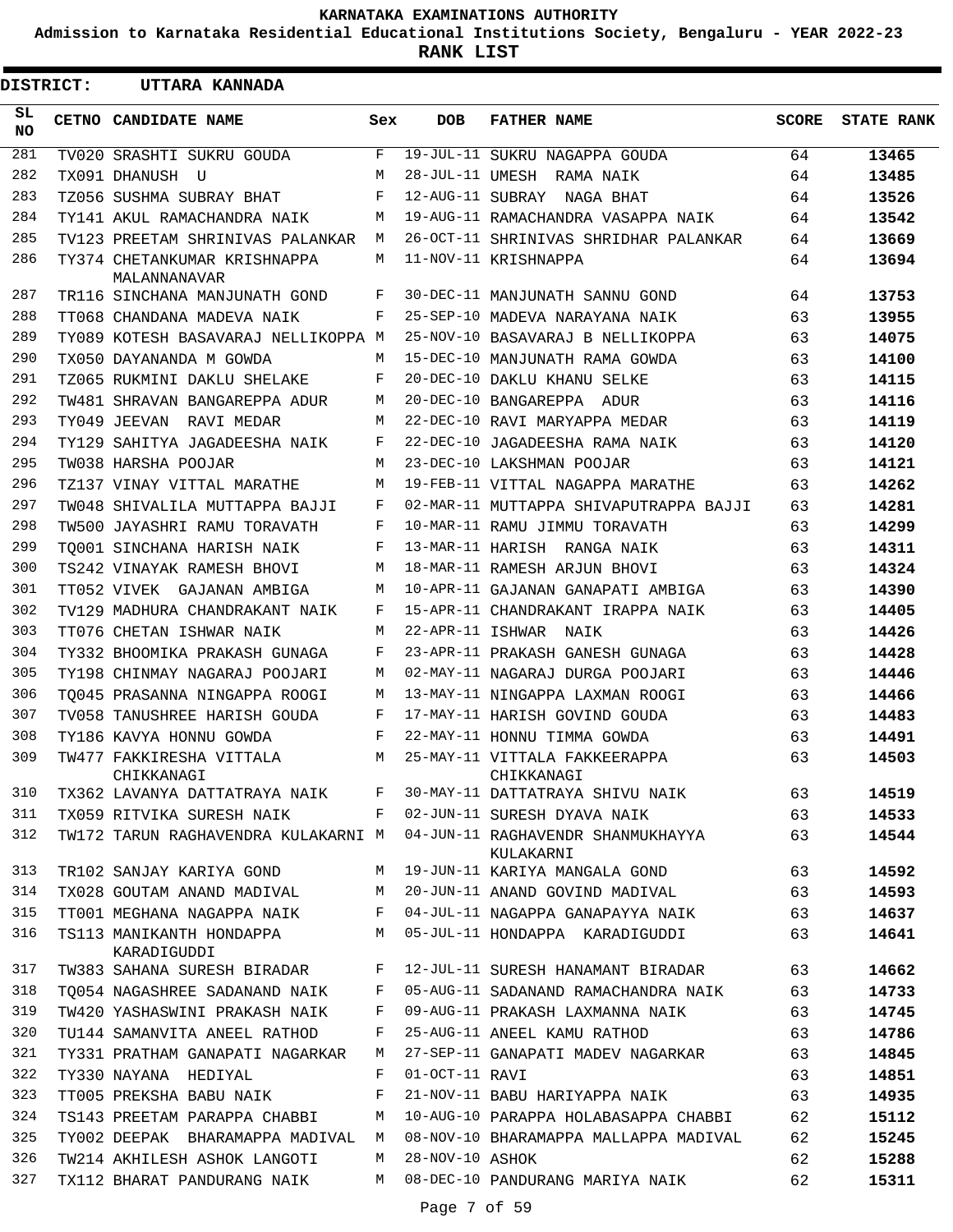# KARNATAKA EXAMINATIONS AUTHORITY

**Admission to Karnataka Residential Educational Institutions Society, Bengaluru - YEAR 2022-23**

**RANK LIST**

**DISTRICT: UTTARA KANNADA**

| SL NO | CETNO | CANDIDATE NAME | Sex | DOB | FATHER NAME | SCORE | STATE RANK |
|---|---|---|---|---|---|---|---|
| 281 | TV020 | SRASHTI SUKRU GOUDA | F | 19-JUL-11 | SUKRU NAGAPPA GOUDA | 64 | **13465** |
| 282 | TX091 | DHANUSH U | M | 28-JUL-11 | UMESH RAMA NAIK | 64 | **13485** |
| 283 | TZ056 | SUSHMA SUBRAY BHAT | F | 12-AUG-11 | SUBRAY NAGA BHAT | 64 | **13526** |
| 284 | TY141 | AKUL RAMACHANDRA NAIK | M | 19-AUG-11 | RAMACHANDRA VASAPPA NAIK | 64 | **13542** |
| 285 | TV123 | PREETAM SHRINIVAS PALANKAR | M | 26-OCT-11 | SHRINIVAS SHRIDHAR PALANKAR | 64 | **13669** |
| 286 | TY374 | CHETANKUMAR KRISHNAPPA MALANNANAVAR | M | 11-NOV-11 | KRISHNAPPA | 64 | **13694** |
| 287 | TR116 | SINCHANA MANJUNATH GOND | F | 30-DEC-11 | MANJUNATH SANNU GOND | 64 | **13753** |
| 288 | TT068 | CHANDANA MADEVA NAIK | F | 25-SEP-10 | MADEVA NARAYANA NAIK | 63 | **13955** |
| 289 | TY089 | KOTESH BASAVARAJ NELLIKOPPA | M | 25-NOV-10 | BASAVARAJ B NELLIKOPPA | 63 | **14075** |
| 290 | TX050 | DAYANANDA M GOWDA | M | 15-DEC-10 | MANJUNATH RAMA GOWDA | 63 | **14100** |
| 291 | TZ065 | RUKMINI DAKLU SHELAKE | F | 20-DEC-10 | DAKLU KHANU SELKE | 63 | **14115** |
| 292 | TW481 | SHRAVAN BANGAREPPA ADUR | M | 20-DEC-10 | BANGAREPPA ADUR | 63 | **14116** |
| 293 | TY049 | JEEVAN RAVI MEDAR | M | 22-DEC-10 | RAVI MARYAPPA MEDAR | 63 | **14119** |
| 294 | TY129 | SAHITYA JAGADEESHA NAIK | F | 22-DEC-10 | JAGADEESHA RAMA NAIK | 63 | **14120** |
| 295 | TW038 | HARSHA POOJAR | M | 23-DEC-10 | LAKSHMAN POOJAR | 63 | **14121** |
| 296 | TZ137 | VINAY VITTAL MARATHE | M | 19-FEB-11 | VITTAL NAGAPPA MARATHE | 63 | **14262** |
| 297 | TW048 | SHIVALILA MUTTAPPA BAJJI | F | 02-MAR-11 | MUTTAPPA SHIVAPUTRAPPA BAJJI | 63 | **14281** |
| 298 | TW500 | JAYASHRI RAMU TORAVATH | F | 10-MAR-11 | RAMU JIMMU TORAVATH | 63 | **14299** |
| 299 | TQ001 | SINCHANA HARISH NAIK | F | 13-MAR-11 | HARISH RANGA NAIK | 63 | **14311** |
| 300 | TS242 | VINAYAK RAMESH BHOVI | M | 18-MAR-11 | RAMESH ARJUN BHOVI | 63 | **14324** |
| 301 | TT052 | VIVEK GAJANAN AMBIGA | M | 10-APR-11 | GAJANAN GANAPATI AMBIGA | 63 | **14390** |
| 302 | TV129 | MADHURA CHANDRAKANT NAIK | F | 15-APR-11 | CHANDRAKANT IRAPPA NAIK | 63 | **14405** |
| 303 | TT076 | CHETAN ISHWAR NAIK | M | 22-APR-11 | ISHWAR NAIK | 63 | **14426** |
| 304 | TY332 | BHOOMIKA PRAKASH GUNAGA | F | 23-APR-11 | PRAKASH GANESH GUNAGA | 63 | **14428** |
| 305 | TY198 | CHINMAY NAGARAJ POOJARI | M | 02-MAY-11 | NAGARAJ DURGA POOJARI | 63 | **14446** |
| 306 | TQ045 | PRASANNA NINGAPPA ROOGI | M | 13-MAY-11 | NINGAPPA LAXMAN ROOGI | 63 | **14466** |
| 307 | TV058 | TANUSHREE HARISH GOUDA | F | 17-MAY-11 | HARISH GOVIND GOUDA | 63 | **14483** |
| 308 | TY186 | KAVYA HONNU GOWDA | F | 22-MAY-11 | HONNU TIMMA GOWDA | 63 | **14491** |
| 309 | TW477 | FAKKIRESHA VITTALA CHIKKANAGI | M | 25-MAY-11 | VITTALA FAKKEERAPPA CHIKKANAGI | 63 | **14503** |
| 310 | TX362 | LAVANYA DATTATRAYA NAIK | F | 30-MAY-11 | DATTATRAYA SHIVU NAIK | 63 | **14519** |
| 311 | TX059 | RITVIKA SURESH NAIK | F | 02-JUN-11 | SURESH DYAVA NAIK | 63 | **14533** |
| 312 | TW172 | TARUN RAGHAVENDRA KULAKARNI | M | 04-JUN-11 | RAGHAVENDR SHANMUKHAYYA KULAKARNI | 63 | **14544** |
| 313 | TR102 | SANJAY KARIYA GOND | M | 19-JUN-11 | KARIYA MANGALA GOND | 63 | **14592** |
| 314 | TX028 | GOUTAM ANAND MADIVAL | M | 20-JUN-11 | ANAND GOVIND MADIVAL | 63 | **14593** |
| 315 | TT001 | MEGHANA NAGAPPA NAIK | F | 04-JUL-11 | NAGAPPA GANAPAYYA NAIK | 63 | **14637** |
| 316 | TS113 | MANIKANTH HONDAPPA KARADIGUDDI | M | 05-JUL-11 | HONDAPPA KARADIGUDDI | 63 | **14641** |
| 317 | TW383 | SAHANA SURESH BIRADAR | F | 12-JUL-11 | SURESH HANAMANT BIRADAR | 63 | **14662** |
| 318 | TQ054 | NAGASHREE SADANAND NAIK | F | 05-AUG-11 | SADANAND RAMACHANDRA NAIK | 63 | **14733** |
| 319 | TW420 | YASHASWINI PRAKASH NAIK | F | 09-AUG-11 | PRAKASH LAXMANNA NAIK | 63 | **14745** |
| 320 | TU144 | SAMANVITA ANEEL RATHOD | F | 25-AUG-11 | ANEEL KAMU RATHOD | 63 | **14786** |
| 321 | TY331 | PRATHAM GANAPATI NAGARKAR | M | 27-SEP-11 | GANAPATI MADEV NAGARKAR | 63 | **14845** |
| 322 | TY330 | NAYANA HEDIYAL | F | 01-OCT-11 | RAVI | 63 | **14851** |
| 323 | TT005 | PREKSHA BABU NAIK | F | 21-NOV-11 | BABU HARIYAPPA NAIK | 63 | **14935** |
| 324 | TS143 | PREETAM PARAPPA CHABBI | M | 10-AUG-10 | PARAPPA HOLABASAPPA CHABBI | 62 | **15112** |
| 325 | TY002 | DEEPAK BHARAMAPPA MADIVAL | M | 08-NOV-10 | BHARAMAPPA MALLAPPA MADIVAL | 62 | **15245** |
| 326 | TW214 | AKHILESH ASHOK LANGOTI | M | 28-NOV-10 | ASHOK | 62 | **15288** |
| 327 | TX112 | BHARAT PANDURANG NAIK | M | 08-DEC-10 | PANDURANG MARIYA NAIK | 62 | **15311** |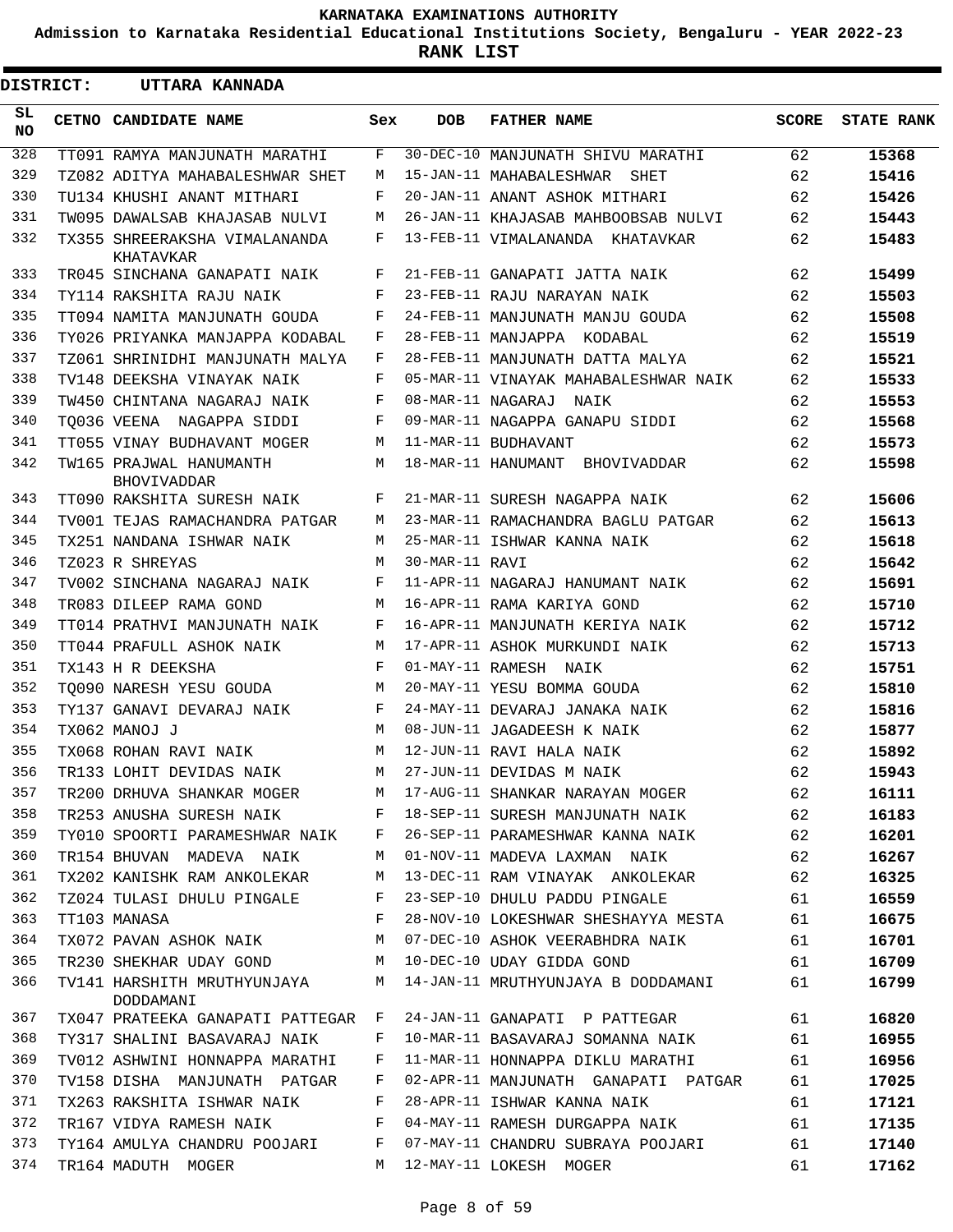KARNATAKA EXAMINATIONS AUTHORITY

Admission to Karnataka Residential Educational Institutions Society, Bengaluru - YEAR 2022-23

**RANK LIST**

**DISTRICT: UTTARA KANNADA**

| SL NO | CETNO | CANDIDATE NAME | Sex | DOB | FATHER NAME | SCORE | STATE RANK |
|---|---|---|---|---|---|---|---|
| 328 | TT091 | RAMYA MANJUNATH MARATHI | F | 30-DEC-10 | MANJUNATH SHIVU MARATHI | 62 | 15368 |
| 329 | TZ082 | ADITYA MAHABALESHWAR SHET | M | 15-JAN-11 | MAHABALESHWAR SHET | 62 | 15416 |
| 330 | TU134 | KHUSHI ANANT MITHARI | F | 20-JAN-11 | ANANT ASHOK MITHARI | 62 | 15426 |
| 331 | TW095 | DAWALSAB KHAJASAB NULVI | M | 26-JAN-11 | KHAJASAB MAHBOOBSAB NULVI | 62 | 15443 |
| 332 | TX355 | SHREERAKSHA VIMALANANDA KHATAVKAR | F | 13-FEB-11 | VIMALANANDA KHATAVKAR | 62 | 15483 |
| 333 | TR045 | SINCHANA GANAPATI NAIK | F | 21-FEB-11 | GANAPATI JATTA NAIK | 62 | 15499 |
| 334 | TY114 | RAKSHITA RAJU NAIK | F | 23-FEB-11 | RAJU NARAYAN NAIK | 62 | 15503 |
| 335 | TT094 | NAMITA MANJUNATH GOUDA | F | 24-FEB-11 | MANJUNATH MANJU GOUDA | 62 | 15508 |
| 336 | TY026 | PRIYANKA MANJAPPA KODABAL | F | 28-FEB-11 | MANJAPPA KODABAL | 62 | 15519 |
| 337 | TZ061 | SHRINIDHI MANJUNATH MALYA | F | 28-FEB-11 | MANJUNATH DATTA MALYA | 62 | 15521 |
| 338 | TV148 | DEEKSHA VINAYAK NAIK | F | 05-MAR-11 | VINAYAK MAHABALESHWAR NAIK | 62 | 15533 |
| 339 | TW450 | CHINTANA NAGARAJ NAIK | F | 08-MAR-11 | NAGARAJ NAIK | 62 | 15553 |
| 340 | TQ036 | VEENA NAGAPPA SIDDI | F | 09-MAR-11 | NAGAPPA GANAPU SIDDI | 62 | 15568 |
| 341 | TT055 | VINAY BUDHAVANT MOGER | M | 11-MAR-11 | BUDHAVANT | 62 | 15573 |
| 342 | TW165 | PRAJWAL HANUMANTH BHOVIVADDAR | M | 18-MAR-11 | HANUMANT BHOVIVADDAR | 62 | 15598 |
| 343 | TT090 | RAKSHITA SURESH NAIK | F | 21-MAR-11 | SURESH NAGAPPA NAIK | 62 | 15606 |
| 344 | TV001 | TEJAS RAMACHANDRA PATGAR | M | 23-MAR-11 | RAMACHANDRA BAGLU PATGAR | 62 | 15613 |
| 345 | TX251 | NANDANA ISHWAR NAIK | M | 25-MAR-11 | ISHWAR KANNA NAIK | 62 | 15618 |
| 346 | TZ023 | R SHREYAS | M | 30-MAR-11 | RAVI | 62 | 15642 |
| 347 | TV002 | SINCHANA NAGARAJ NAIK | F | 11-APR-11 | NAGARAJ HANUMANT NAIK | 62 | 15691 |
| 348 | TR083 | DILEEP RAMA GOND | M | 16-APR-11 | RAMA KARIYA GOND | 62 | 15710 |
| 349 | TT014 | PRATHVI MANJUNATH NAIK | F | 16-APR-11 | MANJUNATH KERIYA NAIK | 62 | 15712 |
| 350 | TT044 | PRAFULL ASHOK NAIK | M | 17-APR-11 | ASHOK MURKUNDI NAIK | 62 | 15713 |
| 351 | TX143 | H R DEEKSHA | F | 01-MAY-11 | RAMESH NAIK | 62 | 15751 |
| 352 | TQ090 | NARESH YESU GOUDA | M | 20-MAY-11 | YESU BOMMA GOUDA | 62 | 15810 |
| 353 | TY137 | GANAVI DEVARAJ NAIK | F | 24-MAY-11 | DEVARAJ JANAKA NAIK | 62 | 15816 |
| 354 | TX062 | MANOJ J | M | 08-JUN-11 | JAGADEESH K NAIK | 62 | 15877 |
| 355 | TX068 | ROHAN RAVI NAIK | M | 12-JUN-11 | RAVI HALA NAIK | 62 | 15892 |
| 356 | TR133 | LOHIT DEVIDAS NAIK | M | 27-JUN-11 | DEVIDAS M NAIK | 62 | 15943 |
| 357 | TR200 | DRHUVA SHANKAR MOGER | M | 17-AUG-11 | SHANKAR NARAYAN MOGER | 62 | 16111 |
| 358 | TR253 | ANUSHA SURESH NAIK | F | 18-SEP-11 | SURESH MANJUNATH NAIK | 62 | 16183 |
| 359 | TY010 | SPOORTI PARAMESHWAR NAIK | F | 26-SEP-11 | PARAMESHWAR KANNA NAIK | 62 | 16201 |
| 360 | TR154 | BHUVAN MADEVA NAIK | M | 01-NOV-11 | MADEVA LAXMAN NAIK | 62 | 16267 |
| 361 | TX202 | KANISHK RAM ANKOLEKAR | M | 13-DEC-11 | RAM VINAYAK ANKOLEKAR | 62 | 16325 |
| 362 | TZ024 | TULASI DHULU PINGALE | F | 23-SEP-10 | DHULU PADDU PINGALE | 61 | 16559 |
| 363 | TT103 | MANASA | F | 28-NOV-10 | LOKESHWAR SHESHAYYA MESTA | 61 | 16675 |
| 364 | TX072 | PAVAN ASHOK NAIK | M | 07-DEC-10 | ASHOK VEERABHDRA NAIK | 61 | 16701 |
| 365 | TR230 | SHEKHAR UDAY GOND | M | 10-DEC-10 | UDAY GIDDA GOND | 61 | 16709 |
| 366 | TV141 | HARSHITH MRUTHYUNJAYA DODDAMANI | M | 14-JAN-11 | MRUTHYUNJAYA B DODDAMANI | 61 | 16799 |
| 367 | TX047 | PRATEEKA GANAPATI PATTEGAR | F | 24-JAN-11 | GANAPATI P PATTEGAR | 61 | 16820 |
| 368 | TY317 | SHALINI BASAVARAJ NAIK | F | 10-MAR-11 | BASAVARAJ SOMANNA NAIK | 61 | 16955 |
| 369 | TV012 | ASHWINI HONNAPPA MARATHI | F | 11-MAR-11 | HONNAPPA DIKLU MARATHI | 61 | 16956 |
| 370 | TV158 | DISHA MANJUNATH PATGAR | F | 02-APR-11 | MANJUNATH GANAPATI PATGAR | 61 | 17025 |
| 371 | TX263 | RAKSHITA ISHWAR NAIK | F | 28-APR-11 | ISHWAR KANNA NAIK | 61 | 17121 |
| 372 | TR167 | VIDYA RAMESH NAIK | F | 04-MAY-11 | RAMESH DURGAPPA NAIK | 61 | 17135 |
| 373 | TY164 | AMULYA CHANDRU POOJARI | F | 07-MAY-11 | CHANDRU SUBRAYA POOJARI | 61 | 17140 |
| 374 | TR164 | MADUTH MOGER | M | 12-MAY-11 | LOKESH MOGER | 61 | 17162 |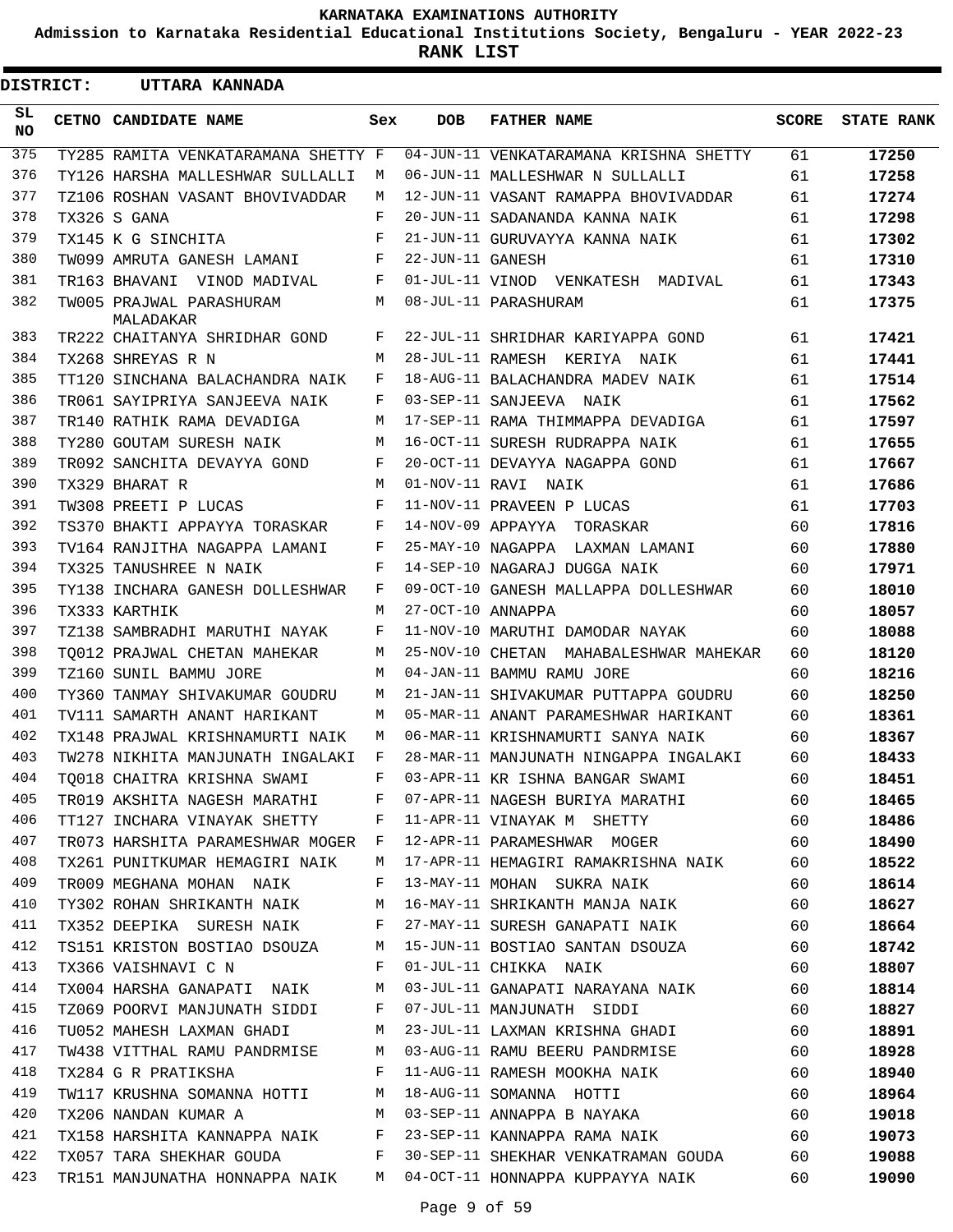**KARNATAKA EXAMINATIONS AUTHORITY**

**Admission to Karnataka Residential Educational Institutions Society, Bengaluru - YEAR 2022-23**

**RANK LIST**

**DISTRICT: UTTARA KANNADA**

| SL NO | CETNO | CANDIDATE NAME | Sex | DOB | FATHER NAME | SCORE | STATE RANK |
|---|---|---|---|---|---|---|---|
| 375 | TY285 | RAMITA VENKATARAMANA SHETTY | F | 04-JUN-11 | VENKATARAMANA KRISHNA SHETTY | 61 | 17250 |
| 376 | TY126 | HARSHA MALLESHWAR SULLALLI | M | 06-JUN-11 | MALLESHWAR N SULLALLI | 61 | 17258 |
| 377 | TZ106 | ROSHAN VASANT BHOVIVADDAR | M | 12-JUN-11 | VASANT RAMAPPA BHOVIVADDAR | 61 | 17274 |
| 378 | TX326 | S GANA | F | 20-JUN-11 | SADANANDA KANNA NAIK | 61 | 17298 |
| 379 | TX145 | K G SINCHITA | F | 21-JUN-11 | GURUVAYYA KANNA NAIK | 61 | 17302 |
| 380 | TW099 | AMRUTA GANESH LAMANI | F | 22-JUN-11 | GANESH | 61 | 17310 |
| 381 | TR163 | BHAVANI VINOD MADIVAL | F | 01-JUL-11 | VINOD VENKATESH MADIVAL | 61 | 17343 |
| 382 | TW005 | PRAJWAL PARASHURAM MALADAKAR | M | 08-JUL-11 | PARASHURAM | 61 | 17375 |
| 383 | TR222 | CHAITANYA SHRIDHAR GOND | F | 22-JUL-11 | SHRIDHAR KARIYAPPA GOND | 61 | 17421 |
| 384 | TX268 | SHREYAS R N | M | 28-JUL-11 | RAMESH KERIYA NAIK | 61 | 17441 |
| 385 | TT120 | SINCHANA BALACHANDRA NAIK | F | 18-AUG-11 | BALACHANDRA MADEV NAIK | 61 | 17514 |
| 386 | TR061 | SAYIPRIYA SANJEEVA NAIK | F | 03-SEP-11 | SANJEEVA NAIK | 61 | 17562 |
| 387 | TR140 | RATHIK RAMA DEVADIGA | M | 17-SEP-11 | RAMA THIMMAPPA DEVADIGA | 61 | 17597 |
| 388 | TY280 | GOUTAM SURESH NAIK | M | 16-OCT-11 | SURESH RUDRAPPA NAIK | 61 | 17655 |
| 389 | TR092 | SANCHITA DEVAYYA GOND | F | 20-OCT-11 | DEVAYYA NAGAPPA GOND | 61 | 17667 |
| 390 | TX329 | BHARAT R | M | 01-NOV-11 | RAVI NAIK | 61 | 17686 |
| 391 | TW308 | PREETI P LUCAS | F | 11-NOV-11 | PRAVEEN P LUCAS | 61 | 17703 |
| 392 | TS370 | BHAKTI APPAYYA TORASKAR | F | 14-NOV-09 | APPAYYA TORASKAR | 60 | 17816 |
| 393 | TV164 | RANJITHA NAGAPPA LAMANI | F | 25-MAY-10 | NAGAPPA LAXMAN LAMANI | 60 | 17880 |
| 394 | TX325 | TANUSHREE N NAIK | F | 14-SEP-10 | NAGARAJ DUGGA NAIK | 60 | 17971 |
| 395 | TY138 | INCHARA GANESH DOLLESHWAR | F | 09-OCT-10 | GANESH MALLAPPA DOLLESHWAR | 60 | 18010 |
| 396 | TX333 | KARTHIK | M | 27-OCT-10 | ANNAPPA | 60 | 18057 |
| 397 | TZ138 | SAMBRADHI MARUTHI NAYAK | F | 11-NOV-10 | MARUTHI DAMODAR NAYAK | 60 | 18088 |
| 398 | TQ012 | PRAJWAL CHETAN MAHEKAR | M | 25-NOV-10 | CHETAN MAHABALESHWAR MAHEKAR | 60 | 18120 |
| 399 | TZ160 | SUNIL BAMMU JORE | M | 04-JAN-11 | BAMMU RAMU JORE | 60 | 18216 |
| 400 | TY360 | TANMAY SHIVAKUMAR GOUDRU | M | 21-JAN-11 | SHIVAKUMAR PUTTAPPA GOUDRU | 60 | 18250 |
| 401 | TV111 | SAMARTH ANANT HARIKANT | M | 05-MAR-11 | ANANT PARAMESHWAR HARIKANT | 60 | 18361 |
| 402 | TX148 | PRAJWAL KRISHNAMURTI NAIK | M | 06-MAR-11 | KRISHNAMURTI SANYA NAIK | 60 | 18367 |
| 403 | TW278 | NIKHITA MANJUNATH INGALAKI | F | 28-MAR-11 | MANJUNATH NINGAPPA INGALAKI | 60 | 18433 |
| 404 | TQ018 | CHAITRA KRISHNA SWAMI | F | 03-APR-11 | KR ISHNA BANGAR SWAMI | 60 | 18451 |
| 405 | TR019 | AKSHITA NAGESH MARATHI | F | 07-APR-11 | NAGESH BURIYA MARATHI | 60 | 18465 |
| 406 | TT127 | INCHARA VINAYAK SHETTY | F | 11-APR-11 | VINAYAK M SHETTY | 60 | 18486 |
| 407 | TR073 | HARSHITA PARAMESHWAR MOGER | F | 12-APR-11 | PARAMESHWAR MOGER | 60 | 18490 |
| 408 | TX261 | PUNITKUMAR HEMAGIRI NAIK | M | 17-APR-11 | HEMAGIRI RAMAKRISHNA NAIK | 60 | 18522 |
| 409 | TR009 | MEGHANA MOHAN NAIK | F | 13-MAY-11 | MOHAN SUKRA NAIK | 60 | 18614 |
| 410 | TY302 | ROHAN SHRIKANTH NAIK | M | 16-MAY-11 | SHRIKANTH MANJA NAIK | 60 | 18627 |
| 411 | TX352 | DEEPIKA SURESH NAIK | F | 27-MAY-11 | SURESH GANAPATI NAIK | 60 | 18664 |
| 412 | TS151 | KRISTON BOSTIAO DSOUZA | M | 15-JUN-11 | BOSTIAO SANTAN DSOUZA | 60 | 18742 |
| 413 | TX366 | VAISHNAVI C N | F | 01-JUL-11 | CHIKKA NAIK | 60 | 18807 |
| 414 | TX004 | HARSHA GANAPATI NAIK | M | 03-JUL-11 | GANAPATI NARAYANA NAIK | 60 | 18814 |
| 415 | TZ069 | POORVI MANJUNATH SIDDI | F | 07-JUL-11 | MANJUNATH SIDDI | 60 | 18827 |
| 416 | TU052 | MAHESH LAXMAN GHADI | M | 23-JUL-11 | LAXMAN KRISHNA GHADI | 60 | 18891 |
| 417 | TW438 | VITTHAL RAMU PANDRMISE | M | 03-AUG-11 | RAMU BEERU PANDRMISE | 60 | 18928 |
| 418 | TX284 | G R PRATIKSHA | F | 11-AUG-11 | RAMESH MOOKHA NAIK | 60 | 18940 |
| 419 | TW117 | KRUSHNA SOMANNA HOTTI | M | 18-AUG-11 | SOMANNA HOTTI | 60 | 18964 |
| 420 | TX206 | NANDAN KUMAR A | M | 03-SEP-11 | ANNAPPA B NAYAKA | 60 | 19018 |
| 421 | TX158 | HARSHITA KANNAPPA NAIK | F | 23-SEP-11 | KANNAPPA RAMA NAIK | 60 | 19073 |
| 422 | TX057 | TARA SHEKHAR GOUDA | F | 30-SEP-11 | SHEKHAR VENKATRAMAN GOUDA | 60 | 19088 |
| 423 | TR151 | MANJUNATHA HONNAPPA NAIK | M | 04-OCT-11 | HONNAPPA KUPPAYYA NAIK | 60 | 19090 |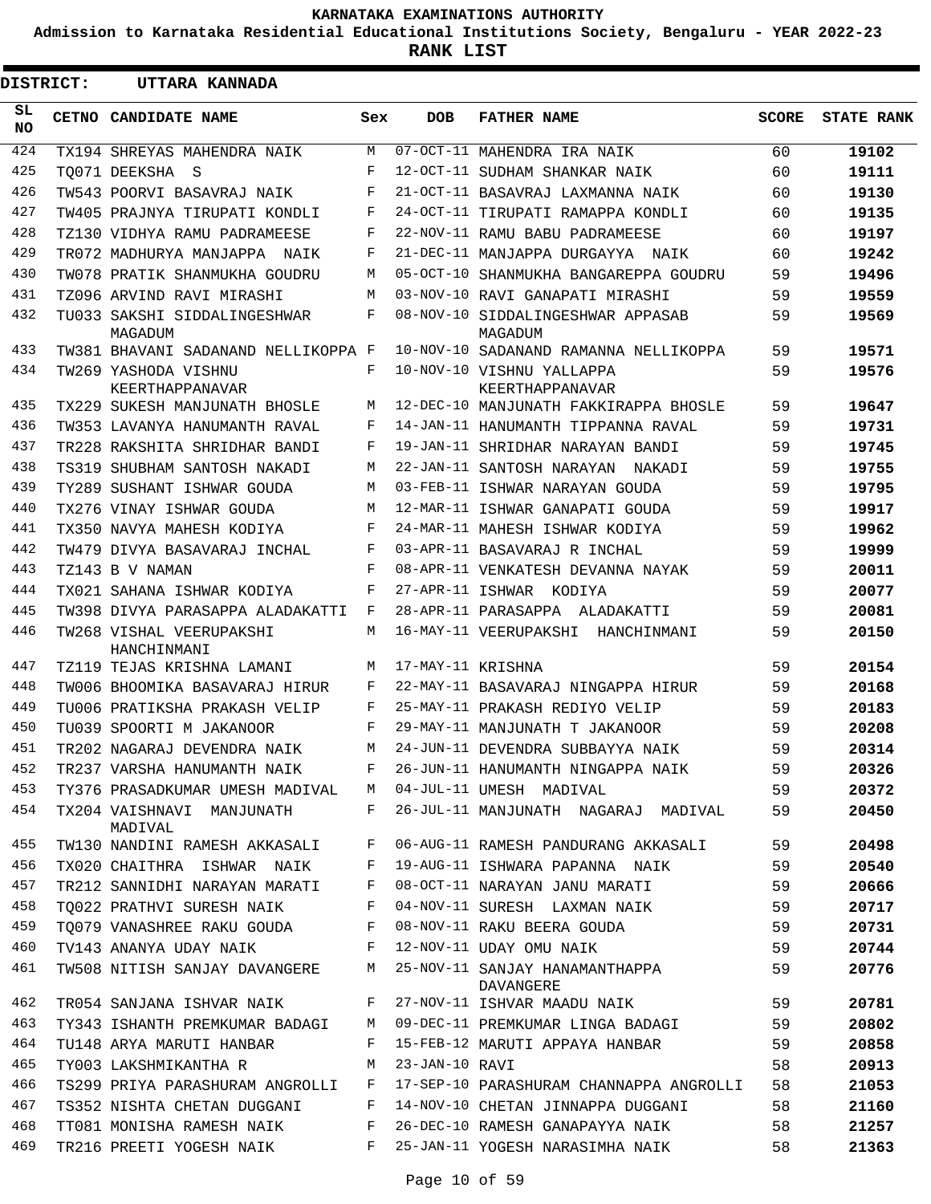**KARNATAKA EXAMINATIONS AUTHORITY**

**Admission to Karnataka Residential Educational Institutions Society, Bengaluru - YEAR 2022-23**

**RANK LIST**

**DISTRICT: UTTARA KANNADA**

| SL NO | CETNO | CANDIDATE NAME | Sex | DOB | FATHER NAME | SCORE | STATE RANK |
|---|---|---|---|---|---|---|---|
| 424 | TX194 | SHREYAS MAHENDRA NAIK | M | 07-OCT-11 | MAHENDRA IRA NAIK | 60 | 19102 |
| 425 | TQ071 | DEEKSHA S | F | 12-OCT-11 | SUDHAM SHANKAR NAIK | 60 | 19111 |
| 426 | TW543 | POORVI BASAVRAJ NAIK | F | 21-OCT-11 | BASAVRAJ LAXMANNA NAIK | 60 | 19130 |
| 427 | TW405 | PRAJNYA TIRUPATI KONDLI | F | 24-OCT-11 | TIRUPATI RAMAPPA KONDLI | 60 | 19135 |
| 428 | TZ130 | VIDHYA RAMU PADRAMEESE | F | 22-NOV-11 | RAMU BABU PADRAMEESE | 60 | 19197 |
| 429 | TR072 | MADHURYA MANJAPPA NAIK | F | 21-DEC-11 | MANJAPPA DURGAYYA NAIK | 60 | 19242 |
| 430 | TW078 | PRATIK SHANMUKHA GOUDRU | M | 05-OCT-10 | SHANMUKHA BANGAREPPA GOUDRU | 59 | 19496 |
| 431 | TZ096 | ARVIND RAVI MIRASHI | M | 03-NOV-10 | RAVI GANAPATI MIRASHI | 59 | 19559 |
| 432 | TU033 | SAKSHI SIDDALINGESHWAR MAGADUM | F | 08-NOV-10 | SIDDALINGESHWAR APPASAB MAGADUM | 59 | 19569 |
| 433 | TW381 | BHAVANI SADANAND NELLIKOPPA | F | 10-NOV-10 | SADANAND RAMANNA NELLIKOPPA | 59 | 19571 |
| 434 | TW269 | YASHODA VISHNU KEERTHAPPANAVAR | F | 10-NOV-10 | VISHNU YALLAPPA KEERTHAPPANAVAR | 59 | 19576 |
| 435 | TX229 | SUKESH MANJUNATH BHOSLE | M | 12-DEC-10 | MANJUNATH FAKKIRAPPA BHOSLE | 59 | 19647 |
| 436 | TW353 | LAVANYA HANUMANTH RAVAL | F | 14-JAN-11 | HANUMANTH TIPPANNA RAVAL | 59 | 19731 |
| 437 | TR228 | RAKSHITA SHRIDHAR BANDI | F | 19-JAN-11 | SHRIDHAR NARAYAN BANDI | 59 | 19745 |
| 438 | TS319 | SHUBHAM SANTOSH NAKADI | M | 22-JAN-11 | SANTOSH NARAYAN NAKADI | 59 | 19755 |
| 439 | TY289 | SUSHANT ISHWAR GOUDA | M | 03-FEB-11 | ISHWAR NARAYAN GOUDA | 59 | 19795 |
| 440 | TX276 | VINAY ISHWAR GOUDA | M | 12-MAR-11 | ISHWAR GANAPATI GOUDA | 59 | 19917 |
| 441 | TX350 | NAVYA MAHESH KODIYA | F | 24-MAR-11 | MAHESH ISHWAR KODIYA | 59 | 19962 |
| 442 | TW479 | DIVYA BASAVARAJ INCHAL | F | 03-APR-11 | BASAVARAJ R INCHAL | 59 | 19999 |
| 443 | TZ143 | B V NAMAN | F | 08-APR-11 | VENKATESH DEVANNA NAYAK | 59 | 20011 |
| 444 | TX021 | SAHANA ISHWAR KODIYA | F | 27-APR-11 | ISHWAR KODIYA | 59 | 20077 |
| 445 | TW398 | DIVYA PARASAPPA ALADAKATTI | F | 28-APR-11 | PARASAPPA ALADAKATTI | 59 | 20081 |
| 446 | TW268 | VISHAL VEERUPAKSHI HANCHINMANI | M | 16-MAY-11 | VEERUPAKSHI HANCHINMANI | 59 | 20150 |
| 447 | TZ119 | TEJAS KRISHNA LAMANI | M | 17-MAY-11 | KRISHNA | 59 | 20154 |
| 448 | TW006 | BHOOMIKA BASAVARAJ HIRUR | F | 22-MAY-11 | BASAVARAJ NINGAPPA HIRUR | 59 | 20168 |
| 449 | TU006 | PRATIKSHA PRAKASH VELIP | F | 25-MAY-11 | PRAKASH REDIYO VELIP | 59 | 20183 |
| 450 | TU039 | SPOORTI M JAKANOOR | F | 29-MAY-11 | MANJUNATH T JAKANOOR | 59 | 20208 |
| 451 | TR202 | NAGARAJ DEVENDRA NAIK | M | 24-JUN-11 | DEVENDRA SUBBAYYA NAIK | 59 | 20314 |
| 452 | TR237 | VARSHA HANUMANTH NAIK | F | 26-JUN-11 | HANUMANTH NINGAPPA NAIK | 59 | 20326 |
| 453 | TY376 | PRASADKUMAR UMESH MADIVAL | M | 04-JUL-11 | UMESH MADIVAL | 59 | 20372 |
| 454 | TX204 | VAISHNAVI MANJUNATH MADIVAL | F | 26-JUL-11 | MANJUNATH NAGARAJ MADIVAL | 59 | 20450 |
| 455 | TW130 | NANDINI RAMESH AKKASALI | F | 06-AUG-11 | RAMESH PANDURANG AKKASALI | 59 | 20498 |
| 456 | TX020 | CHAITHRA ISHWAR NAIK | F | 19-AUG-11 | ISHWARA PAPANNA NAIK | 59 | 20540 |
| 457 | TR212 | SANNIDHI NARAYAN MARATI | F | 08-OCT-11 | NARAYAN JANU MARATI | 59 | 20666 |
| 458 | TQ022 | PRATHVI SURESH NAIK | F | 04-NOV-11 | SURESH LAXMAN NAIK | 59 | 20717 |
| 459 | TQ079 | VANASHREE RAKU GOUDA | F | 08-NOV-11 | RAKU BEERA GOUDA | 59 | 20731 |
| 460 | TV143 | ANANYA UDAY NAIK | F | 12-NOV-11 | UDAY OMU NAIK | 59 | 20744 |
| 461 | TW508 | NITISH SANJAY DAVANGERE | M | 25-NOV-11 | SANJAY HANAMANTHAPPA DAVANGERE | 59 | 20776 |
| 462 | TR054 | SANJANA ISHVAR NAIK | F | 27-NOV-11 | ISHVAR MAADU NAIK | 59 | 20781 |
| 463 | TY343 | ISHANTH PREMKUMAR BADAGI | M | 09-DEC-11 | PREMKUMAR LINGA BADAGI | 59 | 20802 |
| 464 | TU148 | ARYA MARUTI HANBAR | F | 15-FEB-12 | MARUTI APPAYA HANBAR | 59 | 20858 |
| 465 | TY003 | LAKSHMIKANTHA R | M | 23-JAN-10 | RAVI | 58 | 20913 |
| 466 | TS299 | PRIYA PARASHURAM ANGROLLI | F | 17-SEP-10 | PARASHURAM CHANNAPPA ANGROLLI | 58 | 21053 |
| 467 | TS352 | NISHTA CHETAN DUGGANI | F | 14-NOV-10 | CHETAN JINNAPPA DUGGANI | 58 | 21160 |
| 468 | TT081 | MONISHA RAMESH NAIK | F | 26-DEC-10 | RAMESH GANAPAYYA NAIK | 58 | 21257 |
| 469 | TR216 | PREETI YOGESH NAIK | F | 25-JAN-11 | YOGESH NARASIMHA NAIK | 58 | 21363 |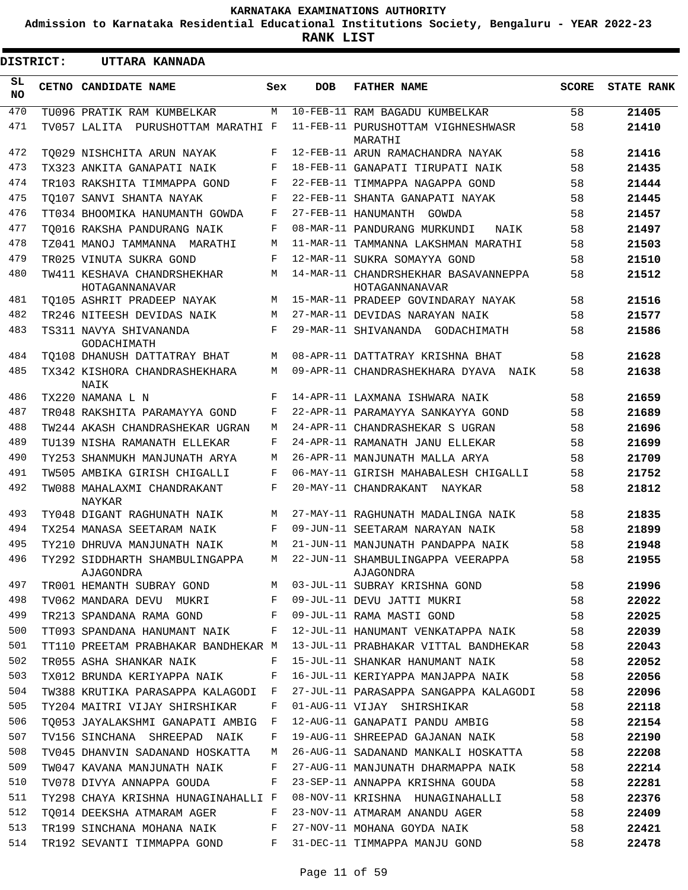**KARNATAKA EXAMINATIONS AUTHORITY**

**Admission to Karnataka Residential Educational Institutions Society, Bengaluru - YEAR 2022-23**

**RANK LIST**

**DISTRICT: UTTARA KANNADA**

| SL NO | CETNO | CANDIDATE NAME | Sex | DOB | FATHER NAME | SCORE | STATE RANK |
|---|---|---|---|---|---|---|---|
| 470 | TU096 | PRATIK RAM KUMBELKAR | M | 10-FEB-11 | RAM BAGADU KUMBELKAR | 58 | 21405 |
| 471 | TV057 | LALITA PURUSHOTTAM MARATHI | F | 11-FEB-11 | PURUSHOTTAM VIGHNESHWASR MARATHI | 58 | 21410 |
| 472 | TQ029 | NISHCHITA ARUN NAYAK | F | 12-FEB-11 | ARUN RAMACHANDRA NAYAK | 58 | 21416 |
| 473 | TX323 | ANKITA GANAPATI NAIK | F | 18-FEB-11 | GANAPATI TIRUPATI NAIK | 58 | 21435 |
| 474 | TR103 | RAKSHITA TIMMAPPA GOND | F | 22-FEB-11 | TIMMAPPA NAGAPPA GOND | 58 | 21444 |
| 475 | TQ107 | SANVI SHANTA NAYAK | F | 22-FEB-11 | SHANTA GANAPATI NAYAK | 58 | 21445 |
| 476 | TT034 | BHOOMIKA HANUMANTH GOWDA | F | 27-FEB-11 | HANUMANTH GOWDA | 58 | 21457 |
| 477 | TQ016 | RAKSHA PANDURANG NAIK | F | 08-MAR-11 | PANDURANG MURKUNDI NAIK | 58 | 21497 |
| 478 | TZ041 | MANOJ TAMMANNA MARATHI | M | 11-MAR-11 | TAMMANNA LAKSHMAN MARATHI | 58 | 21503 |
| 479 | TR025 | VINUTA SUKRA GOND | F | 12-MAR-11 | SUKRA SOMAYYA GOND | 58 | 21510 |
| 480 | TW411 | KESHAVA CHANDRSHEKHAR HOTAGANNANAVAR | M | 14-MAR-11 | CHANDRSHEKHAR BASAVANNEPPA HOTAGANNANAVAR | 58 | 21512 |
| 481 | TQ105 | ASHRIT PRADEEP NAYAK | M | 15-MAR-11 | PRADEEP GOVINDARAY NAYAK | 58 | 21516 |
| 482 | TR246 | NITEESH DEVIDAS NAIK | M | 27-MAR-11 | DEVIDAS NARAYAN NAIK | 58 | 21577 |
| 483 | TS311 | NAVYA SHIVANANDA GODACHIMATH | F | 29-MAR-11 | SHIVANANDA GODACHIMATH | 58 | 21586 |
| 484 | TQ108 | DHANUSH DATTATRAY BHAT | M | 08-APR-11 | DATTATRAY KRISHNA BHAT | 58 | 21628 |
| 485 | TX342 | KISHORA CHANDRASHEKHARA NAIK | M | 09-APR-11 | CHANDRASHEKHARA DYAVA NAIK | 58 | 21638 |
| 486 | TX220 | NAMANA L N | F | 14-APR-11 | LAXMANA ISHWARA NAIK | 58 | 21659 |
| 487 | TR048 | RAKSHITA PARAMAYYA GOND | F | 22-APR-11 | PARAMAYYA SANKAYYA GOND | 58 | 21689 |
| 488 | TW244 | AKASH CHANDRASHEKAR UGRAN | M | 24-APR-11 | CHANDRASHEKAR S UGRAN | 58 | 21696 |
| 489 | TU139 | NISHA RAMANATH ELLEKAR | F | 24-APR-11 | RAMANATH JANU ELLEKAR | 58 | 21699 |
| 490 | TY253 | SHANMUKH MANJUNATH ARYA | M | 26-APR-11 | MANJUNATH MALLA ARYA | 58 | 21709 |
| 491 | TW505 | AMBIKA GIRISH CHIGALLI | F | 06-MAY-11 | GIRISH MAHABALESH CHIGALLI | 58 | 21752 |
| 492 | TW088 | MAHALAXMI CHANDRAKANT NAYKAR | F | 20-MAY-11 | CHANDRAKANT NAYKAR | 58 | 21812 |
| 493 | TY048 | DIGANT RAGHUNATH NAIK | M | 27-MAY-11 | RAGHUNATH MADALINGA NAIK | 58 | 21835 |
| 494 | TX254 | MANASA SEETARAM NAIK | F | 09-JUN-11 | SEETARAM NARAYAN NAIK | 58 | 21899 |
| 495 | TY210 | DHRUVA MANJUNATH NAIK | M | 21-JUN-11 | MANJUNATH PANDAPPA NAIK | 58 | 21948 |
| 496 | TY292 | SIDDHARTH SHAMBULINGAPPA AJAGONDRA | M | 22-JUN-11 | SHAMBULINGAPPA VEERAPPA AJAGONDRA | 58 | 21955 |
| 497 | TR001 | HEMANTH SUBRAY GOND | M | 03-JUL-11 | SUBRAY KRISHNA GOND | 58 | 21996 |
| 498 | TV062 | MANDARA DEVU MUKRI | F | 09-JUL-11 | DEVU JATTI MUKRI | 58 | 22022 |
| 499 | TR213 | SPANDANA RAMA GOND | F | 09-JUL-11 | RAMA MASTI GOND | 58 | 22025 |
| 500 | TT093 | SPANDANA HANUMANT NAIK | F | 12-JUL-11 | HANUMANT VENKATAPPA NAIK | 58 | 22039 |
| 501 | TT110 | PREETAM PRABHAKAR BANDHEKAR | M | 13-JUL-11 | PRABHAKAR VITTAL BANDHEKAR | 58 | 22043 |
| 502 | TR055 | ASHA SHANKAR NAIK | F | 15-JUL-11 | SHANKAR HANUMANT NAIK | 58 | 22052 |
| 503 | TX012 | BRUNDA KERIYAPPA NAIK | F | 16-JUL-11 | KERIYAPPA MANJAPPA NAIK | 58 | 22056 |
| 504 | TW388 | KRUTIKA PARASAPPA KALAGODI | F | 27-JUL-11 | PARASAPPA SANGAPPA KALAGODI | 58 | 22096 |
| 505 | TY204 | MAITRI VIJAY SHIRSHIKAR | F | 01-AUG-11 | VIJAY SHIRSHIKAR | 58 | 22118 |
| 506 | TQ053 | JAYALAKSHMI GANAPATI AMBIG | F | 12-AUG-11 | GANAPATI PANDU AMBIG | 58 | 22154 |
| 507 | TV156 | SINCHANA SHREEPAD NAIK | F | 19-AUG-11 | SHREEPAD GAJANAN NAIK | 58 | 22190 |
| 508 | TV045 | DHANVIN SADANAND HOSKATTA | M | 26-AUG-11 | SADANAND MANKALI HOSKATTA | 58 | 22208 |
| 509 | TW047 | KAVANA MANJUNATH NAIK | F | 27-AUG-11 | MANJUNATH DHARMAPPA NAIK | 58 | 22214 |
| 510 | TV078 | DIVYA ANNAPPA GOUDA | F | 23-SEP-11 | ANNAPPA KRISHNA GOUDA | 58 | 22281 |
| 511 | TY298 | CHAYA KRISHNA HUNAGINAHALLI | F | 08-NOV-11 | KRISHNA HUNAGINAHALLI | 58 | 22376 |
| 512 | TQ014 | DEEKSHA ATMARAM AGER | F | 23-NOV-11 | ATMARAM ANANDU AGER | 58 | 22409 |
| 513 | TR199 | SINCHANA MOHANA NAIK | F | 27-NOV-11 | MOHANA GOYDA NAIK | 58 | 22421 |
| 514 | TR192 | SEVANTI TIMMAPPA GOND | F | 31-DEC-11 | TIMMAPPA MANJU GOND | 58 | 22478 |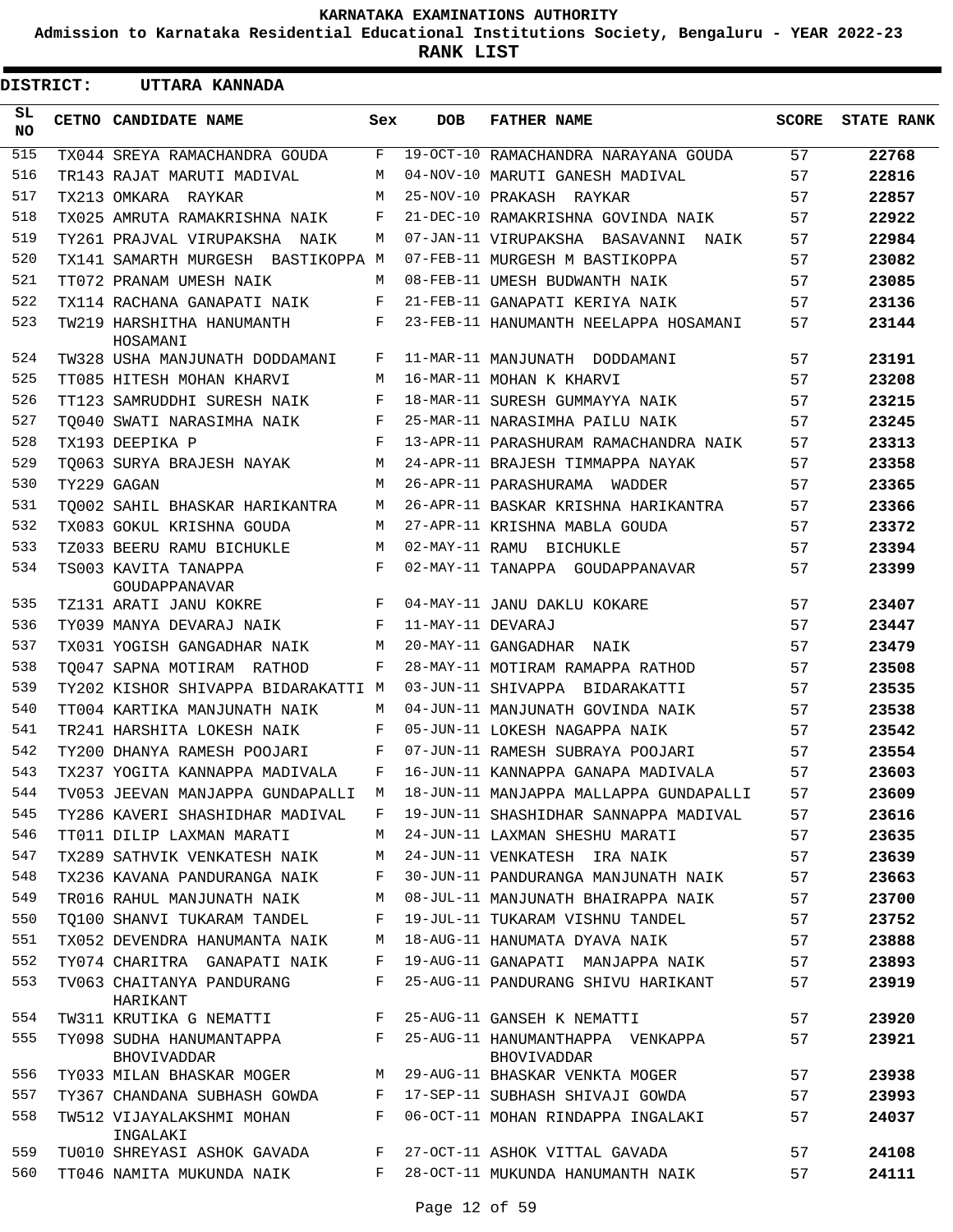# KARNATAKA EXAMINATIONS AUTHORITY

**Admission to Karnataka Residential Educational Institutions Society, Bengaluru - YEAR 2022-23**

**RANK LIST**

**DISTRICT: UTTARA KANNADA**

| SL NO | CETNO | CANDIDATE NAME | Sex | DOB | FATHER NAME | SCORE | STATE RANK |
|---|---|---|---|---|---|---|---|
| 515 | TX044 | SREYA RAMACHANDRA GOUDA | F | 19-OCT-10 | RAMACHANDRA NARAYANA GOUDA | 57 | 22768 |
| 516 | TR143 | RAJAT MARUTI MADIVAL | M | 04-NOV-10 | MARUTI GANESH MADIVAL | 57 | 22816 |
| 517 | TX213 | OMKARA RAYKAR | M | 25-NOV-10 | PRAKASH RAYKAR | 57 | 22857 |
| 518 | TX025 | AMRUTA RAMAKRISHNA NAIK | F | 21-DEC-10 | RAMAKRISHNA GOVINDA NAIK | 57 | 22922 |
| 519 | TY261 | PRAJVAL VIRUPAKSHA NAIK | M | 07-JAN-11 | VIRUPAKSHA BASAVANNI NAIK | 57 | 22984 |
| 520 | TX141 | SAMARTH MURGESH BASTIKOPPA | M | 07-FEB-11 | MURGESH M BASTIKOPPA | 57 | 23082 |
| 521 | TT072 | PRANAM UMESH NAIK | M | 08-FEB-11 | UMESH BUDWANTH NAIK | 57 | 23085 |
| 522 | TX114 | RACHANA GANAPATI NAIK | F | 21-FEB-11 | GANAPATI KERIYA NAIK | 57 | 23136 |
| 523 | TW219 | HARSHITHA HANUMANTH HOSAMANI | F | 23-FEB-11 | HANUMANTH NEELAPPA HOSAMANI | 57 | 23144 |
| 524 | TW328 | USHA MANJUNATH DODDAMANI | F | 11-MAR-11 | MANJUNATH DODDAMANI | 57 | 23191 |
| 525 | TT085 | HITESH MOHAN KHARVI | M | 16-MAR-11 | MOHAN K KHARVI | 57 | 23208 |
| 526 | TT123 | SAMRUDDHI SURESH NAIK | F | 18-MAR-11 | SURESH GUMMAYYA NAIK | 57 | 23215 |
| 527 | TQ040 | SWATI NARASIMHA NAIK | F | 25-MAR-11 | NARASIMHA PAILU NAIK | 57 | 23245 |
| 528 | TX193 | DEEPIKA P | F | 13-APR-11 | PARASHURAM RAMACHANDRA NAIK | 57 | 23313 |
| 529 | TQ063 | SURYA BRAJESH NAYAK | M | 24-APR-11 | BRAJESH TIMMAPPA NAYAK | 57 | 23358 |
| 530 | TY229 | GAGAN | M | 26-APR-11 | PARASHURAMA WADDER | 57 | 23365 |
| 531 | TQ002 | SAHIL BHASKAR HARIKANTRA | M | 26-APR-11 | BASKAR KRISHNA HARIKANTRA | 57 | 23366 |
| 532 | TX083 | GOKUL KRISHNA GOUDA | M | 27-APR-11 | KRISHNA MABLA GOUDA | 57 | 23372 |
| 533 | TZ033 | BEERU RAMU BICHUKLE | M | 02-MAY-11 | RAMU BICHUKLE | 57 | 23394 |
| 534 | TS003 | KAVITA TANAPPA GOUDAPPANAVAR | F | 02-MAY-11 | TANAPPA GOUDAPPANAVAR | 57 | 23399 |
| 535 | TZ131 | ARATI JANU KOKRE | F | 04-MAY-11 | JANU DAKLU KOKARE | 57 | 23407 |
| 536 | TY039 | MANYA DEVARAJ NAIK | F | 11-MAY-11 | DEVARAJ | 57 | 23447 |
| 537 | TX031 | YOGISH GANGADHAR NAIK | M | 20-MAY-11 | GANGADHAR NAIK | 57 | 23479 |
| 538 | TQ047 | SAPNA MOTIRAM RATHOD | F | 28-MAY-11 | MOTIRAM RAMAPPA RATHOD | 57 | 23508 |
| 539 | TY202 | KISHOR SHIVAPPA BIDARAKATTI | M | 03-JUN-11 | SHIVAPPA BIDARAKATTI | 57 | 23535 |
| 540 | TT004 | KARTIKA MANJUNATH NAIK | M | 04-JUN-11 | MANJUNATH GOVINDA NAIK | 57 | 23538 |
| 541 | TR241 | HARSHITA LOKESH NAIK | F | 05-JUN-11 | LOKESH NAGAPPA NAIK | 57 | 23542 |
| 542 | TY200 | DHANYA RAMESH POOJARI | F | 07-JUN-11 | RAMESH SUBRAYA POOJARI | 57 | 23554 |
| 543 | TX237 | YOGITA KANNAPPA MADIVALA | F | 16-JUN-11 | KANNAPPA GANAPA MADIVALA | 57 | 23603 |
| 544 | TV053 | JEEVAN MANJAPPA GUNDAPALLI | M | 18-JUN-11 | MANJAPPA MALLAPPA GUNDAPALLI | 57 | 23609 |
| 545 | TY286 | KAVERI SHASHIDHAR MADIVAL | F | 19-JUN-11 | SHASHIDHAR SANNAPPA MADIVAL | 57 | 23616 |
| 546 | TT011 | DILIP LAXMAN MARATI | M | 24-JUN-11 | LAXMAN SHESHU MARATI | 57 | 23635 |
| 547 | TX289 | SATHVIK VENKATESH NAIK | M | 24-JUN-11 | VENKATESH IRA NAIK | 57 | 23639 |
| 548 | TX236 | KAVANA PANDURANGA NAIK | F | 30-JUN-11 | PANDURANGA MANJUNATH NAIK | 57 | 23663 |
| 549 | TR016 | RAHUL MANJUNATH NAIK | M | 08-JUL-11 | MANJUNATH BHAIRAPPA NAIK | 57 | 23700 |
| 550 | TQ100 | SHANVI TUKARAM TANDEL | F | 19-JUL-11 | TUKARAM VISHNU TANDEL | 57 | 23752 |
| 551 | TX052 | DEVENDRA HANUMANTA NAIK | M | 18-AUG-11 | HANUMATA DYAVA NAIK | 57 | 23888 |
| 552 | TY074 | CHARITRA GANAPATI NAIK | F | 19-AUG-11 | GANAPATI MANJAPPA NAIK | 57 | 23893 |
| 553 | TV063 | CHAITANYA PANDURANG HARIKANT | F | 25-AUG-11 | PANDURANG SHIVU HARIKANT | 57 | 23919 |
| 554 | TW311 | KRUTIKA G NEMATTI | F | 25-AUG-11 | GANSEH K NEMATTI | 57 | 23920 |
| 555 | TY098 | SUDHA HANUMANTAPPA BHOVIVADDAR | F | 25-AUG-11 | HANUMANTHAPPA VENKAPPA BHOVIVADDAR | 57 | 23921 |
| 556 | TY033 | MILAN BHASKAR MOGER | M | 29-AUG-11 | BHASKAR VENKTA MOGER | 57 | 23938 |
| 557 | TY367 | CHANDANA SUBHASH GOWDA | F | 17-SEP-11 | SUBHASH SHIVAJI GOWDA | 57 | 23993 |
| 558 | TW512 | VIJAYALAKSHMI MOHAN INGALAKI | F | 06-OCT-11 | MOHAN RINDAPPA INGALAKI | 57 | 24037 |
| 559 | TU010 | SHREYASI ASHOK GAVADA | F | 27-OCT-11 | ASHOK VITTAL GAVADA | 57 | 24108 |
| 560 | TT046 | NAMITA MUKUNDA NAIK | F | 28-OCT-11 | MUKUNDA HANUMANTH NAIK | 57 | 24111 |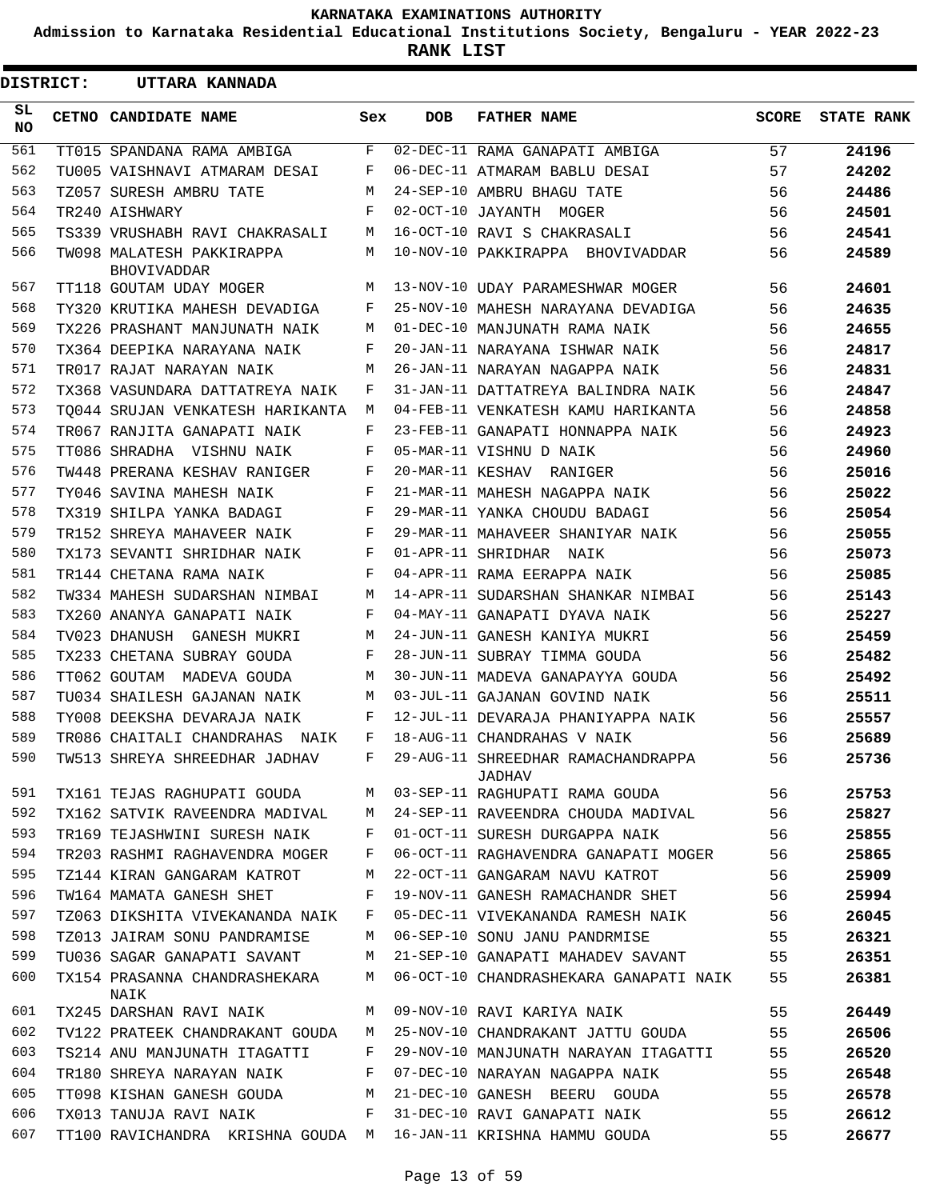**KARNATAKA EXAMINATIONS AUTHORITY**

**Admission to Karnataka Residential Educational Institutions Society, Bengaluru - YEAR 2022-23**

**RANK LIST**

**DISTRICT: UTTARA KANNADA**

| SL NO | CETNO | CANDIDATE NAME | Sex | DOB | FATHER NAME | SCORE | STATE RANK |
|---|---|---|---|---|---|---|---|
| 561 | TT015 | SPANDANA RAMA AMBIGA | F | 02-DEC-11 | RAMA GANAPATI AMBIGA | 57 | 24196 |
| 562 | TU005 | VAISHNAVI ATMARAM DESAI | F | 06-DEC-11 | ATMARAM BABLU DESAI | 57 | 24202 |
| 563 | TZ057 | SURESH AMBRU TATE | M | 24-SEP-10 | AMBRU BHAGU TATE | 56 | 24486 |
| 564 | TR240 | AISHWARY | F | 02-OCT-10 | JAYANTH MOGER | 56 | 24501 |
| 565 | TS339 | VRUSHABH RAVI CHAKRASALI | M | 16-OCT-10 | RAVI S CHAKRASALI | 56 | 24541 |
| 566 | TW098 | MALATESH PAKKIRAPPA BHOVIVADDAR | M | 10-NOV-10 | PAKKIRAPPA BHOVIVADDAR | 56 | 24589 |
| 567 | TT118 | GOUTAM UDAY MOGER | M | 13-NOV-10 | UDAY PARAMESHWAR MOGER | 56 | 24601 |
| 568 | TY320 | KRUTIKA MAHESH DEVADIGA | F | 25-NOV-10 | MAHESH NARAYANA DEVADIGA | 56 | 24635 |
| 569 | TX226 | PRASHANT MANJUNATH NAIK | M | 01-DEC-10 | MANJUNATH RAMA NAIK | 56 | 24655 |
| 570 | TX364 | DEEPIKA NARAYANA NAIK | F | 20-JAN-11 | NARAYANA ISHWAR NAIK | 56 | 24817 |
| 571 | TR017 | RAJAT NARAYAN NAIK | M | 26-JAN-11 | NARAYAN NAGAPPA NAIK | 56 | 24831 |
| 572 | TX368 | VASUNDARA DATTATREYA NAIK | F | 31-JAN-11 | DATTATREYA BALINDRA NAIK | 56 | 24847 |
| 573 | TQ044 | SRUJAN VENKATESH HARIKANTA | M | 04-FEB-11 | VENKATESH KAMU HARIKANTA | 56 | 24858 |
| 574 | TR067 | RANJITA GANAPATI NAIK | F | 23-FEB-11 | GANAPATI HONNAPPA NAIK | 56 | 24923 |
| 575 | TT086 | SHRADHA VISHNU NAIK | F | 05-MAR-11 | VISHNU D NAIK | 56 | 24960 |
| 576 | TW448 | PRERANA KESHAV RANIGER | F | 20-MAR-11 | KESHAV RANIGER | 56 | 25016 |
| 577 | TY046 | SAVINA MAHESH NAIK | F | 21-MAR-11 | MAHESH NAGAPPA NAIK | 56 | 25022 |
| 578 | TX319 | SHILPA YANKA BADAGI | F | 29-MAR-11 | YANKA CHOUDU BADAGI | 56 | 25054 |
| 579 | TR152 | SHREYA MAHAVEER NAIK | F | 29-MAR-11 | MAHAVEER SHANIYAR NAIK | 56 | 25055 |
| 580 | TX173 | SEVANTI SHRIDHAR NAIK | F | 01-APR-11 | SHRIDHAR NAIK | 56 | 25073 |
| 581 | TR144 | CHETANA RAMA NAIK | F | 04-APR-11 | RAMA EERAPPA NAIK | 56 | 25085 |
| 582 | TW334 | MAHESH SUDARSHAN NIMBAI | M | 14-APR-11 | SUDARSHAN SHANKAR NIMBAI | 56 | 25143 |
| 583 | TX260 | ANANYA GANAPATI NAIK | F | 04-MAY-11 | GANAPATI DYAVA NAIK | 56 | 25227 |
| 584 | TV023 | DHANUSH GANESH MUKRI | M | 24-JUN-11 | GANESH KANIYA MUKRI | 56 | 25459 |
| 585 | TX233 | CHETANA SUBRAY GOUDA | F | 28-JUN-11 | SUBRAY TIMMA GOUDA | 56 | 25482 |
| 586 | TT062 | GOUTAM MADEVA GOUDA | M | 30-JUN-11 | MADEVA GANAPAYYA GOUDA | 56 | 25492 |
| 587 | TU034 | SHAILESH GAJANAN NAIK | M | 03-JUL-11 | GAJANAN GOVIND NAIK | 56 | 25511 |
| 588 | TY008 | DEEKSHA DEVARAJA NAIK | F | 12-JUL-11 | DEVARAJA PHANIYAPPA NAIK | 56 | 25557 |
| 589 | TR086 | CHAITALI CHANDRAHAS NAIK | F | 18-AUG-11 | CHANDRAHAS V NAIK | 56 | 25689 |
| 590 | TW513 | SHREYA SHREEDHAR JADHAV | F | 29-AUG-11 | SHREEDHAR RAMACHANDRAPPA JADHAV | 56 | 25736 |
| 591 | TX161 | TEJAS RAGHUPATI GOUDA | M | 03-SEP-11 | RAGHUPATI RAMA GOUDA | 56 | 25753 |
| 592 | TX162 | SATVIK RAVEENDRA MADIVAL | M | 24-SEP-11 | RAVEENDRA CHOUDA MADIVAL | 56 | 25827 |
| 593 | TR169 | TEJASHWINI SURESH NAIK | F | 01-OCT-11 | SURESH DURGAPPA NAIK | 56 | 25855 |
| 594 | TR203 | RASHMI RAGHAVENDRA MOGER | F | 06-OCT-11 | RAGHAVENDRA GANAPATI MOGER | 56 | 25865 |
| 595 | TZ144 | KIRAN GANGARAM KATROT | M | 22-OCT-11 | GANGARAM NAVU KATROT | 56 | 25909 |
| 596 | TW164 | MAMATA GANESH SHET | F | 19-NOV-11 | GANESH RAMACHANDR SHET | 56 | 25994 |
| 597 | TZ063 | DIKSHITA VIVEKANANDA NAIK | F | 05-DEC-11 | VIVEKANANDA RAMESH NAIK | 56 | 26045 |
| 598 | TZ013 | JAIRAM SONU PANDRAMISE | M | 06-SEP-10 | SONU JANU PANDRMISE | 55 | 26321 |
| 599 | TU036 | SAGAR GANAPATI SAVANT | M | 21-SEP-10 | GANAPATI MAHADEV SAVANT | 55 | 26351 |
| 600 | TX154 | PRASANNA CHANDRASHEKARA NAIK | M | 06-OCT-10 | CHANDRASHEKARA GANAPATI NAIK | 55 | 26381 |
| 601 | TX245 | DARSHAN RAVI NAIK | M | 09-NOV-10 | RAVI KARIYA NAIK | 55 | 26449 |
| 602 | TV122 | PRATEEK CHANDRAKANT GOUDA | M | 25-NOV-10 | CHANDRAKANT JATTU GOUDA | 55 | 26506 |
| 603 | TS214 | ANU MANJUNATH ITAGATTI | F | 29-NOV-10 | MANJUNATH NARAYAN ITAGATTI | 55 | 26520 |
| 604 | TR180 | SHREYA NARAYAN NAIK | F | 07-DEC-10 | NARAYAN NAGAPPA NAIK | 55 | 26548 |
| 605 | TT098 | KISHAN GANESH GOUDA | M | 21-DEC-10 | GANESH BEERU GOUDA | 55 | 26578 |
| 606 | TX013 | TANUJA RAVI NAIK | F | 31-DEC-10 | RAVI GANAPATI NAIK | 55 | 26612 |
| 607 | TT100 | RAVICHANDRA KRISHNA GOUDA | M | 16-JAN-11 | KRISHNA HAMMU GOUDA | 55 | 26677 |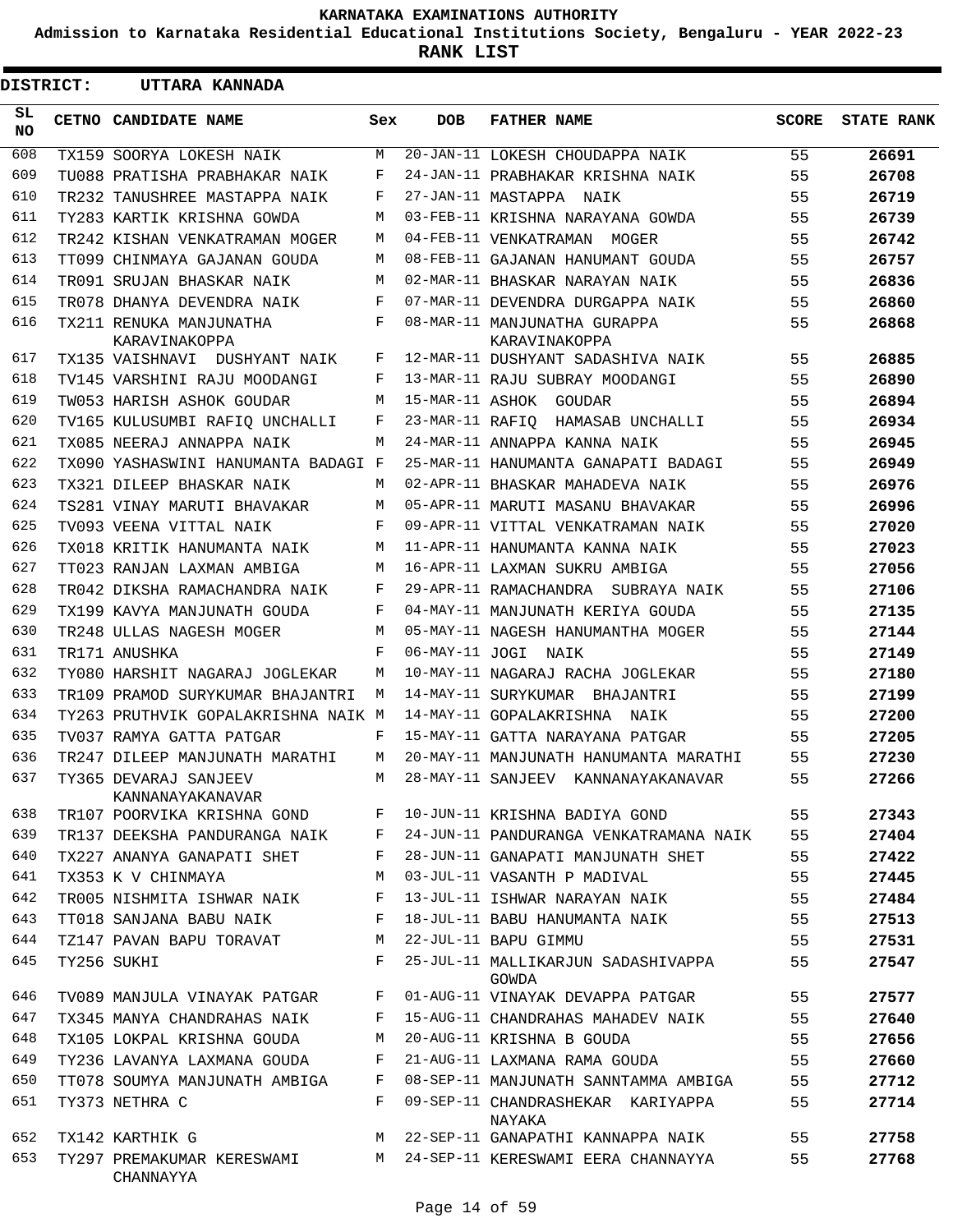**KARNATAKA EXAMINATIONS AUTHORITY**

**Admission to Karnataka Residential Educational Institutions Society, Bengaluru - YEAR 2022-23**

**RANK LIST**

**DISTRICT: UTTARA KANNADA**

| SL NO | CETNO | CANDIDATE NAME | Sex | DOB | FATHER NAME | SCORE | STATE RANK |
|---|---|---|---|---|---|---|---|
| 608 | TX159 | SOORYA LOKESH NAIK | M | 20-JAN-11 | LOKESH CHOUDAPPA NAIK | 55 | 26691 |
| 609 | TU088 | PRATISHA PRABHAKAR NAIK | F | 24-JAN-11 | PRABHAKAR KRISHNA NAIK | 55 | 26708 |
| 610 | TR232 | TANUSHREE MASTAPPA NAIK | F | 27-JAN-11 | MASTAPPA NAIK | 55 | 26719 |
| 611 | TY283 | KARTIK KRISHNA GOWDA | M | 03-FEB-11 | KRISHNA NARAYANA GOWDA | 55 | 26739 |
| 612 | TR242 | KISHAN VENKATRAMAN MOGER | M | 04-FEB-11 | VENKATRAMAN MOGER | 55 | 26742 |
| 613 | TT099 | CHINMAYA GAJANAN GOUDA | M | 08-FEB-11 | GAJANAN HANUMANT GOUDA | 55 | 26757 |
| 614 | TR091 | SRUJAN BHASKAR NAIK | M | 02-MAR-11 | BHASKAR NARAYAN NAIK | 55 | 26836 |
| 615 | TR078 | DHANYA DEVENDRA NAIK | F | 07-MAR-11 | DEVENDRA DURGAPPA NAIK | 55 | 26860 |
| 616 | TX211 | RENUKA MANJUNATHA KARAVINAKOPPA | F | 08-MAR-11 | MANJUNATHA GURAPPA KARAVINAKOPPA | 55 | 26868 |
| 617 | TX135 | VAISHNAVI DUSHYANT NAIK | F | 12-MAR-11 | DUSHYANT SADASHIVA NAIK | 55 | 26885 |
| 618 | TV145 | VARSHINI RAJU MOODANGI | F | 13-MAR-11 | RAJU SUBRAY MOODANGI | 55 | 26890 |
| 619 | TW053 | HARISH ASHOK GOUDAR | M | 15-MAR-11 | ASHOK GOUDAR | 55 | 26894 |
| 620 | TV165 | KULUSUMBI RAFIQ UNCHALLI | F | 23-MAR-11 | RAFIQ HAMASAB UNCHALLI | 55 | 26934 |
| 621 | TX085 | NEERAJ ANNAPPA NAIK | M | 24-MAR-11 | ANNAPPA KANNA NAIK | 55 | 26945 |
| 622 | TX090 | YASHASWINI HANUMANTA BADAGI | F | 25-MAR-11 | HANUMANTA GANAPATI BADAGI | 55 | 26949 |
| 623 | TX321 | DILEEP BHASKAR NAIK | M | 02-APR-11 | BHASKAR MAHADEVA NAIK | 55 | 26976 |
| 624 | TS281 | VINAY MARUTI BHAVAKAR | M | 05-APR-11 | MARUTI MASANU BHAVAKAR | 55 | 26996 |
| 625 | TV093 | VEENA VITTAL NAIK | F | 09-APR-11 | VITTAL VENKATRAMAN NAIK | 55 | 27020 |
| 626 | TX018 | KRITIK HANUMANTA NAIK | M | 11-APR-11 | HANUMANTA KANNA NAIK | 55 | 27023 |
| 627 | TT023 | RANJAN LAXMAN AMBIGA | M | 16-APR-11 | LAXMAN SUKRU AMBIGA | 55 | 27056 |
| 628 | TR042 | DIKSHA RAMACHANDRA NAIK | F | 29-APR-11 | RAMACHANDRA SUBRAYA NAIK | 55 | 27106 |
| 629 | TX199 | KAVYA MANJUNATH GOUDA | F | 04-MAY-11 | MANJUNATH KERIYA GOUDA | 55 | 27135 |
| 630 | TR248 | ULLAS NAGESH MOGER | M | 05-MAY-11 | NAGESH HANUMANTHA MOGER | 55 | 27144 |
| 631 | TR171 | ANUSHKA | F | 06-MAY-11 | JOGI NAIK | 55 | 27149 |
| 632 | TY080 | HARSHIT NAGARAJ JOGLEKAR | M | 10-MAY-11 | NAGARAJ RACHA JOGLEKAR | 55 | 27180 |
| 633 | TR109 | PRAMOD SURYKUMAR BHAJANTRI | M | 14-MAY-11 | SURYKUMAR BHAJANTRI | 55 | 27199 |
| 634 | TY263 | PRUTHVIK GOPALAKRISHNA NAIK | M | 14-MAY-11 | GOPALAKRISHNA NAIK | 55 | 27200 |
| 635 | TV037 | RAMYA GATTA PATGAR | F | 15-MAY-11 | GATTA NARAYANA PATGAR | 55 | 27205 |
| 636 | TR247 | DILEEP MANJUNATH MARATHI | M | 20-MAY-11 | MANJUNATH HANUMANTA MARATHI | 55 | 27230 |
| 637 | TY365 | DEVARAJ SANJEEV KANNANAYAKANAVAR | M | 28-MAY-11 | SANJEEV KANNANAYAKANAVAR | 55 | 27266 |
| 638 | TR107 | POORVIKA KRISHNA GOND | F | 10-JUN-11 | KRISHNA BADIYA GOND | 55 | 27343 |
| 639 | TR137 | DEEKSHA PANDURANGA NAIK | F | 24-JUN-11 | PANDURANGA VENKATRAMANA NAIK | 55 | 27404 |
| 640 | TX227 | ANANYA GANAPATI SHET | F | 28-JUN-11 | GANAPATI MANJUNATH SHET | 55 | 27422 |
| 641 | TX353 | K V CHINMAYA | M | 03-JUL-11 | VASANTH P MADIVAL | 55 | 27445 |
| 642 | TR005 | NISHMITA ISHWAR NAIK | F | 13-JUL-11 | ISHWAR NARAYAN NAIK | 55 | 27484 |
| 643 | TT018 | SANJANA BABU NAIK | F | 18-JUL-11 | BABU HANUMANTA NAIK | 55 | 27513 |
| 644 | TZ147 | PAVAN BAPU TORAVAT | M | 22-JUL-11 | BAPU GIMMU | 55 | 27531 |
| 645 | TY256 | SUKHI | F | 25-JUL-11 | MALLIKARJUN SADASHIVAPPA GOWDA | 55 | 27547 |
| 646 | TV089 | MANJULA VINAYAK PATGAR | F | 01-AUG-11 | VINAYAK DEVAPPA PATGAR | 55 | 27577 |
| 647 | TX345 | MANYA CHANDRAHAS NAIK | F | 15-AUG-11 | CHANDRAHAS MAHADEV NAIK | 55 | 27640 |
| 648 | TX105 | LOKPAL KRISHNA GOUDA | M | 20-AUG-11 | KRISHNA B GOUDA | 55 | 27656 |
| 649 | TY236 | LAVANYA LAXMANA GOUDA | F | 21-AUG-11 | LAXMANA RAMA GOUDA | 55 | 27660 |
| 650 | TT078 | SOUMYA MANJUNATH AMBIGA | F | 08-SEP-11 | MANJUNATH SANNTAMMA AMBIGA | 55 | 27712 |
| 651 | TY373 | NETHRA C | F | 09-SEP-11 | CHANDRASHEKAR KARIYAPPA NAYAKA | 55 | 27714 |
| 652 | TX142 | KARTHIK G | M | 22-SEP-11 | GANAPATHI KANNAPPA NAIK | 55 | 27758 |
| 653 | TY297 | PREMAKUMAR KERESWAMI CHANNAYYA | M | 24-SEP-11 | KERESWAMI EERA CHANNAYYA | 55 | 27768 |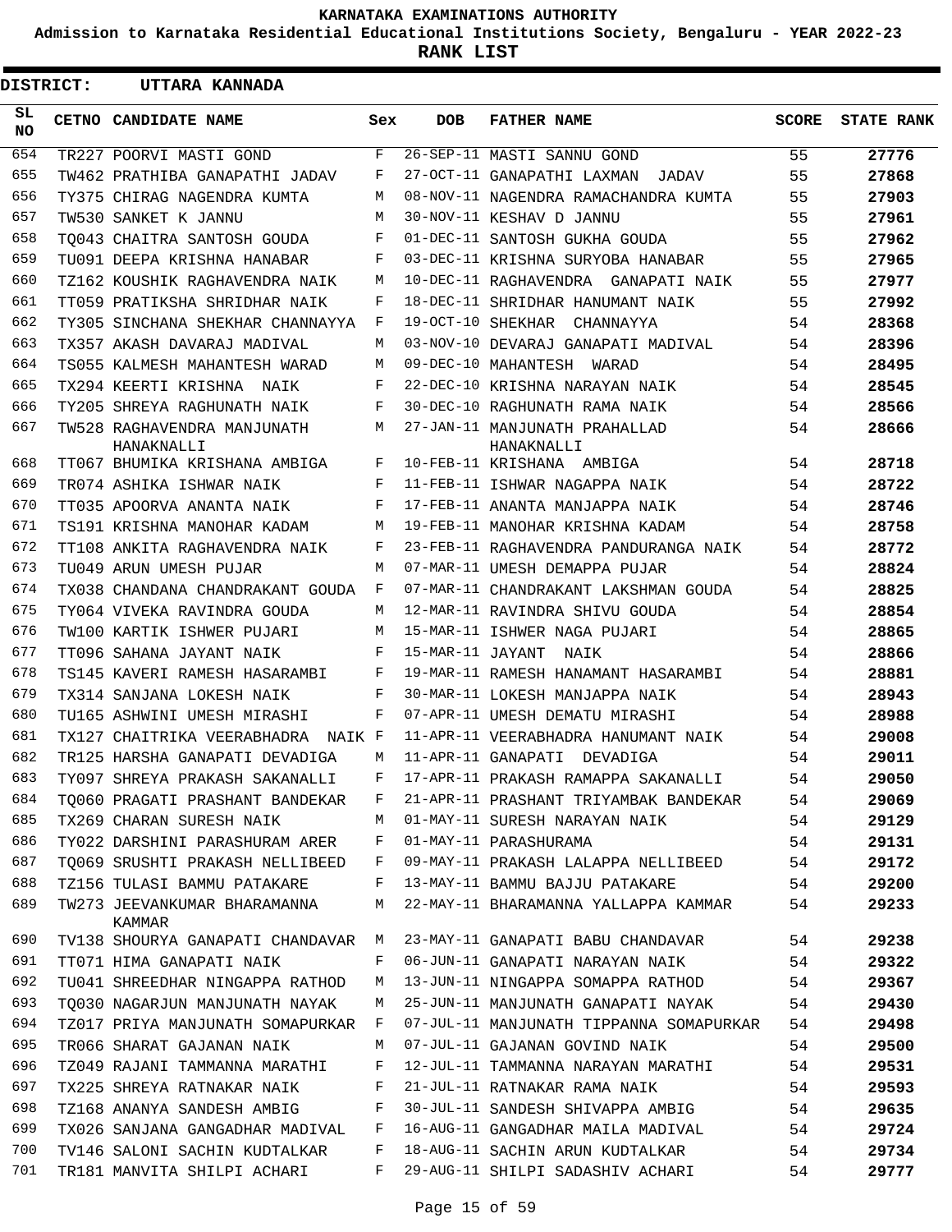# KARNATAKA EXAMINATIONS AUTHORITY

**Admission to Karnataka Residential Educational Institutions Society, Bengaluru - YEAR 2022-23**

**RANK LIST**

**DISTRICT: UTTARA KANNADA**

| SL NO | CETNO | CANDIDATE NAME | Sex | DOB | FATHER NAME | SCORE | STATE RANK |
|---|---|---|---|---|---|---|---|
| 654 | TR227 | POORVI MASTI GOND | F | 26-SEP-11 | MASTI SANNU GOND | 55 | **27776** |
| 655 | TW462 | PRATHIBA GANAPATHI JADAV | F | 27-OCT-11 | GANAPATHI LAXMAN JADAV | 55 | **27868** |
| 656 | TY375 | CHIRAG NAGENDRA KUMTA | M | 08-NOV-11 | NAGENDRA RAMACHANDRA KUMTA | 55 | **27903** |
| 657 | TW530 | SANKET K JANNU | M | 30-NOV-11 | KESHAV D JANNU | 55 | **27961** |
| 658 | TQ043 | CHAITRA SANTOSH GOUDA | F | 01-DEC-11 | SANTOSH GUKHA GOUDA | 55 | **27962** |
| 659 | TU091 | DEEPA KRISHNA HANABAR | F | 03-DEC-11 | KRISHNA SURYOBA HANABAR | 55 | **27965** |
| 660 | TZ162 | KOUSHIK RAGHAVENDRA NAIK | M | 10-DEC-11 | RAGHAVENDRA GANAPATI NAIK | 55 | **27977** |
| 661 | TT059 | PRATIKSHA SHRIDHAR NAIK | F | 18-DEC-11 | SHRIDHAR HANUMANT NAIK | 55 | **27992** |
| 662 | TY305 | SINCHANA SHEKHAR CHANNAYYA | F | 19-OCT-10 | SHEKHAR CHANNAYYA | 54 | **28368** |
| 663 | TX357 | AKASH DAVARAJ MADIVAL | M | 03-NOV-10 | DEVARAJ GANAPATI MADIVAL | 54 | **28396** |
| 664 | TS055 | KALMESH MAHANTESH WARAD | M | 09-DEC-10 | MAHANTESH WARAD | 54 | **28495** |
| 665 | TX294 | KEERTI KRISHNA NAIK | F | 22-DEC-10 | KRISHNA NARAYAN NAIK | 54 | **28545** |
| 666 | TY205 | SHREYA RAGHUNATH NAIK | F | 30-DEC-10 | RAGHUNATH RAMA NAIK | 54 | **28566** |
| 667 | TW528 | RAGHAVENDRA MANJUNATH HANAKNALLI | M | 27-JAN-11 | MANJUNATH PRAHALLAD HANAKNALLI | 54 | **28666** |
| 668 | TT067 | BHUMIKA KRISHANA AMBIGA | F | 10-FEB-11 | KRISHANA AMBIGA | 54 | **28718** |
| 669 | TR074 | ASHIKA ISHWAR NAIK | F | 11-FEB-11 | ISHWAR NAGAPPA NAIK | 54 | **28722** |
| 670 | TT035 | APOORVA ANANTA NAIK | F | 17-FEB-11 | ANANTA MANJAPPA NAIK | 54 | **28746** |
| 671 | TS191 | KRISHNA MANOHAR KADAM | M | 19-FEB-11 | MANOHAR KRISHNA KADAM | 54 | **28758** |
| 672 | TT108 | ANKITA RAGHAVENDRA NAIK | F | 23-FEB-11 | RAGHAVENDRA PANDURANGA NAIK | 54 | **28772** |
| 673 | TU049 | ARUN UMESH PUJAR | M | 07-MAR-11 | UMESH DEMAPPA PUJAR | 54 | **28824** |
| 674 | TX038 | CHANDANA CHANDRAKANT GOUDA | F | 07-MAR-11 | CHANDRAKANT LAKSHMAN GOUDA | 54 | **28825** |
| 675 | TY064 | VIVEKA RAVINDRA GOUDA | M | 12-MAR-11 | RAVINDRA SHIVU GOUDA | 54 | **28854** |
| 676 | TW100 | KARTIK ISHWER PUJARI | M | 15-MAR-11 | ISHWER NAGA PUJARI | 54 | **28865** |
| 677 | TT096 | SAHANA JAYANT NAIK | F | 15-MAR-11 | JAYANT NAIK | 54 | **28866** |
| 678 | TS145 | KAVERI RAMESH HASARAMBI | F | 19-MAR-11 | RAMESH HANAMANT HASARAMBI | 54 | **28881** |
| 679 | TX314 | SANJANA LOKESH NAIK | F | 30-MAR-11 | LOKESH MANJAPPA NAIK | 54 | **28943** |
| 680 | TU165 | ASHWINI UMESH MIRASHI | F | 07-APR-11 | UMESH DEMATU MIRASHI | 54 | **28988** |
| 681 | TX127 | CHAITRIKA VEERABHADRA NAIK | F | 11-APR-11 | VEERABHADRA HANUMANT NAIK | 54 | **29008** |
| 682 | TR125 | HARSHA GANAPATI DEVADIGA | M | 11-APR-11 | GANAPATI DEVADIGA | 54 | **29011** |
| 683 | TY097 | SHREYA PRAKASH SAKANALLI | F | 17-APR-11 | PRAKASH RAMAPPA SAKANALLI | 54 | **29050** |
| 684 | TQ060 | PRAGATI PRASHANT BANDEKAR | F | 21-APR-11 | PRASHANT TRIYAMBAK BANDEKAR | 54 | **29069** |
| 685 | TX269 | CHARAN SURESH NAIK | M | 01-MAY-11 | SURESH NARAYAN NAIK | 54 | **29129** |
| 686 | TY022 | DARSHINI PARASHURAM ARER | F | 01-MAY-11 | PARASHURAMA | 54 | **29131** |
| 687 | TQ069 | SRUSHTI PRAKASH NELLIBEED | F | 09-MAY-11 | PRAKASH LALAPPA NELLIBEED | 54 | **29172** |
| 688 | TZ156 | TULASI BAMMU PATAKARE | F | 13-MAY-11 | BAMMU BAJJU PATAKARE | 54 | **29200** |
| 689 | TW273 | JEEVANKUMAR BHARAMANNA KAMMAR | M | 22-MAY-11 | BHARAMANNA YALLAPPA KAMMAR | 54 | **29233** |
| 690 | TV138 | SHOURYA GANAPATI CHANDAVAR | M | 23-MAY-11 | GANAPATI BABU CHANDAVAR | 54 | **29238** |
| 691 | TT071 | HIMA GANAPATI NAIK | F | 06-JUN-11 | GANAPATI NARAYAN NAIK | 54 | **29322** |
| 692 | TU041 | SHREEDHAR NINGAPPA RATHOD | M | 13-JUN-11 | NINGAPPA SOMAPPA RATHOD | 54 | **29367** |
| 693 | TQ030 | NAGARJUN MANJUNATH NAYAK | M | 25-JUN-11 | MANJUNATH GANAPATI NAYAK | 54 | **29430** |
| 694 | TZ017 | PRIYA MANJUNATH SOMAPURKAR | F | 07-JUL-11 | MANJUNATH TIPPANNA SOMAPURKAR | 54 | **29498** |
| 695 | TR066 | SHARAT GAJANAN NAIK | M | 07-JUL-11 | GAJANAN GOVIND NAIK | 54 | **29500** |
| 696 | TZ049 | RAJANI TAMMANNA MARATHI | F | 12-JUL-11 | TAMMANNA NARAYAN MARATHI | 54 | **29531** |
| 697 | TX225 | SHREYA RATNAKAR NAIK | F | 21-JUL-11 | RATNAKAR RAMA NAIK | 54 | **29593** |
| 698 | TZ168 | ANANYA SANDESH AMBIG | F | 30-JUL-11 | SANDESH SHIVAPPA AMBIG | 54 | **29635** |
| 699 | TX026 | SANJANA GANGADHAR MADIVAL | F | 16-AUG-11 | GANGADHAR MAILA MADIVAL | 54 | **29724** |
| 700 | TV146 | SALONI SACHIN KUDTALKAR | F | 18-AUG-11 | SACHIN ARUN KUDTALKAR | 54 | **29734** |
| 701 | TR181 | MANVITA SHILPI ACHARI | F | 29-AUG-11 | SHILPI SADASHIV ACHARI | 54 | **29777** |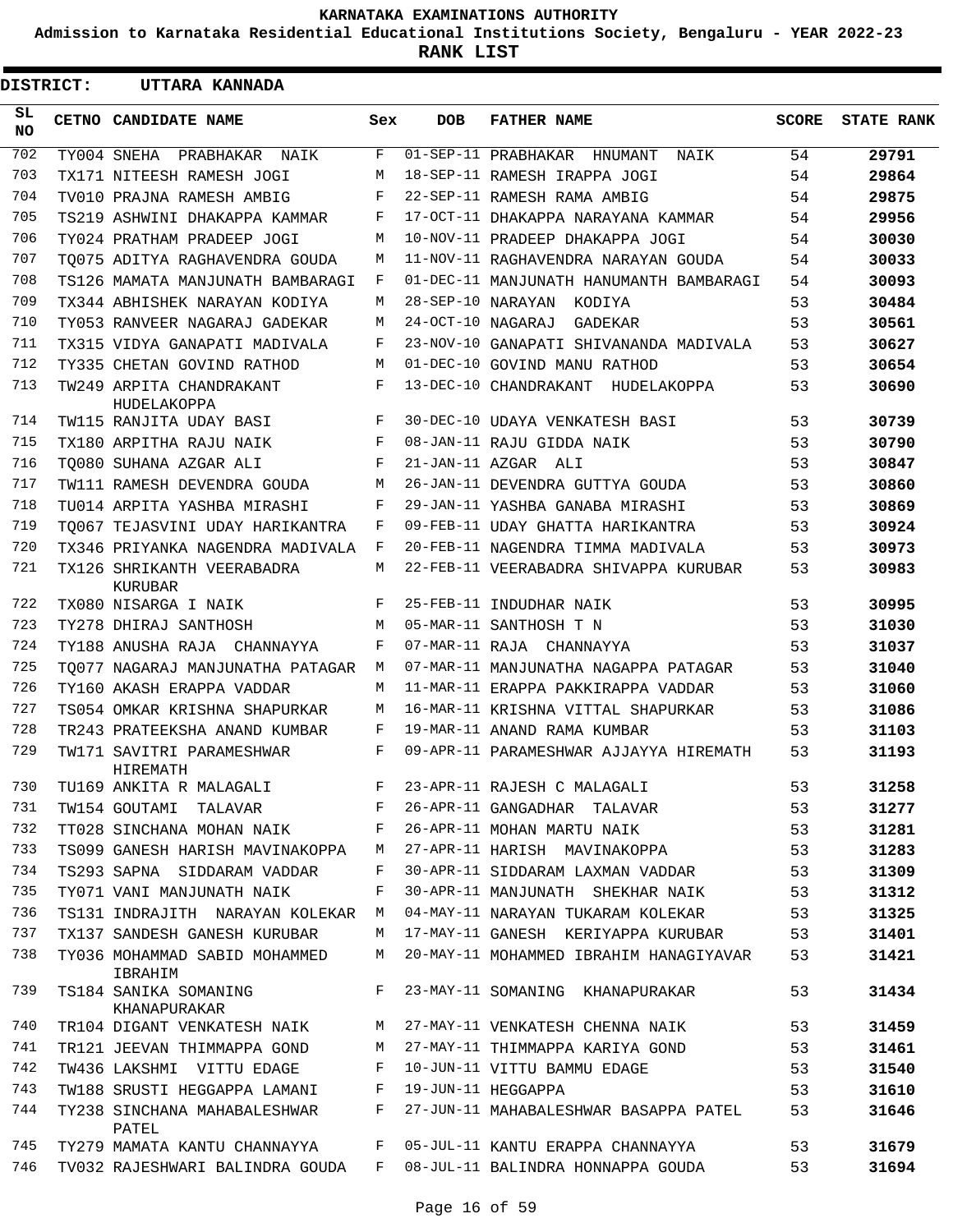# KARNATAKA EXAMINATIONS AUTHORITY

**Admission to Karnataka Residential Educational Institutions Society, Bengaluru - YEAR 2022-23**

**RANK LIST**

**DISTRICT: UTTARA KANNADA**

| SL NO | CETNO | CANDIDATE NAME | Sex | DOB | FATHER NAME | SCORE | STATE RANK |
|---|---|---|---|---|---|---|---|
| 702 | TY004 | SNEHA PRABHAKAR NAIK | F | 01-SEP-11 | PRABHAKAR HNUMANT NAIK | 54 | 29791 |
| 703 | TX171 | NITEESH RAMESH JOGI | M | 18-SEP-11 | RAMESH IRAPPA JOGI | 54 | 29864 |
| 704 | TV010 | PRAJNA RAMESH AMBIG | F | 22-SEP-11 | RAMESH RAMA AMBIG | 54 | 29875 |
| 705 | TS219 | ASHWINI DHAKAPPA KAMMAR | F | 17-OCT-11 | DHAKAPPA NARAYANA KAMMAR | 54 | 29956 |
| 706 | TY024 | PRATHAM PRADEEP JOGI | M | 10-NOV-11 | PRADEEP DHAKAPPA JOGI | 54 | 30030 |
| 707 | TQ075 | ADITYA RAGHAVENDRA GOUDA | M | 11-NOV-11 | RAGHAVENDRA NARAYAN GOUDA | 54 | 30033 |
| 708 | TS126 | MAMATA MANJUNATH BAMBARAGI | F | 01-DEC-11 | MANJUNATH HANUMANTH BAMBARAGI | 54 | 30093 |
| 709 | TX344 | ABHISHEK NARAYAN KODIYA | M | 28-SEP-10 | NARAYAN KODIYA | 53 | 30484 |
| 710 | TY053 | RANVEER NAGARAJ GADEKAR | M | 24-OCT-10 | NAGARAJ GADEKAR | 53 | 30561 |
| 711 | TX315 | VIDYA GANAPATI MADIVALA | F | 23-NOV-10 | GANAPATI SHIVANANDA MADIVALA | 53 | 30627 |
| 712 | TY335 | CHETAN GOVIND RATHOD | M | 01-DEC-10 | GOVIND MANU RATHOD | 53 | 30654 |
| 713 | TW249 | ARPITA CHANDRAKANT HUDELAKOPPA | F | 13-DEC-10 | CHANDRAKANT HUDELAKOPPA | 53 | 30690 |
| 714 | TW115 | RANJITA UDAY BASI | F | 30-DEC-10 | UDAYA VENKATESH BASI | 53 | 30739 |
| 715 | TX180 | ARPITHA RAJU NAIK | F | 08-JAN-11 | RAJU GIDDA NAIK | 53 | 30790 |
| 716 | TQ080 | SUHANA AZGAR ALI | F | 21-JAN-11 | AZGAR ALI | 53 | 30847 |
| 717 | TW111 | RAMESH DEVENDRA GOUDA | M | 26-JAN-11 | DEVENDRA GUTTYA GOUDA | 53 | 30860 |
| 718 | TU014 | ARPITA YASHBA MIRASHI | F | 29-JAN-11 | YASHBA GANABA MIRASHI | 53 | 30869 |
| 719 | TQ067 | TEJASVINI UDAY HARIKANTRA | F | 09-FEB-11 | UDAY GHATTA HARIKANTRA | 53 | 30924 |
| 720 | TX346 | PRIYANKA NAGENDRA MADIVALA | F | 20-FEB-11 | NAGENDRA TIMMA MADIVALA | 53 | 30973 |
| 721 | TX126 | SHRIKANTH VEERABADRA KURUBAR | M | 22-FEB-11 | VEERABADRA SHIVAPPA KURUBAR | 53 | 30983 |
| 722 | TX080 | NISARGA I NAIK | F | 25-FEB-11 | INDUDHAR NAIK | 53 | 30995 |
| 723 | TY278 | DHIRAJ SANTHOSH | M | 05-MAR-11 | SANTHOSH T N | 53 | 31030 |
| 724 | TY188 | ANUSHA RAJA CHANNAYYA | F | 07-MAR-11 | RAJA CHANNAYYA | 53 | 31037 |
| 725 | TQ077 | NAGARAJ MANJUNATHA PATAGAR | M | 07-MAR-11 | MANJUNATHA NAGAPPA PATAGAR | 53 | 31040 |
| 726 | TY160 | AKASH ERAPPA VADDAR | M | 11-MAR-11 | ERAPPA PAKKIRAPPA VADDAR | 53 | 31060 |
| 727 | TS054 | OMKAR KRISHNA SHAPURKAR | M | 16-MAR-11 | KRISHNA VITTAL SHAPURKAR | 53 | 31086 |
| 728 | TR243 | PRATEEKSHA ANAND KUMBAR | F | 19-MAR-11 | ANAND RAMA KUMBAR | 53 | 31103 |
| 729 | TW171 | SAVITRI PARAMESHWAR HIREMATH | F | 09-APR-11 | PARAMESHWAR AJJAYYA HIREMATH | 53 | 31193 |
| 730 | TU169 | ANKITA R MALAGALI | F | 23-APR-11 | RAJESH C MALAGALI | 53 | 31258 |
| 731 | TW154 | GOUTAMI TALAVAR | F | 26-APR-11 | GANGADHAR TALAVAR | 53 | 31277 |
| 732 | TT028 | SINCHANA MOHAN NAIK | F | 26-APR-11 | MOHAN MARTU NAIK | 53 | 31281 |
| 733 | TS099 | GANESH HARISH MAVINAKOPPA | M | 27-APR-11 | HARISH MAVINAKOPPA | 53 | 31283 |
| 734 | TS293 | SAPNA SIDDARAM VADDAR | F | 30-APR-11 | SIDDARAM LAXMAN VADDAR | 53 | 31309 |
| 735 | TY071 | VANI MANJUNATH NAIK | F | 30-APR-11 | MANJUNATH SHEKHAR NAIK | 53 | 31312 |
| 736 | TS131 | INDRAJITH NARAYAN KOLEKAR | M | 04-MAY-11 | NARAYAN TUKARAM KOLEKAR | 53 | 31325 |
| 737 | TX137 | SANDESH GANESH KURUBAR | M | 17-MAY-11 | GANESH KERIYAPPA KURUBAR | 53 | 31401 |
| 738 | TY036 | MOHAMMAD SABID MOHAMMED IBRAHIM | M | 20-MAY-11 | MOHAMMED IBRAHIM HANAGIYAVAR | 53 | 31421 |
| 739 | TS184 | SANIKA SOMANING KHANAPURAKAR | F | 23-MAY-11 | SOMANING KHANAPURAKAR | 53 | 31434 |
| 740 | TR104 | DIGANT VENKATESH NAIK | M | 27-MAY-11 | VENKATESH CHENNA NAIK | 53 | 31459 |
| 741 | TR121 | JEEVAN THIMMAPPA GOND | M | 27-MAY-11 | THIMMAPPA KARIYA GOND | 53 | 31461 |
| 742 | TW436 | LAKSHMI VITTU EDAGE | F | 10-JUN-11 | VITTU BAMMU EDAGE | 53 | 31540 |
| 743 | TW188 | SRUSTI HEGGAPPA LAMANI | F | 19-JUN-11 | HEGGAPPA | 53 | 31610 |
| 744 | TY238 | SINCHANA MAHABALESHWAR PATEL | F | 27-JUN-11 | MAHABALESHWAR BASAPPA PATEL | 53 | 31646 |
| 745 | TY279 | MAMATA KANTU CHANNAYYA | F | 05-JUL-11 | KANTU ERAPPA CHANNAYYA | 53 | 31679 |
| 746 | TV032 | RAJESHWARI BALINDRA GOUDA | F | 08-JUL-11 | BALINDRA HONNAPPA GOUDA | 53 | 31694 |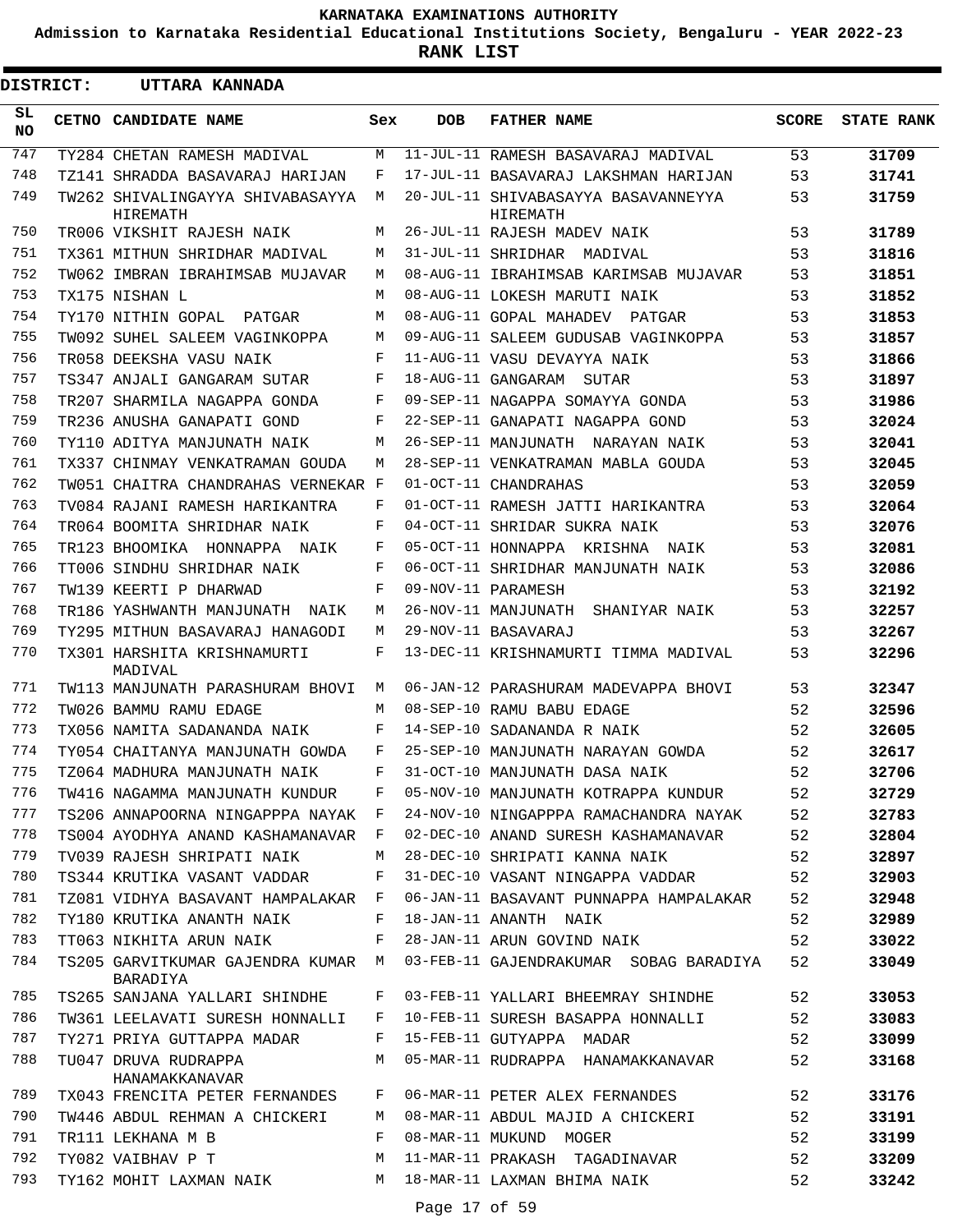**KARNATAKA EXAMINATIONS AUTHORITY**

**Admission to Karnataka Residential Educational Institutions Society, Bengaluru - YEAR 2022-23**

**RANK LIST**

**DISTRICT: UTTARA KANNADA**

| SL NO | CETNO | CANDIDATE NAME | Sex | DOB | FATHER NAME | SCORE | STATE RANK |
|---|---|---|---|---|---|---|---|
| 747 | TY284 | CHETAN RAMESH MADIVAL | M | 11-JUL-11 | RAMESH BASAVARAJ MADIVAL | 53 | 31709 |
| 748 | TZ141 | SHRADDA BASAVARAJ HARIJAN | F | 17-JUL-11 | BASAVARAJ LAKSHMAN HARIJAN | 53 | 31741 |
| 749 | TW262 | SHIVALINGAYYA SHIVABASAYYA HIREMATH | M | 20-JUL-11 | SHIVABASAYYA BASAVANNEYYA HIREMATH | 53 | 31759 |
| 750 | TR006 | VIKSHIT RAJESH NAIK | M | 26-JUL-11 | RAJESH MADEV NAIK | 53 | 31789 |
| 751 | TX361 | MITHUN SHRIDHAR MADIVAL | M | 31-JUL-11 | SHRIDHAR MADIVAL | 53 | 31816 |
| 752 | TW062 | IMBRAN IBRAHIMSAB MUJAVAR | M | 08-AUG-11 | IBRAHIMSAB KARIMSAB MUJAVAR | 53 | 31851 |
| 753 | TX175 | NISHAN L | M | 08-AUG-11 | LOKESH MARUTI NAIK | 53 | 31852 |
| 754 | TY170 | NITHIN GOPAL PATGAR | M | 08-AUG-11 | GOPAL MAHADEV PATGAR | 53 | 31853 |
| 755 | TW092 | SUHEL SALEEM VAGINKOPPA | M | 09-AUG-11 | SALEEM GUDUSAB VAGINKOPPA | 53 | 31857 |
| 756 | TR058 | DEEKSHA VASU NAIK | F | 11-AUG-11 | VASU DEVAYYA NAIK | 53 | 31866 |
| 757 | TS347 | ANJALI GANGARAM SUTAR | F | 18-AUG-11 | GANGARAM SUTAR | 53 | 31897 |
| 758 | TR207 | SHARMILA NAGAPPA GONDA | F | 09-SEP-11 | NAGAPPA SOMAYYA GONDA | 53 | 31986 |
| 759 | TR236 | ANUSHA GANAPATI GOND | F | 22-SEP-11 | GANAPATI NAGAPPA GOND | 53 | 32024 |
| 760 | TY110 | ADITYA MANJUNATH NAIK | M | 26-SEP-11 | MANJUNATH NARAYAN NAIK | 53 | 32041 |
| 761 | TX337 | CHINMAY VENKATRAMAN GOUDA | M | 28-SEP-11 | VENKATRAMAN MABLA GOUDA | 53 | 32045 |
| 762 | TW051 | CHAITRA CHANDRAHAS VERNEKAR | F | 01-OCT-11 | CHANDRAHAS | 53 | 32059 |
| 763 | TV084 | RAJANI RAMESH HARIKANTRA | F | 01-OCT-11 | RAMESH JATTI HARIKANTRA | 53 | 32064 |
| 764 | TR064 | BOOMITA SHRIDHAR NAIK | F | 04-OCT-11 | SHRIDAR SUKRA NAIK | 53 | 32076 |
| 765 | TR123 | BHOOMIKA HONNAPPA NAIK | F | 05-OCT-11 | HONNAPPA KRISHNA NAIK | 53 | 32081 |
| 766 | TT006 | SINDHU SHRIDHAR NAIK | F | 06-OCT-11 | SHRIDHAR MANJUNATH NAIK | 53 | 32086 |
| 767 | TW139 | KEERTI P DHARWAD | F | 09-NOV-11 | PARAMESH | 53 | 32192 |
| 768 | TR186 | YASHWANTH MANJUNATH NAIK | M | 26-NOV-11 | MANJUNATH SHANIYAR NAIK | 53 | 32257 |
| 769 | TY295 | MITHUN BASAVARAJ HANAGODI | M | 29-NOV-11 | BASAVARAJ | 53 | 32267 |
| 770 | TX301 | HARSHITA KRISHNAMURTI MADIVAL | F | 13-DEC-11 | KRISHNAMURTI TIMMA MADIVAL | 53 | 32296 |
| 771 | TW113 | MANJUNATH PARASHURAM BHOVI | M | 06-JAN-12 | PARASHURAM MADEVAPPA BHOVI | 53 | 32347 |
| 772 | TW026 | BAMMU RAMU EDAGE | M | 08-SEP-10 | RAMU BABU EDAGE | 52 | 32596 |
| 773 | TX056 | NAMITA SADANANDA NAIK | F | 14-SEP-10 | SADANANDA R NAIK | 52 | 32605 |
| 774 | TY054 | CHAITANYA MANJUNATH GOWDA | F | 25-SEP-10 | MANJUNATH NARAYAN GOWDA | 52 | 32617 |
| 775 | TZ064 | MADHURA MANJUNATH NAIK | F | 31-OCT-10 | MANJUNATH DASA NAIK | 52 | 32706 |
| 776 | TW416 | NAGAMMA MANJUNATH KUNDUR | F | 05-NOV-10 | MANJUNATH KOTRAPPA KUNDUR | 52 | 32729 |
| 777 | TS206 | ANNAPOORNA NINGAPPPA NAYAK | F | 24-NOV-10 | NINGAPPPA RAMACHANDRA NAYAK | 52 | 32783 |
| 778 | TS004 | AYODHYA ANAND KASHAMANAVAR | F | 02-DEC-10 | ANAND SURESH KASHAMANAVAR | 52 | 32804 |
| 779 | TV039 | RAJESH SHRIPATI NAIK | M | 28-DEC-10 | SHRIPATI KANNA NAIK | 52 | 32897 |
| 780 | TS344 | KRUTIKA VASANT VADDAR | F | 31-DEC-10 | VASANT NINGAPPA VADDAR | 52 | 32903 |
| 781 | TZ081 | VIDHYA BASAVANT HAMPALAKAR | F | 06-JAN-11 | BASAVANT PUNNAPPA HAMPALAKAR | 52 | 32948 |
| 782 | TY180 | KRUTIKA ANANTH NAIK | F | 18-JAN-11 | ANANTH NAIK | 52 | 32989 |
| 783 | TT063 | NIKHITA ARUN NAIK | F | 28-JAN-11 | ARUN GOVIND NAIK | 52 | 33022 |
| 784 | TS205 | GARVITKUMAR GAJENDRA KUMAR BARADIYA | M | 03-FEB-11 | GAJENDRAKUMAR SOBAG BARADIYA | 52 | 33049 |
| 785 | TS265 | SANJANA YALLARI SHINDHE | F | 03-FEB-11 | YALLARI BHEEMRAY SHINDHE | 52 | 33053 |
| 786 | TW361 | LEELAVATI SURESH HONNALLI | F | 10-FEB-11 | SURESH BASAPPA HONNALLI | 52 | 33083 |
| 787 | TY271 | PRIYA GUTTAPPA MADAR | F | 15-FEB-11 | GUTYAPPA MADAR | 52 | 33099 |
| 788 | TU047 | DRUVA RUDRAPPA HANAMAKKANAVAR | M | 05-MAR-11 | RUDRAPPA HANAMAKKANAVAR | 52 | 33168 |
| 789 | TX043 | FRENCITA PETER FERNANDES | F | 06-MAR-11 | PETER ALEX FERNANDES | 52 | 33176 |
| 790 | TW446 | ABDUL REHMAN A CHICKERI | M | 08-MAR-11 | ABDUL MAJID A CHICKERI | 52 | 33191 |
| 791 | TR111 | LEKHANA M B | F | 08-MAR-11 | MUKUND MOGER | 52 | 33199 |
| 792 | TY082 | VAIBHAV P T | M | 11-MAR-11 | PRAKASH TAGADINAVAR | 52 | 33209 |
| 793 | TY162 | MOHIT LAXMAN NAIK | M | 18-MAR-11 | LAXMAN BHIMA NAIK | 52 | 33242 |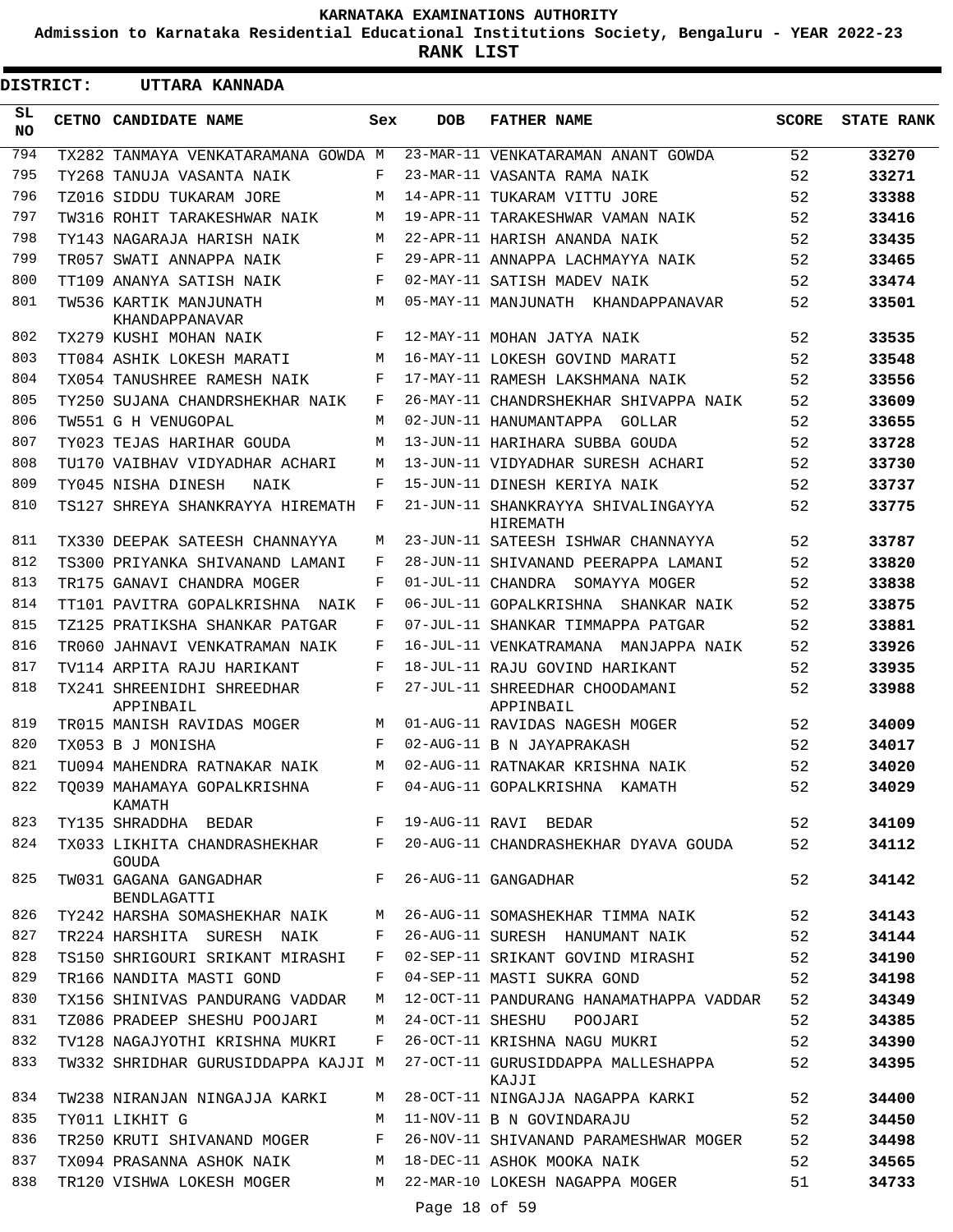# KARNATAKA EXAMINATIONS AUTHORITY

**Admission to Karnataka Residential Educational Institutions Society, Bengaluru - YEAR 2022-23**

**RANK LIST**

**DISTRICT: UTTARA KANNADA**

| SL NO | CETNO | CANDIDATE NAME | Sex | DOB | FATHER NAME | SCORE | STATE RANK |
|---|---|---|---|---|---|---|---|
| 794 | TX282 | TANMAYA VENKATARAMANA GOWDA | M | 23-MAR-11 | VENKATARAMAN ANANT GOWDA | 52 | **33270** |
| 795 | TY268 | TANUJA VASANTA NAIK | F | 23-MAR-11 | VASANTA RAMA NAIK | 52 | **33271** |
| 796 | TZ016 | SIDDU TUKARAM JORE | M | 14-APR-11 | TUKARAM VITTU JORE | 52 | **33388** |
| 797 | TW316 | ROHIT TARAKESHWAR NAIK | M | 19-APR-11 | TARAKESHWAR VAMAN NAIK | 52 | **33416** |
| 798 | TY143 | NAGARAJA HARISH NAIK | M | 22-APR-11 | HARISH ANANDA NAIK | 52 | **33435** |
| 799 | TR057 | SWATI ANNAPPA NAIK | F | 29-APR-11 | ANNAPPA LACHMAYYA NAIK | 52 | **33465** |
| 800 | TT109 | ANANYA SATISH NAIK | F | 02-MAY-11 | SATISH MADEV NAIK | 52 | **33474** |
| 801 | TW536 | KARTIK MANJUNATH KHANDAPPANAVAR | M | 05-MAY-11 | MANJUNATH KHANDAPPANAVAR | 52 | **33501** |
| 802 | TX279 | KUSHI MOHAN NAIK | F | 12-MAY-11 | MOHAN JATYA NAIK | 52 | **33535** |
| 803 | TT084 | ASHIK LOKESH MARATI | M | 16-MAY-11 | LOKESH GOVIND MARATI | 52 | **33548** |
| 804 | TX054 | TANUSHREE RAMESH NAIK | F | 17-MAY-11 | RAMESH LAKSHMANA NAIK | 52 | **33556** |
| 805 | TY250 | SUJANA CHANDRSHEKHAR NAIK | F | 26-MAY-11 | CHANDRSHEKHAR SHIVAPPA NAIK | 52 | **33609** |
| 806 | TW551 | G H VENUGOPAL | M | 02-JUN-11 | HANUMANTAPPA GOLLAR | 52 | **33655** |
| 807 | TY023 | TEJAS HARIHAR GOUDA | M | 13-JUN-11 | HARIHARA SUBBA GOUDA | 52 | **33728** |
| 808 | TU170 | VAIBHAV VIDYADHAR ACHARI | M | 13-JUN-11 | VIDYADHAR SURESH ACHARI | 52 | **33730** |
| 809 | TY045 | NISHA DINESH NAIK | F | 15-JUN-11 | DINESH KERIYA NAIK | 52 | **33737** |
| 810 | TS127 | SHREYA SHANKRAYYA HIREMATH | F | 21-JUN-11 | SHANKRAYYA SHIVALINGAYYA HIREMATH | 52 | **33775** |
| 811 | TX330 | DEEPAK SATEESH CHANNAYYA | M | 23-JUN-11 | SATEESH ISHWAR CHANNAYYA | 52 | **33787** |
| 812 | TS300 | PRIYANKA SHIVANAND LAMANI | F | 28-JUN-11 | SHIVANAND PEERAPPA LAMANI | 52 | **33820** |
| 813 | TR175 | GANAVI CHANDRA MOGER | F | 01-JUL-11 | CHANDRA SOMAYYA MOGER | 52 | **33838** |
| 814 | TT101 | PAVITRA GOPALKRISHNA NAIK | F | 06-JUL-11 | GOPALKRISHNA SHANKAR NAIK | 52 | **33875** |
| 815 | TZ125 | PRATIKSHA SHANKAR PATGAR | F | 07-JUL-11 | SHANKAR TIMMAPPA PATGAR | 52 | **33881** |
| 816 | TR060 | JAHNAVI VENKATRAMAN NAIK | F | 16-JUL-11 | VENKATRAMANA MANJAPPA NAIK | 52 | **33926** |
| 817 | TV114 | ARPITA RAJU HARIKANT | F | 18-JUL-11 | RAJU GOVIND HARIKANT | 52 | **33935** |
| 818 | TX241 | SHREENIDHI SHREEDHAR APPINBAIL | F | 27-JUL-11 | SHREEDHAR CHOODAMANI APPINBAIL | 52 | **33988** |
| 819 | TR015 | MANISH RAVIDAS MOGER | M | 01-AUG-11 | RAVIDAS NAGESH MOGER | 52 | **34009** |
| 820 | TX053 | B J MONISHA | F | 02-AUG-11 | B N JAYAPRAKASH | 52 | **34017** |
| 821 | TU094 | MAHENDRA RATNAKAR NAIK | M | 02-AUG-11 | RATNAKAR KRISHNA NAIK | 52 | **34020** |
| 822 | TQ039 | MAHAMAYA GOPALKRISHNA KAMATH | F | 04-AUG-11 | GOPALKRISHNA KAMATH | 52 | **34029** |
| 823 | TY135 | SHRADDHA BEDAR | F | 19-AUG-11 | RAVI BEDAR | 52 | **34109** |
| 824 | TX033 | LIKHITA CHANDRASHEKHAR GOUDA | F | 20-AUG-11 | CHANDRASHEKHAR DYAVA GOUDA | 52 | **34112** |
| 825 | TW031 | GAGANA GANGADHAR BENDLAGATTI | F | 26-AUG-11 | GANGADHAR | 52 | **34142** |
| 826 | TY242 | HARSHA SOMASHEKHAR NAIK | M | 26-AUG-11 | SOMASHEKHAR TIMMA NAIK | 52 | **34143** |
| 827 | TR224 | HARSHITA SURESH NAIK | F | 26-AUG-11 | SURESH HANUMANT NAIK | 52 | **34144** |
| 828 | TS150 | SHRIGOURI SRIKANT MIRASHI | F | 02-SEP-11 | SRIKANT GOVIND MIRASHI | 52 | **34190** |
| 829 | TR166 | NANDITA MASTI GOND | F | 04-SEP-11 | MASTI SUKRA GOND | 52 | **34198** |
| 830 | TX156 | SHINIVAS PANDURANG VADDAR | M | 12-OCT-11 | PANDURANG HANAMATHAPPA VADDAR | 52 | **34349** |
| 831 | TZ086 | PRADEEP SHESHU POOJARI | M | 24-OCT-11 | SHESHU POOJARI | 52 | **34385** |
| 832 | TV128 | NAGAJYOTHI KRISHNA MUKRI | F | 26-OCT-11 | KRISHNA NAGU MUKRI | 52 | **34390** |
| 833 | TW332 | SHRIDHAR GURUSIDDAPPA KAJJI | M | 27-OCT-11 | GURUSIDDAPPA MALLESHAPPA KAJJI | 52 | **34395** |
| 834 | TW238 | NIRANJAN NINGAJJA KARKI | M | 28-OCT-11 | NINGAJJA NAGAPPA KARKI | 52 | **34400** |
| 835 | TY011 | LIKHIT G | M | 11-NOV-11 | B N GOVINDARAJU | 52 | **34450** |
| 836 | TR250 | KRUTI SHIVANAND MOGER | F | 26-NOV-11 | SHIVANAND PARAMESHWAR MOGER | 52 | **34498** |
| 837 | TX094 | PRASANNA ASHOK NAIK | M | 18-DEC-11 | ASHOK MOOKA NAIK | 52 | **34565** |
| 838 | TR120 | VISHWA LOKESH MOGER | M | 22-MAR-10 | LOKESH NAGAPPA MOGER | 51 | **34733** |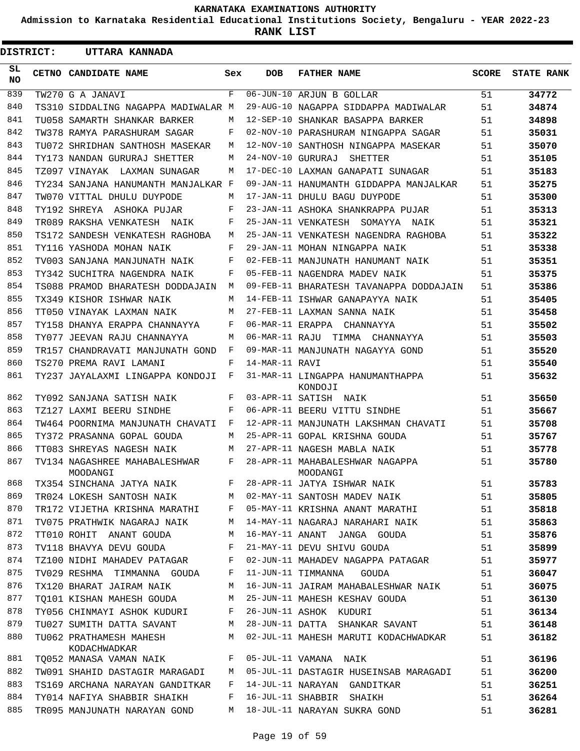KARNATAKA EXAMINATIONS AUTHORITY

Admission to Karnataka Residential Educational Institutions Society, Bengaluru - YEAR 2022-23

RANK LIST

DISTRICT: UTTARA KANNADA

| SL NO | CETNO | CANDIDATE NAME | Sex | DOB | FATHER NAME | SCORE | STATE RANK |
|---|---|---|---|---|---|---|---|
| 839 | TW270 | G A JANAVI | F | 06-JUN-10 | ARJUN B GOLLAR | 51 | 34772 |
| 840 | TS310 | SIDDALING NAGAPPA MADIWALAR | M | 29-AUG-10 | NAGAPPA SIDDAPPA MADIWALAR | 51 | 34874 |
| 841 | TU058 | SAMARTH SHANKAR BARKER | M | 12-SEP-10 | SHANKAR BASAPPA BARKER | 51 | 34898 |
| 842 | TW378 | RAMYA PARASHURAM SAGAR | F | 02-NOV-10 | PARASHURAM NINGAPPA SAGAR | 51 | 35031 |
| 843 | TU072 | SHRIDHAN SANTHOSH MASEKAR | M | 12-NOV-10 | SANTHOSH NINGAPPA MASEKAR | 51 | 35070 |
| 844 | TY173 | NANDAN GURURAJ SHETTER | M | 24-NOV-10 | GURURAJ SHETTER | 51 | 35105 |
| 845 | TZ097 | VINAYAK LAXMAN SUNAGAR | M | 17-DEC-10 | LAXMAN GANAPATI SUNAGAR | 51 | 35183 |
| 846 | TY234 | SANJANA HANUMANTH MANJALKAR | F | 09-JAN-11 | HANUMANTH GIDDAPPA MANJALKAR | 51 | 35275 |
| 847 | TW070 | VITTAL DHULU DUYPODE | M | 17-JAN-11 | DHULU BAGU DUYPODE | 51 | 35300 |
| 848 | TY192 | SHREYA ASHOKA PUJAR | F | 23-JAN-11 | ASHOKA SHANKRAPPA PUJAR | 51 | 35313 |
| 849 | TR089 | RAKSHA VENKATESH NAIK | F | 25-JAN-11 | VENKATESH SOMAYYA NAIK | 51 | 35321 |
| 850 | TS172 | SANDESH VENKATESH RAGHOBA | M | 25-JAN-11 | VENKATESH NAGENDRA RAGHOBA | 51 | 35322 |
| 851 | TY116 | YASHODA MOHAN NAIK | F | 29-JAN-11 | MOHAN NINGAPPA NAIK | 51 | 35338 |
| 852 | TV003 | SANJANA MANJUNATH NAIK | F | 02-FEB-11 | MANJUNATH HANUMANT NAIK | 51 | 35351 |
| 853 | TY342 | SUCHITRA NAGENDRA NAIK | F | 05-FEB-11 | NAGENDRA MADEV NAIK | 51 | 35375 |
| 854 | TS088 | PRAMOD BHARATESH DODDAJAIN | M | 09-FEB-11 | BHARATESH TAVANAPPA DODDAJAIN | 51 | 35386 |
| 855 | TX349 | KISHOR ISHWAR NAIK | M | 14-FEB-11 | ISHWAR GANAPAYYA NAIK | 51 | 35405 |
| 856 | TT050 | VINAYAK LAXMAN NAIK | M | 27-FEB-11 | LAXMAN SANNA NAIK | 51 | 35458 |
| 857 | TY158 | DHANYA ERAPPA CHANNAYYA | F | 06-MAR-11 | ERAPPA CHANNAYYA | 51 | 35502 |
| 858 | TY077 | JEEVAN RAJU CHANNAYYA | M | 06-MAR-11 | RAJU TIMMA CHANNAYYA | 51 | 35503 |
| 859 | TR157 | CHANDRAVATI MANJUNATH GOND | F | 09-MAR-11 | MANJUNATH NAGAYYA GOND | 51 | 35520 |
| 860 | TS270 | PREMA RAVI LAMANI | F | 14-MAR-11 | RAVI | 51 | 35540 |
| 861 | TY237 | JAYALAXMI LINGAPPA KONDOJI | F | 31-MAR-11 | LINGAPPA HANUMANTHAPPA KONDOJI | 51 | 35632 |
| 862 | TY092 | SANJANA SATISH NAIK | F | 03-APR-11 | SATISH NAIK | 51 | 35650 |
| 863 | TZ127 | LAXMI BEERU SINDHE | F | 06-APR-11 | BEERU VITTU SINDHE | 51 | 35667 |
| 864 | TW464 | POORNIMA MANJUNATH CHAVATI | F | 12-APR-11 | MANJUNATH LAKSHMAN CHAVATI | 51 | 35708 |
| 865 | TY372 | PRASANNA GOPAL GOUDA | M | 25-APR-11 | GOPAL KRISHNA GOUDA | 51 | 35767 |
| 866 | TT083 | SHREYAS NAGESH NAIK | M | 27-APR-11 | NAGESH MABLA NAIK | 51 | 35778 |
| 867 | TV134 | NAGASHREE MAHABALESHWAR MOODANGI | F | 28-APR-11 | MAHABALESHWAR NAGAPPA MOODANGI | 51 | 35780 |
| 868 | TX354 | SINCHANA JATYA NAIK | F | 28-APR-11 | JATYA ISHWAR NAIK | 51 | 35783 |
| 869 | TR024 | LOKESH SANTOSH NAIK | M | 02-MAY-11 | SANTOSH MADEV NAIK | 51 | 35805 |
| 870 | TR172 | VIJETHA KRISHNA MARATHI | F | 05-MAY-11 | KRISHNA ANANT MARATHI | 51 | 35818 |
| 871 | TV075 | PRATHWIK NAGARAJ NAIK | M | 14-MAY-11 | NAGARAJ NARAHARI NAIK | 51 | 35863 |
| 872 | TT010 | ROHIT ANANT GOUDA | M | 16-MAY-11 | ANANT JANGA GOUDA | 51 | 35876 |
| 873 | TV118 | BHAVYA DEVU GOUDA | F | 21-MAY-11 | DEVU SHIVU GOUDA | 51 | 35899 |
| 874 | TZ100 | NIDHI MAHADEV PATAGAR | F | 02-JUN-11 | MAHADEV NAGAPPA PATAGAR | 51 | 35977 |
| 875 | TV029 | RESHMA TIMMANNA GOUDA | F | 11-JUN-11 | TIMMANNA GOUDA | 51 | 36047 |
| 876 | TX120 | BHARAT JAIRAM NAIK | M | 16-JUN-11 | JAIRAM MAHABALESHWAR NAIK | 51 | 36075 |
| 877 | TQ101 | KISHAN MAHESH GOUDA | M | 25-JUN-11 | MAHESH KESHAV GOUDA | 51 | 36130 |
| 878 | TY056 | CHINMAYI ASHOK KUDURI | F | 26-JUN-11 | ASHOK KUDURI | 51 | 36134 |
| 879 | TU027 | SUMITH DATTA SAVANT | M | 28-JUN-11 | DATTA SHANKAR SAVANT | 51 | 36148 |
| 880 | TU062 | PRATHAMESH MAHESH KODACHWADKAR | M | 02-JUL-11 | MAHESH MARUTI KODACHWADKAR | 51 | 36182 |
| 881 | TQ052 | MANASA VAMAN NAIK | F | 05-JUL-11 | VAMANA NAIK | 51 | 36196 |
| 882 | TW091 | SHAHID DASTAGIR MARAGADI | M | 05-JUL-11 | DASTAGIR HUSEINSAB MARAGADI | 51 | 36200 |
| 883 | TS169 | ARCHANA NARAYAN GANDITKAR | F | 14-JUL-11 | NARAYAN GANDITKAR | 51 | 36251 |
| 884 | TY014 | NAFIYA SHABBIR SHAIKH | F | 16-JUL-11 | SHABBIR SHAIKH | 51 | 36264 |
| 885 | TR095 | MANJUNATH NARAYAN GOND | M | 18-JUL-11 | NARAYAN SUKRA GOND | 51 | 36281 |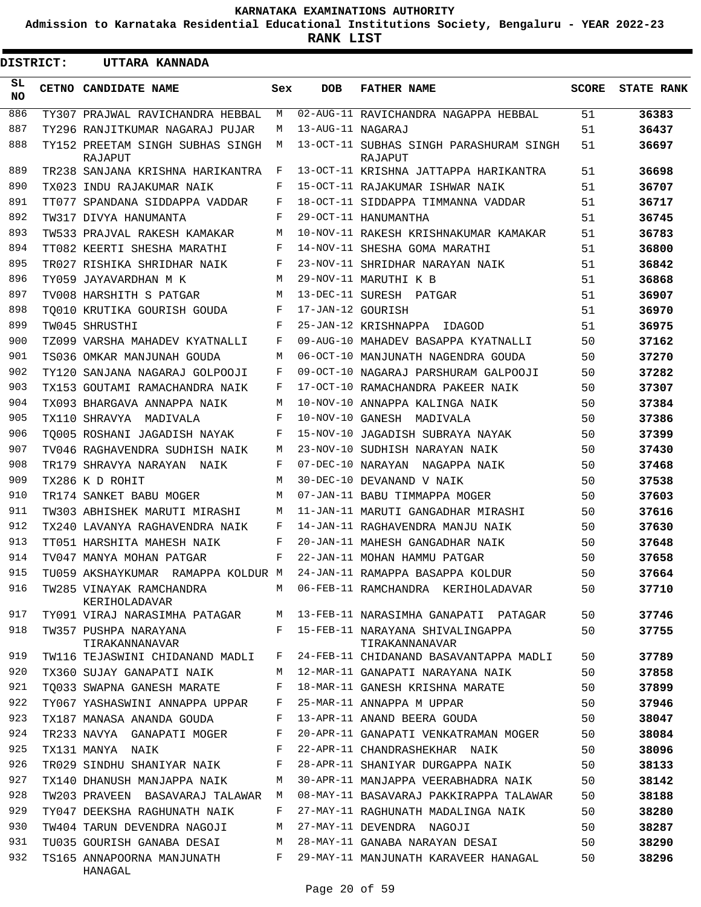KARNATAKA EXAMINATIONS AUTHORITY

Admission to Karnataka Residential Educational Institutions Society, Bengaluru - YEAR 2022-23

**RANK LIST**

**DISTRICT: UTTARA KANNADA**

| SL NO | CETNO | CANDIDATE NAME | Sex | DOB | FATHER NAME | SCORE | STATE RANK |
|---|---|---|---|---|---|---|---|
| 886 | TY307 | PRAJWAL RAVICHANDRA HEBBAL | M | 02-AUG-11 | RAVICHANDRA NAGAPPA HEBBAL | 51 | 36383 |
| 887 | TY296 | RANJITKUMAR NAGARAJ PUJAR | M | 13-AUG-11 | NAGARAJ | 51 | 36437 |
| 888 | TY152 | PREETAM SINGH SUBHAS SINGH RAJAPUT | M | 13-OCT-11 | SUBHAS SINGH PARASHURAM SINGH RAJAPUT | 51 | 36697 |
| 889 | TR238 | SANJANA KRISHNA HARIKANTRA | F | 13-OCT-11 | KRISHNA JATTAPPA HARIKANTRA | 51 | 36698 |
| 890 | TX023 | INDU RAJAKUMAR NAIK | F | 15-OCT-11 | RAJAKUMAR ISHWAR NAIK | 51 | 36707 |
| 891 | TT077 | SPANDANA SIDDAPPA VADDAR | F | 18-OCT-11 | SIDDAPPA TIMMANNA VADDAR | 51 | 36717 |
| 892 | TW317 | DIVYA HANUMANTA | F | 29-OCT-11 | HANUMANTHA | 51 | 36745 |
| 893 | TW533 | PRAJVAL RAKESH KAMAKAR | M | 10-NOV-11 | RAKESH KRISHNAKUMAR KAMAKAR | 51 | 36783 |
| 894 | TT082 | KEERTI SHESHA MARATHI | F | 14-NOV-11 | SHESHA GOMA MARATHI | 51 | 36800 |
| 895 | TR027 | RISHIKA SHRIDHAR NAIK | F | 23-NOV-11 | SHRIDHAR NARAYAN NAIK | 51 | 36842 |
| 896 | TY059 | JAYAVARDHAN M K | M | 29-NOV-11 | MARUTHI K B | 51 | 36868 |
| 897 | TV008 | HARSHITH S PATGAR | M | 13-DEC-11 | SURESH PATGAR | 51 | 36907 |
| 898 | TQ010 | KRUTIKA GOURISH GOUDA | F | 17-JAN-12 | GOURISH | 51 | 36970 |
| 899 | TW045 | SHRUSTHI | F | 25-JAN-12 | KRISHNAPPA IDAGOD | 51 | 36975 |
| 900 | TZ099 | VARSHA MAHADEV KYATNALLI | F | 09-AUG-10 | MAHADEV BASAPPA KYATNALLI | 50 | 37162 |
| 901 | TS036 | OMKAR MANJUNAH GOUDA | M | 06-OCT-10 | MANJUNATH NAGENDRA GOUDA | 50 | 37270 |
| 902 | TY120 | SANJANA NAGARAJ GOLPOOJI | F | 09-OCT-10 | NAGARAJ PARSHURAM GALPOOJI | 50 | 37282 |
| 903 | TX153 | GOUTAMI RAMACHANDRA NAIK | F | 17-OCT-10 | RAMACHANDRA PAKEER NAIK | 50 | 37307 |
| 904 | TX093 | BHARGAVA ANNAPPA NAIK | M | 10-NOV-10 | ANNAPPA KALINGA NAIK | 50 | 37384 |
| 905 | TX110 | SHRAVYA MADIVALA | F | 10-NOV-10 | GANESH MADIVALA | 50 | 37386 |
| 906 | TQ005 | ROSHANI JAGADISH NAYAK | F | 15-NOV-10 | JAGADISH SUBRAYA NAYAK | 50 | 37399 |
| 907 | TV046 | RAGHAVENDRA SUDHISH NAIK | M | 23-NOV-10 | SUDHISH NARAYAN NAIK | 50 | 37430 |
| 908 | TR179 | SHRAVYA NARAYAN NAIK | F | 07-DEC-10 | NARAYAN NAGAPPA NAIK | 50 | 37468 |
| 909 | TX286 | K D ROHIT | M | 30-DEC-10 | DEVANAND V NAIK | 50 | 37538 |
| 910 | TR174 | SANKET BABU MOGER | M | 07-JAN-11 | BABU TIMMAPPA MOGER | 50 | 37603 |
| 911 | TW303 | ABHISHEK MARUTI MIRASHI | M | 11-JAN-11 | MARUTI GANGADHAR MIRASHI | 50 | 37616 |
| 912 | TX240 | LAVANYA RAGHAVENDRA NAIK | F | 14-JAN-11 | RAGHAVENDRA MANJU NAIK | 50 | 37630 |
| 913 | TT051 | HARSHITA MAHESH NAIK | F | 20-JAN-11 | MAHESH GANGADHAR NAIK | 50 | 37648 |
| 914 | TV047 | MANYA MOHAN PATGAR | F | 22-JAN-11 | MOHAN HAMMU PATGAR | 50 | 37658 |
| 915 | TU059 | AKSHAYKUMAR RAMAPPA KOLDUR | M | 24-JAN-11 | RAMAPPA BASAPPA KOLDUR | 50 | 37664 |
| 916 | TW285 | VINAYAK RAMCHANDRA KERIHOLADAVAR | M | 06-FEB-11 | RAMCHANDRA KERIHOLADAVAR | 50 | 37710 |
| 917 | TY091 | VIRAJ NARASIMHA PATAGAR | M | 13-FEB-11 | NARASIMHA GANAPATI PATAGAR | 50 | 37746 |
| 918 | TW357 | PUSHPA NARAYANA TIRAKANNANAVAR | F | 15-FEB-11 | NARAYANA SHIVALINGAPPA TIRAKANNANAVAR | 50 | 37755 |
| 919 | TW116 | TEJASWINI CHIDANAND MADLI | F | 24-FEB-11 | CHIDANAND BASAVANTAPPA MADLI | 50 | 37789 |
| 920 | TX360 | SUJAY GANAPATI NAIK | M | 12-MAR-11 | GANAPATI NARAYANA NAIK | 50 | 37858 |
| 921 | TQ033 | SWAPNA GANESH MARATE | F | 18-MAR-11 | GANESH KRISHNA MARATE | 50 | 37899 |
| 922 | TY067 | YASHASWINI ANNAPPA UPPAR | F | 25-MAR-11 | ANNAPPA M UPPAR | 50 | 37946 |
| 923 | TX187 | MANASA ANANDA GOUDA | F | 13-APR-11 | ANAND BEERA GOUDA | 50 | 38047 |
| 924 | TR233 | NAVYA GANAPATI MOGER | F | 20-APR-11 | GANAPATI VENKATRAMAN MOGER | 50 | 38084 |
| 925 | TX131 | MANYA NAIK | F | 22-APR-11 | CHANDRASHEKHAR NAIK | 50 | 38096 |
| 926 | TR029 | SINDHU SHANIYAR NAIK | F | 28-APR-11 | SHANIYAR DURGAPPA NAIK | 50 | 38133 |
| 927 | TX140 | DHANUSH MANJAPPA NAIK | M | 30-APR-11 | MANJAPPA VEERABHADRA NAIK | 50 | 38142 |
| 928 | TW203 | PRAVEEN BASAVARAJ TALAWAR | M | 08-MAY-11 | BASAVARAJ PAKKIRAPPA TALAWAR | 50 | 38188 |
| 929 | TY047 | DEEKSHA RAGHUNATH NAIK | F | 27-MAY-11 | RAGHUNATH MADALINGA NAIK | 50 | 38280 |
| 930 | TW404 | TARUN DEVENDRA NAGOJI | M | 27-MAY-11 | DEVENDRA NAGOJI | 50 | 38287 |
| 931 | TU035 | GOURISH GANABA DESAI | M | 28-MAY-11 | GANABA NARAYAN DESAI | 50 | 38290 |
| 932 | TS165 | ANNAPOORNA MANJUNATH HANAGAL | F | 29-MAY-11 | MANJUNATH KARAVEER HANAGAL | 50 | 38296 |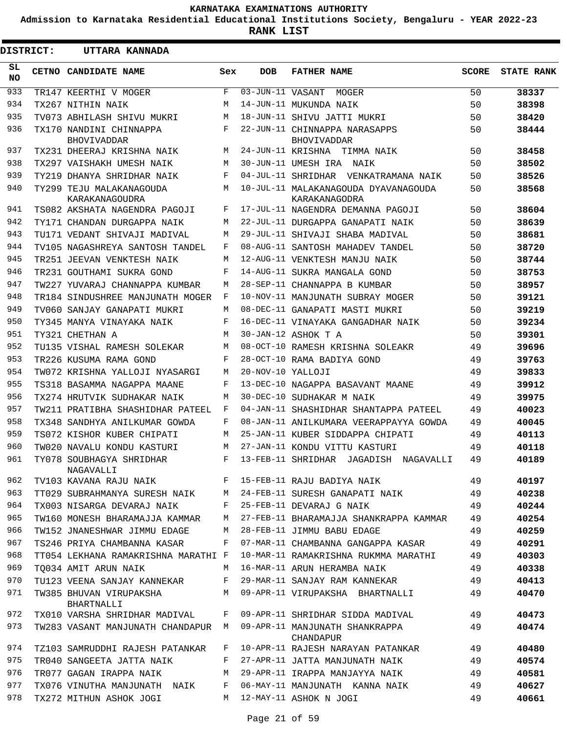# KARNATAKA EXAMINATIONS AUTHORITY

**Admission to Karnataka Residential Educational Institutions Society, Bengaluru - YEAR 2022-23**

**RANK LIST**

**DISTRICT: UTTARA KANNADA**

| SL NO | CETNO | CANDIDATE NAME | Sex | DOB | FATHER NAME | SCORE | STATE RANK |
|---|---|---|---|---|---|---|---|
| 933 | TR147 | KEERTHI V MOGER | F | 03-JUN-11 | VASANT MOGER | 50 | 38337 |
| 934 | TX267 | NITHIN NAIK | M | 14-JUN-11 | MUKUNDA NAIK | 50 | 38398 |
| 935 | TV073 | ABHILASH SHIVU MUKRI | M | 18-JUN-11 | SHIVU JATTI MUKRI | 50 | 38420 |
| 936 | TX170 | NANDINI CHINNAPPA BHOVIVADDAR | F | 22-JUN-11 | CHINNAPPA NARASAPPS BHOVIVADDAR | 50 | 38444 |
| 937 | TX231 | DHEERAJ KRISHNA NAIK | M | 24-JUN-11 | KRISHNA TIMMA NAIK | 50 | 38458 |
| 938 | TX297 | VAISHAKH UMESH NAIK | M | 30-JUN-11 | UMESH IRA NAIK | 50 | 38502 |
| 939 | TY219 | DHANYA SHRIDHAR NAIK | F | 04-JUL-11 | SHRIDHAR VENKATRAMANA NAIK | 50 | 38526 |
| 940 | TY299 | TEJU MALAKANAGOUDA KARAKANAGOUDRA | M | 10-JUL-11 | MALAKANAGOUDA DYAVANAGOUDA KARAKANAGODRA | 50 | 38568 |
| 941 | TS082 | AKSHATA NAGENDRA PAGOJI | F | 17-JUL-11 | NAGENDRA DEMANNA PAGOJI | 50 | 38604 |
| 942 | TY171 | CHANDAN DURGAPPA NAIK | M | 22-JUL-11 | DURGAPPA GANAPATI NAIK | 50 | 38639 |
| 943 | TU171 | VEDANT SHIVAJI MADIVAL | M | 29-JUL-11 | SHIVAJI SHABA MADIVAL | 50 | 38681 |
| 944 | TV105 | NAGASHREYA SANTOSH TANDEL | F | 08-AUG-11 | SANTOSH MAHADEV TANDEL | 50 | 38720 |
| 945 | TR251 | JEEVAN VENKTESH NAIK | M | 12-AUG-11 | VENKTESH MANJU NAIK | 50 | 38744 |
| 946 | TR231 | GOUTHAMI SUKRA GOND | F | 14-AUG-11 | SUKRA MANGALA GOND | 50 | 38753 |
| 947 | TW227 | YUVARAJ CHANNAPPA KUMBAR | M | 28-SEP-11 | CHANNAPPA B KUMBAR | 50 | 38957 |
| 948 | TR184 | SINDUSHREE MANJUNATH MOGER | F | 10-NOV-11 | MANJUNATH SUBRAY MOGER | 50 | 39121 |
| 949 | TV060 | SANJAY GANAPATI MUKRI | M | 08-DEC-11 | GANAPATI MASTI MUKRI | 50 | 39219 |
| 950 | TY345 | MANYA VINAYAKA NAIK | F | 16-DEC-11 | VINAYAKA GANGADHAR NAIK | 50 | 39234 |
| 951 | TY321 | CHETHAN A | M | 30-JAN-12 | ASHOK T A | 50 | 39301 |
| 952 | TU135 | VISHAL RAMESH SOLEKAR | M | 08-OCT-10 | RAMESH KRISHNA SOLEAKR | 49 | 39696 |
| 953 | TR226 | KUSUMA RAMA GOND | F | 28-OCT-10 | RAMA BADIYA GOND | 49 | 39763 |
| 954 | TW072 | KRISHNA YALLOJI NYASARGI | M | 20-NOV-10 | YALLOJI | 49 | 39833 |
| 955 | TS318 | BASAMMA NAGAPPA MAANE | F | 13-DEC-10 | NAGAPPA BASAVANT MAANE | 49 | 39912 |
| 956 | TX274 | HRUTVIK SUDHAKAR NAIK | M | 30-DEC-10 | SUDHAKAR M NAIK | 49 | 39975 |
| 957 | TW211 | PRATIBHA SHASHIDHAR PATEEL | F | 04-JAN-11 | SHASHIDHAR SHANTAPPA PATEEL | 49 | 40023 |
| 958 | TX348 | SANDHYA ANILKUMAR GOWDA | F | 08-JAN-11 | ANILKUMARA VEERAPPAYYA GOWDA | 49 | 40045 |
| 959 | TS072 | KISHOR KUBER CHIPATI | M | 25-JAN-11 | KUBER SIDDAPPA CHIPATI | 49 | 40113 |
| 960 | TW020 | NAVALU KONDU KASTURI | M | 27-JAN-11 | KONDU VITTU KASTURI | 49 | 40118 |
| 961 | TY078 | SOUBHAGYA SHRIDHAR NAGAVALLI | F | 13-FEB-11 | SHRIDHAR JAGADISH NAGAVALLI | 49 | 40189 |
| 962 | TV103 | KAVANA RAJU NAIK | F | 15-FEB-11 | RAJU BADIYA NAIK | 49 | 40197 |
| 963 | TT029 | SUBRAHMANYA SURESH NAIK | M | 24-FEB-11 | SURESH GANAPATI NAIK | 49 | 40238 |
| 964 | TX003 | NISARGA DEVARAJ NAIK | F | 25-FEB-11 | DEVARAJ G NAIK | 49 | 40244 |
| 965 | TW160 | MONESH BHARAMAJJA KAMMAR | M | 27-FEB-11 | BHARAMAJJA SHANKRAPPA KAMMAR | 49 | 40254 |
| 966 | TW152 | JNANESHWAR JIMMU EDAGE | M | 28-FEB-11 | JIMMU BABU EDAGE | 49 | 40259 |
| 967 | TS246 | PRIYA CHAMBANNA KASAR | F | 07-MAR-11 | CHAMBANNA GANGAPPA KASAR | 49 | 40291 |
| 968 | TT054 | LEKHANA RAMAKRISHNA MARATHI | F | 10-MAR-11 | RAMAKRISHNA RUKMMA MARATHI | 49 | 40303 |
| 969 | TQ034 | AMIT ARUN NAIK | M | 16-MAR-11 | ARUN HERAMBA NAIK | 49 | 40338 |
| 970 | TU123 | VEENA SANJAY KANNEKAR | F | 29-MAR-11 | SANJAY RAM KANNEKAR | 49 | 40413 |
| 971 | TW385 | BHUVAN VIRUPAKSHA BHARTNALLI | M | 09-APR-11 | VIRUPAKSHA BHARTNALLI | 49 | 40470 |
| 972 | TX010 | VARSHA SHRIDHAR MADIVAL | F | 09-APR-11 | SHRIDHAR SIDDA MADIVAL | 49 | 40473 |
| 973 | TW283 | VASANT MANJUNATH CHANDAPUR | M | 09-APR-11 | MANJUNATH SHANKRAPPA CHANDAPUR | 49 | 40474 |
| 974 | TZ103 | SAMRUDDHI RAJESH PATANKAR | F | 10-APR-11 | RAJESH NARAYAN PATANKAR | 49 | 40480 |
| 975 | TR040 | SANGEETA JATTA NAIK | F | 27-APR-11 | JATTA MANJUNATH NAIK | 49 | 40574 |
| 976 | TR077 | GAGAN IRAPPA NAIK | M | 29-APR-11 | IRAPPA MANJAYYA NAIK | 49 | 40581 |
| 977 | TX076 | VINUTHA MANJUNATH NAIK | F | 06-MAY-11 | MANJUNATH KANNA NAIK | 49 | 40627 |
| 978 | TX272 | MITHUN ASHOK JOGI | M | 12-MAY-11 | ASHOK N JOGI | 49 | 40661 |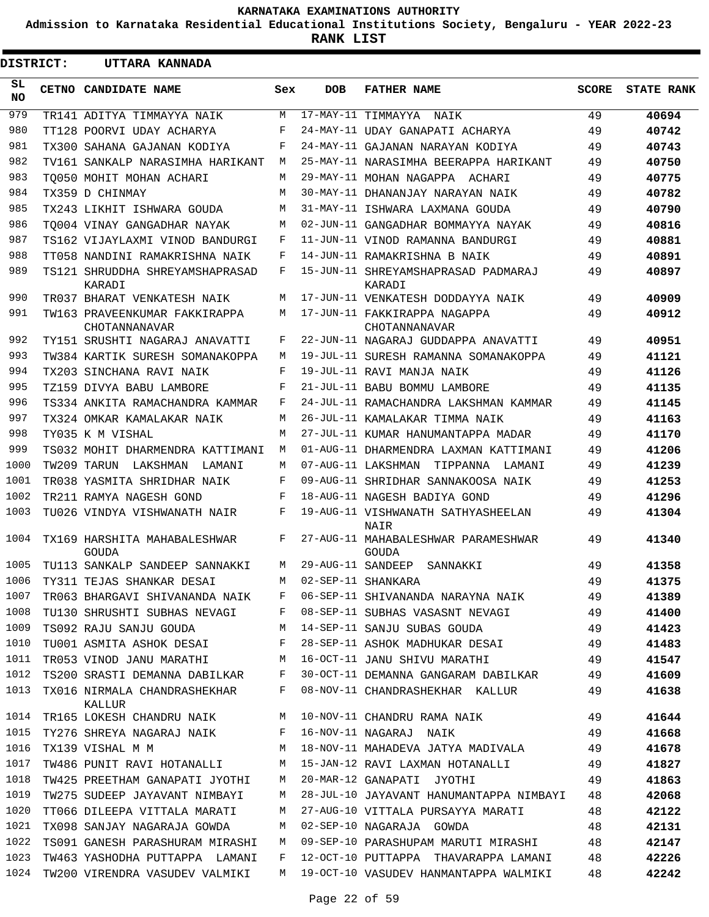**KARNATAKA EXAMINATIONS AUTHORITY**

**Admission to Karnataka Residential Educational Institutions Society, Bengaluru - YEAR 2022-23**

**RANK LIST**

**DISTRICT: UTTARA KANNADA**

| SL NO | CETNO | CANDIDATE NAME | Sex | DOB | FATHER NAME | SCORE | STATE RANK |
|---|---|---|---|---|---|---|---|
| 979 | TR141 | ADITYA TIMMAYYA NAIK | M | 17-MAY-11 | TIMMAYYA NAIK | 49 | **40694** |
| 980 | TT128 | POORVI UDAY ACHARYA | F | 24-MAY-11 | UDAY GANAPATI ACHARYA | 49 | **40742** |
| 981 | TX300 | SAHANA GAJANAN KODIYA | F | 24-MAY-11 | GAJANAN NARAYAN KODIYA | 49 | **40743** |
| 982 | TV161 | SANKALP NARASIMHA HARIKANT | M | 25-MAY-11 | NARASIMHA BEERAPPA HARIKANT | 49 | **40750** |
| 983 | TQ050 | MOHIT MOHAN ACHARI | M | 29-MAY-11 | MOHAN NAGAPPA ACHARI | 49 | **40775** |
| 984 | TX359 | D CHINMAY | M | 30-MAY-11 | DHANANJAY NARAYAN NAIK | 49 | **40782** |
| 985 | TX243 | LIKHIT ISHWARA GOUDA | M | 31-MAY-11 | ISHWARA LAXMANA GOUDA | 49 | **40790** |
| 986 | TQ004 | VINAY GANGADHAR NAYAK | M | 02-JUN-11 | GANGADHAR BOMMAYYA NAYAK | 49 | **40816** |
| 987 | TS162 | VIJAYLAXMI VINOD BANDURGI | F | 11-JUN-11 | VINOD RAMANNA BANDURGI | 49 | **40881** |
| 988 | TT058 | NANDINI RAMAKRISHNA NAIK | F | 14-JUN-11 | RAMAKRISHNA B NAIK | 49 | **40891** |
| 989 | TS121 | SHRUDDHA SHREYAMSHAPRASAD KARADI | F | 15-JUN-11 | SHREYAMSHAPRASAD PADMARAJ KARADI | 49 | **40897** |
| 990 | TR037 | BHARAT VENKATESH NAIK | M | 17-JUN-11 | VENKATESH DODDAYYA NAIK | 49 | **40909** |
| 991 | TW163 | PRAVEENKUMAR FAKKIRAPPA CHOTANNANAVAR | M | 17-JUN-11 | FAKKIRAPPA NAGAPPA CHOTANNANAVAR | 49 | **40912** |
| 992 | TY151 | SRUSHTI NAGARAJ ANAVATTI | F | 22-JUN-11 | NAGARAJ GUDDAPPA ANAVATTI | 49 | **40951** |
| 993 | TW384 | KARTIK SURESH SOMANAKOPPA | M | 19-JUL-11 | SURESH RAMANNA SOMANAKOPPA | 49 | **41121** |
| 994 | TX203 | SINCHANA RAVI NAIK | F | 19-JUL-11 | RAVI MANJA NAIK | 49 | **41126** |
| 995 | TZ159 | DIVYA BABU LAMBORE | F | 21-JUL-11 | BABU BOMMU LAMBORE | 49 | **41135** |
| 996 | TS334 | ANKITA RAMACHANDRA KAMMAR | F | 24-JUL-11 | RAMACHANDRA LAKSHMAN KAMMAR | 49 | **41145** |
| 997 | TX324 | OMKAR KAMALAKAR NAIK | M | 26-JUL-11 | KAMALAKAR TIMMA NAIK | 49 | **41163** |
| 998 | TY035 | K M VISHAL | M | 27-JUL-11 | KUMAR HANUMANTAPPA MADAR | 49 | **41170** |
| 999 | TS032 | MOHIT DHARMENDRA KATTIMANI | M | 01-AUG-11 | DHARMENDRA LAXMAN KATTIMANI | 49 | **41206** |
| 1000 | TW209 | TARUN LAKSHMAN LAMANI | M | 07-AUG-11 | LAKSHMAN TIPPANNA LAMANI | 49 | **41239** |
| 1001 | TR038 | YASMITA SHRIDHAR NAIK | F | 09-AUG-11 | SHRIDHAR SANNAKOOSA NAIK | 49 | **41253** |
| 1002 | TR211 | RAMYA NAGESH GOND | F | 18-AUG-11 | NAGESH BADIYA GOND | 49 | **41296** |
| 1003 | TU026 | VINDYA VISHWANATH NAIR | F | 19-AUG-11 | VISHWANATH SATHYASHEELAN NAIR | 49 | **41304** |
| 1004 | TX169 | HARSHITA MAHABALESHWAR GOUDA | F | 27-AUG-11 | MAHABALESHWAR PARAMESHWAR GOUDA | 49 | **41340** |
| 1005 | TU113 | SANKALP SANDEEP SANNAKKI | M | 29-AUG-11 | SANDEEP SANNAKKI | 49 | **41358** |
| 1006 | TY311 | TEJAS SHANKAR DESAI | M | 02-SEP-11 | SHANKARA | 49 | **41375** |
| 1007 | TR063 | BHARGAVI SHIVANANDA NAIK | F | 06-SEP-11 | SHIVANANDA NARAYNA NAIK | 49 | **41389** |
| 1008 | TU130 | SHRUSHTI SUBHAS NEVAGI | F | 08-SEP-11 | SUBHAS VASASNT NEVAGI | 49 | **41400** |
| 1009 | TS092 | RAJU SANJU GOUDA | M | 14-SEP-11 | SANJU SUBAS GOUDA | 49 | **41423** |
| 1010 | TU001 | ASMITA ASHOK DESAI | F | 28-SEP-11 | ASHOK MADHUKAR DESAI | 49 | **41483** |
| 1011 | TR053 | VINOD JANU MARATHI | M | 16-OCT-11 | JANU SHIVU MARATHI | 49 | **41547** |
| 1012 | TS200 | SRASTI DEMANNA DABILKAR | F | 30-OCT-11 | DEMANNA GANGARAM DABILKAR | 49 | **41609** |
| 1013 | TX016 | NIRMALA CHANDRASHEKHAR KALLUR | F | 08-NOV-11 | CHANDRASHEKHAR KALLUR | 49 | **41638** |
| 1014 | TR165 | LOKESH CHANDRU NAIK | M | 10-NOV-11 | CHANDRU RAMA NAIK | 49 | **41644** |
| 1015 | TY276 | SHREYA NAGARAJ NAIK | F | 16-NOV-11 | NAGARAJ NAIK | 49 | **41668** |
| 1016 | TX139 | VISHAL M M | M | 18-NOV-11 | MAHADEVA JATYA MADIVALA | 49 | **41678** |
| 1017 | TW486 | PUNIT RAVI HOTANALLI | M | 15-JAN-12 | RAVI LAXMAN HOTANALLI | 49 | **41827** |
| 1018 | TW425 | PREETHAM GANAPATI JYOTHI | M | 20-MAR-12 | GANAPATI JYOTHI | 49 | **41863** |
| 1019 | TW275 | SUDEEP JAYAVANT NIMBAYI | M | 28-JUL-10 | JAYAVANT HANUMANTAPPA NIMBAYI | 48 | **42068** |
| 1020 | TT066 | DILEEPA VITTALA MARATI | M | 27-AUG-10 | VITTALA PURSAYYA MARATI | 48 | **42122** |
| 1021 | TX098 | SANJAY NAGARAJA GOWDA | M | 02-SEP-10 | NAGARAJA GOWDA | 48 | **42131** |
| 1022 | TS091 | GANESH PARASHURAM MIRASHI | M | 09-SEP-10 | PARASHUPAM MARUTI MIRASHI | 48 | **42147** |
| 1023 | TW463 | YASHODHA PUTTAPPA LAMANI | F | 12-OCT-10 | PUTTAPPA THAVARAPPA LAMANI | 48 | **42226** |
| 1024 | TW200 | VIRENDRA VASUDEV VALMIKI | M | 19-OCT-10 | VASUDEV HANMANTAPPA WALMIKI | 48 | **42242** |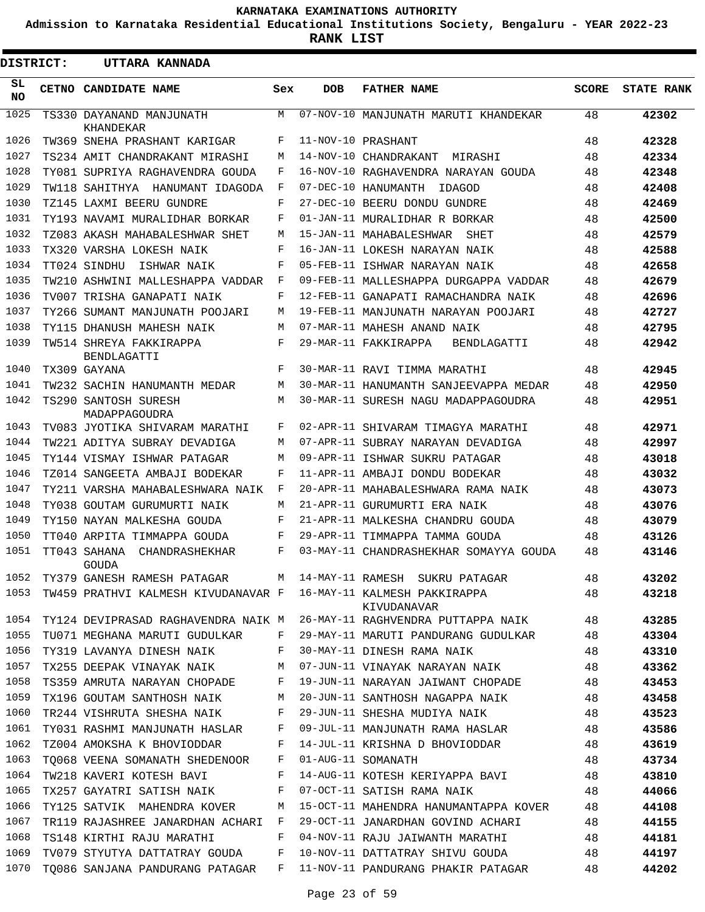KARNATAKA EXAMINATIONS AUTHORITY

Admission to Karnataka Residential Educational Institutions Society, Bengaluru - YEAR 2022-23

**RANK LIST**

**DISTRICT: UTTARA KANNADA**

| SL NO | CETNO | CANDIDATE NAME | Sex | DOB | FATHER NAME | SCORE | STATE RANK |
|---|---|---|---|---|---|---|---|
| 1025 | TS330 | DAYANAND MANJUNATH KHANDEKAR | M | 07-NOV-10 | MANJUNATH MARUTI KHANDEKAR | 48 | 42302 |
| 1026 | TW369 | SNEHA PRASHANT KARIGAR | F | 11-NOV-10 | PRASHANT | 48 | 42328 |
| 1027 | TS234 | AMIT CHANDRAKANT MIRASHI | M | 14-NOV-10 | CHANDRAKANT MIRASHI | 48 | 42334 |
| 1028 | TY081 | SUPRIYA RAGHAVENDRA GOUDA | F | 16-NOV-10 | RAGHAVENDRA NARAYAN GOUDA | 48 | 42348 |
| 1029 | TW118 | SAHITHYA HANUMANT IDAGODA | F | 07-DEC-10 | HANUMANTH IDAGOD | 48 | 42408 |
| 1030 | TZ145 | LAXMI BEERU GUNDRE | F | 27-DEC-10 | BEERU DONDU GUNDRE | 48 | 42469 |
| 1031 | TY193 | NAVAMI MURALIDHAR BORKAR | F | 01-JAN-11 | MURALIDHAR R BORKAR | 48 | 42500 |
| 1032 | TZ083 | AKASH MAHABALESHWAR SHET | M | 15-JAN-11 | MAHABALESHWAR SHET | 48 | 42579 |
| 1033 | TX320 | VARSHA LOKESH NAIK | F | 16-JAN-11 | LOKESH NARAYAN NAIK | 48 | 42588 |
| 1034 | TT024 | SINDHU ISHWAR NAIK | F | 05-FEB-11 | ISHWAR NARAYAN NAIK | 48 | 42658 |
| 1035 | TW210 | ASHWINI MALLESHAPPA VADDAR | F | 09-FEB-11 | MALLESHAPPA DURGAPPA VADDAR | 48 | 42679 |
| 1036 | TV007 | TRISHA GANAPATI NAIK | F | 12-FEB-11 | GANAPATI RAMACHANDRA NAIK | 48 | 42696 |
| 1037 | TY266 | SUMANT MANJUNATH POOJARI | M | 19-FEB-11 | MANJUNATH NARAYAN POOJARI | 48 | 42727 |
| 1038 | TY115 | DHANUSH MAHESH NAIK | M | 07-MAR-11 | MAHESH ANAND NAIK | 48 | 42795 |
| 1039 | TW514 | SHREYA FAKKIRAPPA BENDLAGATTI | F | 29-MAR-11 | FAKKIRAPPA BENDLAGATTI | 48 | 42942 |
| 1040 | TX309 | GAYANA | F | 30-MAR-11 | RAVI TIMMA MARATHI | 48 | 42945 |
| 1041 | TW232 | SACHIN HANUMANTH MEDAR | M | 30-MAR-11 | HANUMANTH SANJEEVAPPA MEDAR | 48 | 42950 |
| 1042 | TS290 | SANTOSH SURESH MADAPPAGOUDRA | M | 30-MAR-11 | SURESH NAGU MADAPPAGOUDRA | 48 | 42951 |
| 1043 | TV083 | JYOTIKA SHIVARAM MARATHI | F | 02-APR-11 | SHIVARAM TIMAGYA MARATHI | 48 | 42971 |
| 1044 | TW221 | ADITYA SUBRAY DEVADIGA | M | 07-APR-11 | SUBRAY NARAYAN DEVADIGA | 48 | 42997 |
| 1045 | TY144 | VISMAY ISHWAR PATAGAR | M | 09-APR-11 | ISHWAR SUKRU PATAGAR | 48 | 43018 |
| 1046 | TZ014 | SANGEETA AMBAJI BODEKAR | F | 11-APR-11 | AMBAJI DONDU BODEKAR | 48 | 43032 |
| 1047 | TY211 | VARSHA MAHABALESHWARA NAIK | F | 20-APR-11 | MAHABALESHWARA RAMA NAIK | 48 | 43073 |
| 1048 | TY038 | GOUTAM GURUMURTI NAIK | M | 21-APR-11 | GURUMURTI ERA NAIK | 48 | 43076 |
| 1049 | TY150 | NAYAN MALKESHA GOUDA | F | 21-APR-11 | MALKESHA CHANDRU GOUDA | 48 | 43079 |
| 1050 | TT040 | ARPITA TIMMAPPA GOUDA | F | 29-APR-11 | TIMMAPPA TAMMA GOUDA | 48 | 43126 |
| 1051 | TT043 | SAHANA CHANDRASHEKHAR GOUDA | F | 03-MAY-11 | CHANDRASHEKHAR SOMAYYA GOUDA | 48 | 43146 |
| 1052 | TY379 | GANESH RAMESH PATAGAR | M | 14-MAY-11 | RAMESH SUKRU PATAGAR | 48 | 43202 |
| 1053 | TW459 | PRATHVI KALMESH KIVUDANAVAR | F | 16-MAY-11 | KALMESH PAKKIRAPPA KIVUDANAVAR | 48 | 43218 |
| 1054 | TY124 | DEVIPRASAD RAGHAVENDRA NAIK | M | 26-MAY-11 | RAGHVENDRA PUTTAPPA NAIK | 48 | 43285 |
| 1055 | TU071 | MEGHANA MARUTI GUDULKAR | F | 29-MAY-11 | MARUTI PANDURANG GUDULKAR | 48 | 43304 |
| 1056 | TY319 | LAVANYA DINESH NAIK | F | 30-MAY-11 | DINESH RAMA NAIK | 48 | 43310 |
| 1057 | TX255 | DEEPAK VINAYAK NAIK | M | 07-JUN-11 | VINAYAK NARAYAN NAIK | 48 | 43362 |
| 1058 | TS359 | AMRUTA NARAYAN CHOPADE | F | 19-JUN-11 | NARAYAN JAIWANT CHOPADE | 48 | 43453 |
| 1059 | TX196 | GOUTAM SANTHOSH NAIK | M | 20-JUN-11 | SANTHOSH NAGAPPA NAIK | 48 | 43458 |
| 1060 | TR244 | VISHRUTA SHESHA NAIK | F | 29-JUN-11 | SHESHA MUDIYA NAIK | 48 | 43523 |
| 1061 | TY031 | RASHMI MANJUNATH HASLAR | F | 09-JUL-11 | MANJUNATH RAMA HASLAR | 48 | 43586 |
| 1062 | TZ004 | AMOKSHA K BHOVIODDAR | F | 14-JUL-11 | KRISHNA D BHOVIODDAR | 48 | 43619 |
| 1063 | TQ068 | VEENA SOMANATH SHEDENOOR | F | 01-AUG-11 | SOMANATH | 48 | 43734 |
| 1064 | TW218 | KAVERI KOTESH BAVI | F | 14-AUG-11 | KOTESH KERIYAPPA BAVI | 48 | 43810 |
| 1065 | TX257 | GAYATRI SATISH NAIK | F | 07-OCT-11 | SATISH RAMA NAIK | 48 | 44066 |
| 1066 | TY125 | SATVIK MAHENDRA KOVER | M | 15-OCT-11 | MAHENDRA HANUMANTAPPA KOVER | 48 | 44108 |
| 1067 | TR119 | RAJASHREE JANARDHAN ACHARI | F | 29-OCT-11 | JANARDHAN GOVIND ACHARI | 48 | 44155 |
| 1068 | TS148 | KIRTHI RAJU MARATHI | F | 04-NOV-11 | RAJU JAIWANTH MARATHI | 48 | 44181 |
| 1069 | TV079 | STYUTYA DATTATRAY GOUDA | F | 10-NOV-11 | DATTATRAY SHIVU GOUDA | 48 | 44197 |
| 1070 | TQ086 | SANJANA PANDURANG PATAGAR | F | 11-NOV-11 | PANDURANG PHAKIR PATAGAR | 48 | 44202 |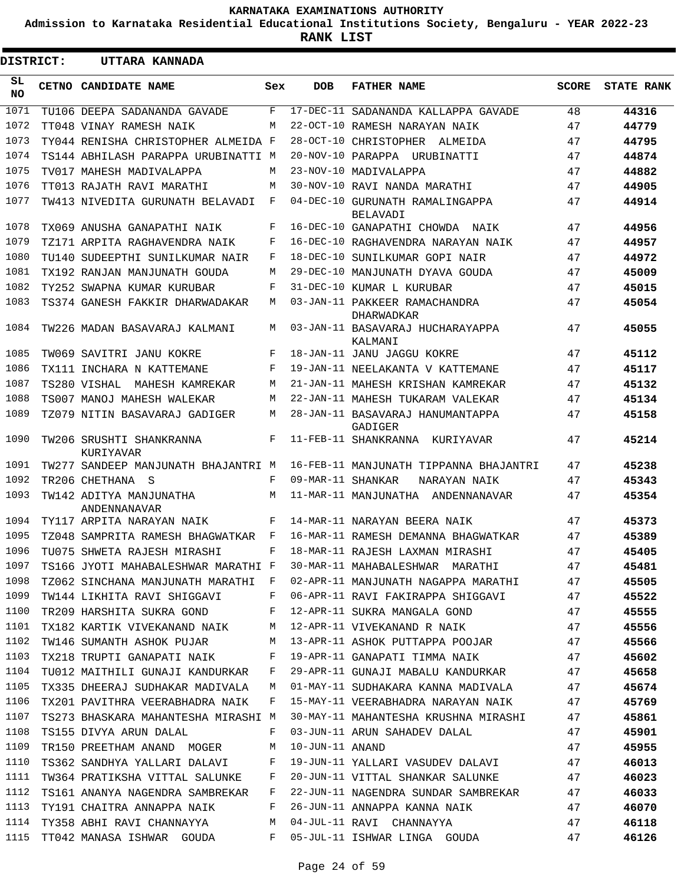# KARNATAKA EXAMINATIONS AUTHORITY

**Admission to Karnataka Residential Educational Institutions Society, Bengaluru - YEAR 2022-23**

**RANK LIST**

**DISTRICT: UTTARA KANNADA**

| SL NO | CETNO | CANDIDATE NAME | Sex | DOB | FATHER NAME | SCORE | STATE RANK |
|---|---|---|---|---|---|---|---|
| 1071 | TU106 | DEEPA SADANANDA GAVADE | F | 17-DEC-11 | SADANANDA KALLAPPA GAVADE | 48 | 44316 |
| 1072 | TT048 | VINAY RAMESH NAIK | M | 22-OCT-10 | RAMESH NARAYAN NAIK | 47 | 44779 |
| 1073 | TY044 | RENISHA CHRISTOPHER ALMEIDA | F | 28-OCT-10 | CHRISTOPHER ALMEIDA | 47 | 44795 |
| 1074 | TS144 | ABHILASH PARAPPA URUBINATTI | M | 20-NOV-10 | PARAPPA URUBINATTI | 47 | 44874 |
| 1075 | TV017 | MAHESH MADIVALAPPA | M | 23-NOV-10 | MADIVALAPPA | 47 | 44882 |
| 1076 | TT013 | RAJATH RAVI MARATHI | M | 30-NOV-10 | RAVI NANDA MARATHI | 47 | 44905 |
| 1077 | TW413 | NIVEDITA GURUNATH BELAVADI | F | 04-DEC-10 | GURUNATH RAMALINGAPPA BELAVADI | 47 | 44914 |
| 1078 | TX069 | ANUSHA GANAPATHI NAIK | F | 16-DEC-10 | GANAPATHI CHOWDA NAIK | 47 | 44956 |
| 1079 | TZ171 | ARPITA RAGHAVENDRA NAIK | F | 16-DEC-10 | RAGHAVENDRA NARAYAN NAIK | 47 | 44957 |
| 1080 | TU140 | SUDEEPTHI SUNILKUMAR NAIR | F | 18-DEC-10 | SUNILKUMAR GOPI NAIR | 47 | 44972 |
| 1081 | TX192 | RANJAN MANJUNATH GOUDA | M | 29-DEC-10 | MANJUNATH DYAVA GOUDA | 47 | 45009 |
| 1082 | TY252 | SWAPNA KUMAR KURUBAR | F | 31-DEC-10 | KUMAR L KURUBAR | 47 | 45015 |
| 1083 | TS374 | GANESH FAKKIR DHARWADAKAR | M | 03-JAN-11 | PAKKEER RAMACHANDRA DHARWADKAR | 47 | 45054 |
| 1084 | TW226 | MADAN BASAVARAJ KALMANI | M | 03-JAN-11 | BASAVARAJ HUCHARAYAPPA KALMANI | 47 | 45055 |
| 1085 | TW069 | SAVITRI JANU KOKRE | F | 18-JAN-11 | JANU JAGGU KOKRE | 47 | 45112 |
| 1086 | TX111 | INCHARA N KATTEMANE | F | 19-JAN-11 | NEELAKANTA V KATTEMANE | 47 | 45117 |
| 1087 | TS280 | VISHAL MAHESH KAMREKAR | M | 21-JAN-11 | MAHESH KRISHAN KAMREKAR | 47 | 45132 |
| 1088 | TS007 | MANOJ MAHESH WALEKAR | M | 22-JAN-11 | MAHESH TUKARAM VALEKAR | 47 | 45134 |
| 1089 | TZ079 | NITIN BASAVARAJ GADIGER | M | 28-JAN-11 | BASAVARAJ HANUMANTAPPA GADIGER | 47 | 45158 |
| 1090 | TW206 | SRUSHTI SHANKRANNA KURIYAVAR | F | 11-FEB-11 | SHANKRANNA KURIYAVAR | 47 | 45214 |
| 1091 | TW277 | SANDEEP MANJUNATH BHAJANTRI | M | 16-FEB-11 | MANJUNATH TIPPANNA BHAJANTRI | 47 | 45238 |
| 1092 | TR206 | CHETHANA S | F | 09-MAR-11 | SHANKAR NARAYAN NAIK | 47 | 45343 |
| 1093 | TW142 | ADITYA MANJUNATHA ANDENNANAVAR | M | 11-MAR-11 | MANJUNATHA ANDENNANAVAR | 47 | 45354 |
| 1094 | TY117 | ARPITA NARAYAN NAIK | F | 14-MAR-11 | NARAYAN BEERA NAIK | 47 | 45373 |
| 1095 | TZ048 | SAMPRITA RAMESH BHAGWATKAR | F | 16-MAR-11 | RAMESH DEMANNA BHAGWATKAR | 47 | 45389 |
| 1096 | TU075 | SHWETA RAJESH MIRASHI | F | 18-MAR-11 | RAJESH LAXMAN MIRASHI | 47 | 45405 |
| 1097 | TS166 | JYOTI MAHABALESHWAR MARATHI | F | 30-MAR-11 | MAHABALESHWAR MARATHI | 47 | 45481 |
| 1098 | TZ062 | SINCHANA MANJUNATH MARATHI | F | 02-APR-11 | MANJUNATH NAGAPPA MARATHI | 47 | 45505 |
| 1099 | TW144 | LIKHITA RAVI SHIGGAVI | F | 06-APR-11 | RAVI FAKIRAPPA SHIGGAVI | 47 | 45522 |
| 1100 | TR209 | HARSHITA SUKRA GOND | F | 12-APR-11 | SUKRA MANGALA GOND | 47 | 45555 |
| 1101 | TX182 | KARTIK VIVEKANAND NAIK | M | 12-APR-11 | VIVEKANAND R NAIK | 47 | 45556 |
| 1102 | TW146 | SUMANTH ASHOK PUJAR | M | 13-APR-11 | ASHOK PUTTAPPA POOJAR | 47 | 45566 |
| 1103 | TX218 | TRUPTI GANAPATI NAIK | F | 19-APR-11 | GANAPATI TIMMA NAIK | 47 | 45602 |
| 1104 | TU012 | MAITHILI GUNAJI KANDURKAR | F | 29-APR-11 | GUNAJI MABALU KANDURKAR | 47 | 45658 |
| 1105 | TX335 | DHEERAJ SUDHAKAR MADIVALA | M | 01-MAY-11 | SUDHAKARA KANNA MADIVALA | 47 | 45674 |
| 1106 | TX201 | PAVITHRA VEERABHADRA NAIK | F | 15-MAY-11 | VEERABHADRA NARAYAN NAIK | 47 | 45769 |
| 1107 | TS273 | BHASKARA MAHANTESHA MIRASHI | M | 30-MAY-11 | MAHANTESHA KRUSHNA MIRASHI | 47 | 45861 |
| 1108 | TS155 | DIVYA ARUN DALAL | F | 03-JUN-11 | ARUN SAHADEV DALAL | 47 | 45901 |
| 1109 | TR150 | PREETHAM ANAND MOGER | M | 10-JUN-11 | ANAND | 47 | 45955 |
| 1110 | TS362 | SANDHYA YALLARI DALAVI | F | 19-JUN-11 | YALLARI VASUDEV DALAVI | 47 | 46013 |
| 1111 | TW364 | PRATIKSHA VITTAL SALUNKE | F | 20-JUN-11 | VITTAL SHANKAR SALUNKE | 47 | 46023 |
| 1112 | TS161 | ANANYA NAGENDRA SAMBREKAR | F | 22-JUN-11 | NAGENDRA SUNDAR SAMBREKAR | 47 | 46033 |
| 1113 | TY191 | CHAITRA ANNAPPA NAIK | F | 26-JUN-11 | ANNAPPA KANNA NAIK | 47 | 46070 |
| 1114 | TY358 | ABHI RAVI CHANNAYYA | M | 04-JUL-11 | RAVI CHANNAYYA | 47 | 46118 |
| 1115 | TT042 | MANASA ISHWAR GOUDA | F | 05-JUL-11 | ISHWAR LINGA GOUDA | 47 | 46126 |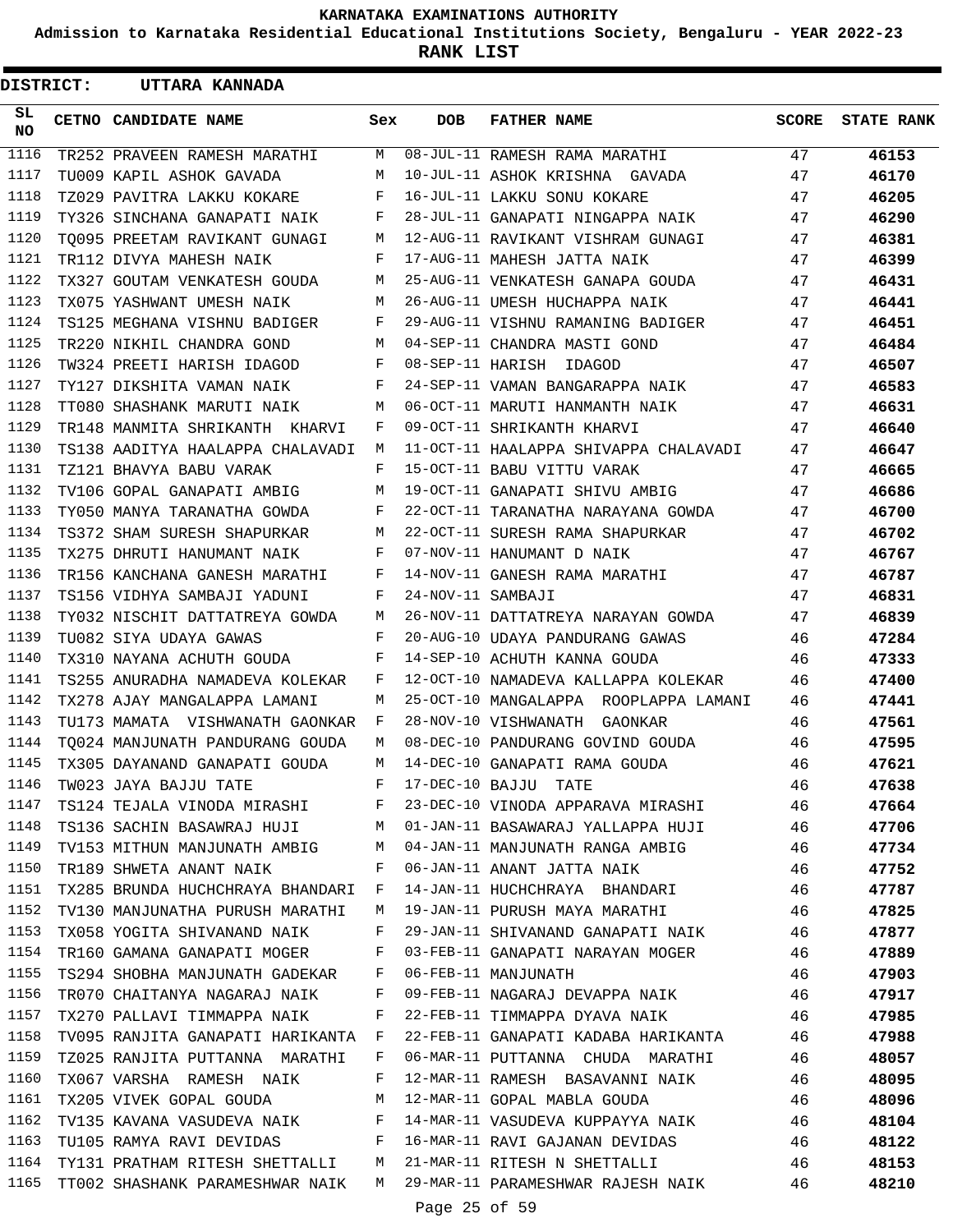# KARNATAKA EXAMINATIONS AUTHORITY

**Admission to Karnataka Residential Educational Institutions Society, Bengaluru - YEAR 2022-23**

**RANK LIST**

**DISTRICT: UTTARA KANNADA**

| SL NO | CETNO | CANDIDATE NAME | Sex | DOB | FATHER NAME | SCORE | STATE RANK |
|---|---|---|---|---|---|---|---|
| 1116 | TR252 | PRAVEEN RAMESH MARATHI | M | 08-JUL-11 | RAMESH RAMA MARATHI | 47 | 46153 |
| 1117 | TU009 | KAPIL ASHOK GAVADA | M | 10-JUL-11 | ASHOK KRISHNA GAVADA | 47 | 46170 |
| 1118 | TZ029 | PAVITRA LAKKU KOKARE | F | 16-JUL-11 | LAKKU SONU KOKARE | 47 | 46205 |
| 1119 | TY326 | SINCHANA GANAPATI NAIK | F | 28-JUL-11 | GANAPATI NINGAPPA NAIK | 47 | 46290 |
| 1120 | TQ095 | PREETAM RAVIKANT GUNAGI | M | 12-AUG-11 | RAVIKANT VISHRAM GUNAGI | 47 | 46381 |
| 1121 | TR112 | DIVYA MAHESH NAIK | F | 17-AUG-11 | MAHESH JATTA NAIK | 47 | 46399 |
| 1122 | TX327 | GOUTAM VENKATESH GOUDA | M | 25-AUG-11 | VENKATESH GANAPA GOUDA | 47 | 46431 |
| 1123 | TX075 | YASHWANT UMESH NAIK | M | 26-AUG-11 | UMESH HUCHAPPA NAIK | 47 | 46441 |
| 1124 | TS125 | MEGHANA VISHNU BADIGER | F | 29-AUG-11 | VISHNU RAMANING BADIGER | 47 | 46451 |
| 1125 | TR220 | NIKHIL CHANDRA GOND | M | 04-SEP-11 | CHANDRA MASTI GOND | 47 | 46484 |
| 1126 | TW324 | PREETI HARISH IDAGOD | F | 08-SEP-11 | HARISH IDAGOD | 47 | 46507 |
| 1127 | TY127 | DIKSHITA VAMAN NAIK | F | 24-SEP-11 | VAMAN BANGARAPPA NAIK | 47 | 46583 |
| 1128 | TT080 | SHASHANK MARUTI NAIK | M | 06-OCT-11 | MARUTI HANMANTH NAIK | 47 | 46631 |
| 1129 | TR148 | MANMITA SHRIKANTH KHARVI | F | 09-OCT-11 | SHRIKANTH KHARVI | 47 | 46640 |
| 1130 | TS138 | AADITYA HAALAPPA CHALAVADI | M | 11-OCT-11 | HAALAPPA SHIVAPPA CHALAVADI | 47 | 46647 |
| 1131 | TZ121 | BHAVYA BABU VARAK | F | 15-OCT-11 | BABU VITTU VARAK | 47 | 46665 |
| 1132 | TV106 | GOPAL GANAPATI AMBIG | M | 19-OCT-11 | GANAPATI SHIVU AMBIG | 47 | 46686 |
| 1133 | TY050 | MANYA TARANATHA GOWDA | F | 22-OCT-11 | TARANATHA NARAYANA GOWDA | 47 | 46700 |
| 1134 | TS372 | SHAM SURESH SHAPURKAR | M | 22-OCT-11 | SURESH RAMA SHAPURKAR | 47 | 46702 |
| 1135 | TX275 | DHRUTI HANUMANT NAIK | F | 07-NOV-11 | HANUMANT D NAIK | 47 | 46767 |
| 1136 | TR156 | KANCHANA GANESH MARATHI | F | 14-NOV-11 | GANESH RAMA MARATHI | 47 | 46787 |
| 1137 | TS156 | VIDHYA SAMBAJI YADUNI | F | 24-NOV-11 | SAMBAJI | 47 | 46831 |
| 1138 | TY032 | NISCHIT DATTATREYA GOWDA | M | 26-NOV-11 | DATTATREYA NARAYAN GOWDA | 47 | 46839 |
| 1139 | TU082 | SIYA UDAYA GAWAS | F | 20-AUG-10 | UDAYA PANDURANG GAWAS | 46 | 47284 |
| 1140 | TX310 | NAYANA ACHUTH GOUDA | F | 14-SEP-10 | ACHUTH KANNA GOUDA | 46 | 47333 |
| 1141 | TS255 | ANURADHA NAMADEVA KOLEKAR | F | 12-OCT-10 | NAMADEVA KALLAPPA KOLEKAR | 46 | 47400 |
| 1142 | TX278 | AJAY MANGALAPPA LAMANI | M | 25-OCT-10 | MANGALAPPA ROOPLAPPA LAMANI | 46 | 47441 |
| 1143 | TU173 | MAMATA VISHWANATH GAONKAR | F | 28-NOV-10 | VISHWANATH GAONKAR | 46 | 47561 |
| 1144 | TQ024 | MANJUNATH PANDURANG GOUDA | M | 08-DEC-10 | PANDURANG GOVIND GOUDA | 46 | 47595 |
| 1145 | TX305 | DAYANAND GANAPATI GOUDA | M | 14-DEC-10 | GANAPATI RAMA GOUDA | 46 | 47621 |
| 1146 | TW023 | JAYA BAJJU TATE | F | 17-DEC-10 | BAJJU TATE | 46 | 47638 |
| 1147 | TS124 | TEJALA VINODA MIRASHI | F | 23-DEC-10 | VINODA APPARAVA MIRASHI | 46 | 47664 |
| 1148 | TS136 | SACHIN BASAWRAJ HUJI | M | 01-JAN-11 | BASAWARAJ YALLAPPA HUJI | 46 | 47706 |
| 1149 | TV153 | MITHUN MANJUNATH AMBIG | M | 04-JAN-11 | MANJUNATH RANGA AMBIG | 46 | 47734 |
| 1150 | TR189 | SHWETA ANANT NAIK | F | 06-JAN-11 | ANANT JATTA NAIK | 46 | 47752 |
| 1151 | TX285 | BRUNDA HUCHCHRAYA BHANDARI | F | 14-JAN-11 | HUCHCHRAYA BHANDARI | 46 | 47787 |
| 1152 | TV130 | MANJUNATHA PURUSH MARATHI | M | 19-JAN-11 | PURUSH MAYA MARATHI | 46 | 47825 |
| 1153 | TX058 | YOGITA SHIVANAND NAIK | F | 29-JAN-11 | SHIVANAND GANAPATI NAIK | 46 | 47877 |
| 1154 | TR160 | GAMANA GANAPATI MOGER | F | 03-FEB-11 | GANAPATI NARAYAN MOGER | 46 | 47889 |
| 1155 | TS294 | SHOBHA MANJUNATH GADEKAR | F | 06-FEB-11 | MANJUNATH | 46 | 47903 |
| 1156 | TR070 | CHAITANYA NAGARAJ NAIK | F | 09-FEB-11 | NAGARAJ DEVAPPA NAIK | 46 | 47917 |
| 1157 | TX270 | PALLAVI TIMMAPPA NAIK | F | 22-FEB-11 | TIMMAPPA DYAVA NAIK | 46 | 47985 |
| 1158 | TV095 | RANJITA GANAPATI HARIKANTA | F | 22-FEB-11 | GANAPATI KADABA HARIKANTA | 46 | 47988 |
| 1159 | TZ025 | RANJITA PUTTANNA MARATHI | F | 06-MAR-11 | PUTTANNA CHUDA MARATHI | 46 | 48057 |
| 1160 | TX067 | VARSHA RAMESH NAIK | F | 12-MAR-11 | RAMESH BASAVANNI NAIK | 46 | 48095 |
| 1161 | TX205 | VIVEK GOPAL GOUDA | M | 12-MAR-11 | GOPAL MABLA GOUDA | 46 | 48096 |
| 1162 | TV135 | KAVANA VASUDEVA NAIK | F | 14-MAR-11 | VASUDEVA KUPPAYYA NAIK | 46 | 48104 |
| 1163 | TU105 | RAMYA RAVI DEVIDAS | F | 16-MAR-11 | RAVI GAJANAN DEVIDAS | 46 | 48122 |
| 1164 | TY131 | PRATHAM RITESH SHETTALLI | M | 21-MAR-11 | RITESH N SHETTALLI | 46 | 48153 |
| 1165 | TT002 | SHASHANK PARAMESHWAR NAIK | M | 29-MAR-11 | PARAMESHWAR RAJESH NAIK | 46 | 48210 |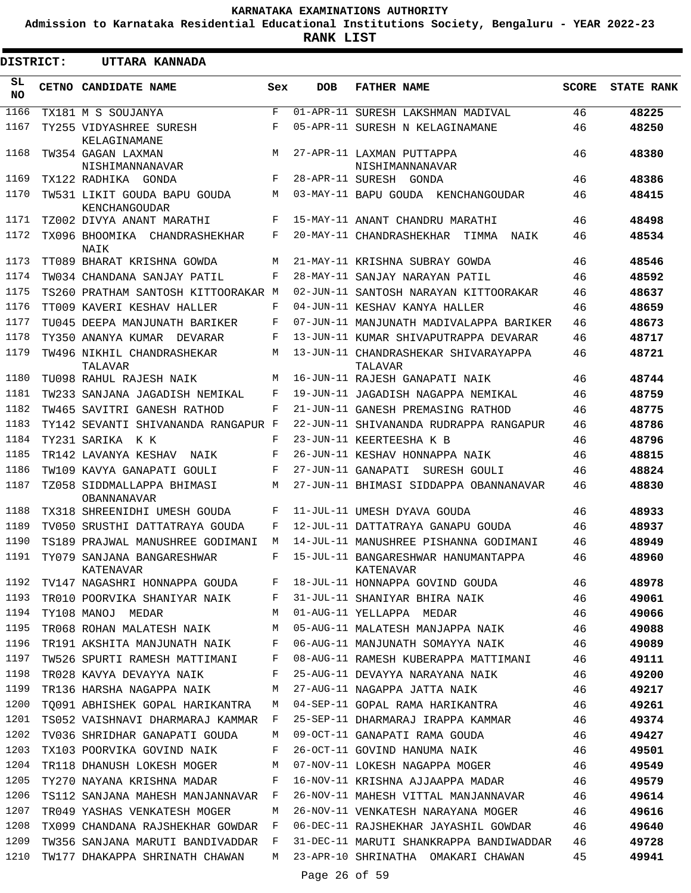**KARNATAKA EXAMINATIONS AUTHORITY**

**Admission to Karnataka Residential Educational Institutions Society, Bengaluru - YEAR 2022-23**

**RANK LIST**

**DISTRICT: UTTARA KANNADA**

| SL NO | CETNO | CANDIDATE NAME | Sex | DOB | FATHER NAME | SCORE | STATE RANK |
|---|---|---|---|---|---|---|---|
| 1166 | TX181 | M S SOUJANYA | F | 01-APR-11 | SURESH LAKSHMAN MADIVAL | 46 | **48225** |
| 1167 | TY255 | VIDYASHREE SURESH KELAGINAMANE | F | 05-APR-11 | SURESH N KELAGINAMANE | 46 | **48250** |
| 1168 | TW354 | GAGAN LAXMAN NISHIMANNANAVAR | M | 27-APR-11 | LAXMAN PUTTAPPA NISHIMANNANAVAR | 46 | **48380** |
| 1169 | TX122 | RADHIKA GONDA | F | 28-APR-11 | SURESH GONDA | 46 | **48386** |
| 1170 | TW531 | LIKIT GOUDA BAPU GOUDA KENCHANGOUDAR | M | 03-MAY-11 | BAPU GOUDA KENCHANGOUDAR | 46 | **48415** |
| 1171 | TZ002 | DIVYA ANANT MARATHI | F | 15-MAY-11 | ANANT CHANDRU MARATHI | 46 | **48498** |
| 1172 | TX096 | BHOOMIKA CHANDRASHEKHAR NAIK | F | 20-MAY-11 | CHANDRASHEKHAR TIMMA NAIK | 46 | **48534** |
| 1173 | TT089 | BHARAT KRISHNA GOWDA | M | 21-MAY-11 | KRISHNA SUBRAY GOWDA | 46 | **48546** |
| 1174 | TW034 | CHANDANA SANJAY PATIL | F | 28-MAY-11 | SANJAY NARAYAN PATIL | 46 | **48592** |
| 1175 | TS260 | PRATHAM SANTOSH KITTOORAKAR | M | 02-JUN-11 | SANTOSH NARAYAN KITTOORAKAR | 46 | **48637** |
| 1176 | TT009 | KAVERI KESHAV HALLER | F | 04-JUN-11 | KESHAV KANYA HALLER | 46 | **48659** |
| 1177 | TU045 | DEEPA MANJUNATH BARIKER | F | 07-JUN-11 | MANJUNATH MADIVALAPPA BARIKER | 46 | **48673** |
| 1178 | TY350 | ANANYA KUMAR DEVARAR | F | 13-JUN-11 | KUMAR SHIVAPUTRAPPA DEVARAR | 46 | **48717** |
| 1179 | TW496 | NIKHIL CHANDRASHEKAR TALAVAR | M | 13-JUN-11 | CHANDRASHEKAR SHIVARAYAPPA TALAVAR | 46 | **48721** |
| 1180 | TU098 | RAHUL RAJESH NAIK | M | 16-JUN-11 | RAJESH GANAPATI NAIK | 46 | **48744** |
| 1181 | TW233 | SANJANA JAGADISH NEMIKAL | F | 19-JUN-11 | JAGADISH NAGAPPA NEMIKAL | 46 | **48759** |
| 1182 | TW465 | SAVITRI GANESH RATHOD | F | 21-JUN-11 | GANESH PREMASING RATHOD | 46 | **48775** |
| 1183 | TY142 | SEVANTI SHIVANANDA RANGAPUR | F | 22-JUN-11 | SHIVANANDA RUDRAPPA RANGAPUR | 46 | **48786** |
| 1184 | TY231 | SARIKA K K | F | 23-JUN-11 | KEERTEESHA K B | 46 | **48796** |
| 1185 | TR142 | LAVANYA KESHAV NAIK | F | 26-JUN-11 | KESHAV HONNAPPA NAIK | 46 | **48815** |
| 1186 | TW109 | KAVYA GANAPATI GOULI | F | 27-JUN-11 | GANAPATI SURESH GOULI | 46 | **48824** |
| 1187 | TZ058 | SIDDMALLAPPA BHIMASI OBANNANAVAR | M | 27-JUN-11 | BHIMASI SIDDAPPA OBANNANAVAR | 46 | **48830** |
| 1188 | TX318 | SHREENIDHI UMESH GOUDA | F | 11-JUL-11 | UMESH DYAVA GOUDA | 46 | **48933** |
| 1189 | TV050 | SRUSTHI DATTATRAYA GOUDA | F | 12-JUL-11 | DATTATRAYA GANAPU GOUDA | 46 | **48937** |
| 1190 | TS189 | PRAJWAL MANUSHREE GODIMANI | M | 14-JUL-11 | MANUSHREE PISHANNA GODIMANI | 46 | **48949** |
| 1191 | TY079 | SANJANA BANGARESHWAR KATENAVAR | F | 15-JUL-11 | BANGARESHWAR HANUMANTAPPA KATENAVAR | 46 | **48960** |
| 1192 | TV147 | NAGASHRI HONNAPPA GOUDA | F | 18-JUL-11 | HONNAPPA GOVIND GOUDA | 46 | **48978** |
| 1193 | TR010 | POORVIKA SHANIYAR NAIK | F | 31-JUL-11 | SHANIYAR BHIRA NAIK | 46 | **49061** |
| 1194 | TY108 | MANOJ MEDAR | M | 01-AUG-11 | YELLAPPA MEDAR | 46 | **49066** |
| 1195 | TR068 | ROHAN MALATESH NAIK | M | 05-AUG-11 | MALATESH MANJAPPA NAIK | 46 | **49088** |
| 1196 | TR191 | AKSHITA MANJUNATH NAIK | F | 06-AUG-11 | MANJUNATH SOMAYYA NAIK | 46 | **49089** |
| 1197 | TW526 | SPURTI RAMESH MATTIMANI | F | 08-AUG-11 | RAMESH KUBERAPPA MATTIMANI | 46 | **49111** |
| 1198 | TR028 | KAVYA DEVAYYA NAIK | F | 25-AUG-11 | DEVAYYA NARAYANA NAIK | 46 | **49200** |
| 1199 | TR136 | HARSHA NAGAPPA NAIK | M | 27-AUG-11 | NAGAPPA JATTA NAIK | 46 | **49217** |
| 1200 | TQ091 | ABHISHEK GOPAL HARIKANTRA | M | 04-SEP-11 | GOPAL RAMA HARIKANTRA | 46 | **49261** |
| 1201 | TS052 | VAISHNAVI DHARMARAJ KAMMAR | F | 25-SEP-11 | DHARMARAJ IRAPPA KAMMAR | 46 | **49374** |
| 1202 | TV036 | SHRIDHAR GANAPATI GOUDA | M | 09-OCT-11 | GANAPATI RAMA GOUDA | 46 | **49427** |
| 1203 | TX103 | POORVIKA GOVIND NAIK | F | 26-OCT-11 | GOVIND HANUMA NAIK | 46 | **49501** |
| 1204 | TR118 | DHANUSH LOKESH MOGER | M | 07-NOV-11 | LOKESH NAGAPPA MOGER | 46 | **49549** |
| 1205 | TY270 | NAYANA KRISHNA MADAR | F | 16-NOV-11 | KRISHNA AJJAAPPA MADAR | 46 | **49579** |
| 1206 | TS112 | SANJANA MAHESH MANJANNAVAR | F | 26-NOV-11 | MAHESH VITTAL MANJANNAVAR | 46 | **49614** |
| 1207 | TR049 | YASHAS VENKATESH MOGER | M | 26-NOV-11 | VENKATESH NARAYANA MOGER | 46 | **49616** |
| 1208 | TX099 | CHANDANA RAJSHEKHAR GOWDAR | F | 06-DEC-11 | RAJSHEKHAR JAYASHIL GOWDAR | 46 | **49640** |
| 1209 | TW356 | SANJANA MARUTI BANDIVADDAR | F | 31-DEC-11 | MARUTI SHANKRAPPA BANDIWADDAR | 46 | **49728** |
| 1210 | TW177 | DHAKAPPA SHRINATH CHAWAN | M | 23-APR-10 | SHRINATHA OMAKARI CHAWAN | 45 | **49941** |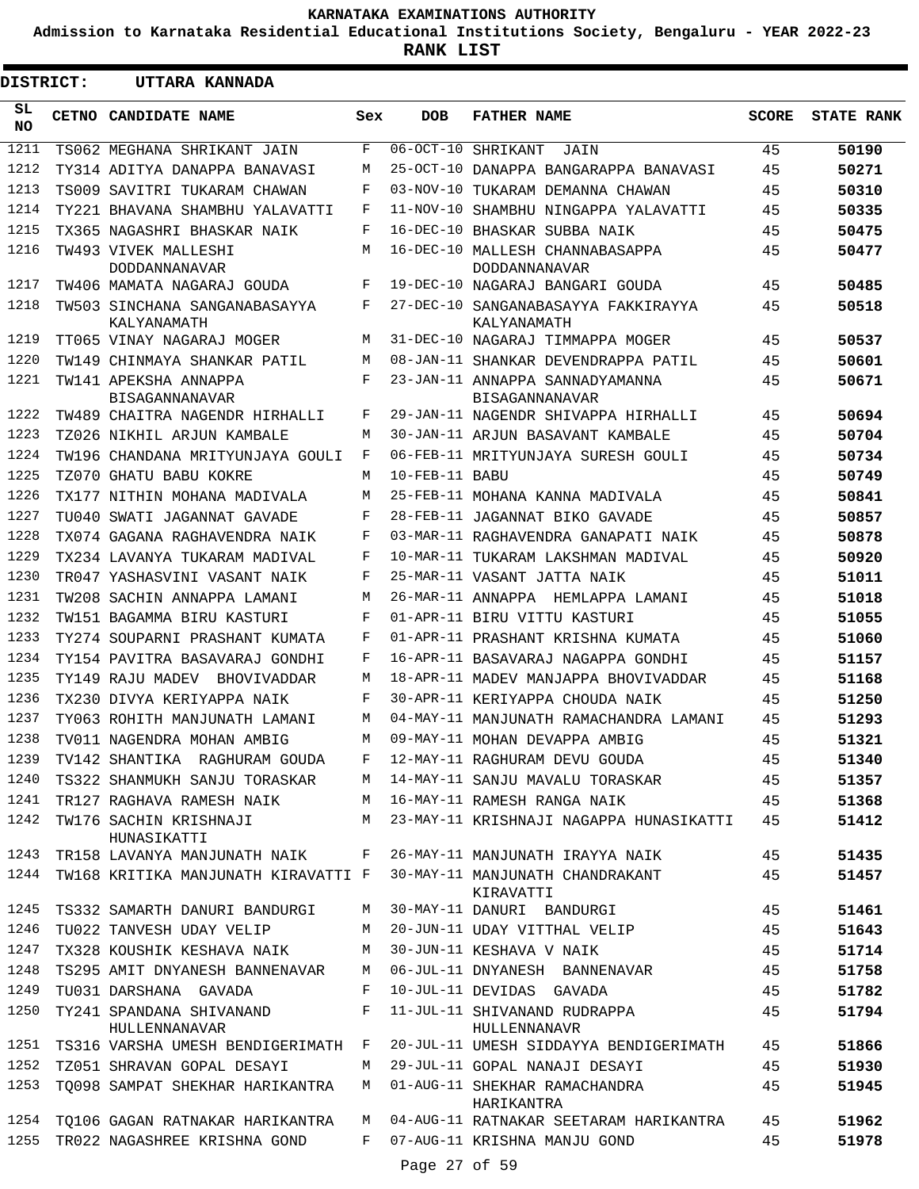**KARNATAKA EXAMINATIONS AUTHORITY**

**Admission to Karnataka Residential Educational Institutions Society, Bengaluru - YEAR 2022-23**

**RANK LIST**

**DISTRICT: UTTARA KANNADA**

| SL NO | CETNO | CANDIDATE NAME | Sex | DOB | FATHER NAME | SCORE | STATE RANK |
|---|---|---|---|---|---|---|---|
| 1211 | TS062 | MEGHANA SHRIKANT JAIN | F | 06-OCT-10 | SHRIKANT JAIN | 45 | 50190 |
| 1212 | TY314 | ADITYA DANAPPA BANAVASI | M | 25-OCT-10 | DANAPPA BANGARAPPA BANAVASI | 45 | 50271 |
| 1213 | TS009 | SAVITRI TUKARAM CHAWAN | F | 03-NOV-10 | TUKARAM DEMANNA CHAWAN | 45 | 50310 |
| 1214 | TY221 | BHAVANA SHAMBHU YALAVATTI | F | 11-NOV-10 | SHAMBHU NINGAPPA YALAVATTI | 45 | 50335 |
| 1215 | TX365 | NAGASHRI BHASKAR NAIK | F | 16-DEC-10 | BHASKAR SUBBA NAIK | 45 | 50475 |
| 1216 | TW493 | VIVEK MALLESHI DODDANNANAVAR | M | 16-DEC-10 | MALLESH CHANNABASAPPA DODDANNANAVAR | 45 | 50477 |
| 1217 | TW406 | MAMATA NAGARAJ GOUDA | F | 19-DEC-10 | NAGARAJ BANGARI GOUDA | 45 | 50485 |
| 1218 | TW503 | SINCHANA SANGANABASAYYA KALYANAMATH | F | 27-DEC-10 | SANGANABASAYYA FAKKIRAYYA KALYANAMATH | 45 | 50518 |
| 1219 | TT065 | VINAY NAGARAJ MOGER | M | 31-DEC-10 | NAGARAJ TIMMAPPA MOGER | 45 | 50537 |
| 1220 | TW149 | CHINMAYA SHANKAR PATIL | M | 08-JAN-11 | SHANKAR DEVENDRAPPA PATIL | 45 | 50601 |
| 1221 | TW141 | APEKSHA ANNAPPA BISAGANNANAVAR | F | 23-JAN-11 | ANNAPPA SANNADYAMANNA BISAGANNANAVAR | 45 | 50671 |
| 1222 | TW489 | CHAITRA NAGENDR HIRHALLI | F | 29-JAN-11 | NAGENDR SHIVAPPA HIRHALLI | 45 | 50694 |
| 1223 | TZ026 | NIKHIL ARJUN KAMBALE | M | 30-JAN-11 | ARJUN BASAVANT KAMBALE | 45 | 50704 |
| 1224 | TW196 | CHANDANA MRITYUNJAYA GOULI | F | 06-FEB-11 | MRITYUNJAYA SURESH GOULI | 45 | 50734 |
| 1225 | TZ070 | GHATU BABU KOKRE | M | 10-FEB-11 | BABU | 45 | 50749 |
| 1226 | TX177 | NITHIN MOHANA MADIVALA | M | 25-FEB-11 | MOHANA KANNA MADIVALA | 45 | 50841 |
| 1227 | TU040 | SWATI JAGANNAT GAVADE | F | 28-FEB-11 | JAGANNAT BIKO GAVADE | 45 | 50857 |
| 1228 | TX074 | GAGANA RAGHAVENDRA NAIK | F | 03-MAR-11 | RAGHAVENDRA GANAPATI NAIK | 45 | 50878 |
| 1229 | TX234 | LAVANYA TUKARAM MADIVAL | F | 10-MAR-11 | TUKARAM LAKSHMAN MADIVAL | 45 | 50920 |
| 1230 | TR047 | YASHASVINI VASANT NAIK | F | 25-MAR-11 | VASANT JATTA NAIK | 45 | 51011 |
| 1231 | TW208 | SACHIN ANNAPPA LAMANI | M | 26-MAR-11 | ANNAPPA HEMLAPPA LAMANI | 45 | 51018 |
| 1232 | TW151 | BAGAMMA BIRU KASTURI | F | 01-APR-11 | BIRU VITTU KASTURI | 45 | 51055 |
| 1233 | TY274 | SOUPARNI PRASHANT KUMATA | F | 01-APR-11 | PRASHANT KRISHNA KUMATA | 45 | 51060 |
| 1234 | TY154 | PAVITRA BASAVARAJ GONDHI | F | 16-APR-11 | BASAVARAJ NAGAPPA GONDHI | 45 | 51157 |
| 1235 | TY149 | RAJU MADEV BHOVIVADDAR | M | 18-APR-11 | MADEV MANJAPPA BHOVIVADDAR | 45 | 51168 |
| 1236 | TX230 | DIVYA KERIYAPPA NAIK | F | 30-APR-11 | KERIYAPPA CHOUDA NAIK | 45 | 51250 |
| 1237 | TY063 | ROHITH MANJUNATH LAMANI | M | 04-MAY-11 | MANJUNATH RAMACHANDRA LAMANI | 45 | 51293 |
| 1238 | TV011 | NAGENDRA MOHAN AMBIG | M | 09-MAY-11 | MOHAN DEVAPPA AMBIG | 45 | 51321 |
| 1239 | TV142 | SHANTIKA RAGHURAM GOUDA | F | 12-MAY-11 | RAGHURAM DEVU GOUDA | 45 | 51340 |
| 1240 | TS322 | SHANMUKH SANJU TORASKAR | M | 14-MAY-11 | SANJU MAVALU TORASKAR | 45 | 51357 |
| 1241 | TR127 | RAGHAVA RAMESH NAIK | M | 16-MAY-11 | RAMESH RANGA NAIK | 45 | 51368 |
| 1242 | TW176 | SACHIN KRISHNAJI HUNASIKATTI | M | 23-MAY-11 | KRISHNAJI NAGAPPA HUNASIKATTI | 45 | 51412 |
| 1243 | TR158 | LAVANYA MANJUNATH NAIK | F | 26-MAY-11 | MANJUNATH IRAYYA NAIK | 45 | 51435 |
| 1244 | TW168 | KRITIKA MANJUNATH KIRAVATTI | F | 30-MAY-11 | MANJUNATH CHANDRAKANT KIRAVATTI | 45 | 51457 |
| 1245 | TS332 | SAMARTH DANURI BANDURGI | M | 30-MAY-11 | DANURI BANDURGI | 45 | 51461 |
| 1246 | TU022 | TANVESH UDAY VELIP | M | 20-JUN-11 | UDAY VITTHAL VELIP | 45 | 51643 |
| 1247 | TX328 | KOUSHIK KESHAVA NAIK | M | 30-JUN-11 | KESHAVA V NAIK | 45 | 51714 |
| 1248 | TS295 | AMIT DNYANESH BANNENAVAR | M | 06-JUL-11 | DNYANESH BANNENAVAR | 45 | 51758 |
| 1249 | TU031 | DARSHANA GAVADA | F | 10-JUL-11 | DEVIDAS GAVADA | 45 | 51782 |
| 1250 | TY241 | SPANDANA SHIVANAND HULLENNANAVAR | F | 11-JUL-11 | SHIVANAND RUDRAPPA HULLENNANAVR | 45 | 51794 |
| 1251 | TS316 | VARSHA UMESH BENDIGERIMATH | F | 20-JUL-11 | UMESH SIDDAYYA BENDIGERIMATH | 45 | 51866 |
| 1252 | TZ051 | SHRAVAN GOPAL DESAYI | M | 29-JUL-11 | GOPAL NANAJI DESAYI | 45 | 51930 |
| 1253 | TQ098 | SAMPAT SHEKHAR HARIKANTRA | M | 01-AUG-11 | SHEKHAR RAMACHANDRA HARIKANTRA | 45 | 51945 |
| 1254 | TQ106 | GAGAN RATNAKAR HARIKANTRA | M | 04-AUG-11 | RATNAKAR SEETARAM HARIKANTRA | 45 | 51962 |
| 1255 | TR022 | NAGASHREE KRISHNA GOND | F | 07-AUG-11 | KRISHNA MANJU GOND | 45 | 51978 |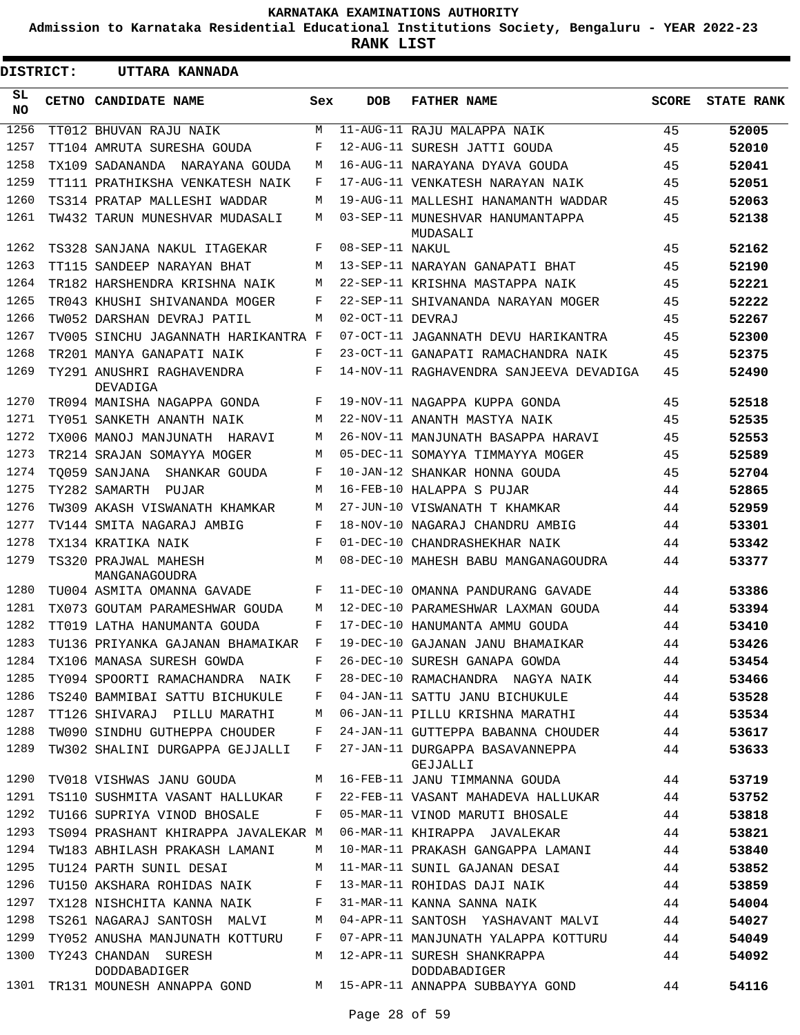KARNATAKA EXAMINATIONS AUTHORITY

Admission to Karnataka Residential Educational Institutions Society, Bengaluru - YEAR 2022-23

**RANK LIST**

**DISTRICT: UTTARA KANNADA**

| SL NO | CETNO | CANDIDATE NAME | Sex | DOB | FATHER NAME | SCORE | STATE RANK |
|---|---|---|---|---|---|---|---|
| 1256 | TT012 | BHUVAN RAJU NAIK | M | 11-AUG-11 | RAJU MALAPPA NAIK | 45 | 52005 |
| 1257 | TT104 | AMRUTA SURESHA GOUDA | F | 12-AUG-11 | SURESH JATTI GOUDA | 45 | 52010 |
| 1258 | TX109 | SADANANDA NARAYANA GOUDA | M | 16-AUG-11 | NARAYANA DYAVA GOUDA | 45 | 52041 |
| 1259 | TT111 | PRATHIKSHA VENKATESH NAIK | F | 17-AUG-11 | VENKATESH NARAYAN NAIK | 45 | 52051 |
| 1260 | TS314 | PRATAP MALLESHI WADDAR | M | 19-AUG-11 | MALLESHI HANAMANTH WADDAR | 45 | 52063 |
| 1261 | TW432 | TARUN MUNESHVAR MUDASALI | M | 03-SEP-11 | MUNESHVAR HANUMANTAPPA MUDASALI | 45 | 52138 |
| 1262 | TS328 | SANJANA NAKUL ITAGEKAR | F | 08-SEP-11 | NAKUL | 45 | 52162 |
| 1263 | TT115 | SANDEEP NARAYAN BHAT | M | 13-SEP-11 | NARAYAN GANAPATI BHAT | 45 | 52190 |
| 1264 | TR182 | HARSHENDRA KRISHNA NAIK | M | 22-SEP-11 | KRISHNA MASTAPPA NAIK | 45 | 52221 |
| 1265 | TR043 | KHUSHI SHIVANANDA MOGER | F | 22-SEP-11 | SHIVANANDA NARAYAN MOGER | 45 | 52222 |
| 1266 | TW052 | DARSHAN DEVRAJ PATIL | M | 02-OCT-11 | DEVRAJ | 45 | 52267 |
| 1267 | TV005 | SINCHU JAGANNATH HARIKANTRA | F | 07-OCT-11 | JAGANNATH DEVU HARIKANTRA | 45 | 52300 |
| 1268 | TR201 | MANYA GANAPATI NAIK | F | 23-OCT-11 | GANAPATI RAMACHANDRA NAIK | 45 | 52375 |
| 1269 | TY291 | ANUSHRI RAGHAVENDRA DEVADIGA | F | 14-NOV-11 | RAGHAVENDRA SANJEEVA DEVADIGA | 45 | 52490 |
| 1270 | TR094 | MANISHA NAGAPPA GONDA | F | 19-NOV-11 | NAGAPPA KUPPA GONDA | 45 | 52518 |
| 1271 | TY051 | SANKETH ANANTH NAIK | M | 22-NOV-11 | ANANTH MASTYA NAIK | 45 | 52535 |
| 1272 | TX006 | MANOJ MANJUNATH HARAVI | M | 26-NOV-11 | MANJUNATH BASAPPA HARAVI | 45 | 52553 |
| 1273 | TR214 | SRAJAN SOMAYYA MOGER | M | 05-DEC-11 | SOMAYYA TIMMAYYA MOGER | 45 | 52589 |
| 1274 | TQ059 | SANJANA SHANKAR GOUDA | F | 10-JAN-12 | SHANKAR HONNA GOUDA | 45 | 52704 |
| 1275 | TY282 | SAMARTH PUJAR | M | 16-FEB-10 | HALAPPA S PUJAR | 44 | 52865 |
| 1276 | TW309 | AKASH VISWANATH KHAMKAR | M | 27-JUN-10 | VISWANATH T KHAMKAR | 44 | 52959 |
| 1277 | TV144 | SMITA NAGARAJ AMBIG | F | 18-NOV-10 | NAGARAJ CHANDRU AMBIG | 44 | 53301 |
| 1278 | TX134 | KRATIKA NAIK | F | 01-DEC-10 | CHANDRASHEKHAR NAIK | 44 | 53342 |
| 1279 | TS320 | PRAJWAL MAHESH MANGANAGOUDRA | M | 08-DEC-10 | MAHESH BABU MANGANAGOUDRA | 44 | 53377 |
| 1280 | TU004 | ASMITA OMANNA GAVADE | F | 11-DEC-10 | OMANNA PANDURANG GAVADE | 44 | 53386 |
| 1281 | TX073 | GOUTAM PARAMESHWAR GOUDA | M | 12-DEC-10 | PARAMESHWAR LAXMAN GOUDA | 44 | 53394 |
| 1282 | TT019 | LATHA HANUMANTA GOUDA | F | 17-DEC-10 | HANUMANTA AMMU GOUDA | 44 | 53410 |
| 1283 | TU136 | PRIYANKA GAJANAN BHAMAIKAR | F | 19-DEC-10 | GAJANAN JANU BHAMAIKAR | 44 | 53426 |
| 1284 | TX106 | MANASA SURESH GOWDA | F | 26-DEC-10 | SURESH GANAPA GOWDA | 44 | 53454 |
| 1285 | TY094 | SPOORTI RAMACHANDRA NAIK | F | 28-DEC-10 | RAMACHANDRA NAGYA NAIK | 44 | 53466 |
| 1286 | TS240 | BAMMIBAI SATTU BICHUKULE | F | 04-JAN-11 | SATTU JANU BICHUKULE | 44 | 53528 |
| 1287 | TT126 | SHIVARAJ PILLU MARATHI | M | 06-JAN-11 | PILLU KRISHNA MARATHI | 44 | 53534 |
| 1288 | TW090 | SINDHU GUTHEPPA CHOUDER | F | 24-JAN-11 | GUTTEPPA BABANNA CHOUDER | 44 | 53617 |
| 1289 | TW302 | SHALINI DURGAPPA GEJJALLI | F | 27-JAN-11 | DURGAPPA BASAVANNEPPA GEJJALLI | 44 | 53633 |
| 1290 | TV018 | VISHWAS JANU GOUDA | M | 16-FEB-11 | JANU TIMMANNA GOUDA | 44 | 53719 |
| 1291 | TS110 | SUSHMITA VASANT HALLUKAR | F | 22-FEB-11 | VASANT MAHADEVA HALLUKAR | 44 | 53752 |
| 1292 | TU166 | SUPRIYA VINOD BHOSALE | F | 05-MAR-11 | VINOD MARUTI BHOSALE | 44 | 53818 |
| 1293 | TS094 | PRASHANT KHIRAPPA JAVALEKAR | M | 06-MAR-11 | KHIRAPPA JAVALEKAR | 44 | 53821 |
| 1294 | TW183 | ABHILASH PRAKASH LAMANI | M | 10-MAR-11 | PRAKASH GANGAPPA LAMANI | 44 | 53840 |
| 1295 | TU124 | PARTH SUNIL DESAI | M | 11-MAR-11 | SUNIL GAJANAN DESAI | 44 | 53852 |
| 1296 | TU150 | AKSHARA ROHIDAS NAIK | F | 13-MAR-11 | ROHIDAS DAJI NAIK | 44 | 53859 |
| 1297 | TX128 | NISHCHITA KANNA NAIK | F | 31-MAR-11 | KANNA SANNA NAIK | 44 | 54004 |
| 1298 | TS261 | NAGARAJ SANTOSH MALVI | M | 04-APR-11 | SANTOSH YASHAVANT MALVI | 44 | 54027 |
| 1299 | TY052 | ANUSHA MANJUNATH KOTTURU | F | 07-APR-11 | MANJUNATH YALAPPA KOTTURU | 44 | 54049 |
| 1300 | TY243 | CHANDAN SURESH DODDABADIGER | M | 12-APR-11 | SURESH SHANKRAPPA DODDABADIGER | 44 | 54092 |
| 1301 | TR131 | MOUNESH ANNAPPA GOND | M | 15-APR-11 | ANNAPPA SUBBAYYA GOND | 44 | 54116 |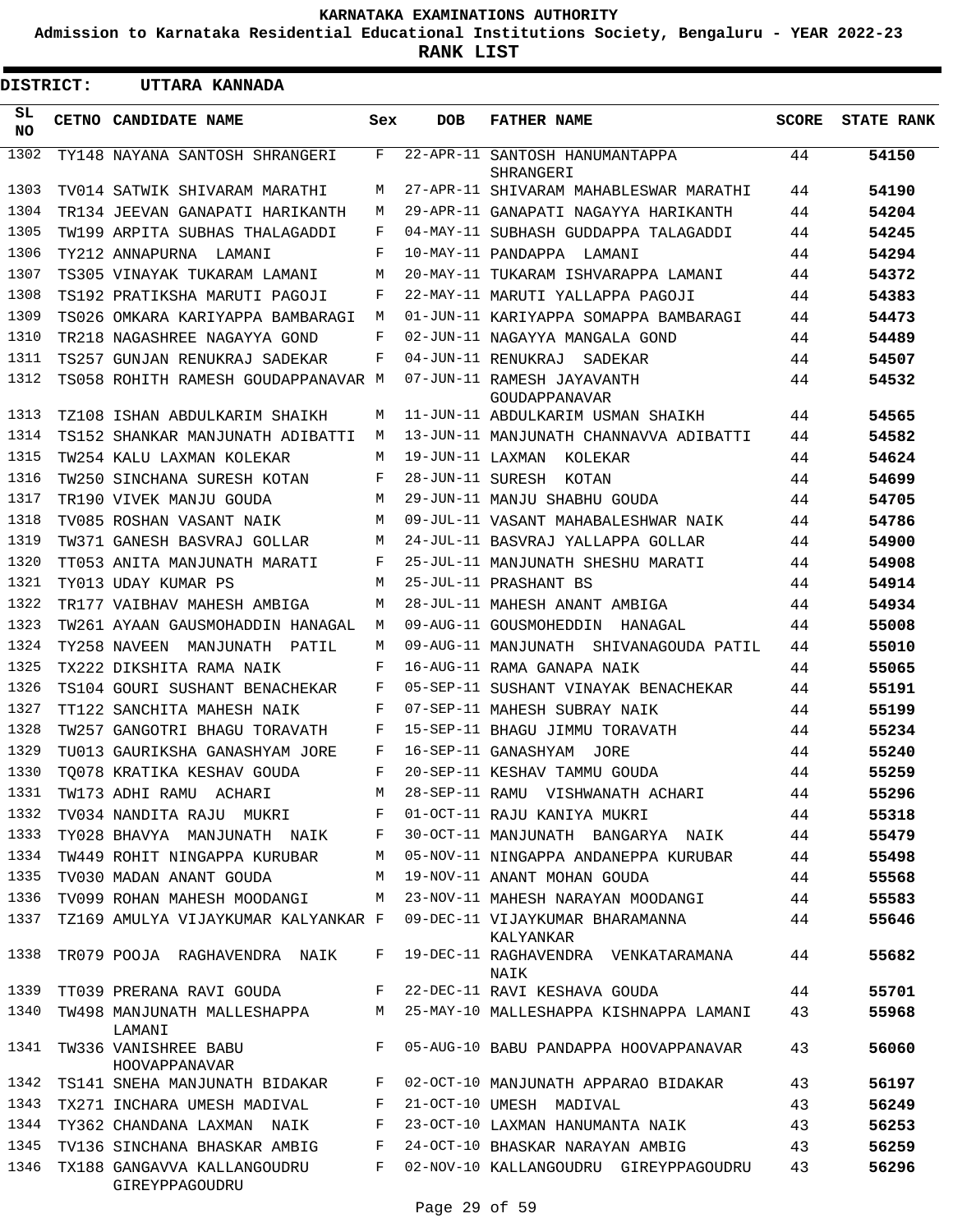KARNATAKA EXAMINATIONS AUTHORITY

Admission to Karnataka Residential Educational Institutions Society, Bengaluru - YEAR 2022-23

**RANK LIST**

**DISTRICT: UTTARA KANNADA**

| SL NO | CETNO | CANDIDATE NAME | Sex | DOB | FATHER NAME | SCORE | STATE RANK |
|---|---|---|---|---|---|---|---|
| 1302 | TY148 | NAYANA SANTOSH SHRANGERI | F | 22-APR-11 | SANTOSH HANUMANTAPPA SHRANGERI | 44 | 54150 |
| 1303 | TV014 | SATWIK SHIVARAM MARATHI | M | 27-APR-11 | SHIVARAM MAHABLESWAR MARATHI | 44 | 54190 |
| 1304 | TR134 | JEEVAN GANAPATI HARIKANTH | M | 29-APR-11 | GANAPATI NAGAYYA HARIKANTH | 44 | 54204 |
| 1305 | TW199 | ARPITA SUBHAS THALAGADDI | F | 04-MAY-11 | SUBHASH GUDDAPPA TALAGADDI | 44 | 54245 |
| 1306 | TY212 | ANNAPURNA LAMANI | F | 10-MAY-11 | PANDAPPA LAMANI | 44 | 54294 |
| 1307 | TS305 | VINAYAK TUKARAM LAMANI | M | 20-MAY-11 | TUKARAM ISHVARAPPA LAMANI | 44 | 54372 |
| 1308 | TS192 | PRATIKSHA MARUTI PAGOJI | F | 22-MAY-11 | MARUTI YALLAPPA PAGOJI | 44 | 54383 |
| 1309 | TS026 | OMKARA KARIYAPPA BAMBARAGI | M | 01-JUN-11 | KARIYAPPA SOMAPPA BAMBARAGI | 44 | 54473 |
| 1310 | TR218 | NAGASHREE NAGAYYA GOND | F | 02-JUN-11 | NAGAYYA MANGALA GOND | 44 | 54489 |
| 1311 | TS257 | GUNJAN RENUKRAJ SADEKAR | F | 04-JUN-11 | RENUKRAJ SADEKAR | 44 | 54507 |
| 1312 | TS058 | ROHITH RAMESH GOUDAPPANAVAR | M | 07-JUN-11 | RAMESH JAYAVANTH GOUDAPPANAVAR | 44 | 54532 |
| 1313 | TZ108 | ISHAN ABDULKARIM SHAIKH | M | 11-JUN-11 | ABDULKARIM USMAN SHAIKH | 44 | 54565 |
| 1314 | TS152 | SHANKAR MANJUNATH ADIBATTI | M | 13-JUN-11 | MANJUNATH CHANNAVVA ADIBATTI | 44 | 54582 |
| 1315 | TW254 | KALU LAXMAN KOLEKAR | M | 19-JUN-11 | LAXMAN KOLEKAR | 44 | 54624 |
| 1316 | TW250 | SINCHANA SURESH KOTAN | F | 28-JUN-11 | SURESH KOTAN | 44 | 54699 |
| 1317 | TR190 | VIVEK MANJU GOUDA | M | 29-JUN-11 | MANJU SHABHU GOUDA | 44 | 54705 |
| 1318 | TV085 | ROSHAN VASANT NAIK | M | 09-JUL-11 | VASANT MAHABALESHWAR NAIK | 44 | 54786 |
| 1319 | TW371 | GANESH BASVRAJ GOLLAR | M | 24-JUL-11 | BASVRAJ YALLAPPA GOLLAR | 44 | 54900 |
| 1320 | TT053 | ANITA MANJUNATH MARATI | F | 25-JUL-11 | MANJUNATH SHESHU MARATI | 44 | 54908 |
| 1321 | TY013 | UDAY KUMAR PS | M | 25-JUL-11 | PRASHANT BS | 44 | 54914 |
| 1322 | TR177 | VAIBHAV MAHESH AMBIGA | M | 28-JUL-11 | MAHESH ANANT AMBIGA | 44 | 54934 |
| 1323 | TW261 | AYAAN GAUSMOHADDIN HANAGAL | M | 09-AUG-11 | GOUSMOHEDDIN HANAGAL | 44 | 55008 |
| 1324 | TY258 | NAVEEN MANJUNATH PATIL | M | 09-AUG-11 | MANJUNATH SHIVANAGOUDA PATIL | 44 | 55010 |
| 1325 | TX222 | DIKSHITA RAMA NAIK | F | 16-AUG-11 | RAMA GANAPA NAIK | 44 | 55065 |
| 1326 | TS104 | GOURI SUSHANT BENACHEKAR | F | 05-SEP-11 | SUSHANT VINAYAK BENACHEKAR | 44 | 55191 |
| 1327 | TT122 | SANCHITA MAHESH NAIK | F | 07-SEP-11 | MAHESH SUBRAY NAIK | 44 | 55199 |
| 1328 | TW257 | GANGOTRI BHAGU TORAVATH | F | 15-SEP-11 | BHAGU JIMMU TORAVATH | 44 | 55234 |
| 1329 | TU013 | GAURIKSHA GANASHYAM JORE | F | 16-SEP-11 | GANASHYAM JORE | 44 | 55240 |
| 1330 | TQ078 | KRATIKA KESHAV GOUDA | F | 20-SEP-11 | KESHAV TAMMU GOUDA | 44 | 55259 |
| 1331 | TW173 | ADHI RAMU ACHARI | M | 28-SEP-11 | RAMU VISHWANATH ACHARI | 44 | 55296 |
| 1332 | TV034 | NANDITA RAJU MUKRI | F | 01-OCT-11 | RAJU KANIYA MUKRI | 44 | 55318 |
| 1333 | TY028 | BHAVYA MANJUNATH NAIK | F | 30-OCT-11 | MANJUNATH BANGARYA NAIK | 44 | 55479 |
| 1334 | TW449 | ROHIT NINGAPPA KURUBAR | M | 05-NOV-11 | NINGAPPA ANDANEPPA KURUBAR | 44 | 55498 |
| 1335 | TV030 | MADAN ANANT GOUDA | M | 19-NOV-11 | ANANT MOHAN GOUDA | 44 | 55568 |
| 1336 | TV099 | ROHAN MAHESH MOODANGI | M | 23-NOV-11 | MAHESH NARAYAN MOODANGI | 44 | 55583 |
| 1337 | TZ169 | AMULYA VIJAYKUMAR KALYANKAR | F | 09-DEC-11 | VIJAYKUMAR BHARAMANNA KALYANKAR | 44 | 55646 |
| 1338 | TR079 | POOJA RAGHAVENDRA NAIK | F | 19-DEC-11 | RAGHAVENDRA VENKATARAMANA NAIK | 44 | 55682 |
| 1339 | TT039 | PRERANA RAVI GOUDA | F | 22-DEC-11 | RAVI KESHAVA GOUDA | 44 | 55701 |
| 1340 | TW498 | MANJUNATH MALLESHAPPA LAMANI | M | 25-MAY-10 | MALLESHAPPA KISHNAPPA LAMANI | 43 | 55968 |
| 1341 | TW336 | VANISHREE BABU HOOVAPPANAVAR | F | 05-AUG-10 | BABU PANDAPPA HOOVAPPANAVAR | 43 | 56060 |
| 1342 | TS141 | SNEHA MANJUNATH BIDAKAR | F | 02-OCT-10 | MANJUNATH APPARAO BIDAKAR | 43 | 56197 |
| 1343 | TX271 | INCHARA UMESH MADIVAL | F | 21-OCT-10 | UMESH MADIVAL | 43 | 56249 |
| 1344 | TY362 | CHANDANA LAXMAN NAIK | F | 23-OCT-10 | LAXMAN HANUMANTA NAIK | 43 | 56253 |
| 1345 | TV136 | SINCHANA BHASKAR AMBIG | F | 24-OCT-10 | BHASKAR NARAYAN AMBIG | 43 | 56259 |
| 1346 | TX188 | GANGAVVA KALLANGOUDRU GIREYPPAGOUDRU | F | 02-NOV-10 | KALLANGOUDRU GIREYPPAGOUDRU | 43 | 56296 |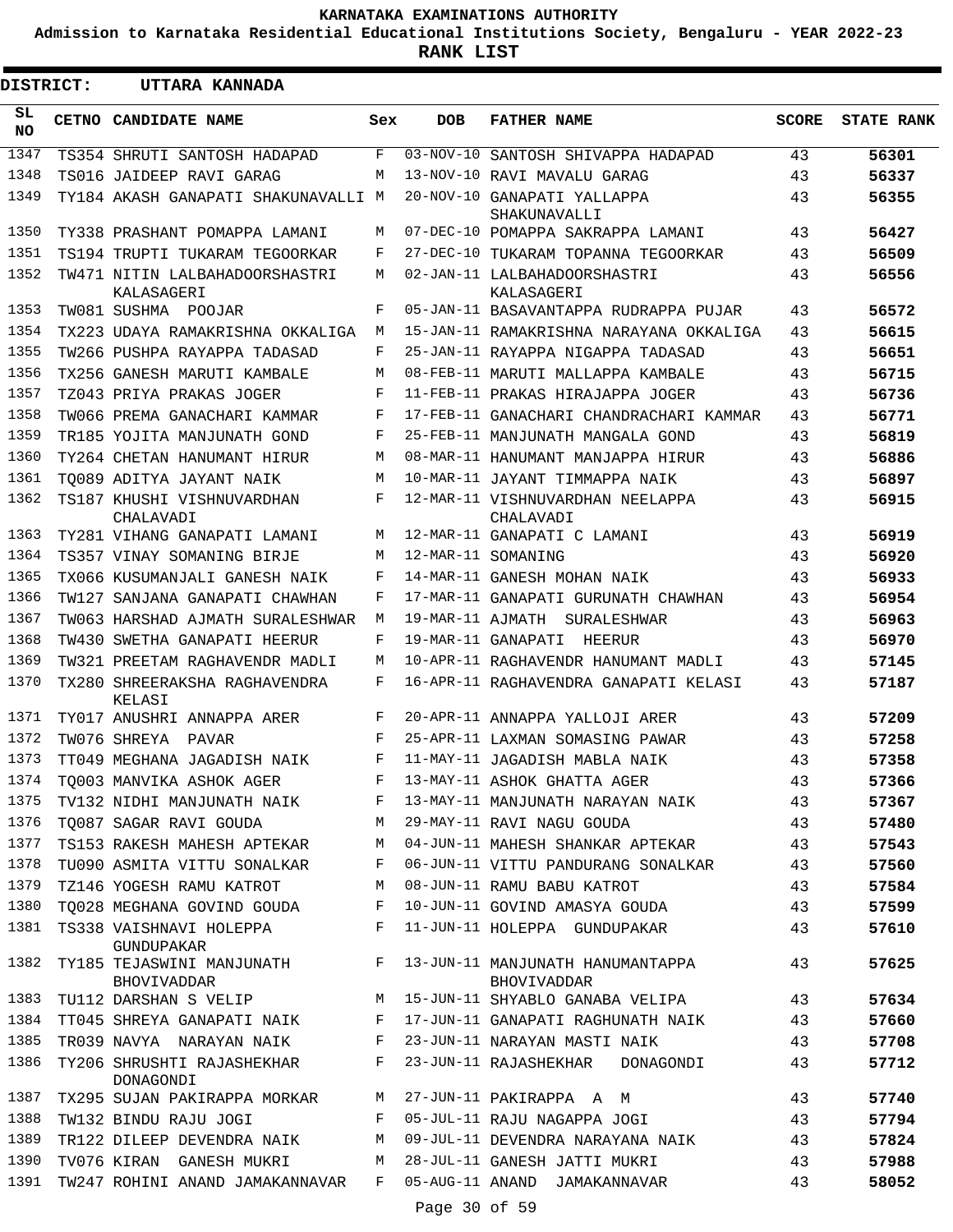# KARNATAKA EXAMINATIONS AUTHORITY

**Admission to Karnataka Residential Educational Institutions Society, Bengaluru - YEAR 2022-23**

**RANK LIST**

**DISTRICT: UTTARA KANNADA**

| SL NO | CETNO | CANDIDATE NAME | Sex | DOB | FATHER NAME | SCORE | STATE RANK |
|---|---|---|---|---|---|---|---|
| 1347 | TS354 | SHRUTI SANTOSH HADAPAD | F | 03-NOV-10 | SANTOSH SHIVAPPA HADAPAD | 43 | 56301 |
| 1348 | TS016 | JAIDEEP RAVI GARAG | M | 13-NOV-10 | RAVI MAVALU GARAG | 43 | 56337 |
| 1349 | TY184 | AKASH GANAPATI SHAKUNAVALLI | M | 20-NOV-10 | GANAPATI YALLAPPA SHAKUNAVALLI | 43 | 56355 |
| 1350 | TY338 | PRASHANT POMAPPA LAMANI | M | 07-DEC-10 | POMAPPA SAKRAPPA LAMANI | 43 | 56427 |
| 1351 | TS194 | TRUPTI TUKARAM TEGOORKAR | F | 27-DEC-10 | TUKARAM TOPANNA TEGOORKAR | 43 | 56509 |
| 1352 | TW471 | NITIN LALBAHADOORSHASTRI KALASAGERI | M | 02-JAN-11 | LALBAHADOORSHASTRI KALASAGERI | 43 | 56556 |
| 1353 | TW081 | SUSHMA POOJAR | F | 05-JAN-11 | BASAVANTAPPA RUDRAPPA PUJAR | 43 | 56572 |
| 1354 | TX223 | UDAYA RAMAKRISHNA OKKALIGA | M | 15-JAN-11 | RAMAKRISHNA NARAYANA OKKALIGA | 43 | 56615 |
| 1355 | TW266 | PUSHPA RAYAPPA TADASAD | F | 25-JAN-11 | RAYAPPA NIGAPPA TADASAD | 43 | 56651 |
| 1356 | TX256 | GANESH MARUTI KAMBALE | M | 08-FEB-11 | MARUTI MALLAPPA KAMBALE | 43 | 56715 |
| 1357 | TZ043 | PRIYA PRAKAS JOGER | F | 11-FEB-11 | PRAKAS HIRAJAPPA JOGER | 43 | 56736 |
| 1358 | TW066 | PREMA GANACHARI KAMMAR | F | 17-FEB-11 | GANACHARI CHANDRACHARI KAMMAR | 43 | 56771 |
| 1359 | TR185 | YOJITA MANJUNATH GOND | F | 25-FEB-11 | MANJUNATH MANGALA GOND | 43 | 56819 |
| 1360 | TY264 | CHETAN HANUMANT HIRUR | M | 08-MAR-11 | HANUMANT MANJAPPA HIRUR | 43 | 56886 |
| 1361 | TQ089 | ADITYA JAYANT NAIK | M | 10-MAR-11 | JAYANT TIMMAPPA NAIK | 43 | 56897 |
| 1362 | TS187 | KHUSHI VISHNUVARDHAN CHALAVADI | F | 12-MAR-11 | VISHNUVARDHAN NEELAPPA CHALAVADI | 43 | 56915 |
| 1363 | TY281 | VIHANG GANAPATI LAMANI | M | 12-MAR-11 | GANAPATI C LAMANI | 43 | 56919 |
| 1364 | TS357 | VINAY SOMANING BIRJE | M | 12-MAR-11 | SOMANING | 43 | 56920 |
| 1365 | TX066 | KUSUMANJALI GANESH NAIK | F | 14-MAR-11 | GANESH MOHAN NAIK | 43 | 56933 |
| 1366 | TW127 | SANJANA GANAPATI CHAWHAN | F | 17-MAR-11 | GANAPATI GURUNATH CHAWHAN | 43 | 56954 |
| 1367 | TW063 | HARSHAD AJMATH SURALESHWAR | M | 19-MAR-11 | AJMATH SURALESHWAR | 43 | 56963 |
| 1368 | TW430 | SWETHA GANAPATI HEERUR | F | 19-MAR-11 | GANAPATI HEERUR | 43 | 56970 |
| 1369 | TW321 | PREETAM RAGHAVENDR MADLI | M | 10-APR-11 | RAGHAVENDR HANUMANT MADLI | 43 | 57145 |
| 1370 | TX280 | SHREERAKSHA RAGHAVENDRA KELASI | F | 16-APR-11 | RAGHAVENDRA GANAPATI KELASI | 43 | 57187 |
| 1371 | TY017 | ANUSHRI ANNAPPA ARER | F | 20-APR-11 | ANNAPPA YALLOJI ARER | 43 | 57209 |
| 1372 | TW076 | SHREYA PAVAR | F | 25-APR-11 | LAXMAN SOMASING PAWAR | 43 | 57258 |
| 1373 | TT049 | MEGHANA JAGADISH NAIK | F | 11-MAY-11 | JAGADISH MABLA NAIK | 43 | 57358 |
| 1374 | TQ003 | MANVIKA ASHOK AGER | F | 13-MAY-11 | ASHOK GHATTA AGER | 43 | 57366 |
| 1375 | TV132 | NIDHI MANJUNATH NAIK | F | 13-MAY-11 | MANJUNATH NARAYAN NAIK | 43 | 57367 |
| 1376 | TQ087 | SAGAR RAVI GOUDA | M | 29-MAY-11 | RAVI NAGU GOUDA | 43 | 57480 |
| 1377 | TS153 | RAKESH MAHESH APTEKAR | M | 04-JUN-11 | MAHESH SHANKAR APTEKAR | 43 | 57543 |
| 1378 | TU090 | ASMITA VITTU SONALKAR | F | 06-JUN-11 | VITTU PANDURANG SONALKAR | 43 | 57560 |
| 1379 | TZ146 | YOGESH RAMU KATROT | M | 08-JUN-11 | RAMU BABU KATROT | 43 | 57584 |
| 1380 | TQ028 | MEGHANA GOVIND GOUDA | F | 10-JUN-11 | GOVIND AMASYA GOUDA | 43 | 57599 |
| 1381 | TS338 | VAISHNAVI HOLEPPA GUNDUPAKAR | F | 11-JUN-11 | HOLEPPA GUNDUPAKAR | 43 | 57610 |
| 1382 | TY185 | TEJASWINI MANJUNATH BHOVIVADDAR | F | 13-JUN-11 | MANJUNATH HANUMANTAPPA BHOVIVADDAR | 43 | 57625 |
| 1383 | TU112 | DARSHAN S VELIP | M | 15-JUN-11 | SHYABLO GANABA VELIPA | 43 | 57634 |
| 1384 | TT045 | SHREYA GANAPATI NAIK | F | 17-JUN-11 | GANAPATI RAGHUNATH NAIK | 43 | 57660 |
| 1385 | TR039 | NAVYA NARAYAN NAIK | F | 23-JUN-11 | NARAYAN MASTI NAIK | 43 | 57708 |
| 1386 | TY206 | SHRUSHTI RAJASHEKHAR DONAGONDI | F | 23-JUN-11 | RAJASHEKHAR DONAGONDI | 43 | 57712 |
| 1387 | TX295 | SUJAN PAKIRAPPA MORKAR | M | 27-JUN-11 | PAKIRAPPA A M | 43 | 57740 |
| 1388 | TW132 | BINDU RAJU JOGI | F | 05-JUL-11 | RAJU NAGAPPA JOGI | 43 | 57794 |
| 1389 | TR122 | DILEEP DEVENDRA NAIK | M | 09-JUL-11 | DEVENDRA NARAYANA NAIK | 43 | 57824 |
| 1390 | TV076 | KIRAN GANESH MUKRI | M | 28-JUL-11 | GANESH JATTI MUKRI | 43 | 57988 |
| 1391 | TW247 | ROHINI ANAND JAMAKANNAVAR | F | 05-AUG-11 | ANAND JAMAKANNAVAR | 43 | 58052 |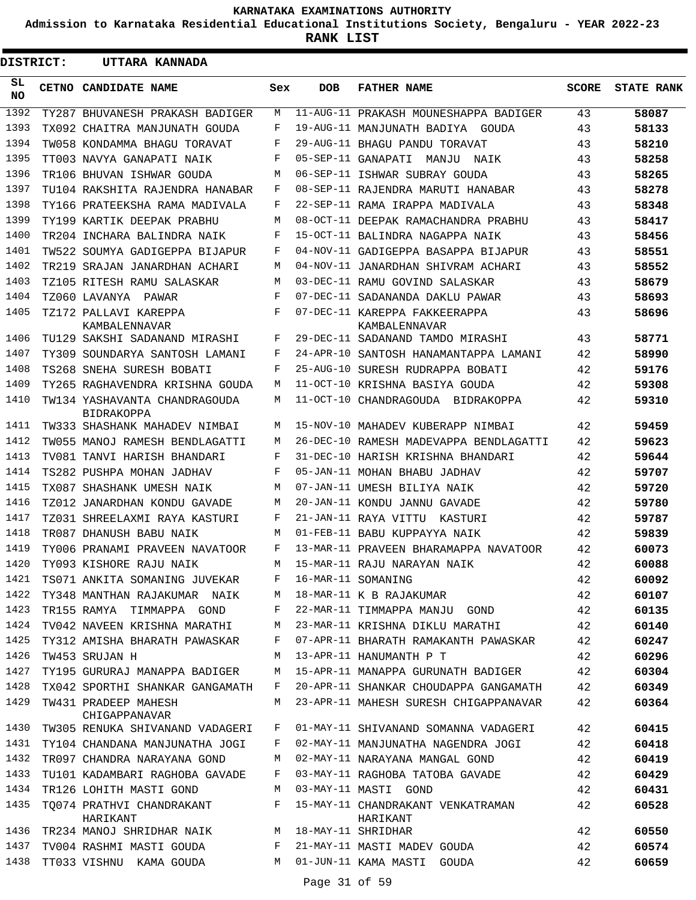**KARNATAKA EXAMINATIONS AUTHORITY**

**Admission to Karnataka Residential Educational Institutions Society, Bengaluru - YEAR 2022-23**

**RANK LIST**

**DISTRICT: UTTARA KANNADA**

| SL NO | CETNO | CANDIDATE NAME | Sex | DOB | FATHER NAME | SCORE | STATE RANK |
|---|---|---|---|---|---|---|---|
| 1392 | TY287 | BHUVANESH PRAKASH BADIGER | M | 11-AUG-11 | PRAKASH MOUNESHAPPA BADIGER | 43 | 58087 |
| 1393 | TX092 | CHAITRA MANJUNATH GOUDA | F | 19-AUG-11 | MANJUNATH BADIYA GOUDA | 43 | 58133 |
| 1394 | TW058 | KONDAMMA BHAGU TORAVAT | F | 29-AUG-11 | BHAGU PANDU TORAVAT | 43 | 58210 |
| 1395 | TT003 | NAVYA GANAPATI NAIK | F | 05-SEP-11 | GANAPATI MANJU NAIK | 43 | 58258 |
| 1396 | TR106 | BHUVAN ISHWAR GOUDA | M | 06-SEP-11 | ISHWAR SUBRAY GOUDA | 43 | 58265 |
| 1397 | TU104 | RAKSHITA RAJENDRA HANABAR | F | 08-SEP-11 | RAJENDRA MARUTI HANABAR | 43 | 58278 |
| 1398 | TY166 | PRATEEKSHA RAMA MADIVALA | F | 22-SEP-11 | RAMA IRAPPA MADIVALA | 43 | 58348 |
| 1399 | TY199 | KARTIK DEEPAK PRABHU | M | 08-OCT-11 | DEEPAK RAMACHANDRA PRABHU | 43 | 58417 |
| 1400 | TR204 | INCHARA BALINDRA NAIK | F | 15-OCT-11 | BALINDRA NAGAPPA NAIK | 43 | 58456 |
| 1401 | TW522 | SOUMYA GADIGEPPA BIJAPUR | F | 04-NOV-11 | GADIGEPPA BASAPPA BIJAPUR | 43 | 58551 |
| 1402 | TR219 | SRAJAN JANARDHAN ACHARI | M | 04-NOV-11 | JANARDHAN SHIVRAM ACHARI | 43 | 58552 |
| 1403 | TZ105 | RITESH RAMU SALASKAR | M | 03-DEC-11 | RAMU GOVIND SALASKAR | 43 | 58679 |
| 1404 | TZ060 | LAVANYA PAWAR | F | 07-DEC-11 | SADANANDA DAKLU PAWAR | 43 | 58693 |
| 1405 | TZ172 | PALLAVI KAREPPA KAMBALENNAVAR | F | 07-DEC-11 | KAREPPA FAKKEERAPPA KAMBALENNAVAR | 43 | 58696 |
| 1406 | TU129 | SAKSHI SADANAND MIRASHI | F | 29-DEC-11 | SADANAND TAMDO MIRASHI | 43 | 58771 |
| 1407 | TY309 | SOUNDARYA SANTOSH LAMANI | F | 24-APR-10 | SANTOSH HANAMANTAPPA LAMANI | 42 | 58990 |
| 1408 | TS268 | SNEHA SURESH BOBATI | F | 25-AUG-10 | SURESH RUDRAPPA BOBATI | 42 | 59176 |
| 1409 | TY265 | RAGHAVENDRA KRISHNA GOUDA | M | 11-OCT-10 | KRISHNA BASIYA GOUDA | 42 | 59308 |
| 1410 | TW134 | YASHAVANTA CHANDRAGOUDA BIDRAKOPPA | M | 11-OCT-10 | CHANDRAGOUDA BIDRAKOPPA | 42 | 59310 |
| 1411 | TW333 | SHASHANK MAHADEV NIMBAI | M | 15-NOV-10 | MAHADEV KUBERAPP NIMBAI | 42 | 59459 |
| 1412 | TW055 | MANOJ RAMESH BENDLAGATTI | M | 26-DEC-10 | RAMESH MADEVAPPA BENDLAGATTI | 42 | 59623 |
| 1413 | TV081 | TANVI HARISH BHANDARI | F | 31-DEC-10 | HARISH KRISHNA BHANDARI | 42 | 59644 |
| 1414 | TS282 | PUSHPA MOHAN JADHAV | F | 05-JAN-11 | MOHAN BHABU JADHAV | 42 | 59707 |
| 1415 | TX087 | SHASHANK UMESH NAIK | M | 07-JAN-11 | UMESH BILIYA NAIK | 42 | 59720 |
| 1416 | TZ012 | JANARDHAN KONDU GAVADE | M | 20-JAN-11 | KONDU JANNU GAVADE | 42 | 59780 |
| 1417 | TZ031 | SHREELAXMI RAYA KASTURI | F | 21-JAN-11 | RAYA VITTU KASTURI | 42 | 59787 |
| 1418 | TR087 | DHANUSH BABU NAIK | M | 01-FEB-11 | BABU KUPPAYYA NAIK | 42 | 59839 |
| 1419 | TY006 | PRANAMI PRAVEEN NAVATOOR | F | 13-MAR-11 | PRAVEEN BHARAMAPPA NAVATOOR | 42 | 60073 |
| 1420 | TY093 | KISHORE RAJU NAIK | M | 15-MAR-11 | RAJU NARAYAN NAIK | 42 | 60088 |
| 1421 | TS071 | ANKITA SOMANING JUVEKAR | F | 16-MAR-11 | SOMANING | 42 | 60092 |
| 1422 | TY348 | MANTHAN RAJAKUMAR NAIK | M | 18-MAR-11 | K B RAJAKUMAR | 42 | 60107 |
| 1423 | TR155 | RAMYA TIMMAPPA GOND | F | 22-MAR-11 | TIMMAPPA MANJU GOND | 42 | 60135 |
| 1424 | TV042 | NAVEEN KRISHNA MARATHI | M | 23-MAR-11 | KRISHNA DIKLU MARATHI | 42 | 60140 |
| 1425 | TY312 | AMISHA BHARATH PAWASKAR | F | 07-APR-11 | BHARATH RAMAKANTH PAWASKAR | 42 | 60247 |
| 1426 | TW453 | SRUJAN H | M | 13-APR-11 | HANUMANTH P T | 42 | 60296 |
| 1427 | TY195 | GURURAJ MANAPPA BADIGER | M | 15-APR-11 | MANAPPA GURUNATH BADIGER | 42 | 60304 |
| 1428 | TX042 | SPORTHI SHANKAR GANGAMATH | F | 20-APR-11 | SHANKAR CHOUDAPPA GANGAMATH | 42 | 60349 |
| 1429 | TW431 | PRADEEP MAHESH CHIGAPPANAVAR | M | 23-APR-11 | MAHESH SURESH CHIGAPPANAVAR | 42 | 60364 |
| 1430 | TW305 | RENUKA SHIVANAND VADAGERI | F | 01-MAY-11 | SHIVANAND SOMANNA VADAGERI | 42 | 60415 |
| 1431 | TY104 | CHANDANA MANJUNATHA JOGI | F | 02-MAY-11 | MANJUNATHA NAGENDRA JOGI | 42 | 60418 |
| 1432 | TR097 | CHANDRA NARAYANA GOND | M | 02-MAY-11 | NARAYANA MANGAL GOND | 42 | 60419 |
| 1433 | TU101 | KADAMBARI RAGHOBA GAVADE | F | 03-MAY-11 | RAGHOBA TATOBA GAVADE | 42 | 60429 |
| 1434 | TR126 | LOHITH MASTI GOND | M | 03-MAY-11 | MASTI GOND | 42 | 60431 |
| 1435 | TQ074 | PRATHVI CHANDRAKANT HARIKANT | F | 15-MAY-11 | CHANDRAKANT VENKATRAMAN HARIKANT | 42 | 60528 |
| 1436 | TR234 | MANOJ SHRIDHAR NAIK | M | 18-MAY-11 | SHRIDHAR | 42 | 60550 |
| 1437 | TV004 | RASHMI MASTI GOUDA | F | 21-MAY-11 | MASTI MADEV GOUDA | 42 | 60574 |
| 1438 | TT033 | VISHNU KAMA GOUDA | M | 01-JUN-11 | KAMA MASTI GOUDA | 42 | 60659 |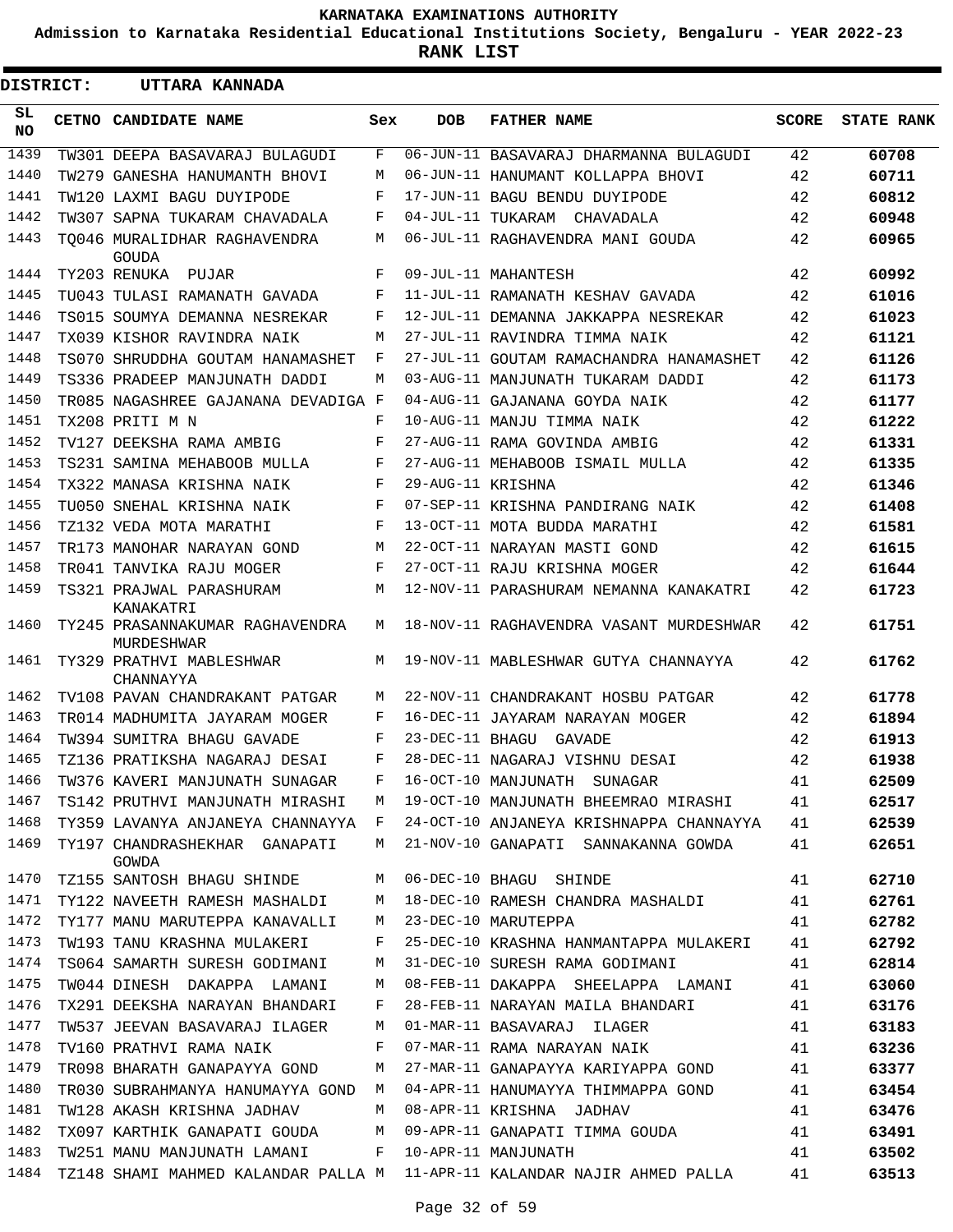# KARNATAKA EXAMINATIONS AUTHORITY

**Admission to Karnataka Residential Educational Institutions Society, Bengaluru - YEAR 2022-23**

**RANK LIST**

**DISTRICT: UTTARA KANNADA**

| SL NO | CETNO | CANDIDATE NAME | Sex | DOB | FATHER NAME | SCORE | STATE RANK |
|---|---|---|---|---|---|---|---|
| 1439 | TW301 | DEEPA BASAVARAJ BULAGUDI | F | 06-JUN-11 | BASAVARAJ DHARMANNA BULAGUDI | 42 | 60708 |
| 1440 | TW279 | GANESHA HANUMANTH BHOVI | M | 06-JUN-11 | HANUMANT KOLLAPPA BHOVI | 42 | 60711 |
| 1441 | TW120 | LAXMI BAGU DUYIPODE | F | 17-JUN-11 | BAGU BENDU DUYIPODE | 42 | 60812 |
| 1442 | TW307 | SAPNA TUKARAM CHAVADALA | F | 04-JUL-11 | TUKARAM CHAVADALA | 42 | 60948 |
| 1443 | TQ046 | MURALIDHAR RAGHAVENDRA GOUDA | M | 06-JUL-11 | RAGHAVENDRA MANI GOUDA | 42 | 60965 |
| 1444 | TY203 | RENUKA PUJAR | F | 09-JUL-11 | MAHANTESH | 42 | 60992 |
| 1445 | TU043 | TULASI RAMANATH GAVADA | F | 11-JUL-11 | RAMANATH KESHAV GAVADA | 42 | 61016 |
| 1446 | TS015 | SOUMYA DEMANNA NESREKAR | F | 12-JUL-11 | DEMANNA JAKKAPPA NESREKAR | 42 | 61023 |
| 1447 | TX039 | KISHOR RAVINDRA NAIK | M | 27-JUL-11 | RAVINDRA TIMMA NAIK | 42 | 61121 |
| 1448 | TS070 | SHRUDDHA GOUTAM HANAMASHET | F | 27-JUL-11 | GOUTAM RAMACHANDRA HANAMASHET | 42 | 61126 |
| 1449 | TS336 | PRADEEP MANJUNATH DADDI | M | 03-AUG-11 | MANJUNATH TUKARAM DADDI | 42 | 61173 |
| 1450 | TR085 | NAGASHREE GAJANANA DEVADIGA | F | 04-AUG-11 | GAJANANA GOYDA NAIK | 42 | 61177 |
| 1451 | TX208 | PRITI M N | F | 10-AUG-11 | MANJU TIMMA NAIK | 42 | 61222 |
| 1452 | TV127 | DEEKSHA RAMA AMBIG | F | 27-AUG-11 | RAMA GOVINDA AMBIG | 42 | 61331 |
| 1453 | TS231 | SAMINA MEHABOOB MULLA | F | 27-AUG-11 | MEHABOOB ISMAIL MULLA | 42 | 61335 |
| 1454 | TX322 | MANASA KRISHNA NAIK | F | 29-AUG-11 | KRISHNA | 42 | 61346 |
| 1455 | TU050 | SNEHAL KRISHNA NAIK | F | 07-SEP-11 | KRISHNA PANDIRANG NAIK | 42 | 61408 |
| 1456 | TZ132 | VEDA MOTA MARATHI | F | 13-OCT-11 | MOTA BUDDA MARATHI | 42 | 61581 |
| 1457 | TR173 | MANOHAR NARAYAN GOND | M | 22-OCT-11 | NARAYAN MASTI GOND | 42 | 61615 |
| 1458 | TR041 | TANVIKA RAJU MOGER | F | 27-OCT-11 | RAJU KRISHNA MOGER | 42 | 61644 |
| 1459 | TS321 | PRAJWAL PARASHURAM KANAKATRI | M | 12-NOV-11 | PARASHURAM NEMANNA KANAKATRI | 42 | 61723 |
| 1460 | TY245 | PRASANNAKUMAR RAGHAVENDRA MURDESHWAR | M | 18-NOV-11 | RAGHAVENDRA VASANT MURDESHWAR | 42 | 61751 |
| 1461 | TY329 | PRATHVI MABLESHWAR CHANNAYYA | M | 19-NOV-11 | MABLESHWAR GUTYA CHANNAYYA | 42 | 61762 |
| 1462 | TV108 | PAVAN CHANDRAKANT PATGAR | M | 22-NOV-11 | CHANDRAKANT HOSBU PATGAR | 42 | 61778 |
| 1463 | TR014 | MADHUMITA JAYARAM MOGER | F | 16-DEC-11 | JAYARAM NARAYAN MOGER | 42 | 61894 |
| 1464 | TW394 | SUMITRA BHAGU GAVADE | F | 23-DEC-11 | BHAGU GAVADE | 42 | 61913 |
| 1465 | TZ136 | PRATIKSHA NAGARAJ DESAI | F | 28-DEC-11 | NAGARAJ VISHNU DESAI | 42 | 61938 |
| 1466 | TW376 | KAVERI MANJUNATH SUNAGAR | F | 16-OCT-10 | MANJUNATH SUNAGAR | 41 | 62509 |
| 1467 | TS142 | PRUTHVI MANJUNATH MIRASHI | M | 19-OCT-10 | MANJUNATH BHEEMRAO MIRASHI | 41 | 62517 |
| 1468 | TY359 | LAVANYA ANJANEYA CHANNAYYA | F | 24-OCT-10 | ANJANEYA KRISHNAPPA CHANNAYYA | 41 | 62539 |
| 1469 | TY197 | CHANDRASHEKHAR GANAPATI GOWDA | M | 21-NOV-10 | GANAPATI SANNAKANNA GOWDA | 41 | 62651 |
| 1470 | TZ155 | SANTOSH BHAGU SHINDE | M | 06-DEC-10 | BHAGU SHINDE | 41 | 62710 |
| 1471 | TY122 | NAVEETH RAMESH MASHALDI | M | 18-DEC-10 | RAMESH CHANDRA MASHALDI | 41 | 62761 |
| 1472 | TY177 | MANU MARUTEPPA KANAVALLI | M | 23-DEC-10 | MARUTEPPA | 41 | 62782 |
| 1473 | TW193 | TANU KRASHNA MULAKERI | F | 25-DEC-10 | KRASHNA HANMANTAPPA MULAKERI | 41 | 62792 |
| 1474 | TS064 | SAMARTH SURESH GODIMANI | M | 31-DEC-10 | SURESH RAMA GODIMANI | 41 | 62814 |
| 1475 | TW044 | DINESH DAKAPPA LAMANI | M | 08-FEB-11 | DAKAPPA SHEELAPPA LAMANI | 41 | 63060 |
| 1476 | TX291 | DEEKSHA NARAYAN BHANDARI | F | 28-FEB-11 | NARAYAN MAILA BHANDARI | 41 | 63176 |
| 1477 | TW537 | JEEVAN BASAVARAJ ILAGER | M | 01-MAR-11 | BASAVARAJ ILAGER | 41 | 63183 |
| 1478 | TV160 | PRATHVI RAMA NAIK | F | 07-MAR-11 | RAMA NARAYAN NAIK | 41 | 63236 |
| 1479 | TR098 | BHARATH GANAPAYYA GOND | M | 27-MAR-11 | GANAPAYYA KARIYAPPA GOND | 41 | 63377 |
| 1480 | TR030 | SUBRAHMANYA HANUMAYYA GOND | M | 04-APR-11 | HANUMAYYA THIMMAPPA GOND | 41 | 63454 |
| 1481 | TW128 | AKASH KRISHNA JADHAV | M | 08-APR-11 | KRISHNA JADHAV | 41 | 63476 |
| 1482 | TX097 | KARTHIK GANAPATI GOUDA | M | 09-APR-11 | GANAPATI TIMMA GOUDA | 41 | 63491 |
| 1483 | TW251 | MANU MANJUNATH LAMANI | F | 10-APR-11 | MANJUNATH | 41 | 63502 |
| 1484 | TZ148 | SHAMI MAHMED KALANDAR PALLA | M | 11-APR-11 | KALANDAR NAJIR AHMED PALLA | 41 | 63513 |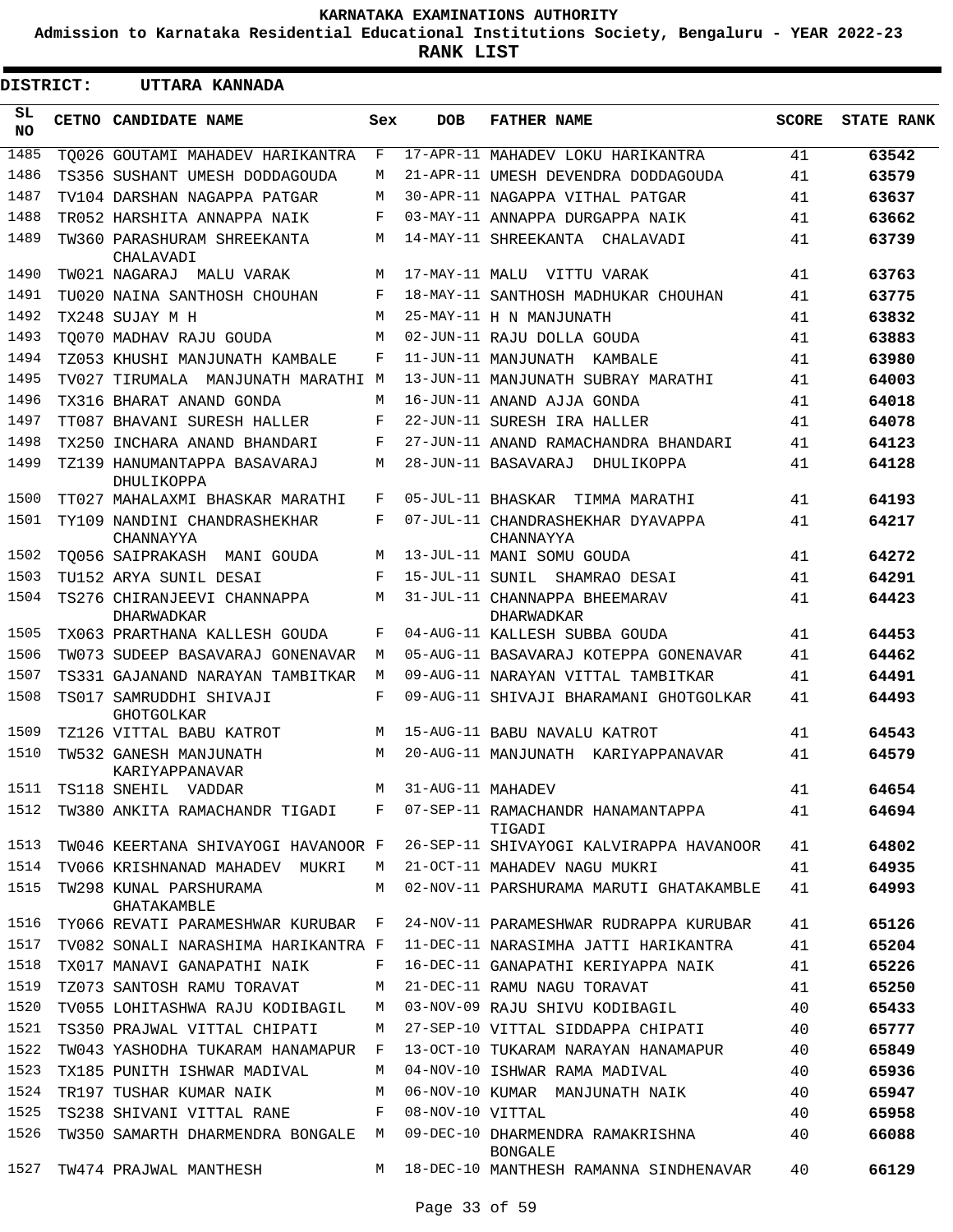**KARNATAKA EXAMINATIONS AUTHORITY**

**Admission to Karnataka Residential Educational Institutions Society, Bengaluru - YEAR 2022-23**

**RANK LIST**

**DISTRICT: UTTARA KANNADA**

| SL NO | CETNO | CANDIDATE NAME | Sex | DOB | FATHER NAME | SCORE | STATE RANK |
|---|---|---|---|---|---|---|---|
| 1485 | TQ026 | GOUTAMI MAHADEV HARIKANTRA | F | 17-APR-11 | MAHADEV LOKU HARIKANTRA | 41 | 63542 |
| 1486 | TS356 | SUSHANT UMESH DODDAGOUDA | M | 21-APR-11 | UMESH DEVENDRA DODDAGOUDA | 41 | 63579 |
| 1487 | TV104 | DARSHAN NAGAPPA PATGAR | M | 30-APR-11 | NAGAPPA VITHAL PATGAR | 41 | 63637 |
| 1488 | TR052 | HARSHITA ANNAPPA NAIK | F | 03-MAY-11 | ANNAPPA DURGAPPA NAIK | 41 | 63662 |
| 1489 | TW360 | PARASHURAM SHREEKANTA CHALAVADI | M | 14-MAY-11 | SHREEKANTA CHALAVADI | 41 | 63739 |
| 1490 | TW021 | NAGARAJ MALU VARAK | M | 17-MAY-11 | MALU VITTU VARAK | 41 | 63763 |
| 1491 | TU020 | NAINA SANTHOSH CHOUHAN | F | 18-MAY-11 | SANTHOSH MADHUKAR CHOUHAN | 41 | 63775 |
| 1492 | TX248 | SUJAY M H | M | 25-MAY-11 | H N MANJUNATH | 41 | 63832 |
| 1493 | TQ070 | MADHAV RAJU GOUDA | M | 02-JUN-11 | RAJU DOLLA GOUDA | 41 | 63883 |
| 1494 | TZ053 | KHUSHI MANJUNATH KAMBALE | F | 11-JUN-11 | MANJUNATH KAMBALE | 41 | 63980 |
| 1495 | TV027 | TIRUMALA MANJUNATH MARATHI | M | 13-JUN-11 | MANJUNATH SUBRAY MARATHI | 41 | 64003 |
| 1496 | TX316 | BHARAT ANAND GONDA | M | 16-JUN-11 | ANAND AJJA GONDA | 41 | 64018 |
| 1497 | TT087 | BHAVANI SURESH HALLER | F | 22-JUN-11 | SURESH IRA HALLER | 41 | 64078 |
| 1498 | TX250 | INCHARA ANAND BHANDARI | F | 27-JUN-11 | ANAND RAMACHANDRA BHANDARI | 41 | 64123 |
| 1499 | TZ139 | HANUMANTAPPA BASAVARAJ DHULIKOPPA | M | 28-JUN-11 | BASAVARAJ DHULIKOPPA | 41 | 64128 |
| 1500 | TT027 | MAHALAXMI BHASKAR MARATHI | F | 05-JUL-11 | BHASKAR TIMMA MARATHI | 41 | 64193 |
| 1501 | TY109 | NANDINI CHANDRASHEKHAR CHANNAYYA | F | 07-JUL-11 | CHANDRASHEKHAR DYAVAPPA CHANNAYYA | 41 | 64217 |
| 1502 | TQ056 | SAIPRAKASH MANI GOUDA | M | 13-JUL-11 | MANI SOMU GOUDA | 41 | 64272 |
| 1503 | TU152 | ARYA SUNIL DESAI | F | 15-JUL-11 | SUNIL SHAMRAO DESAI | 41 | 64291 |
| 1504 | TS276 | CHIRANJEEVI CHANNAPPA DHARWADKAR | M | 31-JUL-11 | CHANNAPPA BHEEMARAV DHARWADKAR | 41 | 64423 |
| 1505 | TX063 | PRARTHANA KALLESH GOUDA | F | 04-AUG-11 | KALLESH SUBBA GOUDA | 41 | 64453 |
| 1506 | TW073 | SUDEEP BASAVARAJ GONENAVAR | M | 05-AUG-11 | BASAVARAJ KOTEPPA GONENAVAR | 41 | 64462 |
| 1507 | TS331 | GAJANAND NARAYAN TAMBITKAR | M | 09-AUG-11 | NARAYAN VITTAL TAMBITKAR | 41 | 64491 |
| 1508 | TS017 | SAMRUDDHI SHIVAJI GHOTGOLKAR | F | 09-AUG-11 | SHIVAJI BHARAMANI GHOTGOLKAR | 41 | 64493 |
| 1509 | TZ126 | VITTAL BABU KATROT | M | 15-AUG-11 | BABU NAVALU KATROT | 41 | 64543 |
| 1510 | TW532 | GANESH MANJUNATH KARIYAPPANAVAR | M | 20-AUG-11 | MANJUNATH KARIYAPPANAVAR | 41 | 64579 |
| 1511 | TS118 | SNEHIL VADDAR | M | 31-AUG-11 | MAHADEV | 41 | 64654 |
| 1512 | TW380 | ANKITA RAMACHANDR TIGADI | F | 07-SEP-11 | RAMACHANDR HANAMANTAPPA TIGADI | 41 | 64694 |
| 1513 | TW046 | KEERTANA SHIVAYOGI HAVANOOR | F | 26-SEP-11 | SHIVAYOGI KALVIRAPPA HAVANOOR | 41 | 64802 |
| 1514 | TV066 | KRISHNANAD MAHADEV MUKRI | M | 21-OCT-11 | MAHADEV NAGU MUKRI | 41 | 64935 |
| 1515 | TW298 | KUNAL PARSHURAMA GHATAKAMBLE | M | 02-NOV-11 | PARSHURAMA MARUTI GHATAKAMBLE | 41 | 64993 |
| 1516 | TY066 | REVATI PARAMESHWAR KURUBAR | F | 24-NOV-11 | PARAMESHWAR RUDRAPPA KURUBAR | 41 | 65126 |
| 1517 | TV082 | SONALI NARASHIMA HARIKANTRA | F | 11-DEC-11 | NARASIMHA JATTI HARIKANTRA | 41 | 65204 |
| 1518 | TX017 | MANAVI GANAPATHI NAIK | F | 16-DEC-11 | GANAPATHI KERIYAPPA NAIK | 41 | 65226 |
| 1519 | TZ073 | SANTOSH RAMU TORAVAT | M | 21-DEC-11 | RAMU NAGU TORAVAT | 41 | 65250 |
| 1520 | TV055 | LOHITASHWA RAJU KODIBAGIL | M | 03-NOV-09 | RAJU SHIVU KODIBAGIL | 40 | 65433 |
| 1521 | TS350 | PRAJWAL VITTAL CHIPATI | M | 27-SEP-10 | VITTAL SIDDAPPA CHIPATI | 40 | 65777 |
| 1522 | TW043 | YASHODHA TUKARAM HANAMAPUR | F | 13-OCT-10 | TUKARAM NARAYAN HANAMAPUR | 40 | 65849 |
| 1523 | TX185 | PUNITH ISHWAR MADIVAL | M | 04-NOV-10 | ISHWAR RAMA MADIVAL | 40 | 65936 |
| 1524 | TR197 | TUSHAR KUMAR NAIK | M | 06-NOV-10 | KUMAR MANJUNATH NAIK | 40 | 65947 |
| 1525 | TS238 | SHIVANI VITTAL RANE | F | 08-NOV-10 | VITTAL | 40 | 65958 |
| 1526 | TW350 | SAMARTH DHARMENDRA BONGALE | M | 09-DEC-10 | DHARMENDRA RAMAKRISHNA BONGALE | 40 | 66088 |
| 1527 | TW474 | PRAJWAL MANTHESH | M | 18-DEC-10 | MANTHESH RAMANNA SINDHENAVAR | 40 | 66129 |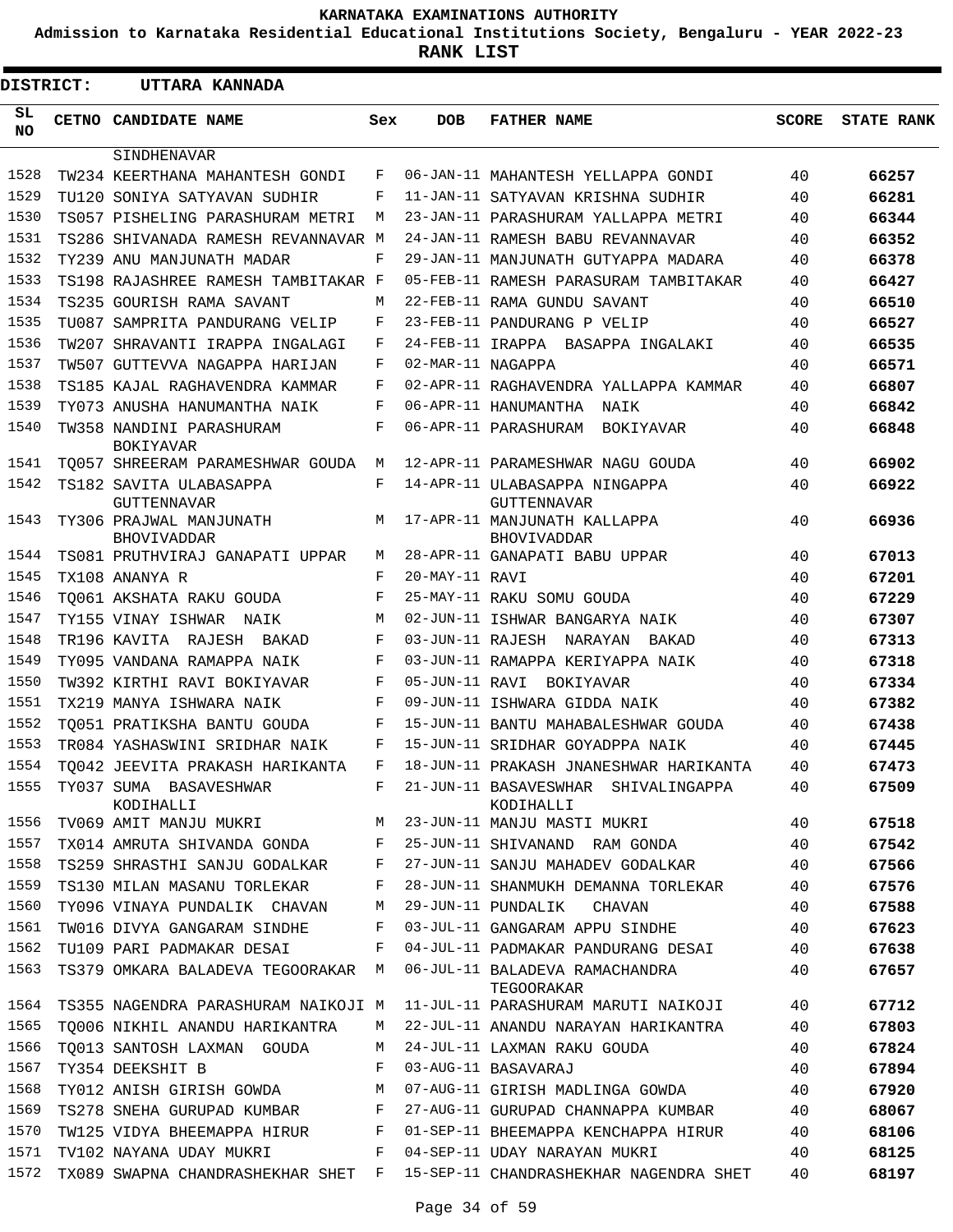# KARNATAKA EXAMINATIONS AUTHORITY

**Admission to Karnataka Residential Educational Institutions Society, Bengaluru - YEAR 2022-23**

**RANK LIST**

**DISTRICT: UTTARA KANNADA**

| SL NO | CETNO | CANDIDATE NAME | Sex | DOB | FATHER NAME | SCORE | STATE RANK |
|---|---|---|---|---|---|---|---|
| | | SINDHENAVAR | | | | | |
| 1528 | TW234 | KEERTHANA MAHANTESH GONDI | F | 06-JAN-11 | MAHANTESH YELLAPPA GONDI | 40 | 66257 |
| 1529 | TU120 | SONIYA SATYAVAN SUDHIR | F | 11-JAN-11 | SATYAVAN KRISHNA SUDHIR | 40 | 66281 |
| 1530 | TS057 | PISHELING PARASHURAM METRI | M | 23-JAN-11 | PARASHURAM YALLAPPA METRI | 40 | 66344 |
| 1531 | TS286 | SHIVANADA RAMESH REVANNAVAR | M | 24-JAN-11 | RAMESH BABU REVANNAVAR | 40 | 66352 |
| 1532 | TY239 | ANU MANJUNATH MADAR | F | 29-JAN-11 | MANJUNATH GUTYAPPA MADARA | 40 | 66378 |
| 1533 | TS198 | RAJASHREE RAMESH TAMBITAKAR | F | 05-FEB-11 | RAMESH PARASURAM TAMBITAKAR | 40 | 66427 |
| 1534 | TS235 | GOURISH RAMA SAVANT | M | 22-FEB-11 | RAMA GUNDU SAVANT | 40 | 66510 |
| 1535 | TU087 | SAMPRITA PANDURANG VELIP | F | 23-FEB-11 | PANDURANG P VELIP | 40 | 66527 |
| 1536 | TW207 | SHRAVANTI IRAPPA INGALAGI | F | 24-FEB-11 | IRAPPA BASAPPA INGALAKI | 40 | 66535 |
| 1537 | TW507 | GUTTEVVA NAGAPPA HARIJAN | F | 02-MAR-11 | NAGAPPA | 40 | 66571 |
| 1538 | TS185 | KAJAL RAGHAVENDRA KAMMAR | F | 02-APR-11 | RAGHAVENDRA YALLAPPA KAMMAR | 40 | 66807 |
| 1539 | TY073 | ANUSHA HANUMANTHA NAIK | F | 06-APR-11 | HANUMANTHA NAIK | 40 | 66842 |
| 1540 | TW358 | NANDINI PARASHURAM BOKIYAVAR | F | 06-APR-11 | PARASHURAM BOKIYAVAR | 40 | 66848 |
| 1541 | TQ057 | SHREERAM PARAMESHWAR GOUDA | M | 12-APR-11 | PARAMESHWAR NAGU GOUDA | 40 | 66902 |
| 1542 | TS182 | SAVITA ULABASAPPA GUTTENNAVAR | F | 14-APR-11 | ULABASAPPA NINGAPPA GUTTENNAVAR | 40 | 66922 |
| 1543 | TY306 | PRAJWAL MANJUNATH BHOVIVADDAR | M | 17-APR-11 | MANJUNATH KALLAPPA BHOVIVADDAR | 40 | 66936 |
| 1544 | TS081 | PRUTHVIRAJ GANAPATI UPPAR | M | 28-APR-11 | GANAPATI BABU UPPAR | 40 | 67013 |
| 1545 | TX108 | ANANYA R | F | 20-MAY-11 | RAVI | 40 | 67201 |
| 1546 | TQ061 | AKSHATA RAKU GOUDA | F | 25-MAY-11 | RAKU SOMU GOUDA | 40 | 67229 |
| 1547 | TY155 | VINAY ISHWAR NAIK | M | 02-JUN-11 | ISHWAR BANGARYA NAIK | 40 | 67307 |
| 1548 | TR196 | KAVITA RAJESH BAKAD | F | 03-JUN-11 | RAJESH NARAYAN BAKAD | 40 | 67313 |
| 1549 | TY095 | VANDANA RAMAPPA NAIK | F | 03-JUN-11 | RAMAPPA KERIYAPPA NAIK | 40 | 67318 |
| 1550 | TW392 | KIRTHI RAVI BOKIYAVAR | F | 05-JUN-11 | RAVI BOKIYAVAR | 40 | 67334 |
| 1551 | TX219 | MANYA ISHWARA NAIK | F | 09-JUN-11 | ISHWARA GIDDA NAIK | 40 | 67382 |
| 1552 | TQ051 | PRATIKSHA BANTU GOUDA | F | 15-JUN-11 | BANTU MAHABALESHWAR GOUDA | 40 | 67438 |
| 1553 | TR084 | YASHASWINI SRIDHAR NAIK | F | 15-JUN-11 | SRIDHAR GOYADPPA NAIK | 40 | 67445 |
| 1554 | TQ042 | JEEVITA PRAKASH HARIKANTA | F | 18-JUN-11 | PRAKASH JNANESHWAR HARIKANTA | 40 | 67473 |
| 1555 | TY037 | SUMA BASAVESHWAR KODIHALLI | F | 21-JUN-11 | BASAVESWHAR SHIVALINGAPPA KODIHALLI | 40 | 67509 |
| 1556 | TV069 | AMIT MANJU MUKRI | M | 23-JUN-11 | MANJU MASTI MUKRI | 40 | 67518 |
| 1557 | TX014 | AMRUTA SHIVANDA GONDA | F | 25-JUN-11 | SHIVANAND RAM GONDA | 40 | 67542 |
| 1558 | TS259 | SHRASTHI SANJU GODALKAR | F | 27-JUN-11 | SANJU MAHADEV GODALKAR | 40 | 67566 |
| 1559 | TS130 | MILAN MASANU TORLEKAR | F | 28-JUN-11 | SHANMUKH DEMANNA TORLEKAR | 40 | 67576 |
| 1560 | TY096 | VINAYA PUNDALIK CHAVAN | M | 29-JUN-11 | PUNDALIK CHAVAN | 40 | 67588 |
| 1561 | TW016 | DIVYA GANGARAM SINDHE | F | 03-JUL-11 | GANGARAM APPU SINDHE | 40 | 67623 |
| 1562 | TU109 | PARI PADMAKAR DESAI | F | 04-JUL-11 | PADMAKAR PANDURANG DESAI | 40 | 67638 |
| 1563 | TS379 | OMKARA BALADEVA TEGOORAKAR | M | 06-JUL-11 | BALADEVA RAMACHANDRA TEGOORAKAR | 40 | 67657 |
| 1564 | TS355 | NAGENDRA PARASHURAM NAIKOJI | M | 11-JUL-11 | PARASHURAM MARUTI NAIKOJI | 40 | 67712 |
| 1565 | TQ006 | NIKHIL ANANDU HARIKANTRA | M | 22-JUL-11 | ANANDU NARAYAN HARIKANTRA | 40 | 67803 |
| 1566 | TQ013 | SANTOSH LAXMAN GOUDA | M | 24-JUL-11 | LAXMAN RAKU GOUDA | 40 | 67824 |
| 1567 | TY354 | DEEKSHIT B | F | 03-AUG-11 | BASAVARAJ | 40 | 67894 |
| 1568 | TY012 | ANISH GIRISH GOWDA | M | 07-AUG-11 | GIRISH MADLINGA GOWDA | 40 | 67920 |
| 1569 | TS278 | SNEHA GURUPAD KUMBAR | F | 27-AUG-11 | GURUPAD CHANNAPPA KUMBAR | 40 | 68067 |
| 1570 | TW125 | VIDYA BHEEMAPPA HIRUR | F | 01-SEP-11 | BHEEMAPPA KENCHAPPA HIRUR | 40 | 68106 |
| 1571 | TV102 | NAYANA UDAY MUKRI | F | 04-SEP-11 | UDAY NARAYAN MUKRI | 40 | 68125 |
| 1572 | TX089 | SWAPNA CHANDRASHEKHAR SHET | F | 15-SEP-11 | CHANDRASHEKHAR NAGENDRA SHET | 40 | 68197 |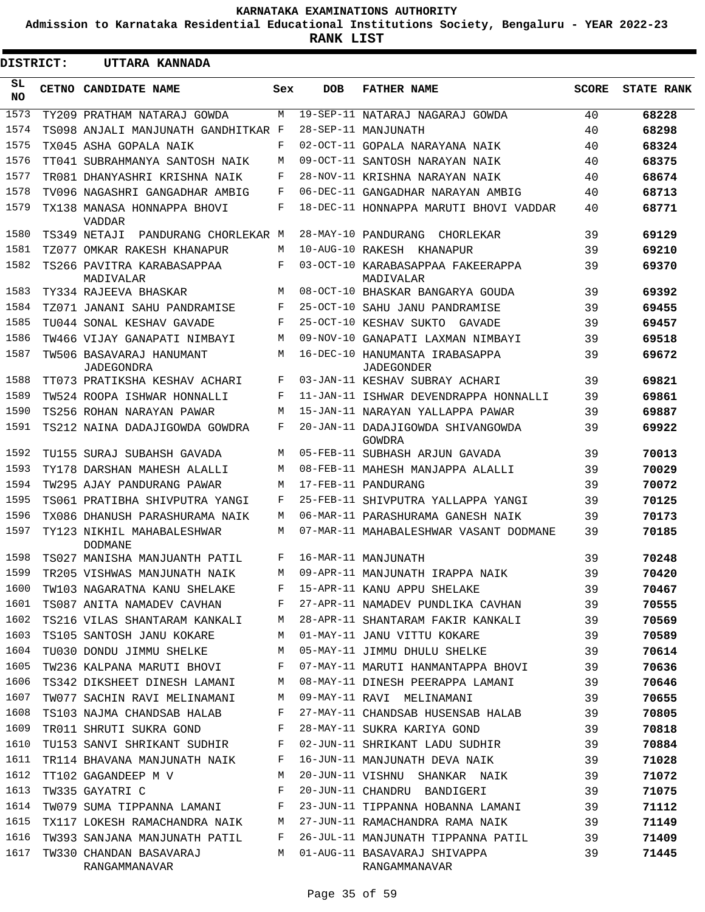**KARNATAKA EXAMINATIONS AUTHORITY**

**Admission to Karnataka Residential Educational Institutions Society, Bengaluru - YEAR 2022-23**

**RANK LIST**

**DISTRICT: UTTARA KANNADA**

| SL NO | CETNO | CANDIDATE NAME | Sex | DOB | FATHER NAME | SCORE | STATE RANK |
|---|---|---|---|---|---|---|---|
| 1573 | TY209 | PRATHAM NATARAJ GOWDA | M | 19-SEP-11 | NATARAJ NAGARAJ GOWDA | 40 | 68228 |
| 1574 | TS098 | ANJALI MANJUNATH GANDHITKAR | F | 28-SEP-11 | MANJUNATH | 40 | 68298 |
| 1575 | TX045 | ASHA GOPALA NAIK | F | 02-OCT-11 | GOPALA NARAYANA NAIK | 40 | 68324 |
| 1576 | TT041 | SUBRAHMANYA SANTOSH NAIK | M | 09-OCT-11 | SANTOSH NARAYAN NAIK | 40 | 68375 |
| 1577 | TR081 | DHANYASHRI KRISHNA NAIK | F | 28-NOV-11 | KRISHNA NARAYAN NAIK | 40 | 68674 |
| 1578 | TV096 | NAGASHRI GANGADHAR AMBIG | F | 06-DEC-11 | GANGADHAR NARAYAN AMBIG | 40 | 68713 |
| 1579 | TX138 | MANASA HONNAPPA BHOVI VADDAR | F | 18-DEC-11 | HONNAPPA MARUTI BHOVI VADDAR | 40 | 68771 |
| 1580 | TS349 | NETAJI PANDURANG CHORLEKAR | M | 28-MAY-10 | PANDURANG CHORLEKAR | 39 | 69129 |
| 1581 | TZ077 | OMKAR RAKESH KHANAPUR | M | 10-AUG-10 | RAKESH KHANAPUR | 39 | 69210 |
| 1582 | TS266 | PAVITRA KARABASAPPAA MADIVALAR | F | 03-OCT-10 | KARABASAPPAA FAKEERAPPA MADIVALAR | 39 | 69370 |
| 1583 | TY334 | RAJEEVA BHASKAR | M | 08-OCT-10 | BHASKAR BANGARYA GOUDA | 39 | 69392 |
| 1584 | TZ071 | JANANI SAHU PANDRAMISE | F | 25-OCT-10 | SAHU JANU PANDRAMISE | 39 | 69455 |
| 1585 | TU044 | SONAL KESHAV GAVADE | F | 25-OCT-10 | KESHAV SUKTO GAVADE | 39 | 69457 |
| 1586 | TW466 | VIJAY GANAPATI NIMBAYI | M | 09-NOV-10 | GANAPATI LAXMAN NIMBAYI | 39 | 69518 |
| 1587 | TW506 | BASAVARAJ HANUMANT JADEGONDRA | M | 16-DEC-10 | HANUMANTA IRABASAPPA JADEGONDER | 39 | 69672 |
| 1588 | TT073 | PRATIKSHA KESHAV ACHARI | F | 03-JAN-11 | KESHAV SUBRAY ACHARI | 39 | 69821 |
| 1589 | TW524 | ROOPA ISHWAR HONNALLI | F | 11-JAN-11 | ISHWAR DEVENDRAPPA HONNALLI | 39 | 69861 |
| 1590 | TS256 | ROHAN NARAYAN PAWAR | M | 15-JAN-11 | NARAYAN YALLAPPA PAWAR | 39 | 69887 |
| 1591 | TS212 | NAINA DADAJIGOWDA GOWDRA | F | 20-JAN-11 | DADAJIGOWDA SHIVANGOWDA GOWDRA | 39 | 69922 |
| 1592 | TU155 | SURAJ SUBAHSH GAVADA | M | 05-FEB-11 | SUBHASH ARJUN GAVADA | 39 | 70013 |
| 1593 | TY178 | DARSHAN MAHESH ALALLI | M | 08-FEB-11 | MAHESH MANJAPPA ALALLI | 39 | 70029 |
| 1594 | TW295 | AJAY PANDURANG PAWAR | M | 17-FEB-11 | PANDURANG | 39 | 70072 |
| 1595 | TS061 | PRATIBHA SHIVPUTRA YANGI | F | 25-FEB-11 | SHIVPUTRA YALLAPPA YANGI | 39 | 70125 |
| 1596 | TX086 | DHANUSH PARASHURAMA NAIK | M | 06-MAR-11 | PARASHURAMA GANESH NAIK | 39 | 70173 |
| 1597 | TY123 | NIKHIL MAHABALESHWAR DODMANE | M | 07-MAR-11 | MAHABALESHWAR VASANT DODMANE | 39 | 70185 |
| 1598 | TS027 | MANISHA MANJUANTH PATIL | F | 16-MAR-11 | MANJUNATH | 39 | 70248 |
| 1599 | TR205 | VISHWAS MANJUNATH NAIK | M | 09-APR-11 | MANJUNATH IRAPPA NAIK | 39 | 70420 |
| 1600 | TW103 | NAGARATNA KANU SHELAKE | F | 15-APR-11 | KANU APPU SHELAKE | 39 | 70467 |
| 1601 | TS087 | ANITA NAMADEV CAVHAN | F | 27-APR-11 | NAMADEV PUNDLIKA CAVHAN | 39 | 70555 |
| 1602 | TS216 | VILAS SHANTARAM KANKALI | M | 28-APR-11 | SHANTARAM FAKIR KANKALI | 39 | 70569 |
| 1603 | TS105 | SANTOSH JANU KOKARE | M | 01-MAY-11 | JANU VITTU KOKARE | 39 | 70589 |
| 1604 | TU030 | DONDU JIMMU SHELKE | M | 05-MAY-11 | JIMMU DHULU SHELKE | 39 | 70614 |
| 1605 | TW236 | KALPANA MARUTI BHOVI | F | 07-MAY-11 | MARUTI HANMANTAPPA BHOVI | 39 | 70636 |
| 1606 | TS342 | DIKSHEET DINESH LAMANI | M | 08-MAY-11 | DINESH PEERAPPA LAMANI | 39 | 70646 |
| 1607 | TW077 | SACHIN RAVI MELINAMANI | M | 09-MAY-11 | RAVI MELINAMANI | 39 | 70655 |
| 1608 | TS103 | NAJMA CHANDSAB HALAB | F | 27-MAY-11 | CHANDSAB HUSENSAB HALAB | 39 | 70805 |
| 1609 | TR011 | SHRUTI SUKRA GOND | F | 28-MAY-11 | SUKRA KARIYA GOND | 39 | 70818 |
| 1610 | TU153 | SANVI SHRIKANT SUDHIR | F | 02-JUN-11 | SHRIKANT LADU SUDHIR | 39 | 70884 |
| 1611 | TR114 | BHAVANA MANJUNATH NAIK | F | 16-JUN-11 | MANJUNATH DEVA NAIK | 39 | 71028 |
| 1612 | TT102 | GAGANDEEP M V | M | 20-JUN-11 | VISHNU SHANKAR NAIK | 39 | 71072 |
| 1613 | TW335 | GAYATRI C | F | 20-JUN-11 | CHANDRU BANDIGERI | 39 | 71075 |
| 1614 | TW079 | SUMA TIPPANNA LAMANI | F | 23-JUN-11 | TIPPANNA HOBANNA LAMANI | 39 | 71112 |
| 1615 | TX117 | LOKESH RAMACHANDRA NAIK | M | 27-JUN-11 | RAMACHANDRA RAMA NAIK | 39 | 71149 |
| 1616 | TW393 | SANJANA MANJUNATH PATIL | F | 26-JUL-11 | MANJUNATH TIPPANNA PATIL | 39 | 71409 |
| 1617 | TW330 | CHANDAN BASAVARAJ RANGAMMANAVAR | M | 01-AUG-11 | BASAVARAJ SHIVAPPA RANGAMMANAVAR | 39 | 71445 |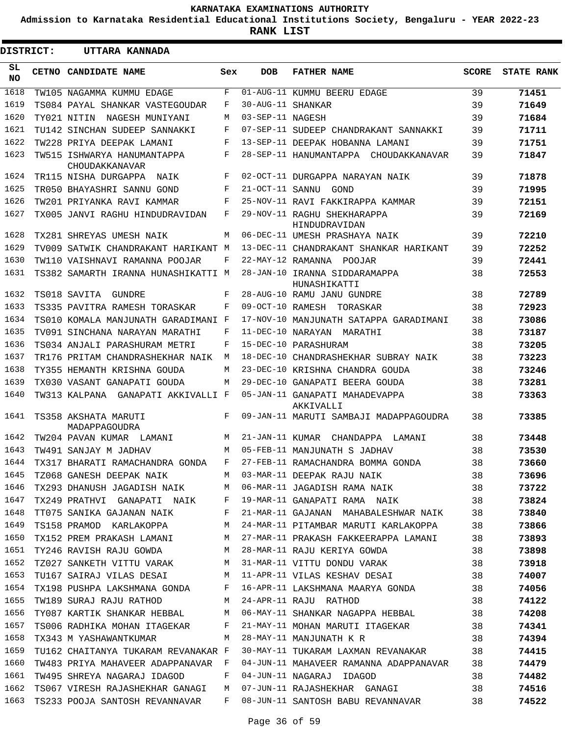**KARNATAKA EXAMINATIONS AUTHORITY**

**Admission to Karnataka Residential Educational Institutions Society, Bengaluru - YEAR 2022-23**

**RANK LIST**

**DISTRICT: UTTARA KANNADA**

| SL NO | CETNO | CANDIDATE NAME | Sex | DOB | FATHER NAME | SCORE | STATE RANK |
|---|---|---|---|---|---|---|---|
| 1618 | TW105 | NAGAMMA KUMMU EDAGE | F | 01-AUG-11 | KUMMU BEERU EDAGE | 39 | 71451 |
| 1619 | TS084 | PAYAL SHANKAR VASTEGOUDAR | F | 30-AUG-11 | SHANKAR | 39 | 71649 |
| 1620 | TY021 | NITIN NAGESH MUNIYANI | M | 03-SEP-11 | NAGESH | 39 | 71684 |
| 1621 | TU142 | SINCHAN SUDEEP SANNAKKI | F | 07-SEP-11 | SUDEEP CHANDRAKANT SANNAKKI | 39 | 71711 |
| 1622 | TW228 | PRIYA DEEPAK LAMANI | F | 13-SEP-11 | DEEPAK HOBANNA LAMANI | 39 | 71751 |
| 1623 | TW515 | ISHWARYA HANUMANTAPPA CHOUDAKKANAVAR | F | 28-SEP-11 | HANUMANTAPPA CHOUDAKKANAVAR | 39 | 71847 |
| 1624 | TR115 | NISHA DURGAPPA NAIK | F | 02-OCT-11 | DURGAPPA NARAYAN NAIK | 39 | 71878 |
| 1625 | TR050 | BHAYASHRI SANNU GOND | F | 21-OCT-11 | SANNU GOND | 39 | 71995 |
| 1626 | TW201 | PRIYANKA RAVI KAMMAR | F | 25-NOV-11 | RAVI FAKKIRAPPA KAMMAR | 39 | 72151 |
| 1627 | TX005 | JANVI RAGHU HINDUDRAVIDAN | F | 29-NOV-11 | RAGHU SHEKHARAPPA HINDUDRAVIDAN | 39 | 72169 |
| 1628 | TX281 | SHREYAS UMESH NAIK | M | 06-DEC-11 | UMESH PRASHAYA NAIK | 39 | 72210 |
| 1629 | TV009 | SATWIK CHANDRAKANT HARIKANT | M | 13-DEC-11 | CHANDRAKANT SHANKAR HARIKANT | 39 | 72252 |
| 1630 | TW110 | VAISHNAVI RAMANNA POOJAR | F | 22-MAY-12 | RAMANNA POOJAR | 39 | 72441 |
| 1631 | TS382 | SAMARTH IRANNA HUNASHIKATTI | M | 28-JAN-10 | IRANNA SIDDARAMAPPA HUNASHIKATTI | 38 | 72553 |
| 1632 | TS018 | SAVITA GUNDRE | F | 28-AUG-10 | RAMU JANU GUNDRE | 38 | 72789 |
| 1633 | TS335 | PAVITRA RAMESH TORASKAR | F | 09-OCT-10 | RAMESH TORASKAR | 38 | 72923 |
| 1634 | TS010 | KOMALA MANJUNATH GARADIMANI | F | 17-NOV-10 | MANJUNATH SATAPPA GARADIMANI | 38 | 73086 |
| 1635 | TV091 | SINCHANA NARAYAN MARATHI | F | 11-DEC-10 | NARAYAN MARATHI | 38 | 73187 |
| 1636 | TS034 | ANJALI PARASHURAM METRI | F | 15-DEC-10 | PARASHURAM | 38 | 73205 |
| 1637 | TR176 | PRITAM CHANDRASHEKHAR NAIK | M | 18-DEC-10 | CHANDRASHEKHAR SUBRAY NAIK | 38 | 73223 |
| 1638 | TY355 | HEMANTH KRISHNA GOUDA | M | 23-DEC-10 | KRISHNA CHANDRA GOUDA | 38 | 73246 |
| 1639 | TX030 | VASANT GANAPATI GOUDA | M | 29-DEC-10 | GANAPATI BEERA GOUDA | 38 | 73281 |
| 1640 | TW313 | KALPANA GANAPATI AKKIVALLI | F | 05-JAN-11 | GANAPATI MAHADEVAPPA AKKIVALLI | 38 | 73363 |
| 1641 | TS358 | AKSHATA MARUTI MADAPPAGOUDRA | F | 09-JAN-11 | MARUTI SAMBAJI MADAPPAGOUDRA | 38 | 73385 |
| 1642 | TW204 | PAVAN KUMAR LAMANI | M | 21-JAN-11 | KUMAR CHANDAPPA LAMANI | 38 | 73448 |
| 1643 | TW491 | SANJAY M JADHAV | M | 05-FEB-11 | MANJUNATH S JADHAV | 38 | 73530 |
| 1644 | TX317 | BHARATI RAMACHANDRA GONDA | F | 27-FEB-11 | RAMACHANDRA BOMMA GONDA | 38 | 73660 |
| 1645 | TZ068 | GANESH DEEPAK NAIK | M | 03-MAR-11 | DEEPAK RAJU NAIK | 38 | 73696 |
| 1646 | TX293 | DHANUSH JAGADISH NAIK | M | 06-MAR-11 | JAGADISH RAMA NAIK | 38 | 73722 |
| 1647 | TX249 | PRATHVI GANAPATI NAIK | F | 19-MAR-11 | GANAPATI RAMA NAIK | 38 | 73824 |
| 1648 | TT075 | SANIKA GAJANAN NAIK | F | 21-MAR-11 | GAJANAN MAHABALESHWAR NAIK | 38 | 73840 |
| 1649 | TS158 | PRAMOD KARLAKOPPA | M | 24-MAR-11 | PITAMBAR MARUTI KARLAKOPPA | 38 | 73866 |
| 1650 | TX152 | PREM PRAKASH LAMANI | M | 27-MAR-11 | PRAKASH FAKKEERAPPA LAMANI | 38 | 73893 |
| 1651 | TY246 | RAVISH RAJU GOWDA | M | 28-MAR-11 | RAJU KERIYA GOWDA | 38 | 73898 |
| 1652 | TZ027 | SANKETH VITTU VARAK | M | 31-MAR-11 | VITTU DONDU VARAK | 38 | 73918 |
| 1653 | TU167 | SAIRAJ VILAS DESAI | M | 11-APR-11 | VILAS KESHAV DESAI | 38 | 74007 |
| 1654 | TX198 | PUSHPA LAKSHMANA GONDA | F | 16-APR-11 | LAKSHMANA MAARYA GONDA | 38 | 74056 |
| 1655 | TW189 | SURAJ RAJU RATHOD | M | 24-APR-11 | RAJU RATHOD | 38 | 74122 |
| 1656 | TY087 | KARTIK SHANKAR HEBBAL | M | 06-MAY-11 | SHANKAR NAGAPPA HEBBAL | 38 | 74208 |
| 1657 | TS006 | RADHIKA MOHAN ITAGEKAR | F | 21-MAY-11 | MOHAN MARUTI ITAGEKAR | 38 | 74341 |
| 1658 | TX343 | M YASHAWANTKUMAR | M | 28-MAY-11 | MANJUNATH K R | 38 | 74394 |
| 1659 | TU162 | CHAITANYA TUKARAM REVANAKAR | F | 30-MAY-11 | TUKARAM LAXMAN REVANAKAR | 38 | 74415 |
| 1660 | TW483 | PRIYA MAHAVEER ADAPPANAVAR | F | 04-JUN-11 | MAHAVEER RAMANNA ADAPPANAVAR | 38 | 74479 |
| 1661 | TW495 | SHREYA NAGARAJ IDAGOD | F | 04-JUN-11 | NAGARAJ IDAGOD | 38 | 74482 |
| 1662 | TS067 | VIRESH RAJASHEKHAR GANAGI | M | 07-JUN-11 | RAJASHEKHAR GANAGI | 38 | 74516 |
| 1663 | TS233 | POOJA SANTOSH REVANNAVAR | F | 08-JUN-11 | SANTOSH BABU REVANNAVAR | 38 | 74522 |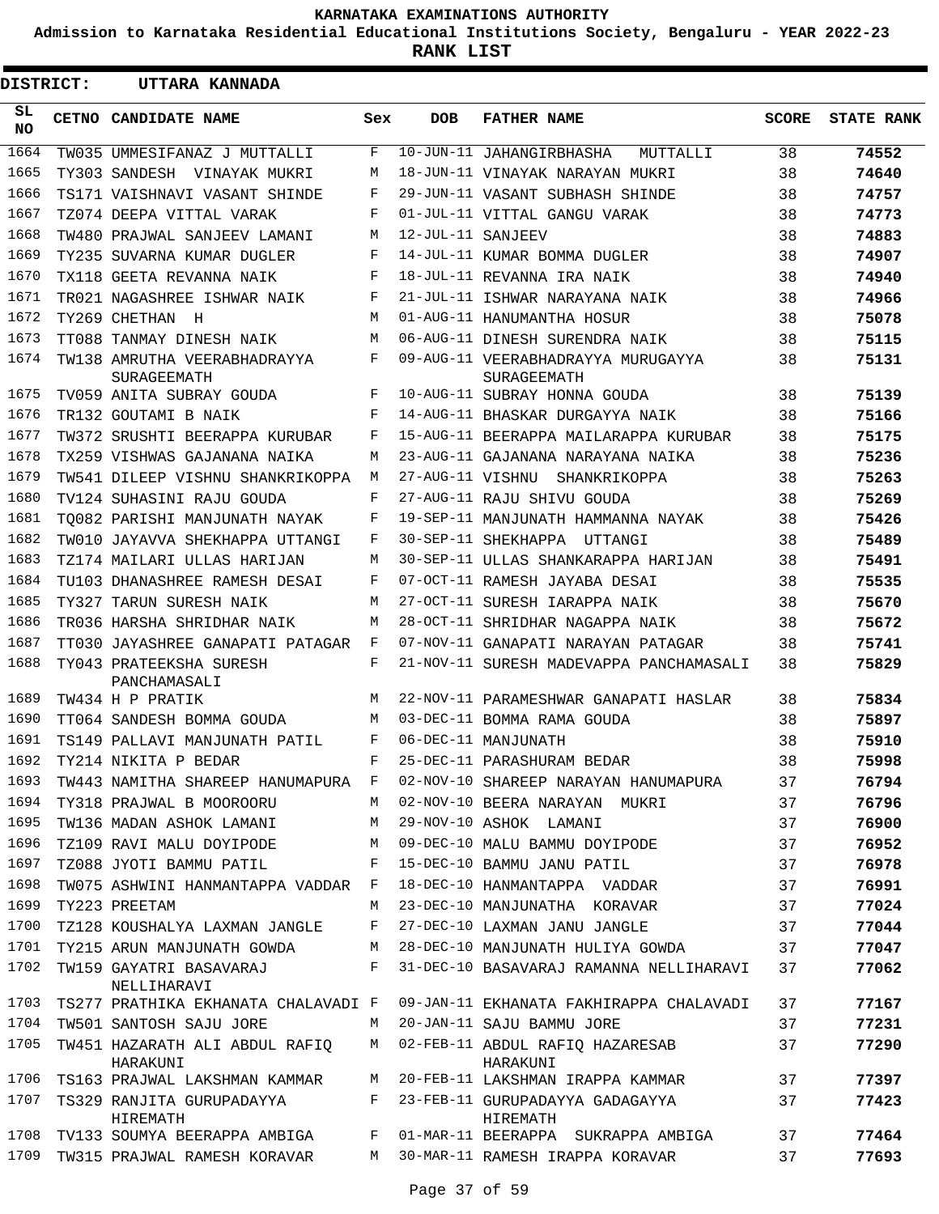KARNATAKA EXAMINATIONS AUTHORITY

Admission to Karnataka Residential Educational Institutions Society, Bengaluru - YEAR 2022-23

**RANK LIST**

**DISTRICT: UTTARA KANNADA**

| SL NO | CETNO | CANDIDATE NAME | Sex | DOB | FATHER NAME | SCORE | STATE RANK |
|---|---|---|---|---|---|---|---|
| 1664 | TW035 | UMMESIFANAZ J MUTTALLI | F | 10-JUN-11 | JAHANGIRBHASHA MUTTALLI | 38 | **74552** |
| 1665 | TY303 | SANDESH VINAYAK MUKRI | M | 18-JUN-11 | VINAYAK NARAYAN MUKRI | 38 | **74640** |
| 1666 | TS171 | VAISHNAVI VASANT SHINDE | F | 29-JUN-11 | VASANT SUBHASH SHINDE | 38 | **74757** |
| 1667 | TZ074 | DEEPA VITTAL VARAK | F | 01-JUL-11 | VITTAL GANGU VARAK | 38 | **74773** |
| 1668 | TW480 | PRAJWAL SANJEEV LAMANI | M | 12-JUL-11 | SANJEEV | 38 | **74883** |
| 1669 | TY235 | SUVARNA KUMAR DUGLER | F | 14-JUL-11 | KUMAR BOMMA DUGLER | 38 | **74907** |
| 1670 | TX118 | GEETA REVANNA NAIK | F | 18-JUL-11 | REVANNA IRA NAIK | 38 | **74940** |
| 1671 | TR021 | NAGASHREE ISHWAR NAIK | F | 21-JUL-11 | ISHWAR NARAYANA NAIK | 38 | **74966** |
| 1672 | TY269 | CHETHAN H | M | 01-AUG-11 | HANUMANTHA HOSUR | 38 | **75078** |
| 1673 | TT088 | TANMAY DINESH NAIK | M | 06-AUG-11 | DINESH SURENDRA NAIK | 38 | **75115** |
| 1674 | TW138 | AMRUTHA VEERABHADRAYYA SURAGEEMATH | F | 09-AUG-11 | VEERABHADRAYYA MURUGAYYA SURAGEEMATH | 38 | **75131** |
| 1675 | TV059 | ANITA SUBRAY GOUDA | F | 10-AUG-11 | SUBRAY HONNA GOUDA | 38 | **75139** |
| 1676 | TR132 | GOUTAMI B NAIK | F | 14-AUG-11 | BHASKAR DURGAYYA NAIK | 38 | **75166** |
| 1677 | TW372 | SRUSHTI BEERAPPA KURUBAR | F | 15-AUG-11 | BEERAPPA MAILARAPPA KURUBAR | 38 | **75175** |
| 1678 | TX259 | VISHWAS GAJANANA NAIKA | M | 23-AUG-11 | GAJANANA NARAYANA NAIKA | 38 | **75236** |
| 1679 | TW541 | DILEEP VISHNU SHANKRIKOPPA | M | 27-AUG-11 | VISHNU SHANKRIKOPPA | 38 | **75263** |
| 1680 | TV124 | SUHASINI RAJU GOUDA | F | 27-AUG-11 | RAJU SHIVU GOUDA | 38 | **75269** |
| 1681 | TQ082 | PARISHI MANJUNATH NAYAK | F | 19-SEP-11 | MANJUNATH HAMMANNA NAYAK | 38 | **75426** |
| 1682 | TW010 | JAYAVVA SHEKHAPPA UTTANGI | F | 30-SEP-11 | SHEKHAPPA UTTANGI | 38 | **75489** |
| 1683 | TZ174 | MAILARI ULLAS HARIJAN | M | 30-SEP-11 | ULLAS SHANKARAPPA HARIJAN | 38 | **75491** |
| 1684 | TU103 | DHANASHREE RAMESH DESAI | F | 07-OCT-11 | RAMESH JAYABA DESAI | 38 | **75535** |
| 1685 | TY327 | TARUN SURESH NAIK | M | 27-OCT-11 | SURESH IARAPPA NAIK | 38 | **75670** |
| 1686 | TR036 | HARSHA SHRIDHAR NAIK | M | 28-OCT-11 | SHRIDHAR NAGAPPA NAIK | 38 | **75672** |
| 1687 | TT030 | JAYASHREE GANAPATI PATAGAR | F | 07-NOV-11 | GANAPATI NARAYAN PATAGAR | 38 | **75741** |
| 1688 | TY043 | PRATEEKSHA SURESH PANCHAMASALI | F | 21-NOV-11 | SURESH MADEVAPPA PANCHAMASALI | 38 | **75829** |
| 1689 | TW434 | H P PRATIK | M | 22-NOV-11 | PARAMESHWAR GANAPATI HASLAR | 38 | **75834** |
| 1690 | TT064 | SANDESH BOMMA GOUDA | M | 03-DEC-11 | BOMMA RAMA GOUDA | 38 | **75897** |
| 1691 | TS149 | PALLAVI MANJUNATH PATIL | F | 06-DEC-11 | MANJUNATH | 38 | **75910** |
| 1692 | TY214 | NIKITA P BEDAR | F | 25-DEC-11 | PARASHURAM BEDAR | 38 | **75998** |
| 1693 | TW443 | NAMITHA SHAREEP HANUMAPURA | F | 02-NOV-10 | SHAREEP NARAYAN HANUMAPURA | 37 | **76794** |
| 1694 | TY318 | PRAJWAL B MOOROORU | M | 02-NOV-10 | BEERA NARAYAN MUKRI | 37 | **76796** |
| 1695 | TW136 | MADAN ASHOK LAMANI | M | 29-NOV-10 | ASHOK LAMANI | 37 | **76900** |
| 1696 | TZ109 | RAVI MALU DOYIPODE | M | 09-DEC-10 | MALU BAMMU DOYIPODE | 37 | **76952** |
| 1697 | TZ088 | JYOTI BAMMU PATIL | F | 15-DEC-10 | BAMMU JANU PATIL | 37 | **76978** |
| 1698 | TW075 | ASHWINI HANMANTAPPA VADDAR | F | 18-DEC-10 | HANMANTAPPA VADDAR | 37 | **76991** |
| 1699 | TY223 | PREETAM | M | 23-DEC-10 | MANJUNATHA KORAVAR | 37 | **77024** |
| 1700 | TZ128 | KOUSHALYA LAXMAN JANGLE | F | 27-DEC-10 | LAXMAN JANU JANGLE | 37 | **77044** |
| 1701 | TY215 | ARUN MANJUNATH GOWDA | M | 28-DEC-10 | MANJUNATH HULIYA GOWDA | 37 | **77047** |
| 1702 | TW159 | GAYATRI BASAVARAJ NELLIHARAVI | F | 31-DEC-10 | BASAVARAJ RAMANNA NELLIHARAVI | 37 | **77062** |
| 1703 | TS277 | PRATHIKA EKHANATA CHALAVADI | F | 09-JAN-11 | EKHANATA FAKHIRAPPA CHALAVADI | 37 | **77167** |
| 1704 | TW501 | SANTOSH SAJU JORE | M | 20-JAN-11 | SAJU BAMMU JORE | 37 | **77231** |
| 1705 | TW451 | HAZARATH ALI ABDUL RAFIQ HARAKUNI | M | 02-FEB-11 | ABDUL RAFIQ HAZARESAB HARAKUNI | 37 | **77290** |
| 1706 | TS163 | PRAJWAL LAKSHMAN KAMMAR | M | 20-FEB-11 | LAKSHMAN IRAPPA KAMMAR | 37 | **77397** |
| 1707 | TS329 | RANJITA GURUPADAYYA HIREMATH | F | 23-FEB-11 | GURUPADAYYA GADAGAYYA HIREMATH | 37 | **77423** |
| 1708 | TV133 | SOUMYA BEERAPPA AMBIGA | F | 01-MAR-11 | BEERAPPA SUKRAPPA AMBIGA | 37 | **77464** |
| 1709 | TW315 | PRAJWAL RAMESH KORAVAR | M | 30-MAR-11 | RAMESH IRAPPA KORAVAR | 37 | **77693** |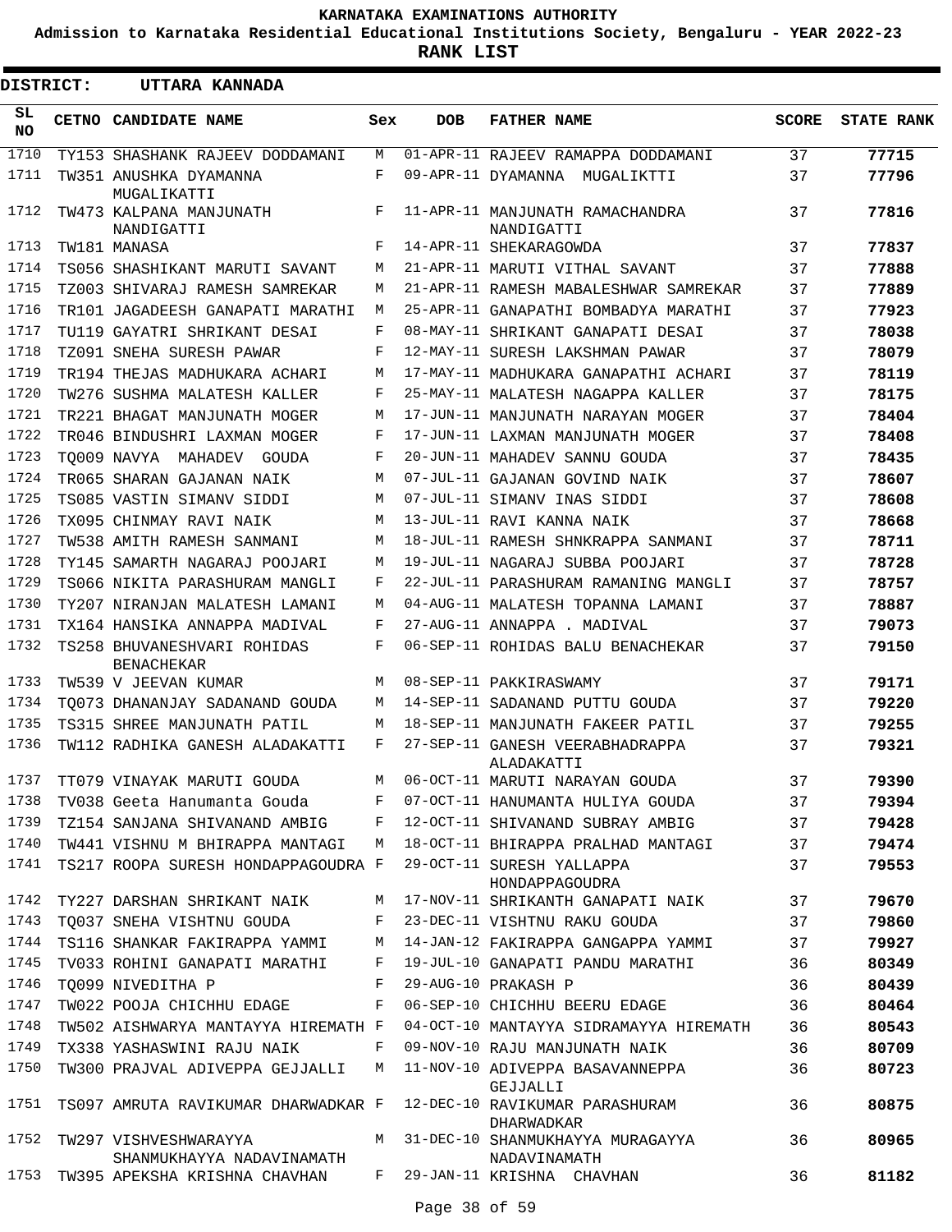# KARNATAKA EXAMINATIONS AUTHORITY

**Admission to Karnataka Residential Educational Institutions Society, Bengaluru - YEAR 2022-23**

**RANK LIST**

**DISTRICT: UTTARA KANNADA**

| SL NO | CETNO | CANDIDATE NAME | Sex | DOB | FATHER NAME | SCORE | STATE RANK |
|---|---|---|---|---|---|---|---|
| 1710 | TY153 | SHASHANK RAJEEV DODDAMANI | M | 01-APR-11 | RAJEEV RAMAPPA DODDAMANI | 37 | **77715** |
| 1711 | TW351 | ANUSHKA DYAMANNA MUGALIKATTI | F | 09-APR-11 | DYAMANNA MUGALIKTTI | 37 | **77796** |
| 1712 | TW473 | KALPANA MANJUNATH NANDIGATTI | F | 11-APR-11 | MANJUNATH RAMACHANDRA NANDIGATTI | 37 | **77816** |
| 1713 | TW181 | MANASA | F | 14-APR-11 | SHEKARAGOWDA | 37 | **77837** |
| 1714 | TS056 | SHASHIKANT MARUTI SAVANT | M | 21-APR-11 | MARUTI VITHAL SAVANT | 37 | **77888** |
| 1715 | TZ003 | SHIVARAJ RAMESH SAMREKAR | M | 21-APR-11 | RAMESH MABALESHWAR SAMREKAR | 37 | **77889** |
| 1716 | TR101 | JAGADEESH GANAPATI MARATHI | M | 25-APR-11 | GANAPATHI BOMBADYA MARATHI | 37 | **77923** |
| 1717 | TU119 | GAYATRI SHRIKANT DESAI | F | 08-MAY-11 | SHRIKANT GANAPATI DESAI | 37 | **78038** |
| 1718 | TZ091 | SNEHA SURESH PAWAR | F | 12-MAY-11 | SURESH LAKSHMAN PAWAR | 37 | **78079** |
| 1719 | TR194 | THEJAS MADHUKARA ACHARI | M | 17-MAY-11 | MADHUKARA GANAPATHI ACHARI | 37 | **78119** |
| 1720 | TW276 | SUSHMA MALATESH KALLER | F | 25-MAY-11 | MALATESH NAGAPPA KALLER | 37 | **78175** |
| 1721 | TR221 | BHAGAT MANJUNATH MOGER | M | 17-JUN-11 | MANJUNATH NARAYAN MOGER | 37 | **78404** |
| 1722 | TR046 | BINDUSHRI LAXMAN MOGER | F | 17-JUN-11 | LAXMAN MANJUNATH MOGER | 37 | **78408** |
| 1723 | TQ009 | NAVYA MAHADEV GOUDA | F | 20-JUN-11 | MAHADEV SANNU GOUDA | 37 | **78435** |
| 1724 | TR065 | SHARAN GAJANAN NAIK | M | 07-JUL-11 | GAJANAN GOVIND NAIK | 37 | **78607** |
| 1725 | TS085 | VASTIN SIMANV SIDDI | M | 07-JUL-11 | SIMANV INAS SIDDI | 37 | **78608** |
| 1726 | TX095 | CHINMAY RAVI NAIK | M | 13-JUL-11 | RAVI KANNA NAIK | 37 | **78668** |
| 1727 | TW538 | AMITH RAMESH SANMANI | M | 18-JUL-11 | RAMESH SHNKRAPPA SANMANI | 37 | **78711** |
| 1728 | TY145 | SAMARTH NAGARAJ POOJARI | M | 19-JUL-11 | NAGARAJ SUBBA POOJARI | 37 | **78728** |
| 1729 | TS066 | NIKITA PARASHURAM MANGLI | F | 22-JUL-11 | PARASHURAM RAMANING MANGLI | 37 | **78757** |
| 1730 | TY207 | NIRANJAN MALATESH LAMANI | M | 04-AUG-11 | MALATESH TOPANNA LAMANI | 37 | **78887** |
| 1731 | TX164 | HANSIKA ANNAPPA MADIVAL | F | 27-AUG-11 | ANNAPPA . MADIVAL | 37 | **79073** |
| 1732 | TS258 | BHUVANESHVARI ROHIDAS BENACHEKAR | F | 06-SEP-11 | ROHIDAS BALU BENACHEKAR | 37 | **79150** |
| 1733 | TW539 | V JEEVAN KUMAR | M | 08-SEP-11 | PAKKIRASWAMY | 37 | **79171** |
| 1734 | TQ073 | DHANANJAY SADANAND GOUDA | M | 14-SEP-11 | SADANAND PUTTU GOUDA | 37 | **79220** |
| 1735 | TS315 | SHREE MANJUNATH PATIL | M | 18-SEP-11 | MANJUNATH FAKEER PATIL | 37 | **79255** |
| 1736 | TW112 | RADHIKA GANESH ALADAKATTI | F | 27-SEP-11 | GANESH VEERABHADRAPPA ALADAKATTI | 37 | **79321** |
| 1737 | TT079 | VINAYAK MARUTI GOUDA | M | 06-OCT-11 | MARUTI NARAYAN GOUDA | 37 | **79390** |
| 1738 | TV038 | Geeta Hanumanta Gouda | F | 07-OCT-11 | HANUMANTA HULIYA GOUDA | 37 | **79394** |
| 1739 | TZ154 | SANJANA SHIVANAND AMBIG | F | 12-OCT-11 | SHIVANAND SUBRAY AMBIG | 37 | **79428** |
| 1740 | TW441 | VISHNU M BHIRAPPA MANTAGI | M | 18-OCT-11 | BHIRAPPA PRALHAD MANTAGI | 37 | **79474** |
| 1741 | TS217 | ROOPA SURESH HONDAPPAGOUDRA | F | 29-OCT-11 | SURESH YALLAPPA HONDAPPAGOUDRA | 37 | **79553** |
| 1742 | TY227 | DARSHAN SHRIKANT NAIK | M | 17-NOV-11 | SHRIKANTH GANAPATI NAIK | 37 | **79670** |
| 1743 | TQ037 | SNEHA VISHTNU GOUDA | F | 23-DEC-11 | VISHTNU RAKU GOUDA | 37 | **79860** |
| 1744 | TS116 | SHANKAR FAKIRAPPA YAMMI | M | 14-JAN-12 | FAKIRAPPA GANGAPPA YAMMI | 37 | **79927** |
| 1745 | TV033 | ROHINI GANAPATI MARATHI | F | 19-JUL-10 | GANAPATI PANDU MARATHI | 36 | **80349** |
| 1746 | TQ099 | NIVEDITHA P | F | 29-AUG-10 | PRAKASH P | 36 | **80439** |
| 1747 | TW022 | POOJA CHICHHU EDAGE | F | 06-SEP-10 | CHICHHU BEERU EDAGE | 36 | **80464** |
| 1748 | TW502 | AISHWARYA MANTAYYA HIREMATH | F | 04-OCT-10 | MANTAYYA SIDRAMAYYA HIREMATH | 36 | **80543** |
| 1749 | TX338 | YASHASWINI RAJU NAIK | F | 09-NOV-10 | RAJU MANJUNATH NAIK | 36 | **80709** |
| 1750 | TW300 | PRAJVAL ADIVEPPA GEJJALLI | M | 11-NOV-10 | ADIVEPPA BASAVANNEPPA GEJJALLI | 36 | **80723** |
| 1751 | TS097 | AMRUTA RAVIKUMAR DHARWADKAR | F | 12-DEC-10 | RAVIKUMAR PARASHURAM DHARWADKAR | 36 | **80875** |
| 1752 | TW297 | VISHVESHWARAYYA SHANMUKHAYYA NADAVINAMATH | M | 31-DEC-10 | SHANMUKHAYYA MURAGAYYA NADAVINAMATH | 36 | **80965** |
| 1753 | TW395 | APEKSHA KRISHNA CHAVHAN | F | 29-JAN-11 | KRISHNA CHAVHAN | 36 | **81182** |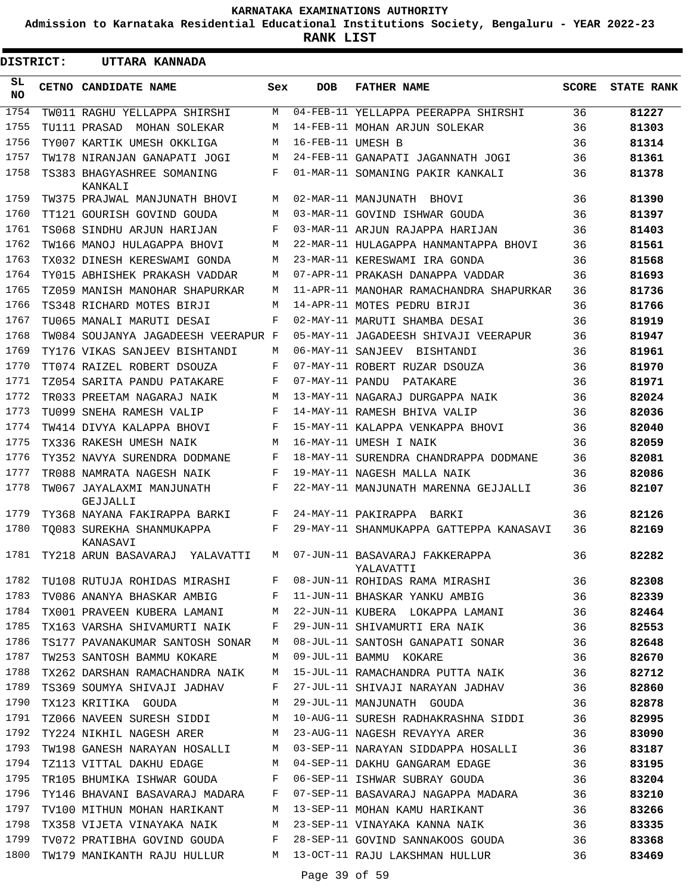**KARNATAKA EXAMINATIONS AUTHORITY**

**Admission to Karnataka Residential Educational Institutions Society, Bengaluru - YEAR 2022-23**

**RANK LIST**

**DISTRICT: UTTARA KANNADA**

| SL NO | CETNO | CANDIDATE NAME | Sex | DOB | FATHER NAME | SCORE | STATE RANK |
|---|---|---|---|---|---|---|---|
| 1754 | TW011 | RAGHU YELLAPPA SHIRSHI | M | 04-FEB-11 | YELLAPPA PEERAPPA SHIRSHI | 36 | 81227 |
| 1755 | TU111 | PRASAD MOHAN SOLEKAR | M | 14-FEB-11 | MOHAN ARJUN SOLEKAR | 36 | 81303 |
| 1756 | TY007 | KARTIK UMESH OKKLIGA | M | 16-FEB-11 | UMESH B | 36 | 81314 |
| 1757 | TW178 | NIRANJAN GANAPATI JOGI | M | 24-FEB-11 | GANAPATI JAGANNATH JOGI | 36 | 81361 |
| 1758 | TS383 | BHAGYASHREE SOMANING KANKALI | F | 01-MAR-11 | SOMANING PAKIR KANKALI | 36 | 81378 |
| 1759 | TW375 | PRAJWAL MANJUNATH BHOVI | M | 02-MAR-11 | MANJUNATH BHOVI | 36 | 81390 |
| 1760 | TT121 | GOURISH GOVIND GOUDA | M | 03-MAR-11 | GOVIND ISHWAR GOUDA | 36 | 81397 |
| 1761 | TS068 | SINDHU ARJUN HARIJAN | F | 03-MAR-11 | ARJUN RAJAPPA HARIJAN | 36 | 81403 |
| 1762 | TW166 | MANOJ HULAGAPPA BHOVI | M | 22-MAR-11 | HULAGAPPA HANMANTAPPA BHOVI | 36 | 81561 |
| 1763 | TX032 | DINESH KERESWAMI GONDA | M | 23-MAR-11 | KERESWAMI IRA GONDA | 36 | 81568 |
| 1764 | TY015 | ABHISHEK PRAKASH VADDAR | M | 07-APR-11 | PRAKASH DANAPPA VADDAR | 36 | 81693 |
| 1765 | TZ059 | MANISH MANOHAR SHAPURKAR | M | 11-APR-11 | MANOHAR RAMACHANDRA SHAPURKAR | 36 | 81736 |
| 1766 | TS348 | RICHARD MOTES BIRJI | M | 14-APR-11 | MOTES PEDRU BIRJI | 36 | 81766 |
| 1767 | TU065 | MANALI MARUTI DESAI | F | 02-MAY-11 | MARUTI SHAMBA DESAI | 36 | 81919 |
| 1768 | TW084 | SOUJANYA JAGADEESH VEERAPUR | F | 05-MAY-11 | JAGADEESH SHIVAJI VEERAPUR | 36 | 81947 |
| 1769 | TY176 | VIKAS SANJEEV BISHTANDI | M | 06-MAY-11 | SANJEEV BISHTANDI | 36 | 81961 |
| 1770 | TT074 | RAIZEL ROBERT DSOUZA | F | 07-MAY-11 | ROBERT RUZAR DSOUZA | 36 | 81970 |
| 1771 | TZ054 | SARITA PANDU PATAKARE | F | 07-MAY-11 | PANDU PATAKARE | 36 | 81971 |
| 1772 | TR033 | PREETAM NAGARAJ NAIK | M | 13-MAY-11 | NAGARAJ DURGAPPA NAIK | 36 | 82024 |
| 1773 | TU099 | SNEHA RAMESH VALIP | F | 14-MAY-11 | RAMESH BHIVA VALIP | 36 | 82036 |
| 1774 | TW414 | DIVYA KALAPPA BHOVI | F | 15-MAY-11 | KALAPPA VENKAPPA BHOVI | 36 | 82040 |
| 1775 | TX336 | RAKESH UMESH NAIK | M | 16-MAY-11 | UMESH I NAIK | 36 | 82059 |
| 1776 | TY352 | NAVYA SURENDRA DODMANE | F | 18-MAY-11 | SURENDRA CHANDRAPPA DODMANE | 36 | 82081 |
| 1777 | TR088 | NAMRATA NAGESH NAIK | F | 19-MAY-11 | NAGESH MALLA NAIK | 36 | 82086 |
| 1778 | TW067 | JAYALAXMI MANJUNATH GEJJALLI | F | 22-MAY-11 | MANJUNATH MARENNA GEJJALLI | 36 | 82107 |
| 1779 | TY368 | NAYANA FAKIRAPPA BARKI | F | 24-MAY-11 | PAKIRAPPA BARKI | 36 | 82126 |
| 1780 | TQ083 | SUREKHA SHANMUKAPPA KANASAVI | F | 29-MAY-11 | SHANMUKAPPA GATTEPPA KANASAVI | 36 | 82169 |
| 1781 | TY218 | ARUN BASAVARAJ YALAVATTI | M | 07-JUN-11 | BASAVARAJ FAKKERAPPA YALAVATTI | 36 | 82282 |
| 1782 | TU108 | RUTUJA ROHIDAS MIRASHI | F | 08-JUN-11 | ROHIDAS RAMA MIRASHI | 36 | 82308 |
| 1783 | TV086 | ANANYA BHASKAR AMBIG | F | 11-JUN-11 | BHASKAR YANKU AMBIG | 36 | 82339 |
| 1784 | TX001 | PRAVEEN KUBERA LAMANI | M | 22-JUN-11 | KUBERA LOKAPPA LAMANI | 36 | 82464 |
| 1785 | TX163 | VARSHA SHIVAMURTI NAIK | F | 29-JUN-11 | SHIVAMURTI ERA NAIK | 36 | 82553 |
| 1786 | TS177 | PAVANAKUMAR SANTOSH SONAR | M | 08-JUL-11 | SANTOSH GANAPATI SONAR | 36 | 82648 |
| 1787 | TW253 | SANTOSH BAMMU KOKARE | M | 09-JUL-11 | BAMMU KOKARE | 36 | 82670 |
| 1788 | TX262 | DARSHAN RAMACHANDRA NAIK | M | 15-JUL-11 | RAMACHANDRA PUTTA NAIK | 36 | 82712 |
| 1789 | TS369 | SOUMYA SHIVAJI JADHAV | F | 27-JUL-11 | SHIVAJI NARAYAN JADHAV | 36 | 82860 |
| 1790 | TX123 | KRITIKA GOUDA | M | 29-JUL-11 | MANJUNATH GOUDA | 36 | 82878 |
| 1791 | TZ066 | NAVEEN SURESH SIDDI | M | 10-AUG-11 | SURESH RADHAKRASHNA SIDDI | 36 | 82995 |
| 1792 | TY224 | NIKHIL NAGESH ARER | M | 23-AUG-11 | NAGESH REVAYYA ARER | 36 | 83090 |
| 1793 | TW198 | GANESH NARAYAN HOSALLI | M | 03-SEP-11 | NARAYAN SIDDAPPA HOSALLI | 36 | 83187 |
| 1794 | TZ113 | VITTAL DAKHU EDAGE | M | 04-SEP-11 | DAKHU GANGARAM EDAGE | 36 | 83195 |
| 1795 | TR105 | BHUMIKA ISHWAR GOUDA | F | 06-SEP-11 | ISHWAR SUBRAY GOUDA | 36 | 83204 |
| 1796 | TY146 | BHAVANI BASAVARAJ MADARA | F | 07-SEP-11 | BASAVARAJ NAGAPPA MADARA | 36 | 83210 |
| 1797 | TV100 | MITHUN MOHAN HARIKANT | M | 13-SEP-11 | MOHAN KAMU HARIKANT | 36 | 83266 |
| 1798 | TX358 | VIJETA VINAYAKA NAIK | M | 23-SEP-11 | VINAYAKA KANNA NAIK | 36 | 83335 |
| 1799 | TV072 | PRATIBHA GOVIND GOUDA | F | 28-SEP-11 | GOVIND SANNAKOOS GOUDA | 36 | 83368 |
| 1800 | TW179 | MANIKANTH RAJU HULLUR | M | 13-OCT-11 | RAJU LAKSHMAN HULLUR | 36 | 83469 |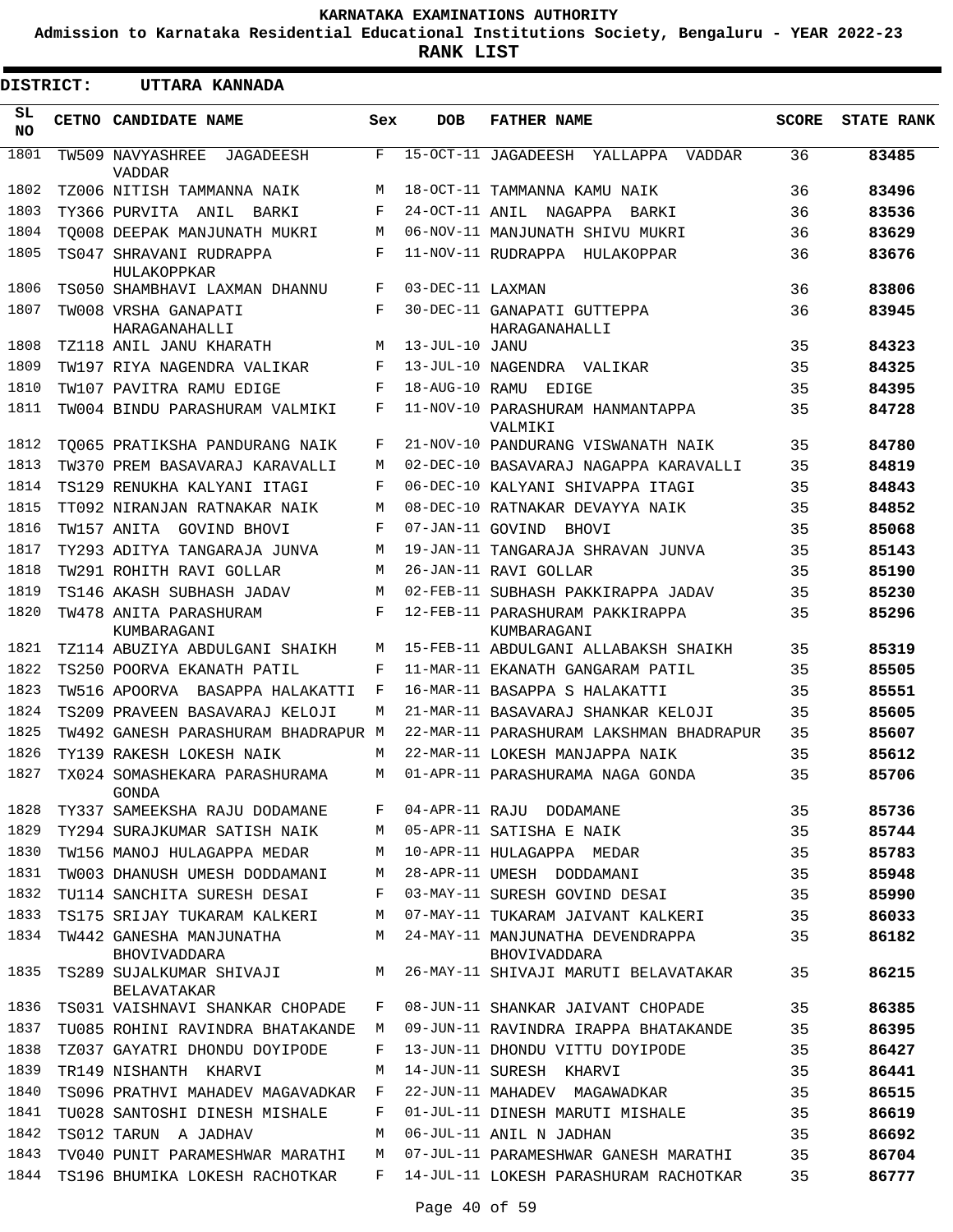KARNATAKA EXAMINATIONS AUTHORITY

Admission to Karnataka Residential Educational Institutions Society, Bengaluru - YEAR 2022-23

**RANK LIST**

**DISTRICT: UTTARA KANNADA**

| SL NO | CETNO | CANDIDATE NAME | Sex | DOB | FATHER NAME | SCORE | STATE RANK |
|---|---|---|---|---|---|---|---|
| 1801 | TW509 | NAVYASHREE JAGADEESH VADDAR | F | 15-OCT-11 | JAGADEESH YALLAPPA VADDAR | 36 | 83485 |
| 1802 | TZ006 | NITISH TAMMANNA NAIK | M | 18-OCT-11 | TAMMANNA KAMU NAIK | 36 | 83496 |
| 1803 | TY366 | PURVITA ANIL BARKI | F | 24-OCT-11 | ANIL NAGAPPA BARKI | 36 | 83536 |
| 1804 | TQ008 | DEEPAK MANJUNATH MUKRI | M | 06-NOV-11 | MANJUNATH SHIVU MUKRI | 36 | 83629 |
| 1805 | TS047 | SHRAVANI RUDRAPPA HULAKOPPKAR | F | 11-NOV-11 | RUDRAPPA HULAKOPPAR | 36 | 83676 |
| 1806 | TS050 | SHAMBHAVI LAXMAN DHANNU | F | 03-DEC-11 | LAXMAN | 36 | 83806 |
| 1807 | TW008 | VRSHA GANAPATI HARAGANAHALLI | F | 30-DEC-11 | GANAPATI GUTTEPPA HARAGANAHALLI | 36 | 83945 |
| 1808 | TZ118 | ANIL JANU KHARATH | M | 13-JUL-10 | JANU | 35 | 84323 |
| 1809 | TW197 | RIYA NAGENDRA VALIKAR | F | 13-JUL-10 | NAGENDRA VALIKAR | 35 | 84325 |
| 1810 | TW107 | PAVITRA RAMU EDIGE | F | 18-AUG-10 | RAMU EDIGE | 35 | 84395 |
| 1811 | TW004 | BINDU PARASHURAM VALMIKI | F | 11-NOV-10 | PARASHURAM HANMANTAPPA VALMIKI | 35 | 84728 |
| 1812 | TQ065 | PRATIKSHA PANDURANG NAIK | F | 21-NOV-10 | PANDURANG VISWANATH NAIK | 35 | 84780 |
| 1813 | TW370 | PREM BASAVARAJ KARAVALLI | M | 02-DEC-10 | BASAVARAJ NAGAPPA KARAVALLI | 35 | 84819 |
| 1814 | TS129 | RENUKHA KALYANI ITAGI | F | 06-DEC-10 | KALYANI SHIVAPPA ITAGI | 35 | 84843 |
| 1815 | TT092 | NIRANJAN RATNAKAR NAIK | M | 08-DEC-10 | RATNAKAR DEVAYYA NAIK | 35 | 84852 |
| 1816 | TW157 | ANITA GOVIND BHOVI | F | 07-JAN-11 | GOVIND BHOVI | 35 | 85068 |
| 1817 | TY293 | ADITYA TANGARAJA JUNVA | M | 19-JAN-11 | TANGARAJA SHRAVAN JUNVA | 35 | 85143 |
| 1818 | TW291 | ROHITH RAVI GOLLAR | M | 26-JAN-11 | RAVI GOLLAR | 35 | 85190 |
| 1819 | TS146 | AKASH SUBHASH JADAV | M | 02-FEB-11 | SUBHASH PAKKIRAPPA JADAV | 35 | 85230 |
| 1820 | TW478 | ANITA PARASHURAM KUMBARAGANI | F | 12-FEB-11 | PARASHURAM PAKKIRAPPA KUMBARAGANI | 35 | 85296 |
| 1821 | TZ114 | ABUZIYA ABDULGANI SHAIKH | M | 15-FEB-11 | ABDULGANI ALLABAKSH SHAIKH | 35 | 85319 |
| 1822 | TS250 | POORVA EKANATH PATIL | F | 11-MAR-11 | EKANATH GANGARAM PATIL | 35 | 85505 |
| 1823 | TW516 | APOORVA BASAPPA HALAKATTI | F | 16-MAR-11 | BASAPPA S HALAKATTI | 35 | 85551 |
| 1824 | TS209 | PRAVEEN BASAVARAJ KELOJI | M | 21-MAR-11 | BASAVARAJ SHANKAR KELOJI | 35 | 85605 |
| 1825 | TW492 | GANESH PARASHURAM BHADRAPUR | M | 22-MAR-11 | PARASHURAM LAKSHMAN BHADRAPUR | 35 | 85607 |
| 1826 | TY139 | RAKESH LOKESH NAIK | M | 22-MAR-11 | LOKESH MANJAPPA NAIK | 35 | 85612 |
| 1827 | TX024 | SOMASHEKARA PARASHURAMA GONDA | M | 01-APR-11 | PARASHURAMA NAGA GONDA | 35 | 85706 |
| 1828 | TY337 | SAMEEKSHA RAJU DODAMANE | F | 04-APR-11 | RAJU DODAMANE | 35 | 85736 |
| 1829 | TY294 | SURAJKUMAR SATISH NAIK | M | 05-APR-11 | SATISHA E NAIK | 35 | 85744 |
| 1830 | TW156 | MANOJ HULAGAPPA MEDAR | M | 10-APR-11 | HULAGAPPA MEDAR | 35 | 85783 |
| 1831 | TW003 | DHANUSH UMESH DODDAMANI | M | 28-APR-11 | UMESH DODDAMANI | 35 | 85948 |
| 1832 | TU114 | SANCHITA SURESH DESAI | F | 03-MAY-11 | SURESH GOVIND DESAI | 35 | 85990 |
| 1833 | TS175 | SRIJAY TUKARAM KALKERI | M | 07-MAY-11 | TUKARAM JAIVANT KALKERI | 35 | 86033 |
| 1834 | TW442 | GANESHA MANJUNATHA BHOVIVADDARA | M | 24-MAY-11 | MANJUNATHA DEVENDRAPPA BHOVIVADDARA | 35 | 86182 |
| 1835 | TS289 | SUJALKUMAR SHIVAJI BELAVATAKAR | M | 26-MAY-11 | SHIVAJI MARUTI BELAVATAKAR | 35 | 86215 |
| 1836 | TS031 | VAISHNAVI SHANKAR CHOPADE | F | 08-JUN-11 | SHANKAR JAIVANT CHOPADE | 35 | 86385 |
| 1837 | TU085 | ROHINI RAVINDRA BHATAKANDE | M | 09-JUN-11 | RAVINDRA IRAPPA BHATAKANDE | 35 | 86395 |
| 1838 | TZ037 | GAYATRI DHONDU DOYIPODE | F | 13-JUN-11 | DHONDU VITTU DOYIPODE | 35 | 86427 |
| 1839 | TR149 | NISHANTH KHARVI | M | 14-JUN-11 | SURESH KHARVI | 35 | 86441 |
| 1840 | TS096 | PRATHVI MAHADEV MAGAVADKAR | F | 22-JUN-11 | MAHADEV MAGAWADKAR | 35 | 86515 |
| 1841 | TU028 | SANTOSHI DINESH MISHALE | F | 01-JUL-11 | DINESH MARUTI MISHALE | 35 | 86619 |
| 1842 | TS012 | TARUN A JADHAV | M | 06-JUL-11 | ANIL N JADHAN | 35 | 86692 |
| 1843 | TV040 | PUNIT PARAMESHWAR MARATHI | M | 07-JUL-11 | PARAMESHWAR GANESH MARATHI | 35 | 86704 |
| 1844 | TS196 | BHUMIKA LOKESH RACHOTKAR | F | 14-JUL-11 | LOKESH PARASHURAM RACHOTKAR | 35 | 86777 |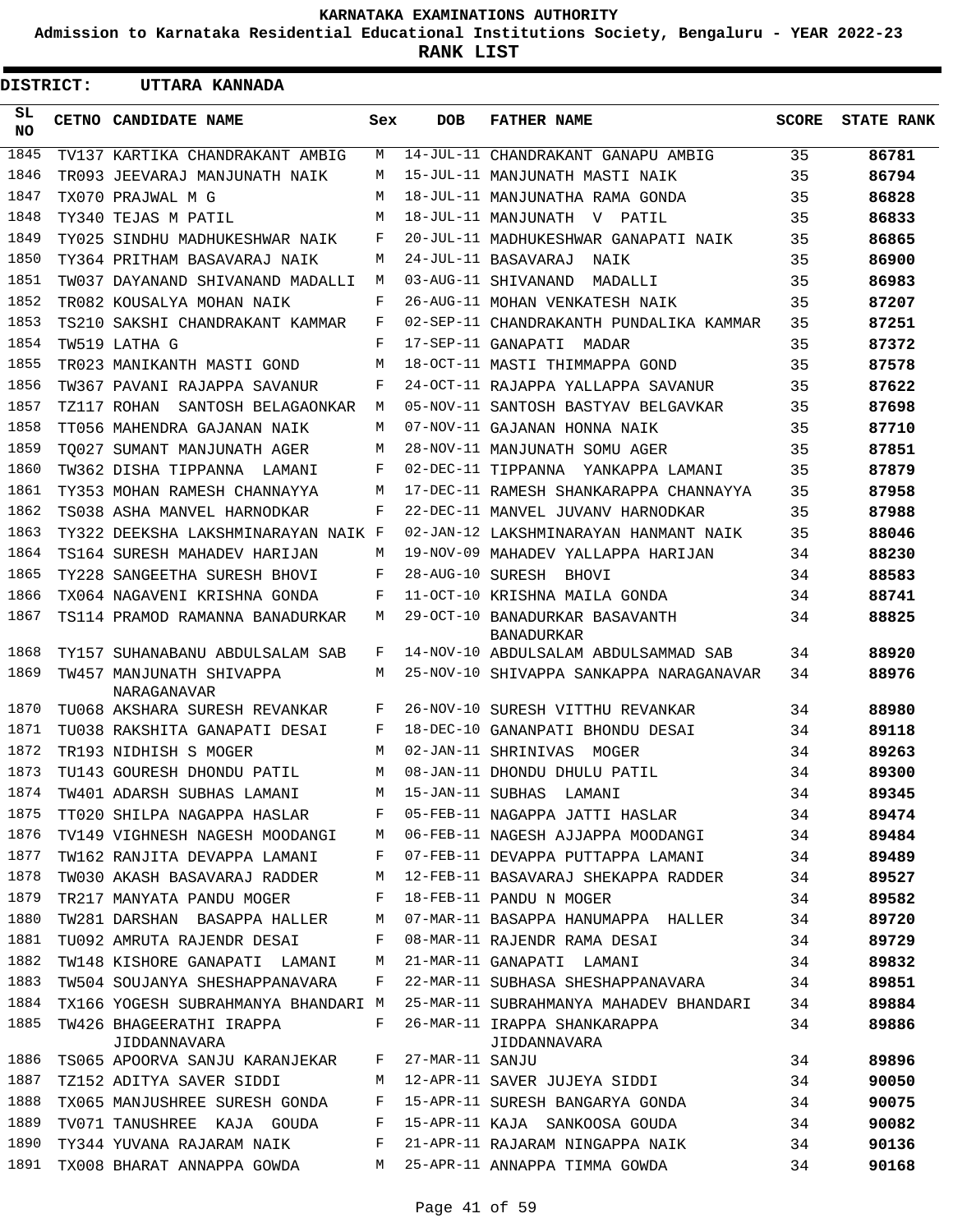# KARNATAKA EXAMINATIONS AUTHORITY

**Admission to Karnataka Residential Educational Institutions Society, Bengaluru - YEAR 2022-23**

**RANK LIST**

**DISTRICT: UTTARA KANNADA**

| SL NO | CETNO | CANDIDATE NAME | Sex | DOB | FATHER NAME | SCORE | STATE RANK |
|---|---|---|---|---|---|---|---|
| 1845 | TV137 | KARTIKA CHANDRAKANT AMBIG | M | 14-JUL-11 | CHANDRAKANT GANAPU AMBIG | 35 | **86781** |
| 1846 | TR093 | JEEVARAJ MANJUNATH NAIK | M | 15-JUL-11 | MANJUNATH MASTI NAIK | 35 | **86794** |
| 1847 | TX070 | PRAJWAL M G | M | 18-JUL-11 | MANJUNATHA RAMA GONDA | 35 | **86828** |
| 1848 | TY340 | TEJAS M PATIL | M | 18-JUL-11 | MANJUNATH V PATIL | 35 | **86833** |
| 1849 | TY025 | SINDHU MADHUKESHWAR NAIK | F | 20-JUL-11 | MADHUKESHWAR GANAPATI NAIK | 35 | **86865** |
| 1850 | TY364 | PRITHAM BASAVARAJ NAIK | M | 24-JUL-11 | BASAVARAJ NAIK | 35 | **86900** |
| 1851 | TW037 | DAYANAND SHIVANAND MADALLI | M | 03-AUG-11 | SHIVANAND MADALLI | 35 | **86983** |
| 1852 | TR082 | KOUSALYA MOHAN NAIK | F | 26-AUG-11 | MOHAN VENKATESH NAIK | 35 | **87207** |
| 1853 | TS210 | SAKSHI CHANDRAKANT KAMMAR | F | 02-SEP-11 | CHANDRAKANTH PUNDALIKA KAMMAR | 35 | **87251** |
| 1854 | TW519 | LATHA G | F | 17-SEP-11 | GANAPATI MADAR | 35 | **87372** |
| 1855 | TR023 | MANIKANTH MASTI GOND | M | 18-OCT-11 | MASTI THIMMAPPA GOND | 35 | **87578** |
| 1856 | TW367 | PAVANI RAJAPPA SAVANUR | F | 24-OCT-11 | RAJAPPA YALLAPPA SAVANUR | 35 | **87622** |
| 1857 | TZ117 | ROHAN SANTOSH BELAGAONKAR | M | 05-NOV-11 | SANTOSH BASTYAV BELGAVKAR | 35 | **87698** |
| 1858 | TT056 | MAHENDRA GAJANAN NAIK | M | 07-NOV-11 | GAJANAN HONNA NAIK | 35 | **87710** |
| 1859 | TQ027 | SUMANT MANJUNATH AGER | M | 28-NOV-11 | MANJUNATH SOMU AGER | 35 | **87851** |
| 1860 | TW362 | DISHA TIPPANNA LAMANI | F | 02-DEC-11 | TIPPANNA YANKAPPA LAMANI | 35 | **87879** |
| 1861 | TY353 | MOHAN RAMESH CHANNAYYA | M | 17-DEC-11 | RAMESH SHANKARAPPA CHANNAYYA | 35 | **87958** |
| 1862 | TS038 | ASHA MANVEL HARNODKAR | F | 22-DEC-11 | MANVEL JUVANV HARNODKAR | 35 | **87988** |
| 1863 | TY322 | DEEKSHA LAKSHMINARAYAN NAIK | F | 02-JAN-12 | LAKSHMINARAYAN HANMANT NAIK | 35 | **88046** |
| 1864 | TS164 | SURESH MAHADEV HARIJAN | M | 19-NOV-09 | MAHADEV YALLAPPA HARIJAN | 34 | **88230** |
| 1865 | TY228 | SANGEETHA SURESH BHOVI | F | 28-AUG-10 | SURESH BHOVI | 34 | **88583** |
| 1866 | TX064 | NAGAVENI KRISHNA GONDA | F | 11-OCT-10 | KRISHNA MAILA GONDA | 34 | **88741** |
| 1867 | TS114 | PRAMOD RAMANNA BANADURKAR | M | 29-OCT-10 | BANADURKAR BASAVANTH BANADURKAR | 34 | **88825** |
| 1868 | TY157 | SUHANABANU ABDULSALAM SAB | F | 14-NOV-10 | ABDULSALAM ABDULSAMMAD SAB | 34 | **88920** |
| 1869 | TW457 | MANJUNATH SHIVAPPA NARAGANAVAR | M | 25-NOV-10 | SHIVAPPA SANKAPPA NARAGANAVAR | 34 | **88976** |
| 1870 | TU068 | AKSHARA SURESH REVANKAR | F | 26-NOV-10 | SURESH VITTHU REVANKAR | 34 | **88980** |
| 1871 | TU038 | RAKSHITA GANAPATI DESAI | F | 18-DEC-10 | GANANPATI BHONDU DESAI | 34 | **89118** |
| 1872 | TR193 | NIDHISH S MOGER | M | 02-JAN-11 | SHRINIVAS MOGER | 34 | **89263** |
| 1873 | TU143 | GOURESH DHONDU PATIL | M | 08-JAN-11 | DHONDU DHULU PATIL | 34 | **89300** |
| 1874 | TW401 | ADARSH SUBHAS LAMANI | M | 15-JAN-11 | SUBHAS LAMANI | 34 | **89345** |
| 1875 | TT020 | SHILPA NAGAPPA HASLAR | F | 05-FEB-11 | NAGAPPA JATTI HASLAR | 34 | **89474** |
| 1876 | TV149 | VIGHNESH NAGESH MOODANGI | M | 06-FEB-11 | NAGESH AJJAPPA MOODANGI | 34 | **89484** |
| 1877 | TW162 | RANJITA DEVAPPA LAMANI | F | 07-FEB-11 | DEVAPPA PUTTAPPA LAMANI | 34 | **89489** |
| 1878 | TW030 | AKASH BASAVARAJ RADDER | M | 12-FEB-11 | BASAVARAJ SHEKAPPA RADDER | 34 | **89527** |
| 1879 | TR217 | MANYATA PANDU MOGER | F | 18-FEB-11 | PANDU N MOGER | 34 | **89582** |
| 1880 | TW281 | DARSHAN BASAPPA HALLER | M | 07-MAR-11 | BASAPPA HANUMAPPA HALLER | 34 | **89720** |
| 1881 | TU092 | AMRUTA RAJENDR DESAI | F | 08-MAR-11 | RAJENDR RAMA DESAI | 34 | **89729** |
| 1882 | TW148 | KISHORE GANAPATI LAMANI | M | 21-MAR-11 | GANAPATI LAMANI | 34 | **89832** |
| 1883 | TW504 | SOUJANYA SHESHAPPANAVARA | F | 22-MAR-11 | SUBHASA SHESHAPPANAVARA | 34 | **89851** |
| 1884 | TX166 | YOGESH SUBRAHMANYA BHANDARI | M | 25-MAR-11 | SUBRAHMANYA MAHADEV BHANDARI | 34 | **89884** |
| 1885 | TW426 | BHAGEERATHI IRAPPA JIDDANNAVARA | F | 26-MAR-11 | IRAPPA SHANKARAPPA JIDDANNAVARA | 34 | **89886** |
| 1886 | TS065 | APOORVA SANJU KARANJEKAR | F | 27-MAR-11 | SANJU | 34 | **89896** |
| 1887 | TZ152 | ADITYA SAVER SIDDI | M | 12-APR-11 | SAVER JUJEYA SIDDI | 34 | **90050** |
| 1888 | TX065 | MANJUSHREE SURESH GONDA | F | 15-APR-11 | SURESH BANGARYA GONDA | 34 | **90075** |
| 1889 | TV071 | TANUSHREE KAJA GOUDA | F | 15-APR-11 | KAJA SANKOOSA GOUDA | 34 | **90082** |
| 1890 | TY344 | YUVANA RAJARAM NAIK | F | 21-APR-11 | RAJARAM NINGAPPA NAIK | 34 | **90136** |
| 1891 | TX008 | BHARAT ANNAPPA GOWDA | M | 25-APR-11 | ANNAPPA TIMMA GOWDA | 34 | **90168** |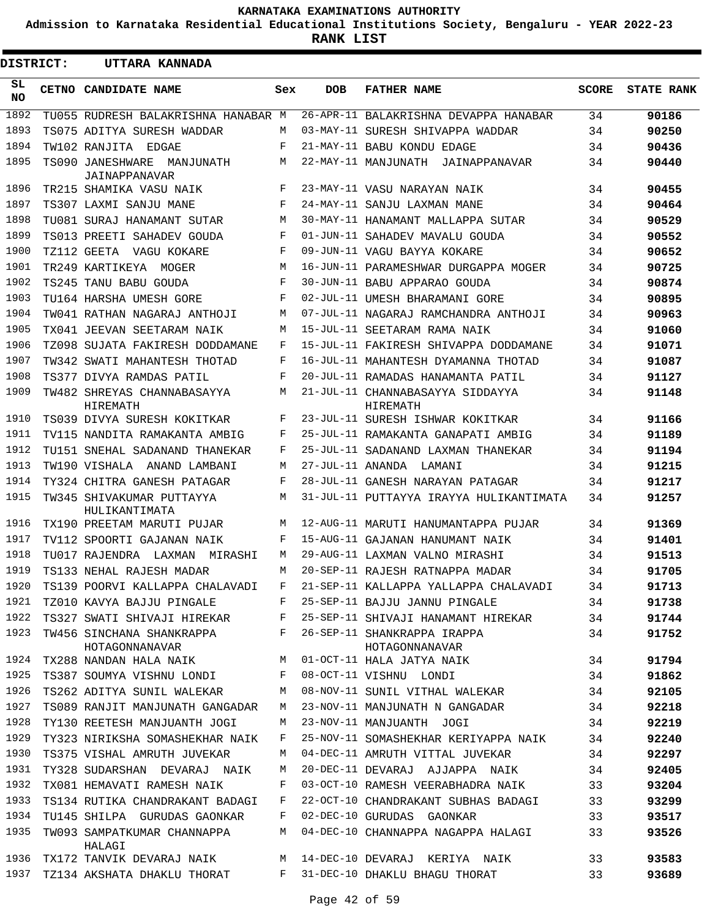**KARNATAKA EXAMINATIONS AUTHORITY**

**Admission to Karnataka Residential Educational Institutions Society, Bengaluru - YEAR 2022-23**

**RANK LIST**

**DISTRICT: UTTARA KANNADA**

| SL NO | CETNO | CANDIDATE NAME | Sex | DOB | FATHER NAME | SCORE | STATE RANK |
|---|---|---|---|---|---|---|---|
| 1892 | TU055 | RUDRESH BALAKRISHNA HANABAR | M | 26-APR-11 | BALAKRISHNA DEVAPPA HANABAR | 34 | **90186** |
| 1893 | TS075 | ADITYA SURESH WADDAR | M | 03-MAY-11 | SURESH SHIVAPPA WADDAR | 34 | **90250** |
| 1894 | TW102 | RANJITA EDGAE | F | 21-MAY-11 | BABU KONDU EDAGE | 34 | **90436** |
| 1895 | TS090 | JANESHWARE MANJUNATH JAINAPPANAVAR | M | 22-MAY-11 | MANJUNATH JAINAPPANAVAR | 34 | **90440** |
| 1896 | TR215 | SHAMIKA VASU NAIK | F | 23-MAY-11 | VASU NARAYAN NAIK | 34 | **90455** |
| 1897 | TS307 | LAXMI SANJU MANE | F | 24-MAY-11 | SANJU LAXMAN MANE | 34 | **90464** |
| 1898 | TU081 | SURAJ HANAMANT SUTAR | M | 30-MAY-11 | HANAMANT MALLAPPA SUTAR | 34 | **90529** |
| 1899 | TS013 | PREETI SAHADEV GOUDA | F | 01-JUN-11 | SAHADEV MAVALU GOUDA | 34 | **90552** |
| 1900 | TZ112 | GEETA VAGU KOKARE | F | 09-JUN-11 | VAGU BAYYA KOKARE | 34 | **90652** |
| 1901 | TR249 | KARTIKEYA MOGER | M | 16-JUN-11 | PARAMESHWAR DURGAPPA MOGER | 34 | **90725** |
| 1902 | TS245 | TANU BABU GOUDA | F | 30-JUN-11 | BABU APPARAO GOUDA | 34 | **90874** |
| 1903 | TU164 | HARSHA UMESH GORE | F | 02-JUL-11 | UMESH BHARAMANI GORE | 34 | **90895** |
| 1904 | TW041 | RATHAN NAGARAJ ANTHOJI | M | 07-JUL-11 | NAGARAJ RAMCHANDRA ANTHOJI | 34 | **90963** |
| 1905 | TX041 | JEEVAN SEETARAM NAIK | M | 15-JUL-11 | SEETARAM RAMA NAIK | 34 | **91060** |
| 1906 | TZ098 | SUJATA FAKIRESH DODDAMANE | F | 15-JUL-11 | FAKIRESH SHIVAPPA DODDAMANE | 34 | **91071** |
| 1907 | TW342 | SWATI MAHANTESH THOTAD | F | 16-JUL-11 | MAHANTESH DYAMANNA THOTAD | 34 | **91087** |
| 1908 | TS377 | DIVYA RAMDAS PATIL | F | 20-JUL-11 | RAMADAS HANAMANTA PATIL | 34 | **91127** |
| 1909 | TW482 | SHREYAS CHANNABASAYYA HIREMATH | M | 21-JUL-11 | CHANNABASAYYA SIDDAYYA HIREMATH | 34 | **91148** |
| 1910 | TS039 | DIVYA SURESH KOKITKAR | F | 23-JUL-11 | SURESH ISHWAR KOKITKAR | 34 | **91166** |
| 1911 | TV115 | NANDITA RAMAKANTA AMBIG | F | 25-JUL-11 | RAMAKANTA GANAPATI AMBIG | 34 | **91189** |
| 1912 | TU151 | SNEHAL SADANAND THANEKAR | F | 25-JUL-11 | SADANAND LAXMAN THANEKAR | 34 | **91194** |
| 1913 | TW190 | VISHALA ANAND LAMBANI | M | 27-JUL-11 | ANANDA LAMANI | 34 | **91215** |
| 1914 | TY324 | CHITRA GANESH PATAGAR | F | 28-JUL-11 | GANESH NARAYAN PATAGAR | 34 | **91217** |
| 1915 | TW345 | SHIVAKUMAR PUTTAYYA HULIKANTIMATA | M | 31-JUL-11 | PUTTAYYA IRAYYA HULIKANTIMATA | 34 | **91257** |
| 1916 | TX190 | PREETAM MARUTI PUJAR | M | 12-AUG-11 | MARUTI HANUMANTAPPA PUJAR | 34 | **91369** |
| 1917 | TV112 | SPOORTI GAJANAN NAIK | F | 15-AUG-11 | GAJANAN HANUMANT NAIK | 34 | **91401** |
| 1918 | TU017 | RAJENDRA LAXMAN MIRASHI | M | 29-AUG-11 | LAXMAN VALNO MIRASHI | 34 | **91513** |
| 1919 | TS133 | NEHAL RAJESH MADAR | M | 20-SEP-11 | RAJESH RATNAPPA MADAR | 34 | **91705** |
| 1920 | TS139 | POORVI KALLAPPA CHALAVADI | F | 21-SEP-11 | KALLAPPA YALLAPPA CHALAVADI | 34 | **91713** |
| 1921 | TZ010 | KAVYA BAJJU PINGALE | F | 25-SEP-11 | BAJJU JANNU PINGALE | 34 | **91738** |
| 1922 | TS327 | SWATI SHIVAJI HIREKAR | F | 25-SEP-11 | SHIVAJI HANAMANT HIREKAR | 34 | **91744** |
| 1923 | TW456 | SINCHANA SHANKRAPPA HOTAGONNANAVAR | F | 26-SEP-11 | SHANKRAPPA IRAPPA HOTAGONNANAVAR | 34 | **91752** |
| 1924 | TX288 | NANDAN HALA NAIK | M | 01-OCT-11 | HALA JATYA NAIK | 34 | **91794** |
| 1925 | TS387 | SOUMYA VISHNU LONDI | F | 08-OCT-11 | VISHNU LONDI | 34 | **91862** |
| 1926 | TS262 | ADITYA SUNIL WALEKAR | M | 08-NOV-11 | SUNIL VITHAL WALEKAR | 34 | **92105** |
| 1927 | TS089 | RANJIT MANJUNATH GANGADAR | M | 23-NOV-11 | MANJUNATH N GANGADAR | 34 | **92218** |
| 1928 | TY130 | REETESH MANJUANTH JOGI | M | 23-NOV-11 | MANJUANTH JOGI | 34 | **92219** |
| 1929 | TY323 | NIRIKSHA SOMASHEKHAR NAIK | F | 25-NOV-11 | SOMASHEKHAR KERIYAPPA NAIK | 34 | **92240** |
| 1930 | TS375 | VISHAL AMRUTH JUVEKAR | M | 04-DEC-11 | AMRUTH VITTAL JUVEKAR | 34 | **92297** |
| 1931 | TY328 | SUDARSHAN DEVARAJ NAIK | M | 20-DEC-11 | DEVARAJ AJJAPPA NAIK | 34 | **92405** |
| 1932 | TX081 | HEMAVATI RAMESH NAIK | F | 03-OCT-10 | RAMESH VEERABHADRA NAIK | 33 | **93204** |
| 1933 | TS134 | RUTIKA CHANDRAKANT BADAGI | F | 22-OCT-10 | CHANDRAKANT SUBHAS BADAGI | 33 | **93299** |
| 1934 | TU145 | SHILPA GURUDAS GAONKAR | F | 02-DEC-10 | GURUDAS GAONKAR | 33 | **93517** |
| 1935 | TW093 | SAMPATKUMAR CHANNAPPA HALAGI | M | 04-DEC-10 | CHANNAPPA NAGAPPA HALAGI | 33 | **93526** |
| 1936 | TX172 | TANVIK DEVARAJ NAIK | M | 14-DEC-10 | DEVARAJ KERIYA NAIK | 33 | **93583** |
| 1937 | TZ134 | AKSHATA DHAKLU THORAT | F | 31-DEC-10 | DHAKLU BHAGU THORAT | 33 | **93689** |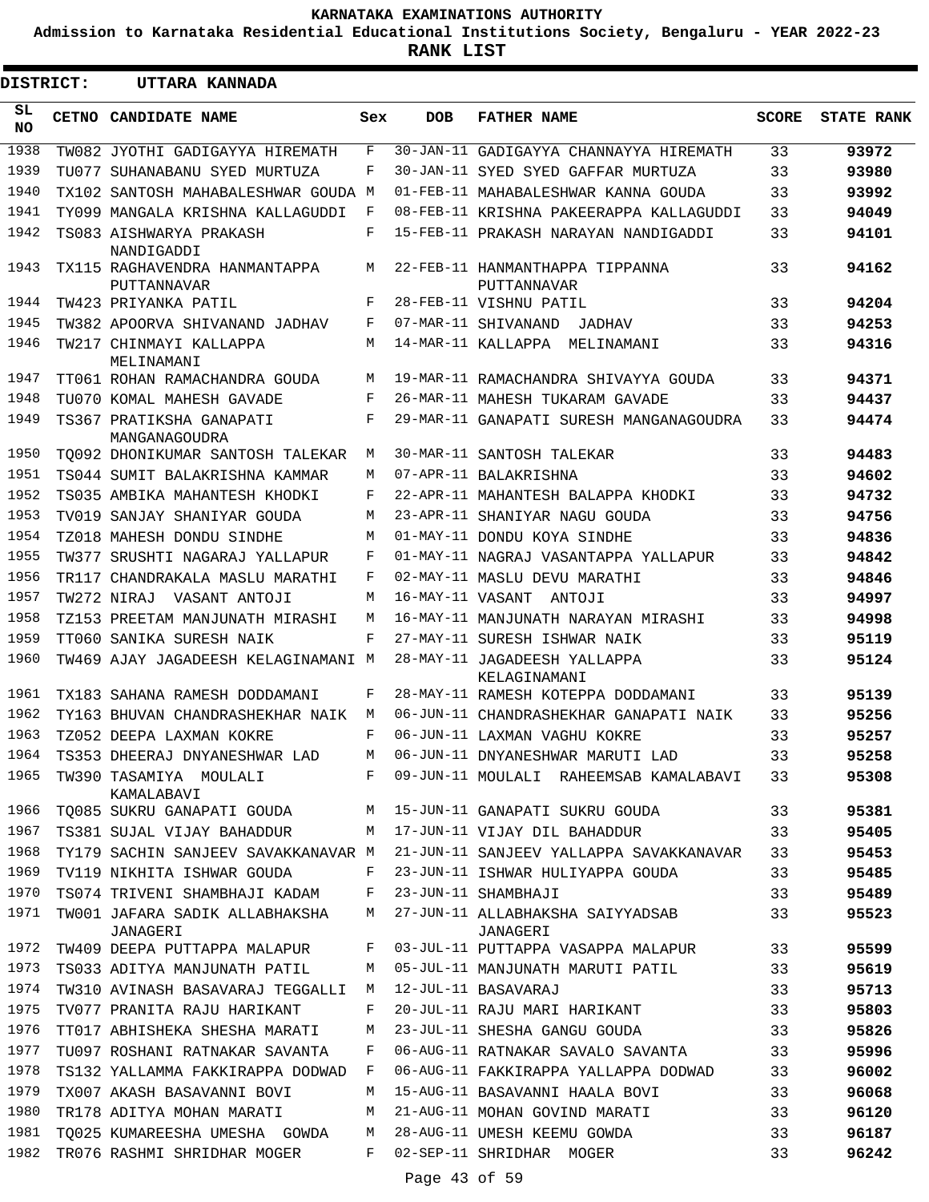# KARNATAKA EXAMINATIONS AUTHORITY

**Admission to Karnataka Residential Educational Institutions Society, Bengaluru - YEAR 2022-23**

**RANK LIST**

**DISTRICT: UTTARA KANNADA**

| SL NO | CETNO | CANDIDATE NAME | Sex | DOB | FATHER NAME | SCORE | STATE RANK |
|---|---|---|---|---|---|---|---|
| 1938 | TW082 | JYOTHI GADIGAYYA HIREMATH | F | 30-JAN-11 | GADIGAYYA CHANNAYYA HIREMATH | 33 | **93972** |
| 1939 | TU077 | SUHANABANU SYED MURTUZA | F | 30-JAN-11 | SYED SYED GAFFAR MURTUZA | 33 | **93980** |
| 1940 | TX102 | SANTOSH MAHABALESHWAR GOUDA | M | 01-FEB-11 | MAHABALESHWAR KANNA GOUDA | 33 | **93992** |
| 1941 | TY099 | MANGALA KRISHNA KALLAGUDDI | F | 08-FEB-11 | KRISHNA PAKEERAPPA KALLAGUDDI | 33 | **94049** |
| 1942 | TS083 | AISHWARYA PRAKASH NANDIGADDI | F | 15-FEB-11 | PRAKASH NARAYAN NANDIGADDI | 33 | **94101** |
| 1943 | TX115 | RAGHAVENDRA HANMANTAPPA PUTTANNAVAR | M | 22-FEB-11 | HANMANTHAPPA TIPPANNA PUTTANNAVAR | 33 | **94162** |
| 1944 | TW423 | PRIYANKA PATIL | F | 28-FEB-11 | VISHNU PATIL | 33 | **94204** |
| 1945 | TW382 | APOORVA SHIVANAND JADHAV | F | 07-MAR-11 | SHIVANAND JADHAV | 33 | **94253** |
| 1946 | TW217 | CHINMAYI KALLAPPA MELINAMANI | M | 14-MAR-11 | KALLAPPA MELINAMANI | 33 | **94316** |
| 1947 | TT061 | ROHAN RAMACHANDRA GOUDA | M | 19-MAR-11 | RAMACHANDRA SHIVAYYA GOUDA | 33 | **94371** |
| 1948 | TU070 | KOMAL MAHESH GAVADE | F | 26-MAR-11 | MAHESH TUKARAM GAVADE | 33 | **94437** |
| 1949 | TS367 | PRATIKSHA GANAPATI MANGANAGOUDRA | F | 29-MAR-11 | GANAPATI SURESH MANGANAGOUDRA | 33 | **94474** |
| 1950 | TQ092 | DHONIKUMAR SANTOSH TALEKAR | M | 30-MAR-11 | SANTOSH TALEKAR | 33 | **94483** |
| 1951 | TS044 | SUMIT BALAKRISHNA KAMMAR | M | 07-APR-11 | BALAKRISHNA | 33 | **94602** |
| 1952 | TS035 | AMBIKA MAHANTESH KHODKI | F | 22-APR-11 | MAHANTESH BALAPPA KHODKI | 33 | **94732** |
| 1953 | TV019 | SANJAY SHANIYAR GOUDA | M | 23-APR-11 | SHANIYAR NAGU GOUDA | 33 | **94756** |
| 1954 | TZ018 | MAHESH DONDU SINDHE | M | 01-MAY-11 | DONDU KOYA SINDHE | 33 | **94836** |
| 1955 | TW377 | SRUSHTI NAGARAJ YALLAPUR | F | 01-MAY-11 | NAGRAJ VASANTAPPA YALLAPUR | 33 | **94842** |
| 1956 | TR117 | CHANDRAKALA MASLU MARATHI | F | 02-MAY-11 | MASLU DEVU MARATHI | 33 | **94846** |
| 1957 | TW272 | NIRAJ VASANT ANTOJI | M | 16-MAY-11 | VASANT ANTOJI | 33 | **94997** |
| 1958 | TZ153 | PREETAM MANJUNATH MIRASHI | M | 16-MAY-11 | MANJUNATH NARAYAN MIRASHI | 33 | **94998** |
| 1959 | TT060 | SANIKA SURESH NAIK | F | 27-MAY-11 | SURESH ISHWAR NAIK | 33 | **95119** |
| 1960 | TW469 | AJAY JAGADEESH KELAGINAMANI | M | 28-MAY-11 | JAGADEESH YALLAPPA KELAGINAMANI | 33 | **95124** |
| 1961 | TX183 | SAHANA RAMESH DODDAMANI | F | 28-MAY-11 | RAMESH KOTEPPA DODDAMANI | 33 | **95139** |
| 1962 | TY163 | BHUVAN CHANDRASHEKHAR NAIK | M | 06-JUN-11 | CHANDRASHEKHAR GANAPATI NAIK | 33 | **95256** |
| 1963 | TZ052 | DEEPA LAXMAN KOKRE | F | 06-JUN-11 | LAXMAN VAGHU KOKRE | 33 | **95257** |
| 1964 | TS353 | DHEERAJ DNYANESHWAR LAD | M | 06-JUN-11 | DNYANESHWAR MARUTI LAD | 33 | **95258** |
| 1965 | TW390 | TASAMIYA MOULALI KAMALABAVI | F | 09-JUN-11 | MOULALI RAHEEMSAB KAMALABAVI | 33 | **95308** |
| 1966 | TQ085 | SUKRU GANAPATI GOUDA | M | 15-JUN-11 | GANAPATI SUKRU GOUDA | 33 | **95381** |
| 1967 | TS381 | SUJAL VIJAY BAHADDUR | M | 17-JUN-11 | VIJAY DIL BAHADDUR | 33 | **95405** |
| 1968 | TY179 | SACHIN SANJEEV SAVAKKANAVAR | M | 21-JUN-11 | SANJEEV YALLAPPA SAVAKKANAVAR | 33 | **95453** |
| 1969 | TV119 | NIKHITA ISHWAR GOUDA | F | 23-JUN-11 | ISHWAR HULIYAPPA GOUDA | 33 | **95485** |
| 1970 | TS074 | TRIVENI SHAMBHAJI KADAM | F | 23-JUN-11 | SHAMBHAJI | 33 | **95489** |
| 1971 | TW001 | JAFARA SADIK ALLABHAKSHA JANAGERI | M | 27-JUN-11 | ALLABHAKSHA SAIYYADSAB JANAGERI | 33 | **95523** |
| 1972 | TW409 | DEEPA PUTTAPPA MALAPUR | F | 03-JUL-11 | PUTTAPPA VASAPPA MALAPUR | 33 | **95599** |
| 1973 | TS033 | ADITYA MANJUNATH PATIL | M | 05-JUL-11 | MANJUNATH MARUTI PATIL | 33 | **95619** |
| 1974 | TW310 | AVINASH BASAVARAJ TEGGALLI | M | 12-JUL-11 | BASAVARAJ | 33 | **95713** |
| 1975 | TV077 | PRANITA RAJU HARIKANT | F | 20-JUL-11 | RAJU MARI HARIKANT | 33 | **95803** |
| 1976 | TT017 | ABHISHEKA SHESHA MARATI | M | 23-JUL-11 | SHESHA GANGU GOUDA | 33 | **95826** |
| 1977 | TU097 | ROSHANI RATNAKAR SAVANTA | F | 06-AUG-11 | RATNAKAR SAVALO SAVANTA | 33 | **95996** |
| 1978 | TS132 | YALLAMMA FAKKIRAPPA DODWAD | F | 06-AUG-11 | FAKKIRAPPA YALLAPPA DODWAD | 33 | **96002** |
| 1979 | TX007 | AKASH BASAVANNI BOVI | M | 15-AUG-11 | BASAVANNI HAALA BOVI | 33 | **96068** |
| 1980 | TR178 | ADITYA MOHAN MARATI | M | 21-AUG-11 | MOHAN GOVIND MARATI | 33 | **96120** |
| 1981 | TQ025 | KUMAREESHA UMESHA GOWDA | M | 28-AUG-11 | UMESH KEEMU GOWDA | 33 | **96187** |
| 1982 | TR076 | RASHMI SHRIDHAR MOGER | F | 02-SEP-11 | SHRIDHAR MOGER | 33 | **96242** |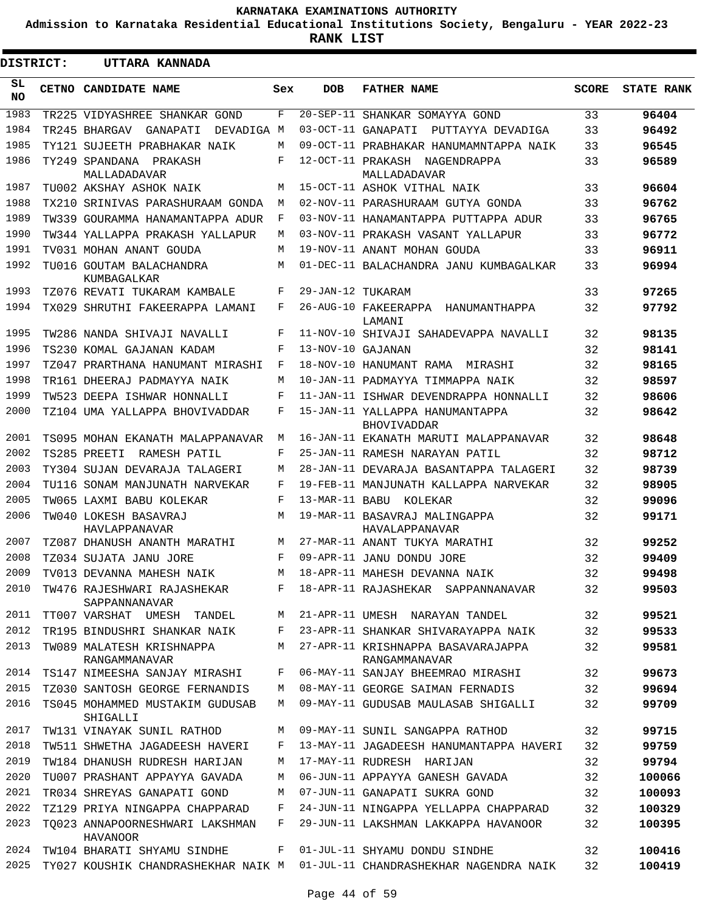KARNATAKA EXAMINATIONS AUTHORITY

Admission to Karnataka Residential Educational Institutions Society, Bengaluru - YEAR 2022-23

**RANK LIST**

**DISTRICT: UTTARA KANNADA**

| SL NO | CETNO | CANDIDATE NAME | Sex | DOB | FATHER NAME | SCORE | STATE RANK |
|---|---|---|---|---|---|---|---|
| 1983 | TR225 | VIDYASHREE SHANKAR GOND | F | 20-SEP-11 | SHANKAR SOMAYYA GOND | 33 | 96404 |
| 1984 | TR245 | BHARGAV GANAPATI DEVADIGA | M | 03-OCT-11 | GANAPATI PUTTAYYA DEVADIGA | 33 | 96492 |
| 1985 | TY121 | SUJEETH PRABHAKAR NAIK | M | 09-OCT-11 | PRABHAKAR HANUMAMNTAPPA NAIK | 33 | 96545 |
| 1986 | TY249 | SPANDANA PRAKASH MALLADADAVAR | F | 12-OCT-11 | PRAKASH NAGENDRAPPA MALLADADAVAR | 33 | 96589 |
| 1987 | TU002 | AKSHAY ASHOK NAIK | M | 15-OCT-11 | ASHOK VITHAL NAIK | 33 | 96604 |
| 1988 | TX210 | SRINIVAS PARASHURAAM GONDA | M | 02-NOV-11 | PARASHURAAM GUTYA GONDA | 33 | 96762 |
| 1989 | TW339 | GOURAMMA HANAMANTAPPA ADUR | F | 03-NOV-11 | HANAMANTAPPA PUTTAPPA ADUR | 33 | 96765 |
| 1990 | TW344 | YALLAPPA PRAKASH YALLAPUR | M | 03-NOV-11 | PRAKASH VASANT YALLAPUR | 33 | 96772 |
| 1991 | TV031 | MOHAN ANANT GOUDA | M | 19-NOV-11 | ANANT MOHAN GOUDA | 33 | 96911 |
| 1992 | TU016 | GOUTAM BALACHANDRA KUMBAGALKAR | M | 01-DEC-11 | BALACHANDRA JANU KUMBAGALKAR | 33 | 96994 |
| 1993 | TZ076 | REVATI TUKARAM KAMBALE | F | 29-JAN-12 | TUKARAM | 33 | 97265 |
| 1994 | TX029 | SHRUTHI FAKEERAPPA LAMANI | F | 26-AUG-10 | FAKEERAPPA HANUMANTHAPPA LAMANI | 32 | 97792 |
| 1995 | TW286 | NANDA SHIVAJI NAVALLI | F | 11-NOV-10 | SHIVAJI SAHADEVAPPA NAVALLI | 32 | 98135 |
| 1996 | TS230 | KOMAL GAJANAN KADAM | F | 13-NOV-10 | GAJANAN | 32 | 98141 |
| 1997 | TZ047 | PRARTHANA HANUMANT MIRASHI | F | 18-NOV-10 | HANUMANT RAMA MIRASHI | 32 | 98165 |
| 1998 | TR161 | DHEERAJ PADMAYYA NAIK | M | 10-JAN-11 | PADMAYYA TIMMAPPA NAIK | 32 | 98597 |
| 1999 | TW523 | DEEPA ISHWAR HONNALLI | F | 11-JAN-11 | ISHWAR DEVENDRAPPA HONNALLI | 32 | 98606 |
| 2000 | TZ104 | UMA YALLAPPA BHOVIVADDAR | F | 15-JAN-11 | YALLAPPA HANUMANTAPPA BHOVIVADDAR | 32 | 98642 |
| 2001 | TS095 | MOHAN EKANATH MALAPPANAVAR | M | 16-JAN-11 | EKANATH MARUTI MALAPPANAVAR | 32 | 98648 |
| 2002 | TS285 | PREETI RAMESH PATIL | F | 25-JAN-11 | RAMESH NARAYAN PATIL | 32 | 98712 |
| 2003 | TY304 | SUJAN DEVARAJA TALAGERI | M | 28-JAN-11 | DEVARAJA BASANTAPPA TALAGERI | 32 | 98739 |
| 2004 | TU116 | SONAM MANJUNATH NARVEKAR | F | 19-FEB-11 | MANJUNATH KALLAPPA NARVEKAR | 32 | 98905 |
| 2005 | TW065 | LAXMI BABU KOLEKAR | F | 13-MAR-11 | BABU KOLEKAR | 32 | 99096 |
| 2006 | TW040 | LOKESH BASAVRAJ HAVLAPPANAVAR | M | 19-MAR-11 | BASAVRAJ MALINGAPPA HAVALAPPANAVAR | 32 | 99171 |
| 2007 | TZ087 | DHANUSH ANANTH MARATHI | M | 27-MAR-11 | ANANT TUKYA MARATHI | 32 | 99252 |
| 2008 | TZ034 | SUJATA JANU JORE | F | 09-APR-11 | JANU DONDU JORE | 32 | 99409 |
| 2009 | TV013 | DEVANNA MAHESH NAIK | M | 18-APR-11 | MAHESH DEVANNA NAIK | 32 | 99498 |
| 2010 | TW476 | RAJESHWARI RAJASHEKAR SAPPANNANAVAR | F | 18-APR-11 | RAJASHEKAR SAPPANNANAVAR | 32 | 99503 |
| 2011 | TT007 | VARSHAT UMESH TANDEL | M | 21-APR-11 | UMESH NARAYAN TANDEL | 32 | 99521 |
| 2012 | TR195 | BINDUSHRI SHANKAR NAIK | F | 23-APR-11 | SHANKAR SHIVARAYAPPA NAIK | 32 | 99533 |
| 2013 | TW089 | MALATESH KRISHNAPPA RANGAMMANAVAR | M | 27-APR-11 | KRISHNAPPA BASAVARAJAPPA RANGAMMANAVAR | 32 | 99581 |
| 2014 | TS147 | NIMEESHA SANJAY MIRASHI | F | 06-MAY-11 | SANJAY BHEEMRAO MIRASHI | 32 | 99673 |
| 2015 | TZ030 | SANTOSH GEORGE FERNANDIS | M | 08-MAY-11 | GEORGE SAIMAN FERNADIS | 32 | 99694 |
| 2016 | TS045 | MOHAMMED MUSTAKIM GUDUSAB SHIGALLI | M | 09-MAY-11 | GUDUSAB MAULASAB SHIGALLI | 32 | 99709 |
| 2017 | TW131 | VINAYAK SUNIL RATHOD | M | 09-MAY-11 | SUNIL SANGAPPA RATHOD | 32 | 99715 |
| 2018 | TW511 | SHWETHA JAGADEESH HAVERI | F | 13-MAY-11 | JAGADEESH HANUMANTAPPA HAVERI | 32 | 99759 |
| 2019 | TW184 | DHANUSH RUDRESH HARIJAN | M | 17-MAY-11 | RUDRESH HARIJAN | 32 | 99794 |
| 2020 | TU007 | PRASHANT APPAYYA GAVADA | M | 06-JUN-11 | APPAYYA GANESH GAVADA | 32 | 100066 |
| 2021 | TR034 | SHREYAS GANAPATI GOND | M | 07-JUN-11 | GANAPATI SUKRA GOND | 32 | 100093 |
| 2022 | TZ129 | PRIYA NINGAPPA CHAPPARAD | F | 24-JUN-11 | NINGAPPA YELLAPPA CHAPPARAD | 32 | 100329 |
| 2023 | TQ023 | ANNAPOORNESHWARI LAKSHMAN HAVANOOR | F | 29-JUN-11 | LAKSHMAN LAKKAPPA HAVANOOR | 32 | 100395 |
| 2024 | TW104 | BHARATI SHYAMU SINDHE | F | 01-JUL-11 | SHYAMU DONDU SINDHE | 32 | 100416 |
| 2025 | TY027 | KOUSHIK CHANDRASHEKHAR NAIK | M | 01-JUL-11 | CHANDRASHEKHAR NAGENDRA NAIK | 32 | 100419 |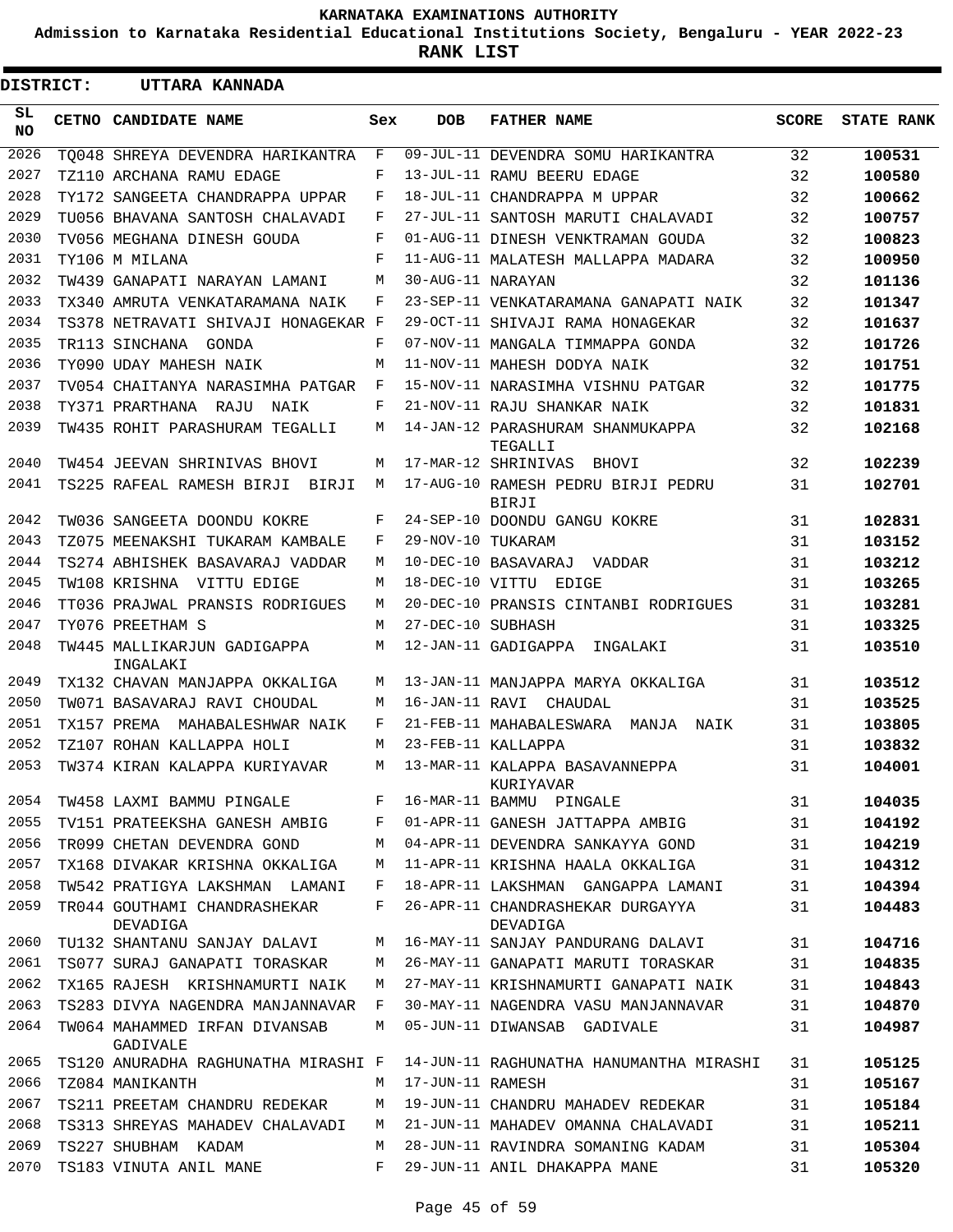**KARNATAKA EXAMINATIONS AUTHORITY**

**Admission to Karnataka Residential Educational Institutions Society, Bengaluru - YEAR 2022-23**

**RANK LIST**

**DISTRICT: UTTARA KANNADA**

| SL NO | CETNO | CANDIDATE NAME | Sex | DOB | FATHER NAME | SCORE | STATE RANK |
|---|---|---|---|---|---|---|---|
| 2026 | TQ048 | SHREYA DEVENDRA HARIKANTRA | F | 09-JUL-11 | DEVENDRA SOMU HARIKANTRA | 32 | 100531 |
| 2027 | TZ110 | ARCHANA RAMU EDAGE | F | 13-JUL-11 | RAMU BEERU EDAGE | 32 | 100580 |
| 2028 | TY172 | SANGEETA CHANDRAPPA UPPAR | F | 18-JUL-11 | CHANDRAPPA M UPPAR | 32 | 100662 |
| 2029 | TU056 | BHAVANA SANTOSH CHALAVADI | F | 27-JUL-11 | SANTOSH MARUTI CHALAVADI | 32 | 100757 |
| 2030 | TV056 | MEGHANA DINESH GOUDA | F | 01-AUG-11 | DINESH VENKTRAMAN GOUDA | 32 | 100823 |
| 2031 | TY106 | M MILANA | F | 11-AUG-11 | MALATESH MALLAPPA MADARA | 32 | 100950 |
| 2032 | TW439 | GANAPATI NARAYAN LAMANI | M | 30-AUG-11 | NARAYAN | 32 | 101136 |
| 2033 | TX340 | AMRUTA VENKATARAMANA NAIK | F | 23-SEP-11 | VENKATARAMANA GANAPATI NAIK | 32 | 101347 |
| 2034 | TS378 | NETRAVATI SHIVAJI HONAGEKAR | F | 29-OCT-11 | SHIVAJI RAMA HONAGEKAR | 32 | 101637 |
| 2035 | TR113 | SINCHANA GONDA | F | 07-NOV-11 | MANGALA TIMMAPPA GONDA | 32 | 101726 |
| 2036 | TY090 | UDAY MAHESH NAIK | M | 11-NOV-11 | MAHESH DODYA NAIK | 32 | 101751 |
| 2037 | TV054 | CHAITANYA NARASIMHA PATGAR | F | 15-NOV-11 | NARASIMHA VISHNU PATGAR | 32 | 101775 |
| 2038 | TY371 | PRARTHANA RAJU NAIK | F | 21-NOV-11 | RAJU SHANKAR NAIK | 32 | 101831 |
| 2039 | TW435 | ROHIT PARASHURAM TEGALLI | M | 14-JAN-12 | PARASHURAM SHANMUKAPPA TEGALLI | 32 | 102168 |
| 2040 | TW454 | JEEVAN SHRINIVAS BHOVI | M | 17-MAR-12 | SHRINIVAS BHOVI | 32 | 102239 |
| 2041 | TS225 | RAFEAL RAMESH BIRJI BIRJI | M | 17-AUG-10 | RAMESH PEDRU BIRJI PEDRU BIRJI | 31 | 102701 |
| 2042 | TW036 | SANGEETA DOONDU KOKRE | F | 24-SEP-10 | DOONDU GANGU KOKRE | 31 | 102831 |
| 2043 | TZ075 | MEENAKSHI TUKARAM KAMBALE | F | 29-NOV-10 | TUKARAM | 31 | 103152 |
| 2044 | TS274 | ABHISHEK BASAVARAJ VADDAR | M | 10-DEC-10 | BASAVARAJ VADDAR | 31 | 103212 |
| 2045 | TW108 | KRISHNA VITTU EDIGE | M | 18-DEC-10 | VITTU EDIGE | 31 | 103265 |
| 2046 | TT036 | PRAJWAL PRANSIS RODRIGUES | M | 20-DEC-10 | PRANSIS CINTANBI RODRIGUES | 31 | 103281 |
| 2047 | TY076 | PREETHAM S | M | 27-DEC-10 | SUBHASH | 31 | 103325 |
| 2048 | TW445 | MALLIKARJUN GADIGAPPA INGALAKI | M | 12-JAN-11 | GADIGAPPA INGALAKI | 31 | 103510 |
| 2049 | TX132 | CHAVAN MANJAPPA OKKALIGA | M | 13-JAN-11 | MANJAPPA MARYA OKKALIGA | 31 | 103512 |
| 2050 | TW071 | BASAVARAJ RAVI CHOUDAL | M | 16-JAN-11 | RAVI CHAUDAL | 31 | 103525 |
| 2051 | TX157 | PREMA MAHABALESHWAR NAIK | F | 21-FEB-11 | MAHABALESWARA MANJA NAIK | 31 | 103805 |
| 2052 | TZ107 | ROHAN KALLAPPA HOLI | M | 23-FEB-11 | KALLAPPA | 31 | 103832 |
| 2053 | TW374 | KIRAN KALAPPA KURIYAVAR | M | 13-MAR-11 | KALAPPA BASAVANNEPPA KURIYAVAR | 31 | 104001 |
| 2054 | TW458 | LAXMI BAMMU PINGALE | F | 16-MAR-11 | BAMMU PINGALE | 31 | 104035 |
| 2055 | TV151 | PRATEEKSHA GANESH AMBIG | F | 01-APR-11 | GANESH JATTAPPA AMBIG | 31 | 104192 |
| 2056 | TR099 | CHETAN DEVENDRA GOND | M | 04-APR-11 | DEVENDRA SANKAYYA GOND | 31 | 104219 |
| 2057 | TX168 | DIVAKAR KRISHNA OKKALIGA | M | 11-APR-11 | KRISHNA HAALA OKKALIGA | 31 | 104312 |
| 2058 | TW542 | PRATIGYA LAKSHMAN LAMANI | F | 18-APR-11 | LAKSHMAN GANGAPPA LAMANI | 31 | 104394 |
| 2059 | TR044 | GOUTHAMI CHANDRASHEKAR DEVADIGA | F | 26-APR-11 | CHANDRASHEKAR DURGAYYA DEVADIGA | 31 | 104483 |
| 2060 | TU132 | SHANTANU SANJAY DALAVI | M | 16-MAY-11 | SANJAY PANDURANG DALAVI | 31 | 104716 |
| 2061 | TS077 | SURAJ GANAPATI TORASKAR | M | 26-MAY-11 | GANAPATI MARUTI TORASKAR | 31 | 104835 |
| 2062 | TX165 | RAJESH KRISHNAMURTI NAIK | M | 27-MAY-11 | KRISHNAMURTI GANAPATI NAIK | 31 | 104843 |
| 2063 | TS283 | DIVYA NAGENDRA MANJANNAVAR | F | 30-MAY-11 | NAGENDRA VASU MANJANNAVAR | 31 | 104870 |
| 2064 | TW064 | MAHAMMED IRFAN DIVANSAB GADIVALE | M | 05-JUN-11 | DIWANSAB GADIVALE | 31 | 104987 |
| 2065 | TS120 | ANURADHA RAGHUNATHA MIRASHI | F | 14-JUN-11 | RAGHUNATHA HANUMANTHA MIRASHI | 31 | 105125 |
| 2066 | TZ084 | MANIKANTH | M | 17-JUN-11 | RAMESH | 31 | 105167 |
| 2067 | TS211 | PREETAM CHANDRU REDEKAR | M | 19-JUN-11 | CHANDRU MAHADEV REDEKAR | 31 | 105184 |
| 2068 | TS313 | SHREYAS MAHADEV CHALAVADI | M | 21-JUN-11 | MAHADEV OMANNA CHALAVADI | 31 | 105211 |
| 2069 | TS227 | SHUBHAM KADAM | M | 28-JUN-11 | RAVINDRA SOMANING KADAM | 31 | 105304 |
| 2070 | TS183 | VINUTA ANIL MANE | F | 29-JUN-11 | ANIL DHAKAPPA MANE | 31 | 105320 |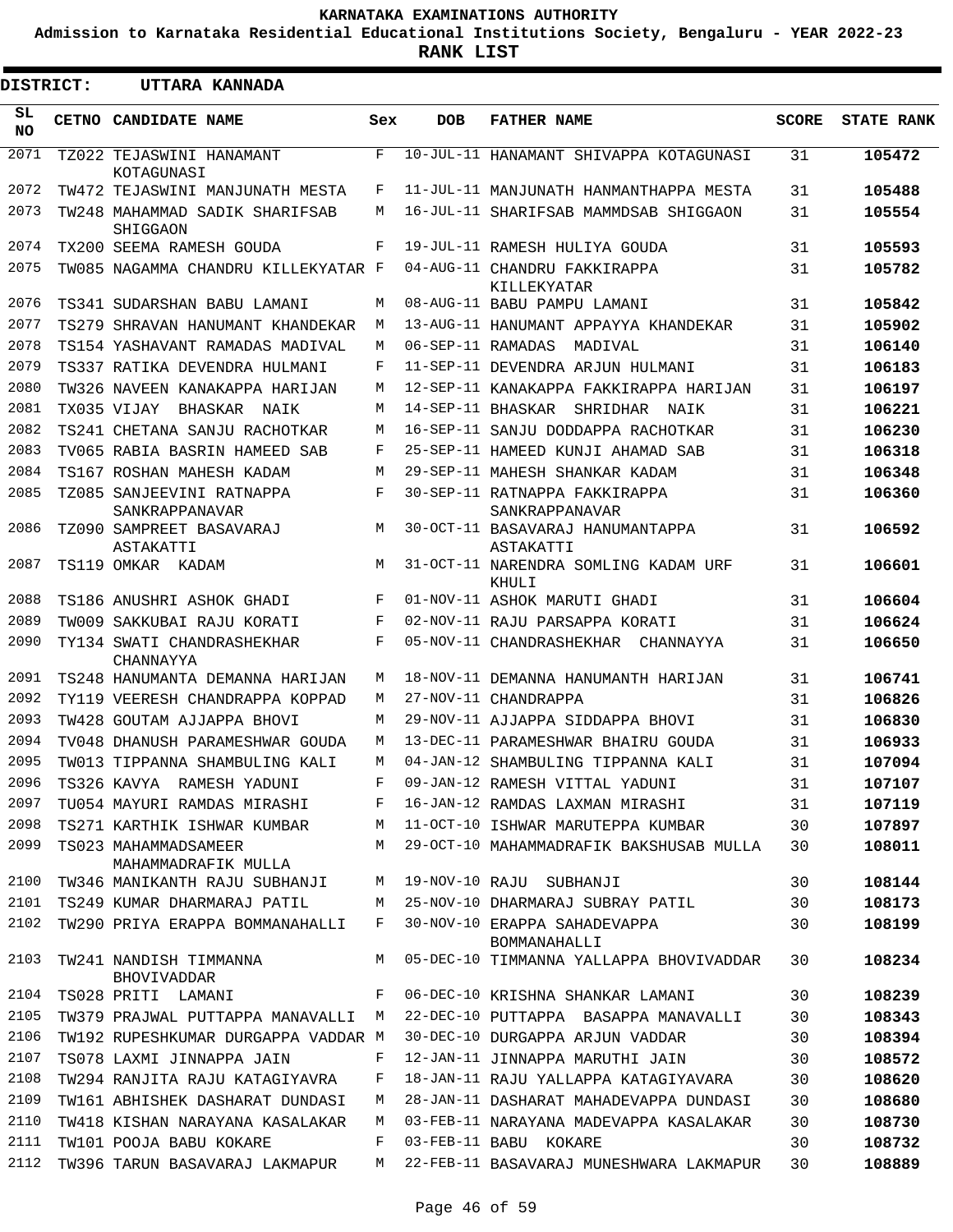KARNATAKA EXAMINATIONS AUTHORITY

**Admission to Karnataka Residential Educational Institutions Society, Bengaluru - YEAR 2022-23**

**RANK LIST**

**DISTRICT: UTTARA KANNADA**

| SL NO | CETNO | CANDIDATE NAME | Sex | DOB | FATHER NAME | SCORE | STATE RANK |
|---|---|---|---|---|---|---|---|
| 2071 | TZ022 | TEJASWINI HANAMANT KOTAGUNASI | F | 10-JUL-11 | HANAMANT SHIVAPPA KOTAGUNASI | 31 | 105472 |
| 2072 | TW472 | TEJASWINI MANJUNATH MESTA | F | 11-JUL-11 | MANJUNATH HANMANTHAPPA MESTA | 31 | 105488 |
| 2073 | TW248 | MAHAMMAD SADIK SHARIFSAB SHIGGAON | M | 16-JUL-11 | SHARIFSAB MAMMDSAB SHIGGAON | 31 | 105554 |
| 2074 | TX200 | SEEMA RAMESH GOUDA | F | 19-JUL-11 | RAMESH HULIYA GOUDA | 31 | 105593 |
| 2075 | TW085 | NAGAMMA CHANDRU KILLEKYATAR | F | 04-AUG-11 | CHANDRU FAKKIRAPPA KILLEKYATAR | 31 | 105782 |
| 2076 | TS341 | SUDARSHAN BABU LAMANI | M | 08-AUG-11 | BABU PAMPU LAMANI | 31 | 105842 |
| 2077 | TS279 | SHRAVAN HANUMANT KHANDEKAR | M | 13-AUG-11 | HANUMANT APPAYYA KHANDEKAR | 31 | 105902 |
| 2078 | TS154 | YASHAVANT RAMADAS MADIVAL | M | 06-SEP-11 | RAMADAS MADIVAL | 31 | 106140 |
| 2079 | TS337 | RATIKA DEVENDRA HULMANI | F | 11-SEP-11 | DEVENDRA ARJUN HULMANI | 31 | 106183 |
| 2080 | TW326 | NAVEEN KANAKAPPA HARIJAN | M | 12-SEP-11 | KANAKAPPA FAKKIRAPPA HARIJAN | 31 | 106197 |
| 2081 | TX035 | VIJAY BHASKAR NAIK | M | 14-SEP-11 | BHASKAR SHRIDHAR NAIK | 31 | 106221 |
| 2082 | TS241 | CHETANA SANJU RACHOTKAR | M | 16-SEP-11 | SANJU DODDAPPA RACHOTKAR | 31 | 106230 |
| 2083 | TV065 | RABIA BASRIN HAMEED SAB | F | 25-SEP-11 | HAMEED KUNJI AHAMAD SAB | 31 | 106318 |
| 2084 | TS167 | ROSHAN MAHESH KADAM | M | 29-SEP-11 | MAHESH SHANKAR KADAM | 31 | 106348 |
| 2085 | TZ085 | SANJEEVINI RATNAPPA SANKRAPPANAVAR | F | 30-SEP-11 | RATNAPPA FAKKIRAPPA SANKRAPPANAVAR | 31 | 106360 |
| 2086 | TZ090 | SAMPREET BASAVARAJ ASTAKATTI | M | 30-OCT-11 | BASAVARAJ HANUMANTAPPA ASTAKATTI | 31 | 106592 |
| 2087 | TS119 | OMKAR KADAM | M | 31-OCT-11 | NARENDRA SOMLING KADAM URF KHULI | 31 | 106601 |
| 2088 | TS186 | ANUSHRI ASHOK GHADI | F | 01-NOV-11 | ASHOK MARUTI GHADI | 31 | 106604 |
| 2089 | TW009 | SAKKUBAI RAJU KORATI | F | 02-NOV-11 | RAJU PARSAPPA KORATI | 31 | 106624 |
| 2090 | TY134 | SWATI CHANDRASHEKHAR CHANNAYYA | F | 05-NOV-11 | CHANDRASHEKHAR CHANNAYYA | 31 | 106650 |
| 2091 | TS248 | HANUMANTA DEMANNA HARIJAN | M | 18-NOV-11 | DEMANNA HANUMANTH HARIJAN | 31 | 106741 |
| 2092 | TY119 | VEERESH CHANDRAPPA KOPPAD | M | 27-NOV-11 | CHANDRAPPA | 31 | 106826 |
| 2093 | TW428 | GOUTAM AJJAPPA BHOVI | M | 29-NOV-11 | AJJAPPA SIDDAPPA BHOVI | 31 | 106830 |
| 2094 | TV048 | DHANUSH PARAMESHWAR GOUDA | M | 13-DEC-11 | PARAMESHWAR BHAIRU GOUDA | 31 | 106933 |
| 2095 | TW013 | TIPPANNA SHAMBULING KALI | M | 04-JAN-12 | SHAMBULING TIPPANNA KALI | 31 | 107094 |
| 2096 | TS326 | KAVYA RAMESH YADUNI | F | 09-JAN-12 | RAMESH VITTAL YADUNI | 31 | 107107 |
| 2097 | TU054 | MAYURI RAMDAS MIRASHI | F | 16-JAN-12 | RAMDAS LAXMAN MIRASHI | 31 | 107119 |
| 2098 | TS271 | KARTHIK ISHWAR KUMBAR | M | 11-OCT-10 | ISHWAR MARUTEPPA KUMBAR | 30 | 107897 |
| 2099 | TS023 | MAHAMMADSAMEER MAHAMMADRAFIK MULLA | M | 29-OCT-10 | MAHAMMADRAFIK BAKSHUSAB MULLA | 30 | 108011 |
| 2100 | TW346 | MANIKANTH RAJU SUBHANJI | M | 19-NOV-10 | RAJU SUBHANJI | 30 | 108144 |
| 2101 | TS249 | KUMAR DHARMARAJ PATIL | M | 25-NOV-10 | DHARMARAJ SUBRAY PATIL | 30 | 108173 |
| 2102 | TW290 | PRIYA ERAPPA BOMMANAHALLI | F | 30-NOV-10 | ERAPPA SAHADEVAPPA BOMMANAHALLI | 30 | 108199 |
| 2103 | TW241 | NANDISH TIMMANNA BHOVIVADDAR | M | 05-DEC-10 | TIMMANNA YALLAPPA BHOVIVADDAR | 30 | 108234 |
| 2104 | TS028 | PRITI LAMANI | F | 06-DEC-10 | KRISHNA SHANKAR LAMANI | 30 | 108239 |
| 2105 | TW379 | PRAJWAL PUTTAPPA MANAVALLI | M | 22-DEC-10 | PUTTAPPA BASAPPA MANAVALLI | 30 | 108343 |
| 2106 | TW192 | RUPESHKUMAR DURGAPPA VADDAR | M | 30-DEC-10 | DURGAPPA ARJUN VADDAR | 30 | 108394 |
| 2107 | TS078 | LAXMI JINNAPPA JAIN | F | 12-JAN-11 | JINNAPPA MARUTHI JAIN | 30 | 108572 |
| 2108 | TW294 | RANJITA RAJU KATAGIYAVRA | F | 18-JAN-11 | RAJU YALLAPPA KATAGIYAVARA | 30 | 108620 |
| 2109 | TW161 | ABHISHEK DASHARAT DUNDASI | M | 28-JAN-11 | DASHARAT MAHADEVAPPA DUNDASI | 30 | 108680 |
| 2110 | TW418 | KISHAN NARAYANA KASALAKAR | M | 03-FEB-11 | NARAYANA MADEVAPPA KASALAKAR | 30 | 108730 |
| 2111 | TW101 | POOJA BABU KOKARE | F | 03-FEB-11 | BABU KOKARE | 30 | 108732 |
| 2112 | TW396 | TARUN BASAVARAJ LAKMAPUR | M | 22-FEB-11 | BASAVARAJ MUNESHWARA LAKMAPUR | 30 | 108889 |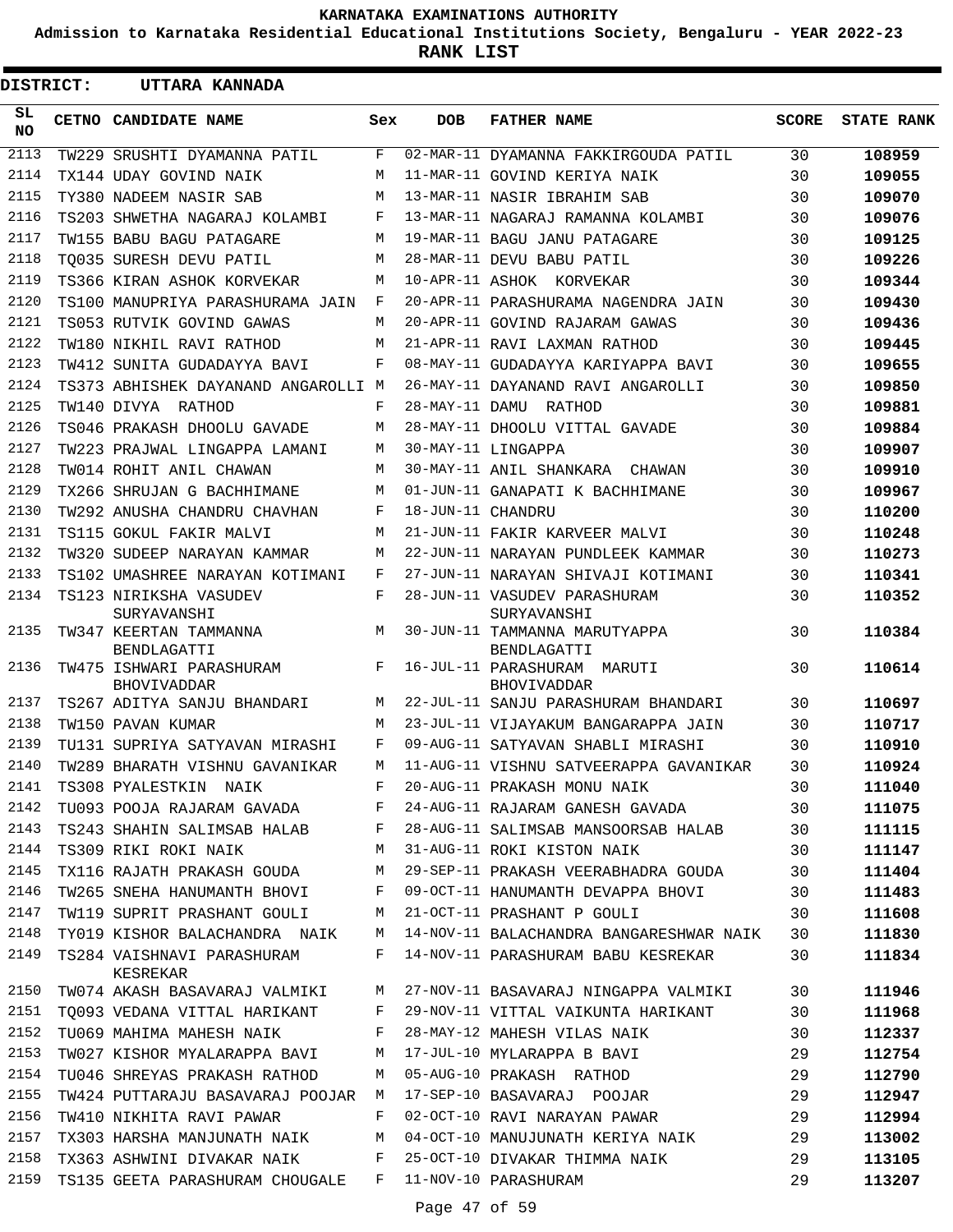# KARNATAKA EXAMINATIONS AUTHORITY

**Admission to Karnataka Residential Educational Institutions Society, Bengaluru - YEAR 2022-23**

**RANK LIST**

**DISTRICT: UTTARA KANNADA**

| SL NO | CETNO | CANDIDATE NAME | Sex | DOB | FATHER NAME | SCORE | STATE RANK |
|---|---|---|---|---|---|---|---|
| 2113 | TW229 | SRUSHTI DYAMANNA PATIL | F | 02-MAR-11 | DYAMANNA FAKKIRGOUDA PATIL | 30 | 108959 |
| 2114 | TX144 | UDAY GOVIND NAIK | M | 11-MAR-11 | GOVIND KERIYA NAIK | 30 | 109055 |
| 2115 | TY380 | NADEEM NASIR SAB | M | 13-MAR-11 | NASIR IBRAHIM SAB | 30 | 109070 |
| 2116 | TS203 | SHWETHA NAGARAJ KOLAMBI | F | 13-MAR-11 | NAGARAJ RAMANNA KOLAMBI | 30 | 109076 |
| 2117 | TW155 | BABU BAGU PATAGARE | M | 19-MAR-11 | BAGU JANU PATAGARE | 30 | 109125 |
| 2118 | TQ035 | SURESH DEVU PATIL | M | 28-MAR-11 | DEVU BABU PATIL | 30 | 109226 |
| 2119 | TS366 | KIRAN ASHOK KORVEKAR | M | 10-APR-11 | ASHOK KORVEKAR | 30 | 109344 |
| 2120 | TS100 | MANUPRIYA PARASHURAMA JAIN | F | 20-APR-11 | PARASHURAMA NAGENDRA JAIN | 30 | 109430 |
| 2121 | TS053 | RUTVIK GOVIND GAWAS | M | 20-APR-11 | GOVIND RAJARAM GAWAS | 30 | 109436 |
| 2122 | TW180 | NIKHIL RAVI RATHOD | M | 21-APR-11 | RAVI LAXMAN RATHOD | 30 | 109445 |
| 2123 | TW412 | SUNITA GUDADAYYA BAVI | F | 08-MAY-11 | GUDADAYYA KARIYAPPA BAVI | 30 | 109655 |
| 2124 | TS373 | ABHISHEK DAYANAND ANGAROLLI | M | 26-MAY-11 | DAYANAND RAVI ANGAROLLI | 30 | 109850 |
| 2125 | TW140 | DIVYA RATHOD | F | 28-MAY-11 | DAMU RATHOD | 30 | 109881 |
| 2126 | TS046 | PRAKASH DHOOLU GAVADE | M | 28-MAY-11 | DHOOLU VITTAL GAVADE | 30 | 109884 |
| 2127 | TW223 | PRAJWAL LINGAPPA LAMANI | M | 30-MAY-11 | LINGAPPA | 30 | 109907 |
| 2128 | TW014 | ROHIT ANIL CHAWAN | M | 30-MAY-11 | ANIL SHANKARA CHAWAN | 30 | 109910 |
| 2129 | TX266 | SHRUJAN G BACHHIMANE | M | 01-JUN-11 | GANAPATI K BACHHIMANE | 30 | 109967 |
| 2130 | TW292 | ANUSHA CHANDRU CHAVHAN | F | 18-JUN-11 | CHANDRU | 30 | 110200 |
| 2131 | TS115 | GOKUL FAKIR MALVI | M | 21-JUN-11 | FAKIR KARVEER MALVI | 30 | 110248 |
| 2132 | TW320 | SUDEEP NARAYAN KAMMAR | M | 22-JUN-11 | NARAYAN PUNDLEEK KAMMAR | 30 | 110273 |
| 2133 | TS102 | UMASHREE NARAYAN KOTIMANI | F | 27-JUN-11 | NARAYAN SHIVAJI KOTIMANI | 30 | 110341 |
| 2134 | TS123 | NIRIKSHA VASUDEV SURYAVANSHI | F | 28-JUN-11 | VASUDEV PARASHURAM SURYAVANSHI | 30 | 110352 |
| 2135 | TW347 | KEERTAN TAMMANNA BENDLAGATTI | M | 30-JUN-11 | TAMMANNA MARUTYAPPA BENDLAGATTI | 30 | 110384 |
| 2136 | TW475 | ISHWARI PARASHURAM BHOVIVADDAR | F | 16-JUL-11 | PARASHURAM MARUTI BHOVIVADDAR | 30 | 110614 |
| 2137 | TS267 | ADITYA SANJU BHANDARI | M | 22-JUL-11 | SANJU PARASHURAM BHANDARI | 30 | 110697 |
| 2138 | TW150 | PAVAN KUMAR | M | 23-JUL-11 | VIJAYAKUM BANGARAPPA JAIN | 30 | 110717 |
| 2139 | TU131 | SUPRIYA SATYAVAN MIRASHI | F | 09-AUG-11 | SATYAVAN SHABLI MIRASHI | 30 | 110910 |
| 2140 | TW289 | BHARATH VISHNU GAVANIKAR | M | 11-AUG-11 | VISHNU SATVEERAPPA GAVANIKAR | 30 | 110924 |
| 2141 | TS308 | PYALESTKIN NAIK | F | 20-AUG-11 | PRAKASH MONU NAIK | 30 | 111040 |
| 2142 | TU093 | POOJA RAJARAM GAVADA | F | 24-AUG-11 | RAJARAM GANESH GAVADA | 30 | 111075 |
| 2143 | TS243 | SHAHIN SALIMSAB HALAB | F | 28-AUG-11 | SALIMSAB MANSOORSAB HALAB | 30 | 111115 |
| 2144 | TS309 | RIKI ROKI NAIK | M | 31-AUG-11 | ROKI KISTON NAIK | 30 | 111147 |
| 2145 | TX116 | RAJATH PRAKASH GOUDA | M | 29-SEP-11 | PRAKASH VEERABHADRA GOUDA | 30 | 111404 |
| 2146 | TW265 | SNEHA HANUMANTH BHOVI | F | 09-OCT-11 | HANUMANTH DEVAPPA BHOVI | 30 | 111483 |
| 2147 | TW119 | SUPRIT PRASHANT GOULI | M | 21-OCT-11 | PRASHANT P GOULI | 30 | 111608 |
| 2148 | TY019 | KISHOR BALACHANDRA NAIK | M | 14-NOV-11 | BALACHANDRA BANGARESHWAR NAIK | 30 | 111830 |
| 2149 | TS284 | VAISHNAVI PARASHURAM KESREKAR | F | 14-NOV-11 | PARASHURAM BABU KESREKAR | 30 | 111834 |
| 2150 | TW074 | AKASH BASAVARAJ VALMIKI | M | 27-NOV-11 | BASAVARAJ NINGAPPA VALMIKI | 30 | 111946 |
| 2151 | TQ093 | VEDANA VITTAL HARIKANT | F | 29-NOV-11 | VITTAL VAIKUNTA HARIKANT | 30 | 111968 |
| 2152 | TU069 | MAHIMA MAHESH NAIK | F | 28-MAY-12 | MAHESH VILAS NAIK | 30 | 112337 |
| 2153 | TW027 | KISHOR MYALARAPPA BAVI | M | 17-JUL-10 | MYLARAPPA B BAVI | 29 | 112754 |
| 2154 | TU046 | SHREYAS PRAKASH RATHOD | M | 05-AUG-10 | PRAKASH RATHOD | 29 | 112790 |
| 2155 | TW424 | PUTTARAJU BASAVARAJ POOJAR | M | 17-SEP-10 | BASAVARAJ POOJAR | 29 | 112947 |
| 2156 | TW410 | NIKHITA RAVI PAWAR | F | 02-OCT-10 | RAVI NARAYAN PAWAR | 29 | 112994 |
| 2157 | TX303 | HARSHA MANJUNATH NAIK | M | 04-OCT-10 | MANUJUNATH KERIYA NAIK | 29 | 113002 |
| 2158 | TX363 | ASHWINI DIVAKAR NAIK | F | 25-OCT-10 | DIVAKAR THIMMA NAIK | 29 | 113105 |
| 2159 | TS135 | GEETA PARASHURAM CHOUGALE | F | 11-NOV-10 | PARASHURAM | 29 | 113207 |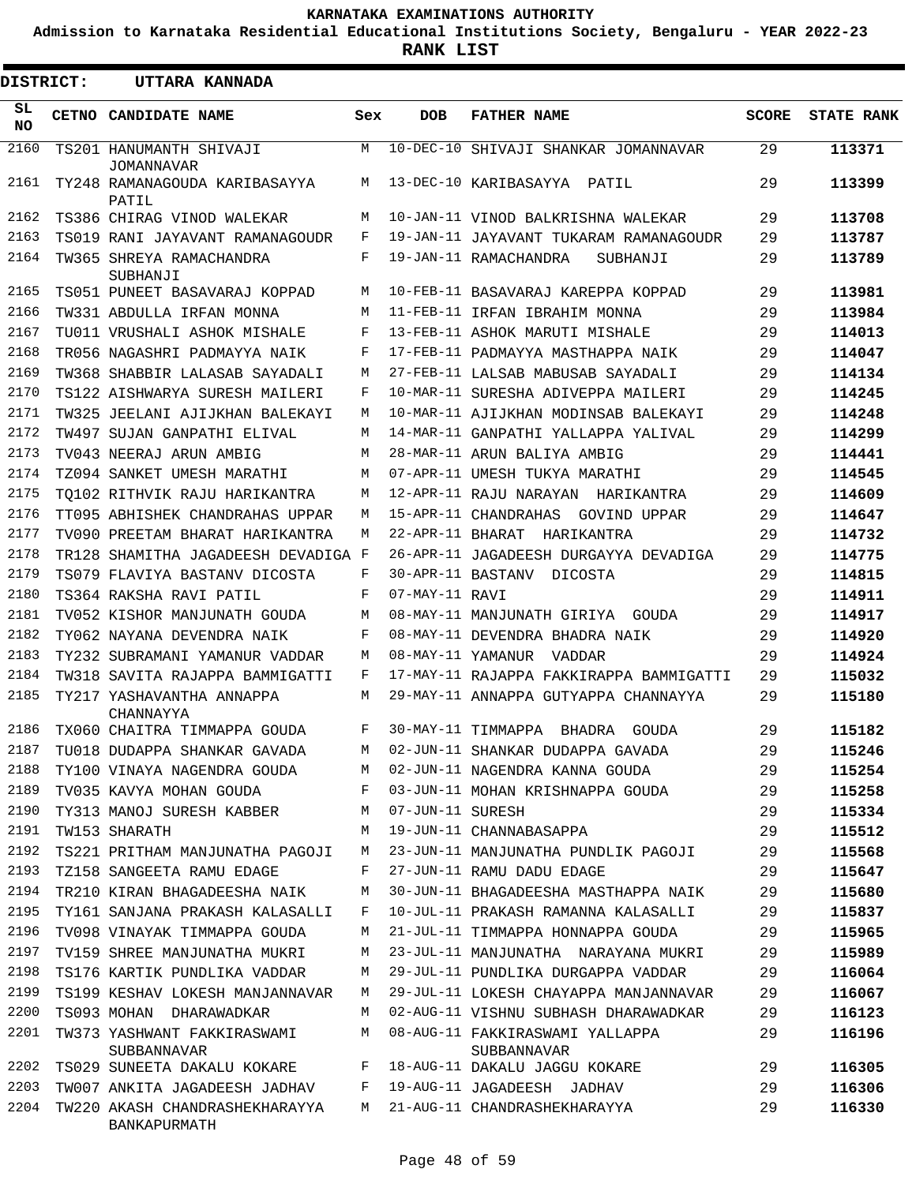# KARNATAKA EXAMINATIONS AUTHORITY

**Admission to Karnataka Residential Educational Institutions Society, Bengaluru - YEAR 2022-23**

**RANK LIST**

**DISTRICT: UTTARA KANNADA**

| SL NO | CETNO | CANDIDATE NAME | Sex | DOB | FATHER NAME | SCORE | STATE RANK |
|---|---|---|---|---|---|---|---|
| 2160 | TS201 | HANUMANTH SHIVAJI JOMANNAVAR | M | 10-DEC-10 | SHIVAJI SHANKAR JOMANNAVAR | 29 | 113371 |
| 2161 | TY248 | RAMANAGOUDA KARIBASAYYA PATIL | M | 13-DEC-10 | KARIBASAYYA PATIL | 29 | 113399 |
| 2162 | TS386 | CHIRAG VINOD WALEKAR | M | 10-JAN-11 | VINOD BALKRISHNA WALEKAR | 29 | 113708 |
| 2163 | TS019 | RANI JAYAVANT RAMANAGOUDR | F | 19-JAN-11 | JAYAVANT TUKARAM RAMANAGOUDR | 29 | 113787 |
| 2164 | TW365 | SHREYA RAMACHANDRA SUBHANJI | F | 19-JAN-11 | RAMACHANDRA SUBHANJI | 29 | 113789 |
| 2165 | TS051 | PUNEET BASAVARAJ KOPPAD | M | 10-FEB-11 | BASAVARAJ KAREPPA KOPPAD | 29 | 113981 |
| 2166 | TW331 | ABDULLA IRFAN MONNA | M | 11-FEB-11 | IRFAN IBRAHIM MONNA | 29 | 113984 |
| 2167 | TU011 | VRUSHALI ASHOK MISHALE | F | 13-FEB-11 | ASHOK MARUTI MISHALE | 29 | 114013 |
| 2168 | TR056 | NAGASHRI PADMAYYA NAIK | F | 17-FEB-11 | PADMAYYA MASTHAPPA NAIK | 29 | 114047 |
| 2169 | TW368 | SHABBIR LALASAB SAYADALI | M | 27-FEB-11 | LALSAB MABUSAB SAYADALI | 29 | 114134 |
| 2170 | TS122 | AISHWARYA SURESH MAILERI | F | 10-MAR-11 | SURESHA ADIVEPPA MAILERI | 29 | 114245 |
| 2171 | TW325 | JEELANI AJIJKHAN BALEKAYI | M | 10-MAR-11 | AJIJKHAN MODINSAB BALEKAYI | 29 | 114248 |
| 2172 | TW497 | SUJAN GANPATHI ELIVAL | M | 14-MAR-11 | GANPATHI YALLAPPA YALIVAL | 29 | 114299 |
| 2173 | TV043 | NEERAJ ARUN AMBIG | M | 28-MAR-11 | ARUN BALIYA AMBIG | 29 | 114441 |
| 2174 | TZ094 | SANKET UMESH MARATHI | M | 07-APR-11 | UMESH TUKYA MARATHI | 29 | 114545 |
| 2175 | TQ102 | RITHVIK RAJU HARIKANTRA | M | 12-APR-11 | RAJU NARAYAN HARIKANTRA | 29 | 114609 |
| 2176 | TT095 | ABHISHEK CHANDRAHAS UPPAR | M | 15-APR-11 | CHANDRAHAS GOVIND UPPAR | 29 | 114647 |
| 2177 | TV090 | PREETAM BHARAT HARIKANTRA | M | 22-APR-11 | BHARAT HARIKANTRA | 29 | 114732 |
| 2178 | TR128 | SHAMITHA JAGADEESH DEVADIGA | F | 26-APR-11 | JAGADEESH DURGAYYA DEVADIGA | 29 | 114775 |
| 2179 | TS079 | FLAVIYA BASTANV DICOSTA | F | 30-APR-11 | BASTANV DICOSTA | 29 | 114815 |
| 2180 | TS364 | RAKSHA RAVI PATIL | F | 07-MAY-11 | RAVI | 29 | 114911 |
| 2181 | TV052 | KISHOR MANJUNATH GOUDA | M | 08-MAY-11 | MANJUNATH GIRIYA GOUDA | 29 | 114917 |
| 2182 | TY062 | NAYANA DEVENDRA NAIK | F | 08-MAY-11 | DEVENDRA BHADRA NAIK | 29 | 114920 |
| 2183 | TY232 | SUBRAMANI YAMANUR VADDAR | M | 08-MAY-11 | YAMANUR VADDAR | 29 | 114924 |
| 2184 | TW318 | SAVITA RAJAPPA BAMMIGATTI | F | 17-MAY-11 | RAJAPPA FAKKIRAPPA BAMMIGATTI | 29 | 115032 |
| 2185 | TY217 | YASHAVANTHA ANNAPPA CHANNAYYA | M | 29-MAY-11 | ANNAPPA GUTYAPPA CHANNAYYA | 29 | 115180 |
| 2186 | TX060 | CHAITRA TIMMAPPA GOUDA | F | 30-MAY-11 | TIMMAPPA BHADRA GOUDA | 29 | 115182 |
| 2187 | TU018 | DUDAPPA SHANKAR GAVADA | M | 02-JUN-11 | SHANKAR DUDAPPA GAVADA | 29 | 115246 |
| 2188 | TY100 | VINAYA NAGENDRA GOUDA | M | 02-JUN-11 | NAGENDRA KANNA GOUDA | 29 | 115254 |
| 2189 | TV035 | KAVYA MOHAN GOUDA | F | 03-JUN-11 | MOHAN KRISHNAPPA GOUDA | 29 | 115258 |
| 2190 | TY313 | MANOJ SURESH KABBER | M | 07-JUN-11 | SURESH | 29 | 115334 |
| 2191 | TW153 | SHARATH | M | 19-JUN-11 | CHANNABASAPPA | 29 | 115512 |
| 2192 | TS221 | PRITHAM MANJUNATHA PAGOJI | M | 23-JUN-11 | MANJUNATHA PUNDLIK PAGOJI | 29 | 115568 |
| 2193 | TZ158 | SANGEETA RAMU EDAGE | F | 27-JUN-11 | RAMU DADU EDAGE | 29 | 115647 |
| 2194 | TR210 | KIRAN BHAGADEESHA NAIK | M | 30-JUN-11 | BHAGADEESHA MASTHAPPA NAIK | 29 | 115680 |
| 2195 | TY161 | SANJANA PRAKASH KALASALLI | F | 10-JUL-11 | PRAKASH RAMANNA KALASALLI | 29 | 115837 |
| 2196 | TV098 | VINAYAK TIMMAPPA GOUDA | M | 21-JUL-11 | TIMMAPPA HONNAPPA GOUDA | 29 | 115965 |
| 2197 | TV159 | SHREE MANJUNATHA MUKRI | M | 23-JUL-11 | MANJUNATHA NARAYANA MUKRI | 29 | 115989 |
| 2198 | TS176 | KARTIK PUNDLIKA VADDAR | M | 29-JUL-11 | PUNDLIKA DURGAPPA VADDAR | 29 | 116064 |
| 2199 | TS199 | KESHAV LOKESH MANJANNAVAR | M | 29-JUL-11 | LOKESH CHAYAPPA MANJANNAVAR | 29 | 116067 |
| 2200 | TS093 | MOHAN DHARAWADKAR | M | 02-AUG-11 | VISHNU SUBHASH DHARAWADKAR | 29 | 116123 |
| 2201 | TW373 | YASHWANT FAKKIRASWAMI SUBBANNAVAR | M | 08-AUG-11 | FAKKIRASWAMI YALLAPPA SUBBANNAVAR | 29 | 116196 |
| 2202 | TS029 | SUNEETA DAKALU KOKARE | F | 18-AUG-11 | DAKALU JAGGU KOKARE | 29 | 116305 |
| 2203 | TW007 | ANKITA JAGADEESH JADHAV | F | 19-AUG-11 | JAGADEESH JADHAV | 29 | 116306 |
| 2204 | TW220 | AKASH CHANDRASHEKHARAYYA BANKAPURMATH | M | 21-AUG-11 | CHANDRASHEKHARAYYA | 29 | 116330 |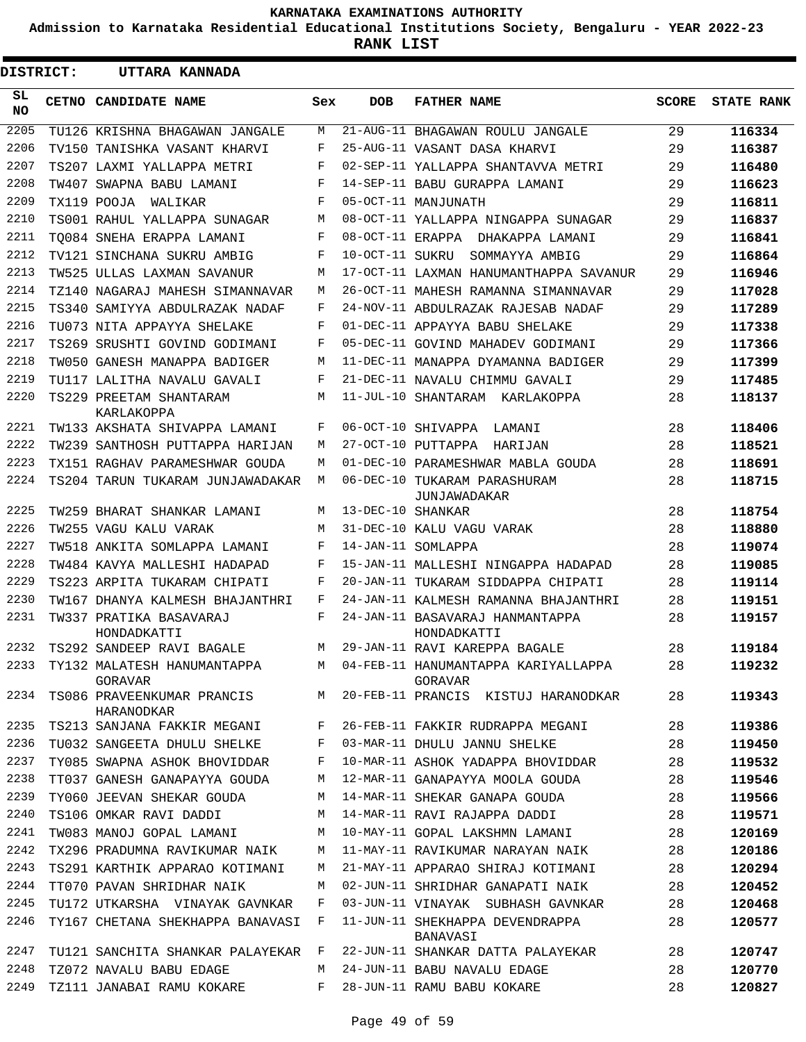**KARNATAKA EXAMINATIONS AUTHORITY**

**Admission to Karnataka Residential Educational Institutions Society, Bengaluru - YEAR 2022-23**

**RANK LIST**

**DISTRICT: UTTARA KANNADA**

| SL NO | CETNO | CANDIDATE NAME | Sex | DOB | FATHER NAME | SCORE | STATE RANK |
|---|---|---|---|---|---|---|---|
| 2205 | TU126 | KRISHNA BHAGAWAN JANGALE | M | 21-AUG-11 | BHAGAWAN ROULU JANGALE | 29 | 116334 |
| 2206 | TV150 | TANISHKA VASANT KHARVI | F | 25-AUG-11 | VASANT DASA KHARVI | 29 | 116387 |
| 2207 | TS207 | LAXMI YALLAPPA METRI | F | 02-SEP-11 | YALLAPPA SHANTAVVA METRI | 29 | 116480 |
| 2208 | TW407 | SWAPNA BABU LAMANI | F | 14-SEP-11 | BABU GURAPPA LAMANI | 29 | 116623 |
| 2209 | TX119 | POOJA WALIKAR | F | 05-OCT-11 | MANJUNATH | 29 | 116811 |
| 2210 | TS001 | RAHUL YALLAPPA SUNAGAR | M | 08-OCT-11 | YALLAPPA NINGAPPA SUNAGAR | 29 | 116837 |
| 2211 | TQ084 | SNEHA ERAPPA LAMANI | F | 08-OCT-11 | ERAPPA DHAKAPPA LAMANI | 29 | 116841 |
| 2212 | TV121 | SINCHANA SUKRU AMBIG | F | 10-OCT-11 | SUKRU SOMMAYYA AMBIG | 29 | 116864 |
| 2213 | TW525 | ULLAS LAXMAN SAVANUR | M | 17-OCT-11 | LAXMAN HANUMANTHAPPA SAVANUR | 29 | 116946 |
| 2214 | TZ140 | NAGARAJ MAHESH SIMANNAVAR | M | 26-OCT-11 | MAHESH RAMANNA SIMANNAVAR | 29 | 117028 |
| 2215 | TS340 | SAMIYYA ABDULRAZAK NADAF | F | 24-NOV-11 | ABDULRAZAK RAJESAB NADAF | 29 | 117289 |
| 2216 | TU073 | NITA APPAYYA SHELAKE | F | 01-DEC-11 | APPAYYA BABU SHELAKE | 29 | 117338 |
| 2217 | TS269 | SRUSHTI GOVIND GODIMANI | F | 05-DEC-11 | GOVIND MAHADEV GODIMANI | 29 | 117366 |
| 2218 | TW050 | GANESH MANAPPA BADIGER | M | 11-DEC-11 | MANAPPA DYAMANNA BADIGER | 29 | 117399 |
| 2219 | TU117 | LALITHA NAVALU GAVALI | F | 21-DEC-11 | NAVALU CHIMMU GAVALI | 29 | 117485 |
| 2220 | TS229 | PREETAM SHANTARAM KARLAKOPPA | M | 11-JUL-10 | SHANTARAM KARLAKOPPA | 28 | 118137 |
| 2221 | TW133 | AKSHATA SHIVAPPA LAMANI | F | 06-OCT-10 | SHIVAPPA LAMANI | 28 | 118406 |
| 2222 | TW239 | SANTHOSH PUTTAPPA HARIJAN | M | 27-OCT-10 | PUTTAPPA HARIJAN | 28 | 118521 |
| 2223 | TX151 | RAGHAV PARAMESHWAR GOUDA | M | 01-DEC-10 | PARAMESHWAR MABLA GOUDA | 28 | 118691 |
| 2224 | TS204 | TARUN TUKARAM JUNJAWADAKAR | M | 06-DEC-10 | TUKARAM PARASHURAM JUNJAWADAKAR | 28 | 118715 |
| 2225 | TW259 | BHARAT SHANKAR LAMANI | M | 13-DEC-10 | SHANKAR | 28 | 118754 |
| 2226 | TW255 | VAGU KALU VARAK | M | 31-DEC-10 | KALU VAGU VARAK | 28 | 118880 |
| 2227 | TW518 | ANKITA SOMLAPPA LAMANI | F | 14-JAN-11 | SOMLAPPA | 28 | 119074 |
| 2228 | TW484 | KAVYA MALLESHI HADAPAD | F | 15-JAN-11 | MALLESHI NINGAPPA HADAPAD | 28 | 119085 |
| 2229 | TS223 | ARPITA TUKARAM CHIPATI | F | 20-JAN-11 | TUKARAM SIDDAPPA CHIPATI | 28 | 119114 |
| 2230 | TW167 | DHANYA KALMESH BHAJANTHRI | F | 24-JAN-11 | KALMESH RAMANNA BHAJANTHRI | 28 | 119151 |
| 2231 | TW337 | PRATIKA BASAVARAJ HONDADKATTI | F | 24-JAN-11 | BASAVARAJ HANMANTAPPA HONDADKATTI | 28 | 119157 |
| 2232 | TS292 | SANDEEP RAVI BAGALE | M | 29-JAN-11 | RAVI KAREPPA BAGALE | 28 | 119184 |
| 2233 | TY132 | MALATESH HANUMANTAPPA GORAVAR | M | 04-FEB-11 | HANUMANTAPPA KARIYALLAPPA GORAVAR | 28 | 119232 |
| 2234 | TS086 | PRAVEENKUMAR PRANCIS HARANODKAR | M | 20-FEB-11 | PRANCIS KISTUJ HARANODKAR | 28 | 119343 |
| 2235 | TS213 | SANJANA FAKKIR MEGANI | F | 26-FEB-11 | FAKKIR RUDRAPPA MEGANI | 28 | 119386 |
| 2236 | TU032 | SANGEETA DHULU SHELKE | F | 03-MAR-11 | DHULU JANNU SHELKE | 28 | 119450 |
| 2237 | TY085 | SWAPNA ASHOK BHOVIDDAR | F | 10-MAR-11 | ASHOK YADAPPA BHOVIDDAR | 28 | 119532 |
| 2238 | TT037 | GANESH GANAPAYYA GOUDA | M | 12-MAR-11 | GANAPAYYA MOOLA GOUDA | 28 | 119546 |
| 2239 | TY060 | JEEVAN SHEKAR GOUDA | M | 14-MAR-11 | SHEKAR GANAPA GOUDA | 28 | 119566 |
| 2240 | TS106 | OMKAR RAVI DADDI | M | 14-MAR-11 | RAVI RAJAPPA DADDI | 28 | 119571 |
| 2241 | TW083 | MANOJ GOPAL LAMANI | M | 10-MAY-11 | GOPAL LAKSHMN LAMANI | 28 | 120169 |
| 2242 | TX296 | PRADUMNA RAVIKUMAR NAIK | M | 11-MAY-11 | RAVIKUMAR NARAYAN NAIK | 28 | 120186 |
| 2243 | TS291 | KARTHIK APPARAO KOTIMANI | M | 21-MAY-11 | APPARAO SHIRAJ KOTIMANI | 28 | 120294 |
| 2244 | TT070 | PAVAN SHRIDHAR NAIK | M | 02-JUN-11 | SHRIDHAR GANAPATI NAIK | 28 | 120452 |
| 2245 | TU172 | UTKARSHA VINAYAK GAVNKAR | F | 03-JUN-11 | VINAYAK SUBHASH GAVNKAR | 28 | 120468 |
| 2246 | TY167 | CHETANA SHEKHAPPA BANAVASI | F | 11-JUN-11 | SHEKHAPPA DEVENDRAPPA BANAVASI | 28 | 120577 |
| 2247 | TU121 | SANCHITA SHANKAR PALAYEKAR | F | 22-JUN-11 | SHANKAR DATTA PALAYEKAR | 28 | 120747 |
| 2248 | TZ072 | NAVALU BABU EDAGE | M | 24-JUN-11 | BABU NAVALU EDAGE | 28 | 120770 |
| 2249 | TZ111 | JANABAI RAMU KOKARE | F | 28-JUN-11 | RAMU BABU KOKARE | 28 | 120827 |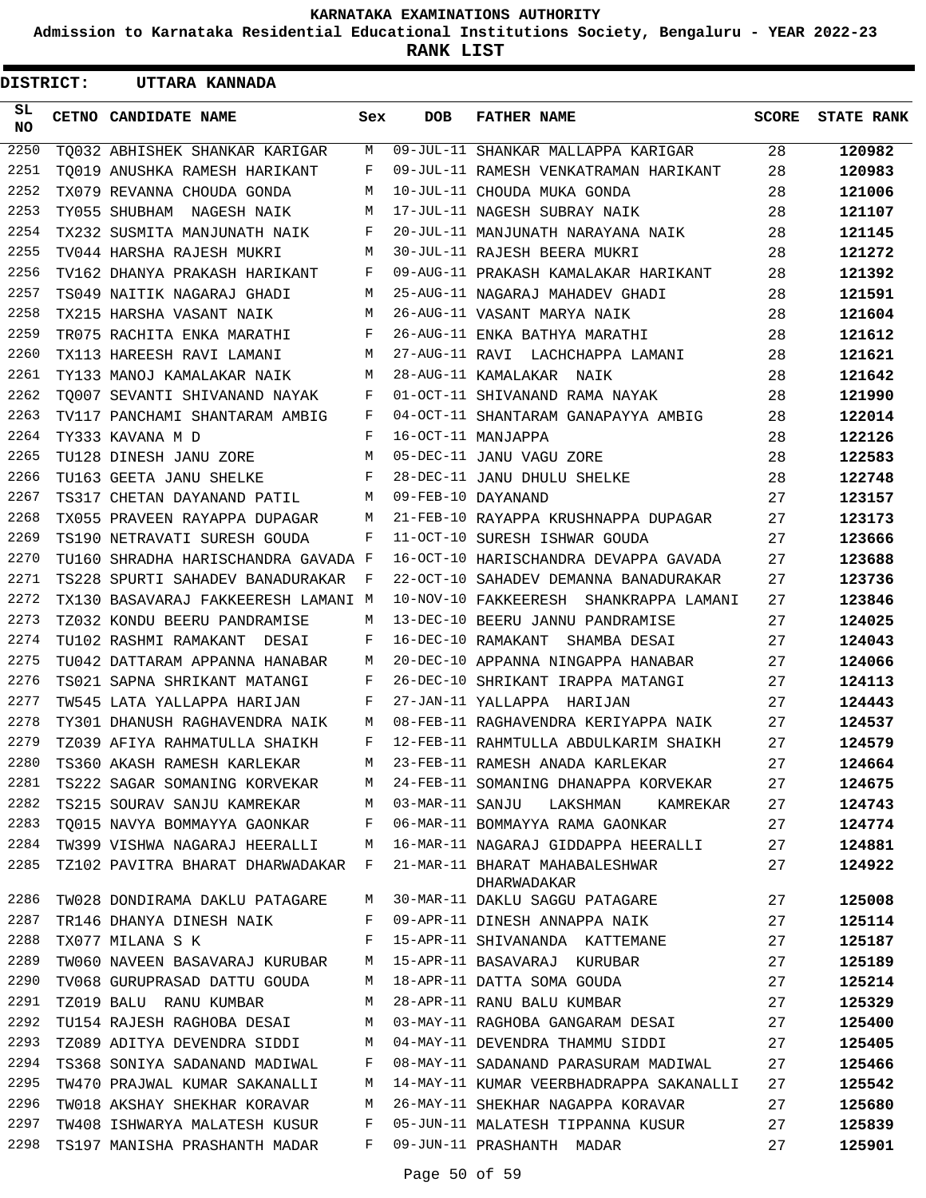# KARNATAKA EXAMINATIONS AUTHORITY

**Admission to Karnataka Residential Educational Institutions Society, Bengaluru - YEAR 2022-23**

**RANK LIST**

**DISTRICT: UTTARA KANNADA**

| SL NO | CETNO | CANDIDATE NAME | Sex | DOB | FATHER NAME | SCORE | STATE RANK |
|---|---|---|---|---|---|---|---|
| 2250 | TQ032 | ABHISHEK SHANKAR KARIGAR | M | 09-JUL-11 | SHANKAR MALLAPPA KARIGAR | 28 | 120982 |
| 2251 | TQ019 | ANUSHKA RAMESH HARIKANT | F | 09-JUL-11 | RAMESH VENKATRAMAN HARIKANT | 28 | 120983 |
| 2252 | TX079 | REVANNA CHOUDA GONDA | M | 10-JUL-11 | CHOUDA MUKA GONDA | 28 | 121006 |
| 2253 | TY055 | SHUBHAM NAGESH NAIK | M | 17-JUL-11 | NAGESH SUBRAY NAIK | 28 | 121107 |
| 2254 | TX232 | SUSMITA MANJUNATH NAIK | F | 20-JUL-11 | MANJUNATH NARAYANA NAIK | 28 | 121145 |
| 2255 | TV044 | HARSHA RAJESH MUKRI | M | 30-JUL-11 | RAJESH BEERA MUKRI | 28 | 121272 |
| 2256 | TV162 | DHANYA PRAKASH HARIKANT | F | 09-AUG-11 | PRAKASH KAMALAKAR HARIKANT | 28 | 121392 |
| 2257 | TS049 | NAITIK NAGARAJ GHADI | M | 25-AUG-11 | NAGARAJ MAHADEV GHADI | 28 | 121591 |
| 2258 | TX215 | HARSHA VASANT NAIK | M | 26-AUG-11 | VASANT MARYA NAIK | 28 | 121604 |
| 2259 | TR075 | RACHITA ENKA MARATHI | F | 26-AUG-11 | ENKA BATHYA MARATHI | 28 | 121612 |
| 2260 | TX113 | HAREESH RAVI LAMANI | M | 27-AUG-11 | RAVI LACHCHAPPA LAMANI | 28 | 121621 |
| 2261 | TY133 | MANOJ KAMALAKAR NAIK | M | 28-AUG-11 | KAMALAKAR NAIK | 28 | 121642 |
| 2262 | TQ007 | SEVANTI SHIVANAND NAYAK | F | 01-OCT-11 | SHIVANAND RAMA NAYAK | 28 | 121990 |
| 2263 | TV117 | PANCHAMI SHANTARAM AMBIG | F | 04-OCT-11 | SHANTARAM GANAPAYYA AMBIG | 28 | 122014 |
| 2264 | TY333 | KAVANA M D | F | 16-OCT-11 | MANJAPPA | 28 | 122126 |
| 2265 | TU128 | DINESH JANU ZORE | M | 05-DEC-11 | JANU VAGU ZORE | 28 | 122583 |
| 2266 | TU163 | GEETA JANU SHELKE | F | 28-DEC-11 | JANU DHULU SHELKE | 28 | 122748 |
| 2267 | TS317 | CHETAN DAYANAND PATIL | M | 09-FEB-10 | DAYANAND | 27 | 123157 |
| 2268 | TX055 | PRAVEEN RAYAPPA DUPAGAR | M | 21-FEB-10 | RAYAPPA KRUSHNAPPA DUPAGAR | 27 | 123173 |
| 2269 | TS190 | NETRAVATI SURESH GOUDA | F | 11-OCT-10 | SURESH ISHWAR GOUDA | 27 | 123666 |
| 2270 | TU160 | SHRADHA HARISCHANDRA GAVADA | F | 16-OCT-10 | HARISCHANDRA DEVAPPA GAVADA | 27 | 123688 |
| 2271 | TS228 | SPURTI SAHADEV BANADURAKAR | F | 22-OCT-10 | SAHADEV DEMANNA BANADURAKAR | 27 | 123736 |
| 2272 | TX130 | BASAVARAJ FAKKEERESH LAMANI | M | 10-NOV-10 | FAKKEERESH SHANKRAPPA LAMANI | 27 | 123846 |
| 2273 | TZ032 | KONDU BEERU PANDRAMISE | M | 13-DEC-10 | BEERU JANNU PANDRAMISE | 27 | 124025 |
| 2274 | TU102 | RASHMI RAMAKANT DESAI | F | 16-DEC-10 | RAMAKANT SHAMBA DESAI | 27 | 124043 |
| 2275 | TU042 | DATTARAM APPANNA HANABAR | M | 20-DEC-10 | APPANNA NINGAPPA HANABAR | 27 | 124066 |
| 2276 | TS021 | SAPNA SHRIKANT MATANGI | F | 26-DEC-10 | SHRIKANT IRAPPA MATANGI | 27 | 124113 |
| 2277 | TW545 | LATA YALLAPPA HARIJAN | F | 27-JAN-11 | YALLAPPA HARIJAN | 27 | 124443 |
| 2278 | TY301 | DHANUSH RAGHAVENDRA NAIK | M | 08-FEB-11 | RAGHAVENDRA KERIYAPPA NAIK | 27 | 124537 |
| 2279 | TZ039 | AFIYA RAHMATULLA SHAIKH | F | 12-FEB-11 | RAHMTULLA ABDULKARIM SHAIKH | 27 | 124579 |
| 2280 | TS360 | AKASH RAMESH KARLEKAR | M | 23-FEB-11 | RAMESH ANADA KARLEKAR | 27 | 124664 |
| 2281 | TS222 | SAGAR SOMANING KORVEKAR | M | 24-FEB-11 | SOMANING DHANAPPA KORVEKAR | 27 | 124675 |
| 2282 | TS215 | SOURAV SANJU KAMREKAR | M | 03-MAR-11 | SANJU LAKSHMAN KAMREKAR | 27 | 124743 |
| 2283 | TQ015 | NAVYA BOMMAYYA GAONKAR | F | 06-MAR-11 | BOMMAYYA RAMA GAONKAR | 27 | 124774 |
| 2284 | TW399 | VISHWA NAGARAJ HEERALLI | M | 16-MAR-11 | NAGARAJ GIDDAPPA HEERALLI | 27 | 124881 |
| 2285 | TZ102 | PAVITRA BHARAT DHARWADAKAR | F | 21-MAR-11 | BHARAT MAHABALESHWAR DHARWADAKAR | 27 | 124922 |
| 2286 | TW028 | DONDIRAMA DAKLU PATAGARE | M | 30-MAR-11 | DAKLU SAGGU PATAGARE | 27 | 125008 |
| 2287 | TR146 | DHANYA DINESH NAIK | F | 09-APR-11 | DINESH ANNAPPA NAIK | 27 | 125114 |
| 2288 | TX077 | MILANA S K | F | 15-APR-11 | SHIVANANDA KATTEMANE | 27 | 125187 |
| 2289 | TW060 | NAVEEN BASAVARAJ KURUBAR | M | 15-APR-11 | BASAVARAJ KURUBAR | 27 | 125189 |
| 2290 | TV068 | GURUPRASAD DATTU GOUDA | M | 18-APR-11 | DATTA SOMA GOUDA | 27 | 125214 |
| 2291 | TZ019 | BALU RANU KUMBAR | M | 28-APR-11 | RANU BALU KUMBAR | 27 | 125329 |
| 2292 | TU154 | RAJESH RAGHOBA DESAI | M | 03-MAY-11 | RAGHOBA GANGARAM DESAI | 27 | 125400 |
| 2293 | TZ089 | ADITYA DEVENDRA SIDDI | M | 04-MAY-11 | DEVENDRA THAMMU SIDDI | 27 | 125405 |
| 2294 | TS368 | SONIYA SADANAND MADIWAL | F | 08-MAY-11 | SADANAND PARASURAM MADIWAL | 27 | 125466 |
| 2295 | TW470 | PRAJWAL KUMAR SAKANALLI | M | 14-MAY-11 | KUMAR VEERBHADRAPPA SAKANALLI | 27 | 125542 |
| 2296 | TW018 | AKSHAY SHEKHAR KORAVAR | M | 26-MAY-11 | SHEKHAR NAGAPPA KORAVAR | 27 | 125680 |
| 2297 | TW408 | ISHWARYA MALATESH KUSUR | F | 05-JUN-11 | MALATESH TIPPANNA KUSUR | 27 | 125839 |
| 2298 | TS197 | MANISHA PRASHANTH MADAR | F | 09-JUN-11 | PRASHANTH MADAR | 27 | 125901 |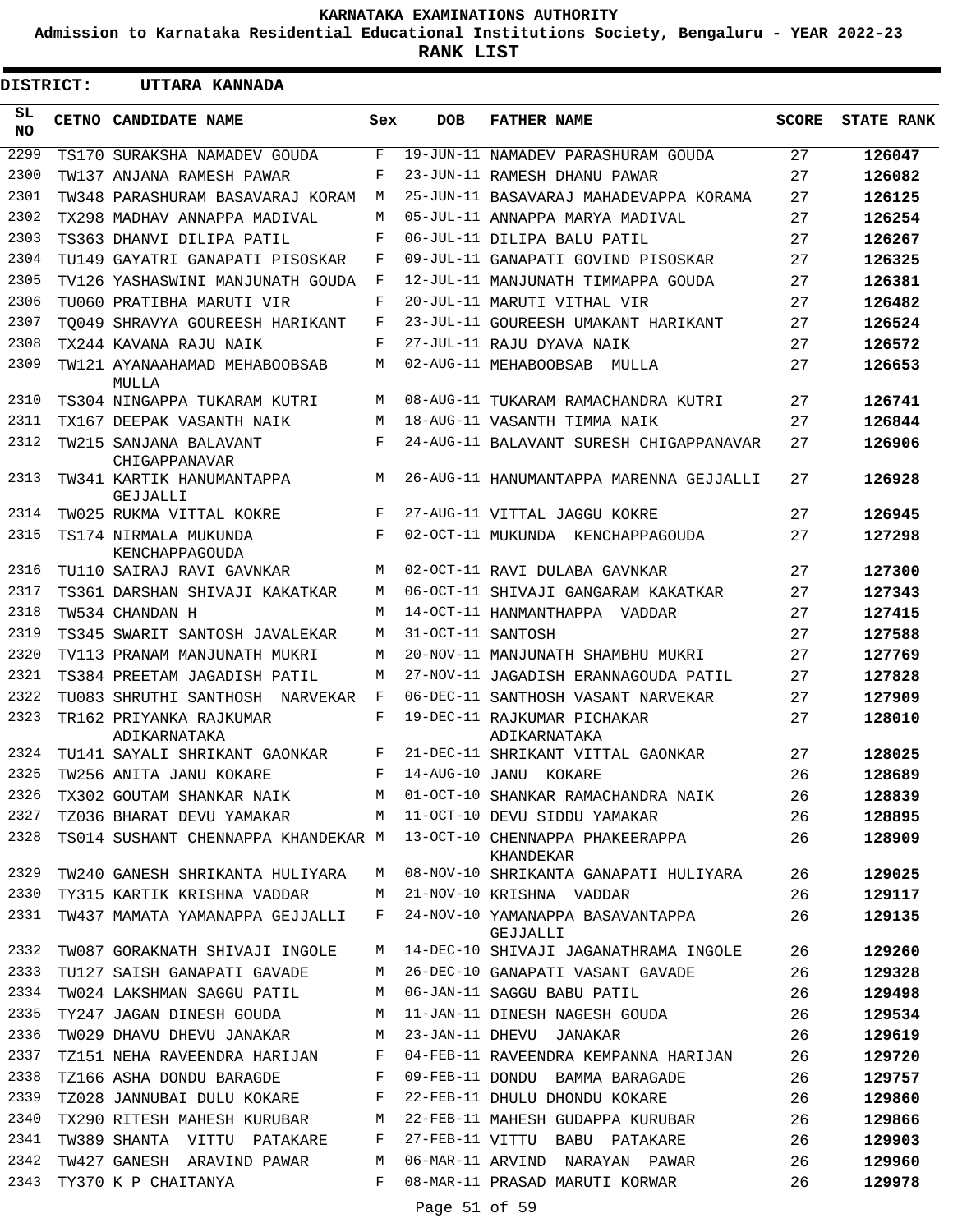KARNATAKA EXAMINATIONS AUTHORITY

Admission to Karnataka Residential Educational Institutions Society, Bengaluru - YEAR 2022-23

**RANK LIST**

**DISTRICT: UTTARA KANNADA**

| SL NO | CETNO | CANDIDATE NAME | Sex | DOB | FATHER NAME | SCORE | STATE RANK |
|---|---|---|---|---|---|---|---|
| 2299 | TS170 | SURAKSHA NAMADEV GOUDA | F | 19-JUN-11 | NAMADEV PARASHURAM GOUDA | 27 | 126047 |
| 2300 | TW137 | ANJANA RAMESH PAWAR | F | 23-JUN-11 | RAMESH DHANU PAWAR | 27 | 126082 |
| 2301 | TW348 | PARASHURAM BASAVARAJ KORAM | M | 25-JUN-11 | BASAVARAJ MAHADEVAPPA KORAMA | 27 | 126125 |
| 2302 | TX298 | MADHAV ANNAPPA MADIVAL | M | 05-JUL-11 | ANNAPPA MARYA MADIVAL | 27 | 126254 |
| 2303 | TS363 | DHANVI DILIPA PATIL | F | 06-JUL-11 | DILIPA BALU PATIL | 27 | 126267 |
| 2304 | TU149 | GAYATRI GANAPATI PISOSKAR | F | 09-JUL-11 | GANAPATI GOVIND PISOSKAR | 27 | 126325 |
| 2305 | TV126 | YASHASWINI MANJUNATH GOUDA | F | 12-JUL-11 | MANJUNATH TIMMAPPA GOUDA | 27 | 126381 |
| 2306 | TU060 | PRATIBHA MARUTI VIR | F | 20-JUL-11 | MARUTI VITHAL VIR | 27 | 126482 |
| 2307 | TQ049 | SHRAVYA GOUREESH HARIKANT | F | 23-JUL-11 | GOUREESH UMAKANT HARIKANT | 27 | 126524 |
| 2308 | TX244 | KAVANA RAJU NAIK | F | 27-JUL-11 | RAJU DYAVA NAIK | 27 | 126572 |
| 2309 | TW121 | AYANAAHAMAD MEHABOOBSAB MULLA | M | 02-AUG-11 | MEHABOOBSAB MULLA | 27 | 126653 |
| 2310 | TS304 | NINGAPPA TUKARAM KUTRI | M | 08-AUG-11 | TUKARAM RAMACHANDRA KUTRI | 27 | 126741 |
| 2311 | TX167 | DEEPAK VASANTH NAIK | M | 18-AUG-11 | VASANTH TIMMA NAIK | 27 | 126844 |
| 2312 | TW215 | SANJANA BALAVANT CHIGAPPANAVAR | F | 24-AUG-11 | BALAVANT SURESH CHIGAPPANAVAR | 27 | 126906 |
| 2313 | TW341 | KARTIK HANUMANTAPPA GEJJALLI | M | 26-AUG-11 | HANUMANTAPPA MARENNA GEJJALLI | 27 | 126928 |
| 2314 | TW025 | RUKMA VITTAL KOKRE | F | 27-AUG-11 | VITTAL JAGGU KOKRE | 27 | 126945 |
| 2315 | TS174 | NIRMALA MUKUNDA KENCHAPPAGOUDA | F | 02-OCT-11 | MUKUNDA KENCHAPPAGOUDA | 27 | 127298 |
| 2316 | TU110 | SAIRAJ RAVI GAVNKAR | M | 02-OCT-11 | RAVI DULABA GAVNKAR | 27 | 127300 |
| 2317 | TS361 | DARSHAN SHIVAJI KAKATKAR | M | 06-OCT-11 | SHIVAJI GANGARAM KAKATKAR | 27 | 127343 |
| 2318 | TW534 | CHANDAN H | M | 14-OCT-11 | HANMANTHAPPA VADDAR | 27 | 127415 |
| 2319 | TS345 | SWARIT SANTOSH JAVALEKAR | M | 31-OCT-11 | SANTOSH | 27 | 127588 |
| 2320 | TV113 | PRANAM MANJUNATH MUKRI | M | 20-NOV-11 | MANJUNATH SHAMBHU MUKRI | 27 | 127769 |
| 2321 | TS384 | PREETAM JAGADISH PATIL | M | 27-NOV-11 | JAGADISH ERANNAGOUDA PATIL | 27 | 127828 |
| 2322 | TU083 | SHRUTHI SANTHOSH NARVEKAR | F | 06-DEC-11 | SANTHOSH VASANT NARVEKAR | 27 | 127909 |
| 2323 | TR162 | PRIYANKA RAJKUMAR ADIKARNATAKA | F | 19-DEC-11 | RAJKUMAR PICHAKAR ADIKARNATAKA | 27 | 128010 |
| 2324 | TU141 | SAYALI SHRIKANT GAONKAR | F | 21-DEC-11 | SHRIKANT VITTAL GAONKAR | 27 | 128025 |
| 2325 | TW256 | ANITA JANU KOKARE | F | 14-AUG-10 | JANU KOKARE | 26 | 128689 |
| 2326 | TX302 | GOUTAM SHANKAR NAIK | M | 01-OCT-10 | SHANKAR RAMACHANDRA NAIK | 26 | 128839 |
| 2327 | TZ036 | BHARAT DEVU YAMAKAR | M | 11-OCT-10 | DEVU SIDDU YAMAKAR | 26 | 128895 |
| 2328 | TS014 | SUSHANT CHENNAPPA KHANDEKAR | M | 13-OCT-10 | CHENNAPPA PHAKEERAPPA KHANDEKAR | 26 | 128909 |
| 2329 | TW240 | GANESH SHRIKANTA HULIYARA | M | 08-NOV-10 | SHRIKANTA GANAPATI HULIYARA | 26 | 129025 |
| 2330 | TY315 | KARTIK KRISHNA VADDAR | M | 21-NOV-10 | KRISHNA VADDAR | 26 | 129117 |
| 2331 | TW437 | MAMATA YAMANAPPA GEJJALLI | F | 24-NOV-10 | YAMANAPPA BASAVANTAPPA GEJJALLI | 26 | 129135 |
| 2332 | TW087 | GORAKNATH SHIVAJI INGOLE | M | 14-DEC-10 | SHIVAJI JAGANATHRAMA INGOLE | 26 | 129260 |
| 2333 | TU127 | SAISH GANAPATI GAVADE | M | 26-DEC-10 | GANAPATI VASANT GAVADE | 26 | 129328 |
| 2334 | TW024 | LAKSHMAN SAGGU PATIL | M | 06-JAN-11 | SAGGU BABU PATIL | 26 | 129498 |
| 2335 | TY247 | JAGAN DINESH GOUDA | M | 11-JAN-11 | DINESH NAGESH GOUDA | 26 | 129534 |
| 2336 | TW029 | DHAVU DHEVU JANAKAR | M | 23-JAN-11 | DHEVU JANAKAR | 26 | 129619 |
| 2337 | TZ151 | NEHA RAVEENDRA HARIJAN | F | 04-FEB-11 | RAVEENDRA KEMPANNA HARIJAN | 26 | 129720 |
| 2338 | TZ166 | ASHA DONDU BARAGDE | F | 09-FEB-11 | DONDU BAMMA BARAGADE | 26 | 129757 |
| 2339 | TZ028 | JANNUBAI DULU KOKARE | F | 22-FEB-11 | DHULU DHONDU KOKARE | 26 | 129860 |
| 2340 | TX290 | RITESH MAHESH KURUBAR | M | 22-FEB-11 | MAHESH GUDAPPA KURUBAR | 26 | 129866 |
| 2341 | TW389 | SHANTA VITTU PATAKARE | F | 27-FEB-11 | VITTU BABU PATAKARE | 26 | 129903 |
| 2342 | TW427 | GANESH ARAVIND PAWAR | M | 06-MAR-11 | ARVIND NARAYAN PAWAR | 26 | 129960 |
| 2343 | TY370 | K P CHAITANYA | F | 08-MAR-11 | PRASAD MARUTI KORWAR | 26 | 129978 |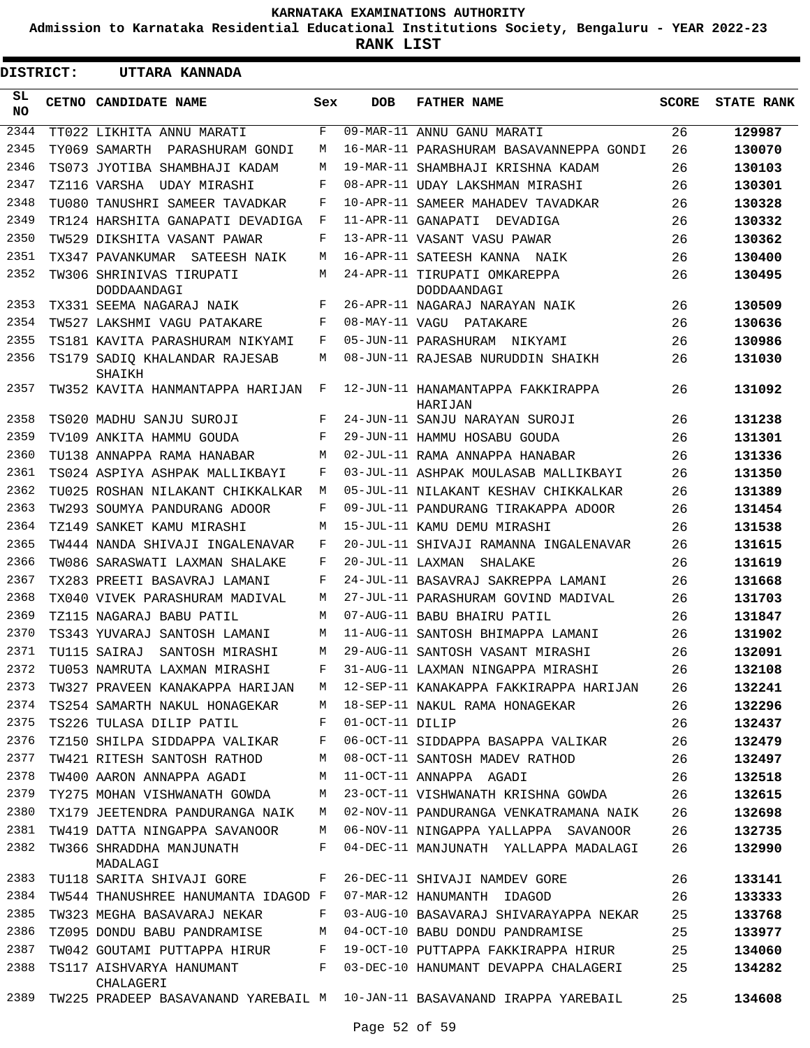KARNATAKA EXAMINATIONS AUTHORITY

Admission to Karnataka Residential Educational Institutions Society, Bengaluru - YEAR 2022-23

**RANK LIST**

**DISTRICT: UTTARA KANNADA**

| SL NO | CETNO | CANDIDATE NAME | Sex | DOB | FATHER NAME | SCORE | STATE RANK |
|---|---|---|---|---|---|---|---|
| 2344 | TT022 | LIKHITA ANNU MARATI | F | 09-MAR-11 | ANNU GANU MARATI | 26 | **129987** |
| 2345 | TY069 | SAMARTH PARASHURAM GONDI | M | 16-MAR-11 | PARASHURAM BASAVANNEPPA GONDI | 26 | **130070** |
| 2346 | TS073 | JYOTIBA SHAMBHAJI KADAM | M | 19-MAR-11 | SHAMBHAJI KRISHNA KADAM | 26 | **130103** |
| 2347 | TZ116 | VARSHA UDAY MIRASHI | F | 08-APR-11 | UDAY LAKSHMAN MIRASHI | 26 | **130301** |
| 2348 | TU080 | TANUSHRI SAMEER TAVADKAR | F | 10-APR-11 | SAMEER MAHADEV TAVADKAR | 26 | **130328** |
| 2349 | TR124 | HARSHITA GANAPATI DEVADIGA | F | 11-APR-11 | GANAPATI DEVADIGA | 26 | **130332** |
| 2350 | TW529 | DIKSHITA VASANT PAWAR | F | 13-APR-11 | VASANT VASU PAWAR | 26 | **130362** |
| 2351 | TX347 | PAVANKUMAR SATEESH NAIK | M | 16-APR-11 | SATEESH KANNA NAIK | 26 | **130400** |
| 2352 | TW306 | SHRINIVAS TIRUPATI DODDAANDAGI | M | 24-APR-11 | TIRUPATI OMKAREPPA DODDAANDAGI | 26 | **130495** |
| 2353 | TX331 | SEEMA NAGARAJ NAIK | F | 26-APR-11 | NAGARAJ NARAYAN NAIK | 26 | **130509** |
| 2354 | TW527 | LAKSHMI VAGU PATAKARE | F | 08-MAY-11 | VAGU PATAKARE | 26 | **130636** |
| 2355 | TS181 | KAVITA PARASHURAM NIKYAMI | F | 05-JUN-11 | PARASHURAM NIKYAMI | 26 | **130986** |
| 2356 | TS179 | SADIQ KHALANDAR RAJESAB SHAIKH | M | 08-JUN-11 | RAJESAB NURUDDIN SHAIKH | 26 | **131030** |
| 2357 | TW352 | KAVITA HANMANTAPPA HARIJAN | F | 12-JUN-11 | HANAMANTAPPA FAKKIRAPPA HARIJAN | 26 | **131092** |
| 2358 | TS020 | MADHU SANJU SUROJI | F | 24-JUN-11 | SANJU NARAYAN SUROJI | 26 | **131238** |
| 2359 | TV109 | ANKITA HAMMU GOUDA | F | 29-JUN-11 | HAMMU HOSABU GOUDA | 26 | **131301** |
| 2360 | TU138 | ANNAPPA RAMA HANABAR | M | 02-JUL-11 | RAMA ANNAPPA HANABAR | 26 | **131336** |
| 2361 | TS024 | ASPIYA ASHPAK MALLIKBAYI | F | 03-JUL-11 | ASHPAK MOULASAB MALLIKBAYI | 26 | **131350** |
| 2362 | TU025 | ROSHAN NILAKANT CHIKKALKAR | M | 05-JUL-11 | NILAKANT KESHAV CHIKKALKAR | 26 | **131389** |
| 2363 | TW293 | SOUMYA PANDURANG ADOOR | F | 09-JUL-11 | PANDURANG TIRAKAPPA ADOOR | 26 | **131454** |
| 2364 | TZ149 | SANKET KAMU MIRASHI | M | 15-JUL-11 | KAMU DEMU MIRASHI | 26 | **131538** |
| 2365 | TW444 | NANDA SHIVAJI INGALENAVAR | F | 20-JUL-11 | SHIVAJI RAMANNA INGALENAVAR | 26 | **131615** |
| 2366 | TW086 | SARASWATI LAXMAN SHALAKE | F | 20-JUL-11 | LAXMAN SHALAKE | 26 | **131619** |
| 2367 | TX283 | PREETI BASAVRAJ LAMANI | F | 24-JUL-11 | BASAVRAJ SAKREPPA LAMANI | 26 | **131668** |
| 2368 | TX040 | VIVEK PARASHURAM MADIVAL | M | 27-JUL-11 | PARASHURAM GOVIND MADIVAL | 26 | **131703** |
| 2369 | TZ115 | NAGARAJ BABU PATIL | M | 07-AUG-11 | BABU BHAIRU PATIL | 26 | **131847** |
| 2370 | TS343 | YUVARAJ SANTOSH LAMANI | M | 11-AUG-11 | SANTOSH BHIMAPPA LAMANI | 26 | **131902** |
| 2371 | TU115 | SAIRAJ SANTOSH MIRASHI | M | 29-AUG-11 | SANTOSH VASANT MIRASHI | 26 | **132091** |
| 2372 | TU053 | NAMRUTA LAXMAN MIRASHI | F | 31-AUG-11 | LAXMAN NINGAPPA MIRASHI | 26 | **132108** |
| 2373 | TW327 | PRAVEEN KANAKAPPA HARIJAN | M | 12-SEP-11 | KANAKAPPA FAKKIRAPPA HARIJAN | 26 | **132241** |
| 2374 | TS254 | SAMARTH NAKUL HONAGEKAR | M | 18-SEP-11 | NAKUL RAMA HONAGEKAR | 26 | **132296** |
| 2375 | TS226 | TULASA DILIP PATIL | F | 01-OCT-11 | DILIP | 26 | **132437** |
| 2376 | TZ150 | SHILPA SIDDAPPA VALIKAR | F | 06-OCT-11 | SIDDAPPA BASAPPA VALIKAR | 26 | **132479** |
| 2377 | TW421 | RITESH SANTOSH RATHOD | M | 08-OCT-11 | SANTOSH MADEV RATHOD | 26 | **132497** |
| 2378 | TW400 | AARON ANNAPPA AGADI | M | 11-OCT-11 | ANNAPPA AGADI | 26 | **132518** |
| 2379 | TY275 | MOHAN VISHWANATH GOWDA | M | 23-OCT-11 | VISHWANATH KRISHNA GOWDA | 26 | **132615** |
| 2380 | TX179 | JEETENDRA PANDURANGA NAIK | M | 02-NOV-11 | PANDURANGA VENKATRAMANA NAIK | 26 | **132698** |
| 2381 | TW419 | DATTA NINGAPPA SAVANOOR | M | 06-NOV-11 | NINGAPPA YALLAPPA SAVANOOR | 26 | **132735** |
| 2382 | TW366 | SHRADDHA MANJUNATH MADALAGI | F | 04-DEC-11 | MANJUNATH YALLAPPA MADALAGI | 26 | **132990** |
| 2383 | TU118 | SARITA SHIVAJI GORE | F | 26-DEC-11 | SHIVAJI NAMDEV GORE | 26 | **133141** |
| 2384 | TW544 | THANUSHREE HANUMANTA IDAGOD | F | 07-MAR-12 | HANUMANTH IDAGOD | 26 | **133333** |
| 2385 | TW323 | MEGHA BASAVARAJ NEKAR | F | 03-AUG-10 | BASAVARAJ SHIVARAYAPPA NEKAR | 25 | **133768** |
| 2386 | TZ095 | DONDU BABU PANDRAMISE | M | 04-OCT-10 | BABU DONDU PANDRAMISE | 25 | **133977** |
| 2387 | TW042 | GOUTAMI PUTTAPPA HIRUR | F | 19-OCT-10 | PUTTAPPA FAKKIRAPPA HIRUR | 25 | **134060** |
| 2388 | TS117 | AISHVARYA HANUMANT CHALAGERI | F | 03-DEC-10 | HANUMANT DEVAPPA CHALAGERI | 25 | **134282** |
| 2389 | TW225 | PRADEEP BASAVANAND YAREBAIL | M | 10-JAN-11 | BASAVANAND IRAPPA YAREBAIL | 25 | **134608** |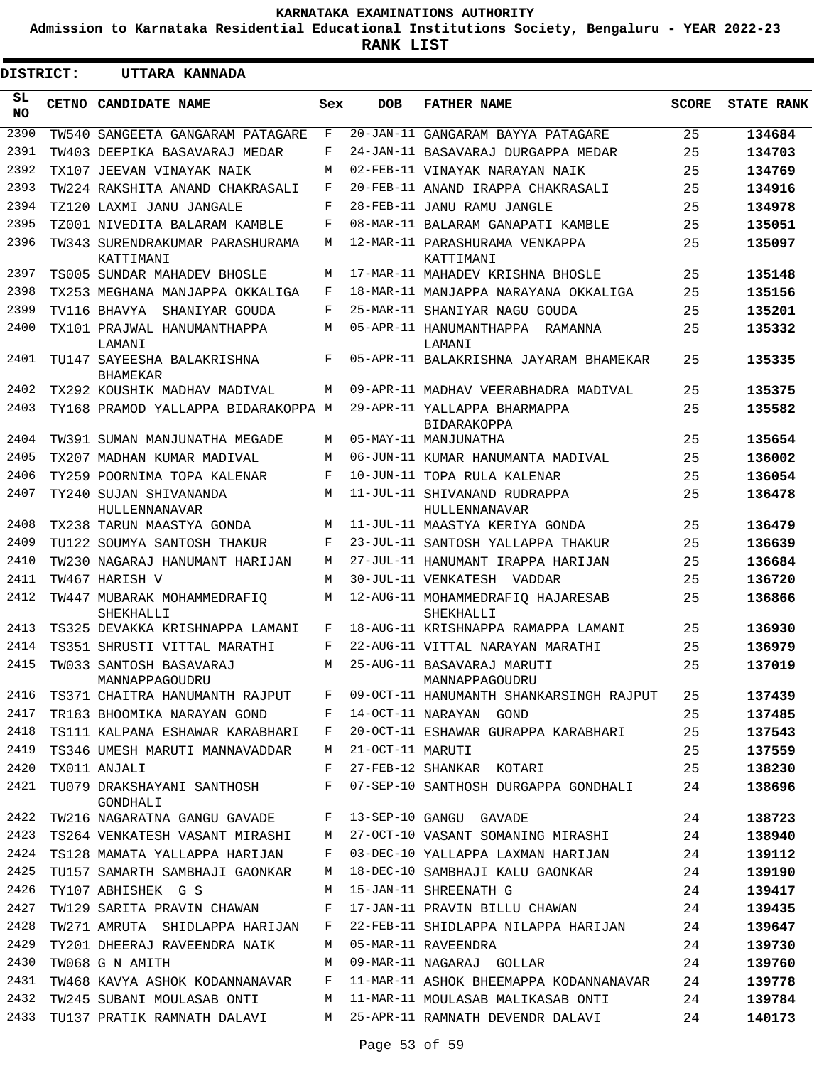# KARNATAKA EXAMINATIONS AUTHORITY

**Admission to Karnataka Residential Educational Institutions Society, Bengaluru - YEAR 2022-23**

**RANK LIST**

**DISTRICT: UTTARA KANNADA**

| SL NO | CETNO | CANDIDATE NAME | Sex | DOB | FATHER NAME | SCORE | STATE RANK |
|---|---|---|---|---|---|---|---|
| 2390 | TW540 | SANGEETA GANGARAM PATAGARE | F | 20-JAN-11 | GANGARAM BAYYA PATAGARE | 25 | 134684 |
| 2391 | TW403 | DEEPIKA BASAVARAJ MEDAR | F | 24-JAN-11 | BASAVARAJ DURGAPPA MEDAR | 25 | 134703 |
| 2392 | TX107 | JEEVAN VINAYAK NAIK | M | 02-FEB-11 | VINAYAK NARAYAN NAIK | 25 | 134769 |
| 2393 | TW224 | RAKSHITA ANAND CHAKRASALI | F | 20-FEB-11 | ANAND IRAPPA CHAKRASALI | 25 | 134916 |
| 2394 | TZ120 | LAXMI JANU JANGALE | F | 28-FEB-11 | JANU RAMU JANGLE | 25 | 134978 |
| 2395 | TZ001 | NIVEDITA BALARAM KAMBLE | F | 08-MAR-11 | BALARAM GANAPATI KAMBLE | 25 | 135051 |
| 2396 | TW343 | SURENDRAKUMAR PARASHURAMA KATTIMANI | M | 12-MAR-11 | PARASHURAMA VENKAPPA KATTIMANI | 25 | 135097 |
| 2397 | TS005 | SUNDAR MAHADEV BHOSLE | M | 17-MAR-11 | MAHADEV KRISHNA BHOSLE | 25 | 135148 |
| 2398 | TX253 | MEGHANA MANJAPPA OKKALIGA | F | 18-MAR-11 | MANJAPPA NARAYANA OKKALIGA | 25 | 135156 |
| 2399 | TV116 | BHAVYA SHANIYAR GOUDA | F | 25-MAR-11 | SHANIYAR NAGU GOUDA | 25 | 135201 |
| 2400 | TX101 | PRAJWAL HANUMANTHAPPA LAMANI | M | 05-APR-11 | HANUMANTHAPPA RAMANNA LAMANI | 25 | 135332 |
| 2401 | TU147 | SAYEESHA BALAKRISHNA BHAMEKAR | F | 05-APR-11 | BALAKRISHNA JAYARAM BHAMEKAR | 25 | 135335 |
| 2402 | TX292 | KOUSHIK MADHAV MADIVAL | M | 09-APR-11 | MADHAV VEERABHADRA MADIVAL | 25 | 135375 |
| 2403 | TY168 | PRAMOD YALLAPPA BIDARAKOPPA | M | 29-APR-11 | YALLAPPA BHARMAPPA BIDARAKOPPA | 25 | 135582 |
| 2404 | TW391 | SUMAN MANJUNATHA MEGADE | M | 05-MAY-11 | MANJUNATHA | 25 | 135654 |
| 2405 | TX207 | MADHAN KUMAR MADIVAL | M | 06-JUN-11 | KUMAR HANUMANTA MADIVAL | 25 | 136002 |
| 2406 | TY259 | POORNIMA TOPA KALENAR | F | 10-JUN-11 | TOPA RULA KALENAR | 25 | 136054 |
| 2407 | TY240 | SUJAN SHIVANANDA HULLENNANAVAR | M | 11-JUL-11 | SHIVANAND RUDRAPPA HULLENNANAVAR | 25 | 136478 |
| 2408 | TX238 | TARUN MAASTYA GONDA | M | 11-JUL-11 | MAASTYA KERIYA GONDA | 25 | 136479 |
| 2409 | TU122 | SOUMYA SANTOSH THAKUR | F | 23-JUL-11 | SANTOSH YALLAPPA THAKUR | 25 | 136639 |
| 2410 | TW230 | NAGARAJ HANUMANT HARIJAN | M | 27-JUL-11 | HANUMANT IRAPPA HARIJAN | 25 | 136684 |
| 2411 | TW467 | HARISH V | M | 30-JUL-11 | VENKATESH VADDAR | 25 | 136720 |
| 2412 | TW447 | MUBARAK MOHAMMEDRAFIQ SHEKHALLI | M | 12-AUG-11 | MOHAMMEDRAFIQ HAJARESAB SHEKHALLI | 25 | 136866 |
| 2413 | TS325 | DEVAKKA KRISHNAPPA LAMANI | F | 18-AUG-11 | KRISHNAPPA RAMAPPA LAMANI | 25 | 136930 |
| 2414 | TS351 | SHRUSTI VITTAL MARATHI | F | 22-AUG-11 | VITTAL NARAYAN MARATHI | 25 | 136979 |
| 2415 | TW033 | SANTOSH BASAVARAJ MANNAPPAGOUDRU | M | 25-AUG-11 | BASAVARAJ MARUTI MANNAPPAGOUDRU | 25 | 137019 |
| 2416 | TS371 | CHAITRA HANUMANTH RAJPUT | F | 09-OCT-11 | HANUMANTH SHANKARSINGH RAJPUT | 25 | 137439 |
| 2417 | TR183 | BHOOMIKA NARAYAN GOND | F | 14-OCT-11 | NARAYAN GOND | 25 | 137485 |
| 2418 | TS111 | KALPANA ESHAWAR KARABHARI | F | 20-OCT-11 | ESHAWAR GURAPPA KARABHARI | 25 | 137543 |
| 2419 | TS346 | UMESH MARUTI MANNAVADDAR | M | 21-OCT-11 | MARUTI | 25 | 137559 |
| 2420 | TX011 | ANJALI | F | 27-FEB-12 | SHANKAR KOTARI | 25 | 138230 |
| 2421 | TU079 | DRAKSHAYANI SANTHOSH GONDHALI | F | 07-SEP-10 | SANTHOSH DURGAPPA GONDHALI | 24 | 138696 |
| 2422 | TW216 | NAGARATNA GANGU GAVADE | F | 13-SEP-10 | GANGU GAVADE | 24 | 138723 |
| 2423 | TS264 | VENKATESH VASANT MIRASHI | M | 27-OCT-10 | VASANT SOMANING MIRASHI | 24 | 138940 |
| 2424 | TS128 | MAMATA YALLAPPA HARIJAN | F | 03-DEC-10 | YALLAPPA LAXMAN HARIJAN | 24 | 139112 |
| 2425 | TU157 | SAMARTH SAMBHAJI GAONKAR | M | 18-DEC-10 | SAMBHAJI KALU GAONKAR | 24 | 139190 |
| 2426 | TY107 | ABHISHEK G S | M | 15-JAN-11 | SHREENATH G | 24 | 139417 |
| 2427 | TW129 | SARITA PRAVIN CHAWAN | F | 17-JAN-11 | PRAVIN BILLU CHAWAN | 24 | 139435 |
| 2428 | TW271 | AMRUTA SHIDLAPPA HARIJAN | F | 22-FEB-11 | SHIDLAPPA NILAPPA HARIJAN | 24 | 139647 |
| 2429 | TY201 | DHEERAJ RAVEENDRA NAIK | M | 05-MAR-11 | RAVEENDRA | 24 | 139730 |
| 2430 | TW068 | G N AMITH | M | 09-MAR-11 | NAGARAJ GOLLAR | 24 | 139760 |
| 2431 | TW468 | KAVYA ASHOK KODANNANAVAR | F | 11-MAR-11 | ASHOK BHEEMAPPA KODANNANAVAR | 24 | 139778 |
| 2432 | TW245 | SUBANI MOULASAB ONTI | M | 11-MAR-11 | MOULASAB MALIKASAB ONTI | 24 | 139784 |
| 2433 | TU137 | PRATIK RAMNATH DALAVI | M | 25-APR-11 | RAMNATH DEVENDR DALAVI | 24 | 140173 |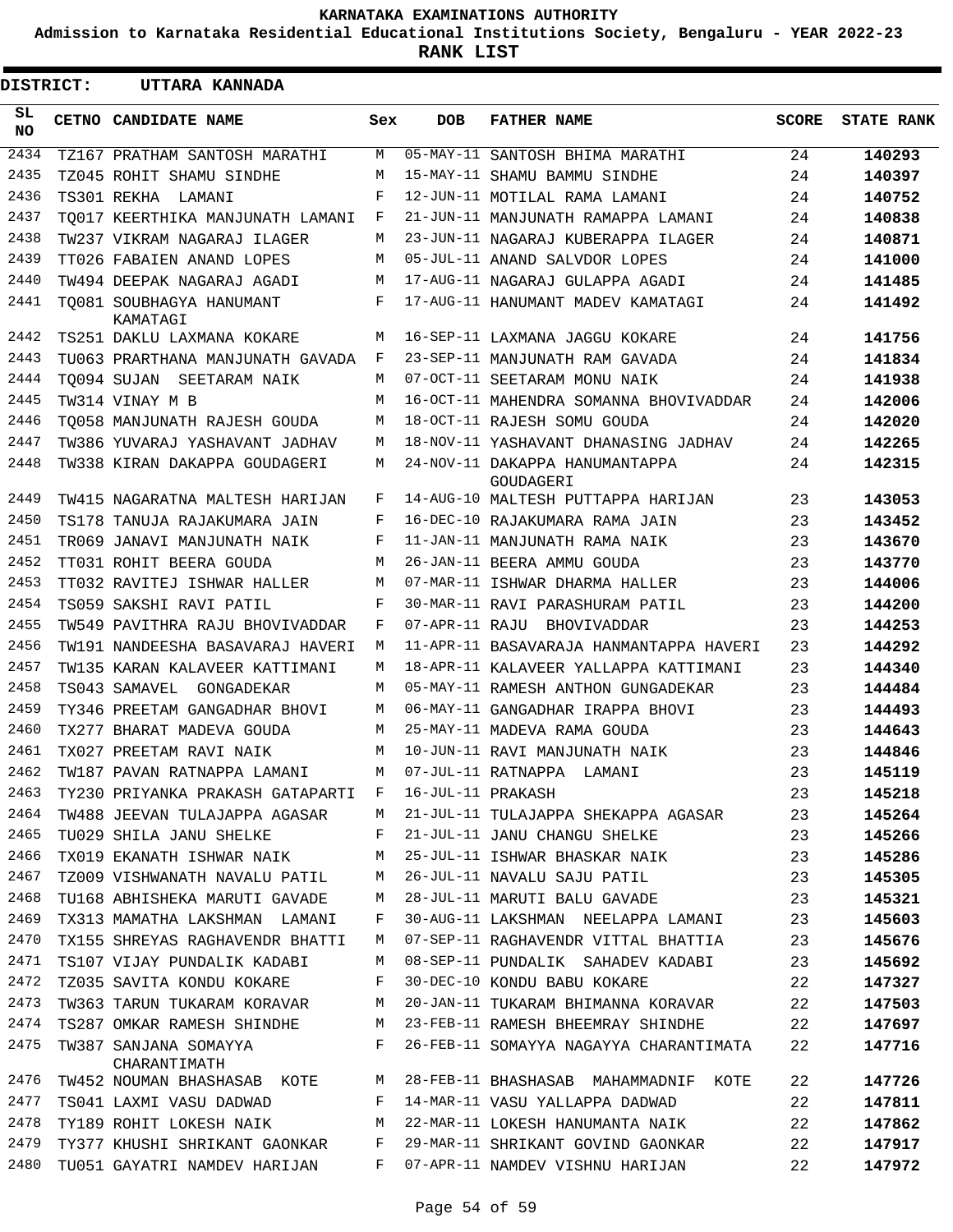**KARNATAKA EXAMINATIONS AUTHORITY**

**Admission to Karnataka Residential Educational Institutions Society, Bengaluru - YEAR 2022-23**

**RANK LIST**

**DISTRICT: UTTARA KANNADA**

| SL NO | CETNO | CANDIDATE NAME | Sex | DOB | FATHER NAME | SCORE | STATE RANK |
|---|---|---|---|---|---|---|---|
| 2434 | TZ167 | PRATHAM SANTOSH MARATHI | M | 05-MAY-11 | SANTOSH BHIMA MARATHI | 24 | 140293 |
| 2435 | TZ045 | ROHIT SHAMU SINDHE | M | 15-MAY-11 | SHAMU BAMMU SINDHE | 24 | 140397 |
| 2436 | TS301 | REKHA LAMANI | F | 12-JUN-11 | MOTILAL RAMA LAMANI | 24 | 140752 |
| 2437 | TQ017 | KEERTHIKA MANJUNATH LAMANI | F | 21-JUN-11 | MANJUNATH RAMAPPA LAMANI | 24 | 140838 |
| 2438 | TW237 | VIKRAM NAGARAJ ILAGER | M | 23-JUN-11 | NAGARAJ KUBERAPPA ILAGER | 24 | 140871 |
| 2439 | TT026 | FABAIEN ANAND LOPES | M | 05-JUL-11 | ANAND SALVDOR LOPES | 24 | 141000 |
| 2440 | TW494 | DEEPAK NAGARAJ AGADI | M | 17-AUG-11 | NAGARAJ GULAPPA AGADI | 24 | 141485 |
| 2441 | TQ081 | SOUBHAGYA HANUMANT KAMATAGI | F | 17-AUG-11 | HANUMANT MADEV KAMATAGI | 24 | 141492 |
| 2442 | TS251 | DAKLU LAXMANA KOKARE | M | 16-SEP-11 | LAXMANA JAGGU KOKARE | 24 | 141756 |
| 2443 | TU063 | PRARTHANA MANJUNATH GAVADA | F | 23-SEP-11 | MANJUNATH RAM GAVADA | 24 | 141834 |
| 2444 | TQ094 | SUJAN SEETARAM NAIK | M | 07-OCT-11 | SEETARAM MONU NAIK | 24 | 141938 |
| 2445 | TW314 | VINAY M B | M | 16-OCT-11 | MAHENDRA SOMANNA BHOVIVADDAR | 24 | 142006 |
| 2446 | TQ058 | MANJUNATH RAJESH GOUDA | M | 18-OCT-11 | RAJESH SOMU GOUDA | 24 | 142020 |
| 2447 | TW386 | YUVARAJ YASHAVANT JADHAV | M | 18-NOV-11 | YASHAVANT DHANASING JADHAV | 24 | 142265 |
| 2448 | TW338 | KIRAN DAKAPPA GOUDAGERI | M | 24-NOV-11 | DAKAPPA HANUMANTAPPA GOUDAGERI | 24 | 142315 |
| 2449 | TW415 | NAGARATNA MALTESH HARIJAN | F | 14-AUG-10 | MALTESH PUTTAPPA HARIJAN | 23 | 143053 |
| 2450 | TS178 | TANUJA RAJAKUMARA JAIN | F | 16-DEC-10 | RAJAKUMARA RAMA JAIN | 23 | 143452 |
| 2451 | TR069 | JANAVI MANJUNATH NAIK | F | 11-JAN-11 | MANJUNATH RAMA NAIK | 23 | 143670 |
| 2452 | TT031 | ROHIT BEERA GOUDA | M | 26-JAN-11 | BEERA AMMU GOUDA | 23 | 143770 |
| 2453 | TT032 | RAVITEJ ISHWAR HALLER | M | 07-MAR-11 | ISHWAR DHARMA HALLER | 23 | 144006 |
| 2454 | TS059 | SAKSHI RAVI PATIL | F | 30-MAR-11 | RAVI PARASHURAM PATIL | 23 | 144200 |
| 2455 | TW549 | PAVITHRA RAJU BHOVIVADDAR | F | 07-APR-11 | RAJU BHOVIVADDAR | 23 | 144253 |
| 2456 | TW191 | NANDEESHA BASAVARAJ HAVERI | M | 11-APR-11 | BASAVARAJA HANMANTAPPA HAVERI | 23 | 144292 |
| 2457 | TW135 | KARAN KALAVEER KATTIMANI | M | 18-APR-11 | KALAVEER YALLAPPA KATTIMANI | 23 | 144340 |
| 2458 | TS043 | SAMAVEL GONGADEKAR | M | 05-MAY-11 | RAMESH ANTHON GUNGADEKAR | 23 | 144484 |
| 2459 | TY346 | PREETAM GANGADHAR BHOVI | M | 06-MAY-11 | GANGADHAR IRAPPA BHOVI | 23 | 144493 |
| 2460 | TX277 | BHARAT MADEVA GOUDA | M | 25-MAY-11 | MADEVA RAMA GOUDA | 23 | 144643 |
| 2461 | TX027 | PREETAM RAVI NAIK | M | 10-JUN-11 | RAVI MANJUNATH NAIK | 23 | 144846 |
| 2462 | TW187 | PAVAN RATNAPPA LAMANI | M | 07-JUL-11 | RATNAPPA LAMANI | 23 | 145119 |
| 2463 | TY230 | PRIYANKA PRAKASH GATAPARTI | F | 16-JUL-11 | PRAKASH | 23 | 145218 |
| 2464 | TW488 | JEEVAN TULAJAPPA AGASAR | M | 21-JUL-11 | TULAJAPPA SHEKAPPA AGASAR | 23 | 145264 |
| 2465 | TU029 | SHILA JANU SHELKE | F | 21-JUL-11 | JANU CHANGU SHELKE | 23 | 145266 |
| 2466 | TX019 | EKANATH ISHWAR NAIK | M | 25-JUL-11 | ISHWAR BHASKAR NAIK | 23 | 145286 |
| 2467 | TZ009 | VISHWANATH NAVALU PATIL | M | 26-JUL-11 | NAVALU SAJU PATIL | 23 | 145305 |
| 2468 | TU168 | ABHISHEKA MARUTI GAVADE | M | 28-JUL-11 | MARUTI BALU GAVADE | 23 | 145321 |
| 2469 | TX313 | MAMATHA LAKSHMAN LAMANI | F | 30-AUG-11 | LAKSHMAN NEELAPPA LAMANI | 23 | 145603 |
| 2470 | TX155 | SHREYAS RAGHAVENDR BHATTI | M | 07-SEP-11 | RAGHAVENDR VITTAL BHATTIA | 23 | 145676 |
| 2471 | TS107 | VIJAY PUNDALIK KADABI | M | 08-SEP-11 | PUNDALIK SAHADEV KADABI | 23 | 145692 |
| 2472 | TZ035 | SAVITA KONDU KOKARE | F | 30-DEC-10 | KONDU BABU KOKARE | 22 | 147327 |
| 2473 | TW363 | TARUN TUKARAM KORAVAR | M | 20-JAN-11 | TUKARAM BHIMANNA KORAVAR | 22 | 147503 |
| 2474 | TS287 | OMKAR RAMESH SHINDHE | M | 23-FEB-11 | RAMESH BHEEMRAY SHINDHE | 22 | 147697 |
| 2475 | TW387 | SANJANA SOMAYYA CHARANTIMATH | F | 26-FEB-11 | SOMAYYA NAGAYYA CHARANTIMATA | 22 | 147716 |
| 2476 | TW452 | NOUMAN BHASHASAB KOTE | M | 28-FEB-11 | BHASHASAB MAHAMMADNIF KOTE | 22 | 147726 |
| 2477 | TS041 | LAXMI VASU DADWAD | F | 14-MAR-11 | VASU YALLAPPA DADWAD | 22 | 147811 |
| 2478 | TY189 | ROHIT LOKESH NAIK | M | 22-MAR-11 | LOKESH HANUMANTA NAIK | 22 | 147862 |
| 2479 | TY377 | KHUSHI SHRIKANT GAONKAR | F | 29-MAR-11 | SHRIKANT GOVIND GAONKAR | 22 | 147917 |
| 2480 | TU051 | GAYATRI NAMDEV HARIJAN | F | 07-APR-11 | NAMDEV VISHNU HARIJAN | 22 | 147972 |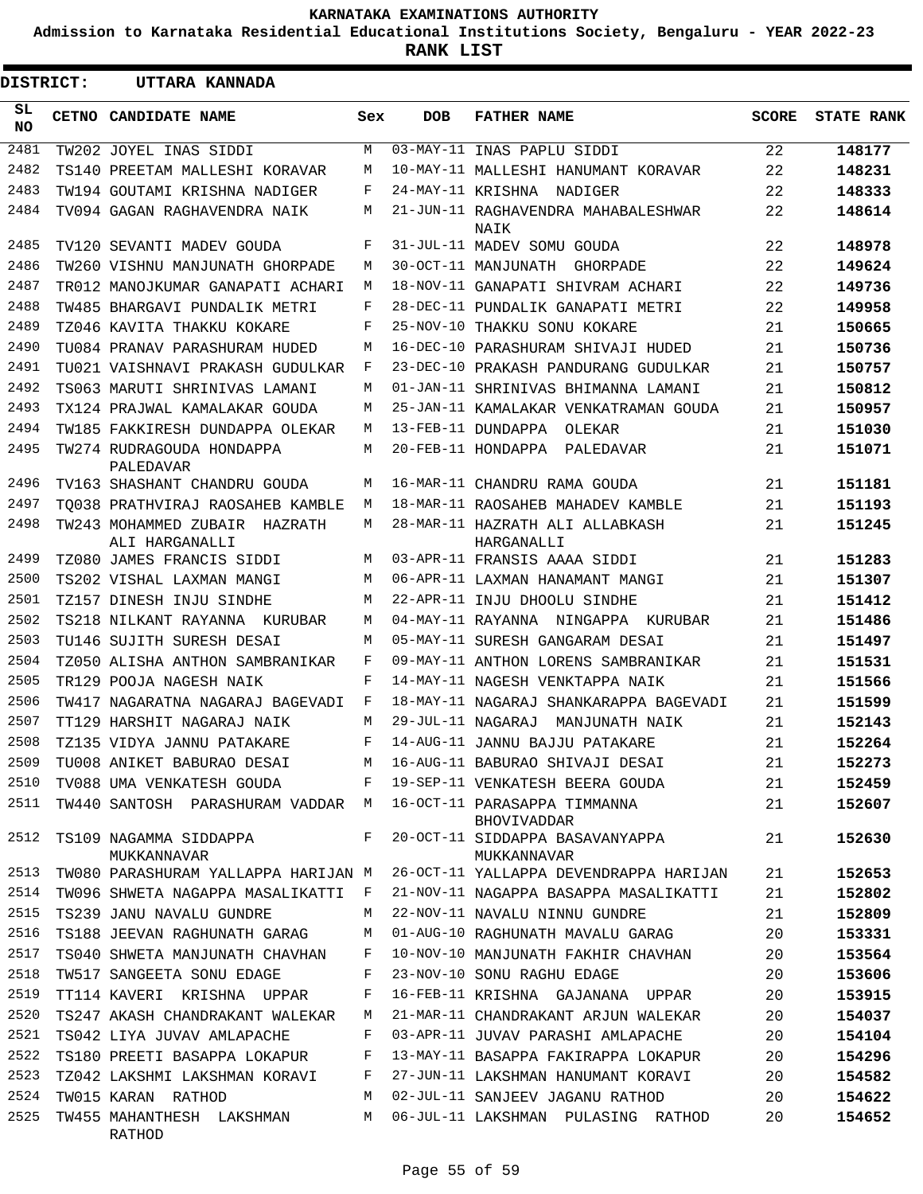**KARNATAKA EXAMINATIONS AUTHORITY**

**Admission to Karnataka Residential Educational Institutions Society, Bengaluru - YEAR 2022-23**

**RANK LIST**

**DISTRICT: UTTARA KANNADA**

| SL NO | CETNO | CANDIDATE NAME | Sex | DOB | FATHER NAME | SCORE | STATE RANK |
|---|---|---|---|---|---|---|---|
| 2481 | TW202 | JOYEL INAS SIDDI | M | 03-MAY-11 | INAS PAPLU SIDDI | 22 | 148177 |
| 2482 | TS140 | PREETAM MALLESHI KORAVAR | M | 10-MAY-11 | MALLESHI HANUMANT KORAVAR | 22 | 148231 |
| 2483 | TW194 | GOUTAMI KRISHNA NADIGER | F | 24-MAY-11 | KRISHNA NADIGER | 22 | 148333 |
| 2484 | TV094 | GAGAN RAGHAVENDRA NAIK | M | 21-JUN-11 | RAGHAVENDRA MAHABALESHWAR NAIK | 22 | 148614 |
| 2485 | TV120 | SEVANTI MADEV GOUDA | F | 31-JUL-11 | MADEV SOMU GOUDA | 22 | 148978 |
| 2486 | TW260 | VISHNU MANJUNATH GHORPADE | M | 30-OCT-11 | MANJUNATH GHORPADE | 22 | 149624 |
| 2487 | TR012 | MANOJKUMAR GANAPATI ACHARI | M | 18-NOV-11 | GANAPATI SHIVRAM ACHARI | 22 | 149736 |
| 2488 | TW485 | BHARGAVI PUNDALIK METRI | F | 28-DEC-11 | PUNDALIK GANAPATI METRI | 22 | 149958 |
| 2489 | TZ046 | KAVITA THAKKU KOKARE | F | 25-NOV-10 | THAKKU SONU KOKARE | 21 | 150665 |
| 2490 | TU084 | PRANAV PARASHURAM HUDED | M | 16-DEC-10 | PARASHURAM SHIVAJI HUDED | 21 | 150736 |
| 2491 | TU021 | VAISHNAVI PRAKASH GUDULKAR | F | 23-DEC-10 | PRAKASH PANDURANG GUDULKAR | 21 | 150757 |
| 2492 | TS063 | MARUTI SHRINIVAS LAMANI | M | 01-JAN-11 | SHRINIVAS BHIMANNA LAMANI | 21 | 150812 |
| 2493 | TX124 | PRAJWAL KAMALAKAR GOUDA | M | 25-JAN-11 | KAMALAKAR VENKATRAMAN GOUDA | 21 | 150957 |
| 2494 | TW185 | FAKKIRESH DUNDAPPA OLEKAR | M | 13-FEB-11 | DUNDAPPA OLEKAR | 21 | 151030 |
| 2495 | TW274 | RUDRAGOUDA HONDAPPA PALEDAVAR | M | 20-FEB-11 | HONDAPPA PALEDAVAR | 21 | 151071 |
| 2496 | TV163 | SHASHANT CHANDRU GOUDA | M | 16-MAR-11 | CHANDRU RAMA GOUDA | 21 | 151181 |
| 2497 | TQ038 | PRATHVIRAJ RAOSAHEB KAMBLE | M | 18-MAR-11 | RAOSAHEB MAHADEV KAMBLE | 21 | 151193 |
| 2498 | TW243 | MOHAMMED ZUBAIR HAZRATH ALI HARGANALLI | M | 28-MAR-11 | HAZRATH ALI ALLABKASH HARGANALLI | 21 | 151245 |
| 2499 | TZ080 | JAMES FRANCIS SIDDI | M | 03-APR-11 | FRANSIS AAAA SIDDI | 21 | 151283 |
| 2500 | TS202 | VISHAL LAXMAN MANGI | M | 06-APR-11 | LAXMAN HANAMANT MANGI | 21 | 151307 |
| 2501 | TZ157 | DINESH INJU SINDHE | M | 22-APR-11 | INJU DHOOLU SINDHE | 21 | 151412 |
| 2502 | TS218 | NILKANT RAYANNA KURUBAR | M | 04-MAY-11 | RAYANNA NINGAPPA KURUBAR | 21 | 151486 |
| 2503 | TU146 | SUJITH SURESH DESAI | M | 05-MAY-11 | SURESH GANGARAM DESAI | 21 | 151497 |
| 2504 | TZ050 | ALISHA ANTHON SAMBRANIKAR | F | 09-MAY-11 | ANTHON LORENS SAMBRANIKAR | 21 | 151531 |
| 2505 | TR129 | POOJA NAGESH NAIK | F | 14-MAY-11 | NAGESH VENKTAPPA NAIK | 21 | 151566 |
| 2506 | TW417 | NAGARATNA NAGARAJ BAGEVADI | F | 18-MAY-11 | NAGARAJ SHANKARAPPA BAGEVADI | 21 | 151599 |
| 2507 | TT129 | HARSHIT NAGARAJ NAIK | M | 29-JUL-11 | NAGARAJ MANJUNATH NAIK | 21 | 152143 |
| 2508 | TZ135 | VIDYA JANNU PATAKARE | F | 14-AUG-11 | JANNU BAJJU PATAKARE | 21 | 152264 |
| 2509 | TU008 | ANIKET BABURAO DESAI | M | 16-AUG-11 | BABURAO SHIVAJI DESAI | 21 | 152273 |
| 2510 | TV088 | UMA VENKATESH GOUDA | F | 19-SEP-11 | VENKATESH BEERA GOUDA | 21 | 152459 |
| 2511 | TW440 | SANTOSH PARASHURAM VADDAR | M | 16-OCT-11 | PARASAPPA TIMMANNA BHOVIVADDAR | 21 | 152607 |
| 2512 | TS109 | NAGAMMA SIDDAPPA MUKKANNAVAR | F | 20-OCT-11 | SIDDAPPA BASAVANYAPPA MUKKANNAVAR | 21 | 152630 |
| 2513 | TW080 | PARASHURAM YALLAPPA HARIJAN | M | 26-OCT-11 | YALLAPPA DEVENDRAPPA HARIJAN | 21 | 152653 |
| 2514 | TW096 | SHWETA NAGAPPA MASALIKATTI | F | 21-NOV-11 | NAGAPPA BASAPPA MASALIKATTI | 21 | 152802 |
| 2515 | TS239 | JANU NAVALU GUNDRE | M | 22-NOV-11 | NAVALU NINNU GUNDRE | 21 | 152809 |
| 2516 | TS188 | JEEVAN RAGHUNATH GARAG | M | 01-AUG-10 | RAGHUNATH MAVALU GARAG | 20 | 153331 |
| 2517 | TS040 | SHWETA MANJUNATH CHAVHAN | F | 10-NOV-10 | MANJUNATH FAKHIR CHAVHAN | 20 | 153564 |
| 2518 | TW517 | SANGEETA SONU EDAGE | F | 23-NOV-10 | SONU RAGHU EDAGE | 20 | 153606 |
| 2519 | TT114 | KAVERI KRISHNA UPPAR | F | 16-FEB-11 | KRISHNA GAJANANA UPPAR | 20 | 153915 |
| 2520 | TS247 | AKASH CHANDRAKANT WALEKAR | M | 21-MAR-11 | CHANDRAKANT ARJUN WALEKAR | 20 | 154037 |
| 2521 | TS042 | LIYA JUVAV AMLAPACHE | F | 03-APR-11 | JUVAV PARASHI AMLAPACHE | 20 | 154104 |
| 2522 | TS180 | PREETI BASAPPA LOKAPUR | F | 13-MAY-11 | BASAPPA FAKIRAPPA LOKAPUR | 20 | 154296 |
| 2523 | TZ042 | LAKSHMI LAKSHMAN KORAVI | F | 27-JUN-11 | LAKSHMAN HANUMANT KORAVI | 20 | 154582 |
| 2524 | TW015 | KARAN RATHOD | M | 02-JUL-11 | SANJEEV JAGANU RATHOD | 20 | 154622 |
| 2525 | TW455 | MAHANTHESH LAKSHMAN RATHOD | M | 06-JUL-11 | LAKSHMAN PULASING RATHOD | 20 | 154652 |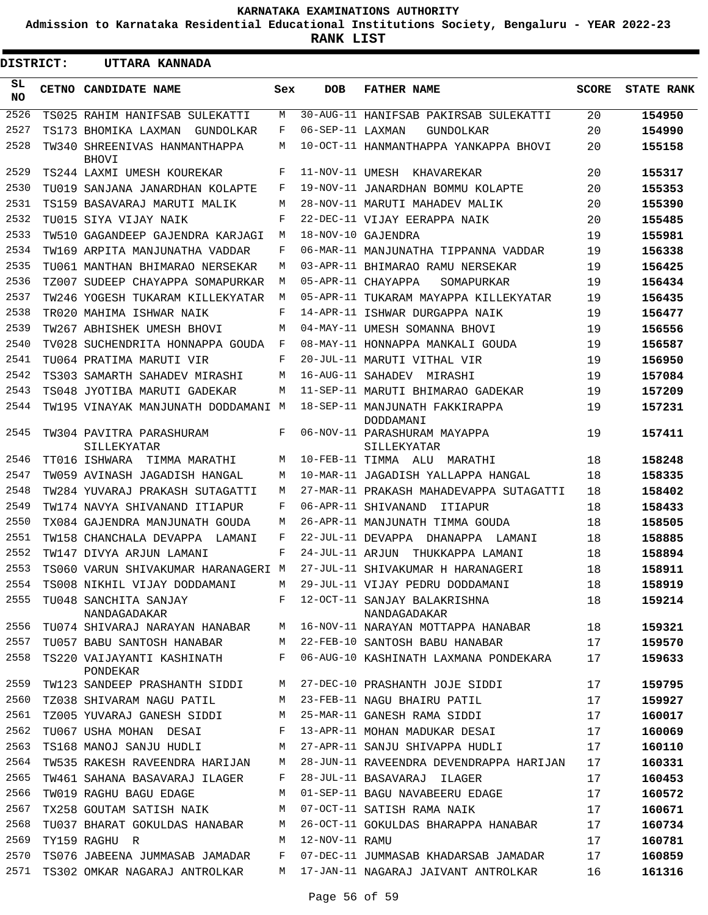KARNATAKA EXAMINATIONS AUTHORITY

Admission to Karnataka Residential Educational Institutions Society, Bengaluru - YEAR 2022-23

**RANK LIST**

**DISTRICT: UTTARA KANNADA**

| SL NO | CETNO | CANDIDATE NAME | Sex | DOB | FATHER NAME | SCORE | STATE RANK |
|---|---|---|---|---|---|---|---|
| 2526 | TS025 | RAHIM HANIFSAB SULEKATTI | M | 30-AUG-11 | HANIFSAB PAKIRSAB SULEKATTI | 20 | 154950 |
| 2527 | TS173 | BHOMIKA LAXMAN GUNDOLKAR | F | 06-SEP-11 | LAXMAN GUNDOLKAR | 20 | 154990 |
| 2528 | TW340 | SHREENIVAS HANMANTHAPPA BHOVI | M | 10-OCT-11 | HANMANTHAPPA YANKAPPA BHOVI | 20 | 155158 |
| 2529 | TS244 | LAXMI UMESH KOUREKAR | F | 11-NOV-11 | UMESH KHAVAREKAR | 20 | 155317 |
| 2530 | TU019 | SANJANA JANARDHAN KOLAPTE | F | 19-NOV-11 | JANARDHAN BOMMU KOLAPTE | 20 | 155353 |
| 2531 | TS159 | BASAVARAJ MARUTI MALIK | M | 28-NOV-11 | MARUTI MAHADEV MALIK | 20 | 155390 |
| 2532 | TU015 | SIYA VIJAY NAIK | F | 22-DEC-11 | VIJAY EERAPPA NAIK | 20 | 155485 |
| 2533 | TW510 | GAGANDEEP GAJENDRA KARJAGI | M | 18-NOV-10 | GAJENDRA | 19 | 155981 |
| 2534 | TW169 | ARPITA MANJUNATHA VADDAR | F | 06-MAR-11 | MANJUNATHA TIPPANNA VADDAR | 19 | 156338 |
| 2535 | TU061 | MANTHAN BHIMARAO NERSEKAR | M | 03-APR-11 | BHIMARAO RAMU NERSEKAR | 19 | 156425 |
| 2536 | TZ007 | SUDEEP CHAYAPPA SOMAPURKAR | M | 05-APR-11 | CHAYAPPA SOMAPURKAR | 19 | 156434 |
| 2537 | TW246 | YOGESH TUKARAM KILLEKYATAR | M | 05-APR-11 | TUKARAM MAYAPPA KILLEKYATAR | 19 | 156435 |
| 2538 | TR020 | MAHIMA ISHWAR NAIK | F | 14-APR-11 | ISHWAR DURGAPPA NAIK | 19 | 156477 |
| 2539 | TW267 | ABHISHEK UMESH BHOVI | M | 04-MAY-11 | UMESH SOMANNA BHOVI | 19 | 156556 |
| 2540 | TV028 | SUCHENDRITA HONNAPPA GOUDA | F | 08-MAY-11 | HONNAPPA MANKALI GOUDA | 19 | 156587 |
| 2541 | TU064 | PRATIMA MARUTI VIR | F | 20-JUL-11 | MARUTI VITHAL VIR | 19 | 156950 |
| 2542 | TS303 | SAMARTH SAHADEV MIRASHI | M | 16-AUG-11 | SAHADEV MIRASHI | 19 | 157084 |
| 2543 | TS048 | JYOTIBA MARUTI GADEKAR | M | 11-SEP-11 | MARUTI BHIMARAO GADEKAR | 19 | 157209 |
| 2544 | TW195 | VINAYAK MANJUNATH DODDAMANI | M | 18-SEP-11 | MANJUNATH FAKKIRAPPA DODDAMANI | 19 | 157231 |
| 2545 | TW304 | PAVITRA PARASHURAM SILLEKYATAR | F | 06-NOV-11 | PARASHURAM MAYAPPA SILLEKYATAR | 19 | 157411 |
| 2546 | TT016 | ISHWARA TIMMA MARATHI | M | 10-FEB-11 | TIMMA ALU MARATHI | 18 | 158248 |
| 2547 | TW059 | AVINASH JAGADISH HANGAL | M | 10-MAR-11 | JAGADISH YALLAPPA HANGAL | 18 | 158335 |
| 2548 | TW284 | YUVARAJ PRAKASH SUTAGATTI | M | 27-MAR-11 | PRAKASH MAHADEVAPPA SUTAGATTI | 18 | 158402 |
| 2549 | TW174 | NAVYA SHIVANAND ITIAPUR | F | 06-APR-11 | SHIVANAND ITIAPUR | 18 | 158433 |
| 2550 | TX084 | GAJENDRA MANJUNATH GOUDA | M | 26-APR-11 | MANJUNATH TIMMA GOUDA | 18 | 158505 |
| 2551 | TW158 | CHANCHALA DEVAPPA LAMANI | F | 22-JUL-11 | DEVAPPA DHANAPPA LAMANI | 18 | 158885 |
| 2552 | TW147 | DIVYA ARJUN LAMANI | F | 24-JUL-11 | ARJUN THUKKAPPA LAMANI | 18 | 158894 |
| 2553 | TS060 | VARUN SHIVAKUMAR HARANAGERI | M | 27-JUL-11 | SHIVAKUMAR H HARANAGERI | 18 | 158911 |
| 2554 | TS008 | NIKHIL VIJAY DODDAMANI | M | 29-JUL-11 | VIJAY PEDRU DODDAMANI | 18 | 158919 |
| 2555 | TU048 | SANCHITA SANJAY NANDAGADAKAR | F | 12-OCT-11 | SANJAY BALAKRISHNA NANDAGADAKAR | 18 | 159214 |
| 2556 | TU074 | SHIVARAJ NARAYAN HANABAR | M | 16-NOV-11 | NARAYAN MOTTAPPA HANABAR | 18 | 159321 |
| 2557 | TU057 | BABU SANTOSH HANABAR | M | 22-FEB-10 | SANTOSH BABU HANABAR | 17 | 159570 |
| 2558 | TS220 | VAIJAYANTI KASHINATH PONDEKAR | F | 06-AUG-10 | KASHINATH LAXMANA PONDEKARA | 17 | 159633 |
| 2559 | TW123 | SANDEEP PRASHANTH SIDDI | M | 27-DEC-10 | PRASHANTH JOJE SIDDI | 17 | 159795 |
| 2560 | TZ038 | SHIVARAM NAGU PATIL | M | 23-FEB-11 | NAGU BHAIRU PATIL | 17 | 159927 |
| 2561 | TZ005 | YUVARAJ GANESH SIDDI | M | 25-MAR-11 | GANESH RAMA SIDDI | 17 | 160017 |
| 2562 | TU067 | USHA MOHAN DESAI | F | 13-APR-11 | MOHAN MADUKAR DESAI | 17 | 160069 |
| 2563 | TS168 | MANOJ SANJU HUDLI | M | 27-APR-11 | SANJU SHIVAPPA HUDLI | 17 | 160110 |
| 2564 | TW535 | RAKESH RAVEENDRA HARIJAN | M | 28-JUN-11 | RAVEENDRA DEVENDRAPPA HARIJAN | 17 | 160331 |
| 2565 | TW461 | SAHANA BASAVARAJ ILAGER | F | 28-JUL-11 | BASAVARAJ ILAGER | 17 | 160453 |
| 2566 | TW019 | RAGHU BAGU EDAGE | M | 01-SEP-11 | BAGU NAVABEERU EDAGE | 17 | 160572 |
| 2567 | TX258 | GOUTAM SATISH NAIK | M | 07-OCT-11 | SATISH RAMA NAIK | 17 | 160671 |
| 2568 | TU037 | BHARAT GOKULDAS HANABAR | M | 26-OCT-11 | GOKULDAS BHARAPPA HANABAR | 17 | 160734 |
| 2569 | TY159 | RAGHU R | M | 12-NOV-11 | RAMU | 17 | 160781 |
| 2570 | TS076 | JABEENA JUMMASAB JAMADAR | F | 07-DEC-11 | JUMMASAB KHADARSAB JAMADAR | 17 | 160859 |
| 2571 | TS302 | OMKAR NAGARAJ ANTROLKAR | M | 17-JAN-11 | NAGARAJ JAIVANT ANTROLKAR | 16 | 161316 |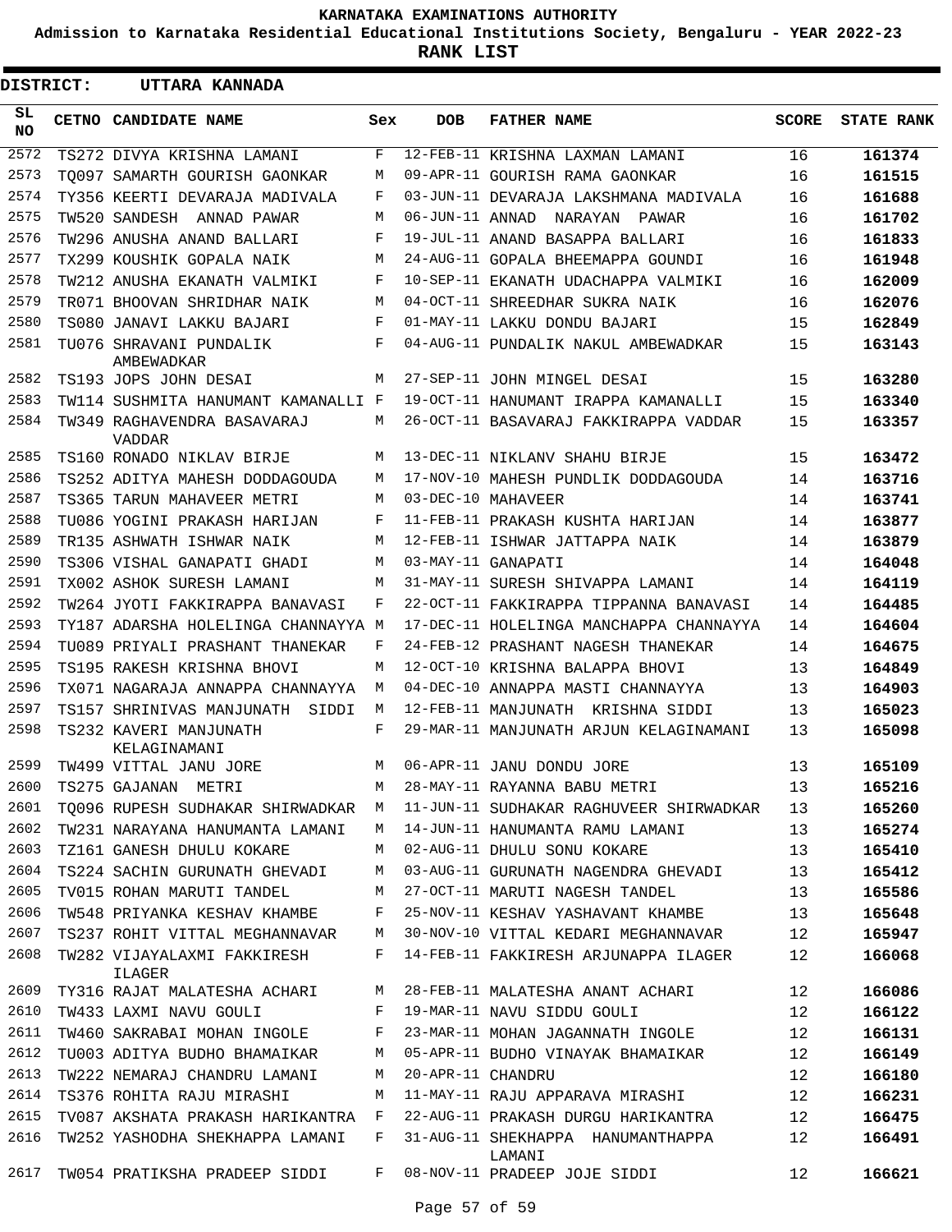**KARNATAKA EXAMINATIONS AUTHORITY**

**Admission to Karnataka Residential Educational Institutions Society, Bengaluru - YEAR 2022-23**

**RANK LIST**

**DISTRICT: UTTARA KANNADA**

| SL NO | CETNO | CANDIDATE NAME | Sex | DOB | FATHER NAME | SCORE | STATE RANK |
|---|---|---|---|---|---|---|---|
| 2572 | TS272 | DIVYA KRISHNA LAMANI | F | 12-FEB-11 | KRISHNA LAXMAN LAMANI | 16 | 161374 |
| 2573 | TQ097 | SAMARTH GOURISH GAONKAR | M | 09-APR-11 | GOURISH RAMA GAONKAR | 16 | 161515 |
| 2574 | TY356 | KEERTI DEVARAJA MADIVALA | F | 03-JUN-11 | DEVARAJA LAKSHMANA MADIVALA | 16 | 161688 |
| 2575 | TW520 | SANDESH ANNAD PAWAR | M | 06-JUN-11 | ANNAD NARAYAN PAWAR | 16 | 161702 |
| 2576 | TW296 | ANUSHA ANAND BALLARI | F | 19-JUL-11 | ANAND BASAPPA BALLARI | 16 | 161833 |
| 2577 | TX299 | KOUSHIK GOPALA NAIK | M | 24-AUG-11 | GOPALA BHEEMAPPA GOUNDI | 16 | 161948 |
| 2578 | TW212 | ANUSHA EKANATH VALMIKI | F | 10-SEP-11 | EKANATH UDACHAPPA VALMIKI | 16 | 162009 |
| 2579 | TR071 | BHOOVAN SHRIDHAR NAIK | M | 04-OCT-11 | SHREEDHAR SUKRA NAIK | 16 | 162076 |
| 2580 | TS080 | JANAVI LAKKU BAJARI | F | 01-MAY-11 | LAKKU DONDU BAJARI | 15 | 162849 |
| 2581 | TU076 | SHRAVANI PUNDALIK AMBEWADKAR | F | 04-AUG-11 | PUNDALIK NAKUL AMBEWADKAR | 15 | 163143 |
| 2582 | TS193 | JOPS JOHN DESAI | M | 27-SEP-11 | JOHN MINGEL DESAI | 15 | 163280 |
| 2583 | TW114 | SUSHMITA HANUMANT KAMANALLI | F | 19-OCT-11 | HANUMANT IRAPPA KAMANALLI | 15 | 163340 |
| 2584 | TW349 | RAGHAVENDRA BASAVARAJ VADDAR | M | 26-OCT-11 | BASAVARAJ FAKKIRAPPA VADDAR | 15 | 163357 |
| 2585 | TS160 | RONADO NIKLAV BIRJE | M | 13-DEC-11 | NIKLANV SHAHU BIRJE | 15 | 163472 |
| 2586 | TS252 | ADITYA MAHESH DODDAGOUDA | M | 17-NOV-10 | MAHESH PUNDLIK DODDAGOUDA | 14 | 163716 |
| 2587 | TS365 | TARUN MAHAVEER METRI | M | 03-DEC-10 | MAHAVEER | 14 | 163741 |
| 2588 | TU086 | YOGINI PRAKASH HARIJAN | F | 11-FEB-11 | PRAKASH KUSHTA HARIJAN | 14 | 163877 |
| 2589 | TR135 | ASHWATH ISHWAR NAIK | M | 12-FEB-11 | ISHWAR JATTAPPA NAIK | 14 | 163879 |
| 2590 | TS306 | VISHAL GANAPATI GHADI | M | 03-MAY-11 | GANAPATI | 14 | 164048 |
| 2591 | TX002 | ASHOK SURESH LAMANI | M | 31-MAY-11 | SURESH SHIVAPPA LAMANI | 14 | 164119 |
| 2592 | TW264 | JYOTI FAKKIRAPPA BANAVASI | F | 22-OCT-11 | FAKKIRAPPA TIPPANNA BANAVASI | 14 | 164485 |
| 2593 | TY187 | ADARSHA HOLELINGA CHANNAYYA | M | 17-DEC-11 | HOLELINGA MANCHAPPA CHANNAYYA | 14 | 164604 |
| 2594 | TU089 | PRIYALI PRASHANT THANEKAR | F | 24-FEB-12 | PRASHANT NAGESH THANEKAR | 14 | 164675 |
| 2595 | TS195 | RAKESH KRISHNA BHOVI | M | 12-OCT-10 | KRISHNA BALAPPA BHOVI | 13 | 164849 |
| 2596 | TX071 | NAGARAJA ANNAPPA CHANNAYYA | M | 04-DEC-10 | ANNAPPA MASTI CHANNAYYA | 13 | 164903 |
| 2597 | TS157 | SHRINIVAS MANJUNATH SIDDI | M | 12-FEB-11 | MANJUNATH KRISHNA SIDDI | 13 | 165023 |
| 2598 | TS232 | KAVERI MANJUNATH KELAGINAMANI | F | 29-MAR-11 | MANJUNATH ARJUN KELAGINAMANI | 13 | 165098 |
| 2599 | TW499 | VITTAL JANU JORE | M | 06-APR-11 | JANU DONDU JORE | 13 | 165109 |
| 2600 | TS275 | GAJANAN METRI | M | 28-MAY-11 | RAYANNA BABU METRI | 13 | 165216 |
| 2601 | TQ096 | RUPESH SUDHAKAR SHIRWADKAR | M | 11-JUN-11 | SUDHAKAR RAGHUVEER SHIRWADKAR | 13 | 165260 |
| 2602 | TW231 | NARAYANA HANUMANTA LAMANI | M | 14-JUN-11 | HANUMANTA RAMU LAMANI | 13 | 165274 |
| 2603 | TZ161 | GANESH DHULU KOKARE | M | 02-AUG-11 | DHULU SONU KOKARE | 13 | 165410 |
| 2604 | TS224 | SACHIN GURUNATH GHEVADI | M | 03-AUG-11 | GURUNATH NAGENDRA GHEVADI | 13 | 165412 |
| 2605 | TV015 | ROHAN MARUTI TANDEL | M | 27-OCT-11 | MARUTI NAGESH TANDEL | 13 | 165586 |
| 2606 | TW548 | PRIYANKA KESHAV KHAMBE | F | 25-NOV-11 | KESHAV YASHAVANT KHAMBE | 13 | 165648 |
| 2607 | TS237 | ROHIT VITTAL MEGHANNAVAR | M | 30-NOV-10 | VITTAL KEDARI MEGHANNAVAR | 12 | 165947 |
| 2608 | TW282 | VIJAYALAXMI FAKKIRESH ILAGER | F | 14-FEB-11 | FAKKIRESH ARJUNAPPA ILAGER | 12 | 166068 |
| 2609 | TY316 | RAJAT MALATESHA ACHARI | M | 28-FEB-11 | MALATESHA ANANT ACHARI | 12 | 166086 |
| 2610 | TW433 | LAXMI NAVU GOULI | F | 19-MAR-11 | NAVU SIDDU GOULI | 12 | 166122 |
| 2611 | TW460 | SAKRABAI MOHAN INGOLE | F | 23-MAR-11 | MOHAN JAGANNATH INGOLE | 12 | 166131 |
| 2612 | TU003 | ADITYA BUDHO BHAMAIKAR | M | 05-APR-11 | BUDHO VINAYAK BHAMAIKAR | 12 | 166149 |
| 2613 | TW222 | NEMARAJ CHANDRU LAMANI | M | 20-APR-11 | CHANDRU | 12 | 166180 |
| 2614 | TS376 | ROHITA RAJU MIRASHI | M | 11-MAY-11 | RAJU APPARAVA MIRASHI | 12 | 166231 |
| 2615 | TV087 | AKSHATA PRAKASH HARIKANTRA | F | 22-AUG-11 | PRAKASH DURGU HARIKANTRA | 12 | 166475 |
| 2616 | TW252 | YASHODHA SHEKHAPPA LAMANI | F | 31-AUG-11 | SHEKHAPPA HANUMANTHAPPA LAMANI | 12 | 166491 |
| 2617 | TW054 | PRATIKSHA PRADEEP SIDDI | F | 08-NOV-11 | PRADEEP JOJE SIDDI | 12 | 166621 |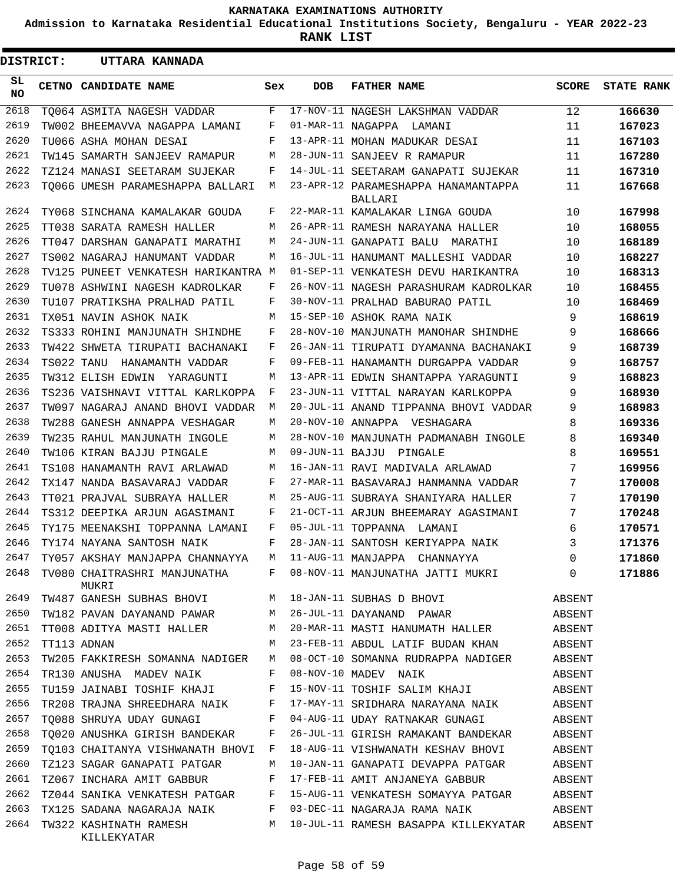# KARNATAKA EXAMINATIONS AUTHORITY

**Admission to Karnataka Residential Educational Institutions Society, Bengaluru - YEAR 2022-23**

**RANK LIST**

**DISTRICT: UTTARA KANNADA**

| SL NO | CETNO | CANDIDATE NAME | Sex | DOB | FATHER NAME | SCORE | STATE RANK |
|---|---|---|---|---|---|---|---|
| 2618 | TQ064 | ASMITA NAGESH VADDAR | F | 17-NOV-11 | NAGESH LAKSHMAN VADDAR | 12 | **166630** |
| 2619 | TW002 | BHEEMAVVA NAGAPPA LAMANI | F | 01-MAR-11 | NAGAPPA LAMANI | 11 | **167023** |
| 2620 | TU066 | ASHA MOHAN DESAI | F | 13-APR-11 | MOHAN MADUKAR DESAI | 11 | **167103** |
| 2621 | TW145 | SAMARTH SANJEEV RAMAPUR | M | 28-JUN-11 | SANJEEV R RAMAPUR | 11 | **167280** |
| 2622 | TZ124 | MANASI SEETARAM SUJEKAR | F | 14-JUL-11 | SEETARAM GANAPATI SUJEKAR | 11 | **167310** |
| 2623 | TQ066 | UMESH PARAMESHAPPA BALLARI | M | 23-APR-12 | PARAMESHAPPA HANAMANTAPPA BALLARI | 11 | **167668** |
| 2624 | TY068 | SINCHANA KAMALAKAR GOUDA | F | 22-MAR-11 | KAMALAKAR LINGA GOUDA | 10 | **167998** |
| 2625 | TT038 | SARATA RAMESH HALLER | M | 26-APR-11 | RAMESH NARAYANA HALLER | 10 | **168055** |
| 2626 | TT047 | DARSHAN GANAPATI MARATHI | M | 24-JUN-11 | GANAPATI BALU MARATHI | 10 | **168189** |
| 2627 | TS002 | NAGARAJ HANUMANT VADDAR | M | 16-JUL-11 | HANUMANT MALLESHI VADDAR | 10 | **168227** |
| 2628 | TV125 | PUNEET VENKATESH HARIKANTRA | M | 01-SEP-11 | VENKATESH DEVU HARIKANTRA | 10 | **168313** |
| 2629 | TU078 | ASHWINI NAGESH KADROLKAR | F | 26-NOV-11 | NAGESH PARASHURAM KADROLKAR | 10 | **168455** |
| 2630 | TU107 | PRATIKSHA PRALHAD PATIL | F | 30-NOV-11 | PRALHAD BABURAO PATIL | 10 | **168469** |
| 2631 | TX051 | NAVIN ASHOK NAIK | M | 15-SEP-10 | ASHOK RAMA NAIK | 9 | **168619** |
| 2632 | TS333 | ROHINI MANJUNATH SHINDHE | F | 28-NOV-10 | MANJUNATH MANOHAR SHINDHE | 9 | **168666** |
| 2633 | TW422 | SHWETA TIRUPATI BACHANAKI | F | 26-JAN-11 | TIRUPATI DYAMANNA BACHANAKI | 9 | **168739** |
| 2634 | TS022 | TANU HANAMANTH VADDAR | F | 09-FEB-11 | HANAMANTH DURGAPPA VADDAR | 9 | **168757** |
| 2635 | TW312 | ELISH EDWIN YARAGUNTI | M | 13-APR-11 | EDWIN SHANTAPPA YARAGUNTI | 9 | **168823** |
| 2636 | TS236 | VAISHNAVI VITTAL KARLKOPPA | F | 23-JUN-11 | VITTAL NARAYAN KARLKOPPA | 9 | **168930** |
| 2637 | TW097 | NAGARAJ ANAND BHOVI VADDAR | M | 20-JUL-11 | ANAND TIPPANNA BHOVI VADDAR | 9 | **168983** |
| 2638 | TW288 | GANESH ANNAPPA VESHAGAR | M | 20-NOV-10 | ANNAPPA VESHAGARA | 8 | **169336** |
| 2639 | TW235 | RAHUL MANJUNATH INGOLE | M | 28-NOV-10 | MANJUNATH PADMANABH INGOLE | 8 | **169340** |
| 2640 | TW106 | KIRAN BAJJU PINGALE | M | 09-JUN-11 | BAJJU PINGALE | 8 | **169551** |
| 2641 | TS108 | HANAMANTH RAVI ARLAWAD | M | 16-JAN-11 | RAVI MADIVALA ARLAWAD | 7 | **169956** |
| 2642 | TX147 | NANDA BASAVARAJ VADDAR | F | 27-MAR-11 | BASAVARAJ HANMANNA VADDAR | 7 | **170008** |
| 2643 | TT021 | PRAJVAL SUBRAYA HALLER | M | 25-AUG-11 | SUBRAYA SHANIYARA HALLER | 7 | **170190** |
| 2644 | TS312 | DEEPIKA ARJUN AGASIMANI | F | 21-OCT-11 | ARJUN BHEEMARAY AGASIMANI | 7 | **170248** |
| 2645 | TY175 | MEENAKSHI TOPPANNA LAMANI | F | 05-JUL-11 | TOPPANNA LAMANI | 6 | **170571** |
| 2646 | TY174 | NAYANA SANTOSH NAIK | F | 28-JAN-11 | SANTOSH KERIYAPPA NAIK | 3 | **171376** |
| 2647 | TY057 | AKSHAY MANJAPPA CHANNAYYA | M | 11-AUG-11 | MANJAPPA CHANNAYYA | 0 | **171860** |
| 2648 | TV080 | CHAITRASHRI MANJUNATHA MUKRI | F | 08-NOV-11 | MANJUNATHA JATTI MUKRI | 0 | **171886** |
| 2649 | TW487 | GANESH SUBHAS BHOVI | M | 18-JAN-11 | SUBHAS D BHOVI | ABSENT | |
| 2650 | TW182 | PAVAN DAYANAND PAWAR | M | 26-JUL-11 | DAYANAND PAWAR | ABSENT | |
| 2651 | TT008 | ADITYA MASTI HALLER | M | 20-MAR-11 | MASTI HANUMATH HALLER | ABSENT | |
| 2652 | TT113 | ADNAN | M | 23-FEB-11 | ABDUL LATIF BUDAN KHAN | ABSENT | |
| 2653 | TW205 | FAKKIRESH SOMANNA NADIGER | M | 08-OCT-10 | SOMANNA RUDRAPPA NADIGER | ABSENT | |
| 2654 | TR130 | ANUSHA MADEV NAIK | F | 08-NOV-10 | MADEV NAIK | ABSENT | |
| 2655 | TU159 | JAINABI TOSHIF KHAJI | F | 15-NOV-11 | TOSHIF SALIM KHAJI | ABSENT | |
| 2656 | TR208 | TRAJNA SHREEDHARA NAIK | F | 17-MAY-11 | SRIDHARA NARAYANA NAIK | ABSENT | |
| 2657 | TQ088 | SHRUYA UDAY GUNAGI | F | 04-AUG-11 | UDAY RATNAKAR GUNAGI | ABSENT | |
| 2658 | TQ020 | ANUSHKA GIRISH BANDEKAR | F | 26-JUL-11 | GIRISH RAMAKANT BANDEKAR | ABSENT | |
| 2659 | TQ103 | CHAITANYA VISHWANATH BHOVI | F | 18-AUG-11 | VISHWANATH KESHAV BHOVI | ABSENT | |
| 2660 | TZ123 | SAGAR GANAPATI PATGAR | M | 10-JAN-11 | GANAPATI DEVAPPA PATGAR | ABSENT | |
| 2661 | TZ067 | INCHARA AMIT GABBUR | F | 17-FEB-11 | AMIT ANJANEYA GABBUR | ABSENT | |
| 2662 | TZ044 | SANIKA VENKATESH PATGAR | F | 15-AUG-11 | VENKATESH SOMAYYA PATGAR | ABSENT | |
| 2663 | TX125 | SADANA NAGARAJA NAIK | F | 03-DEC-11 | NAGARAJA RAMA NAIK | ABSENT | |
| 2664 | TW322 | KASHINATH RAMESH KILLEKYATAR | M | 10-JUL-11 | RAMESH BASAPPA KILLEKYATAR | ABSENT | |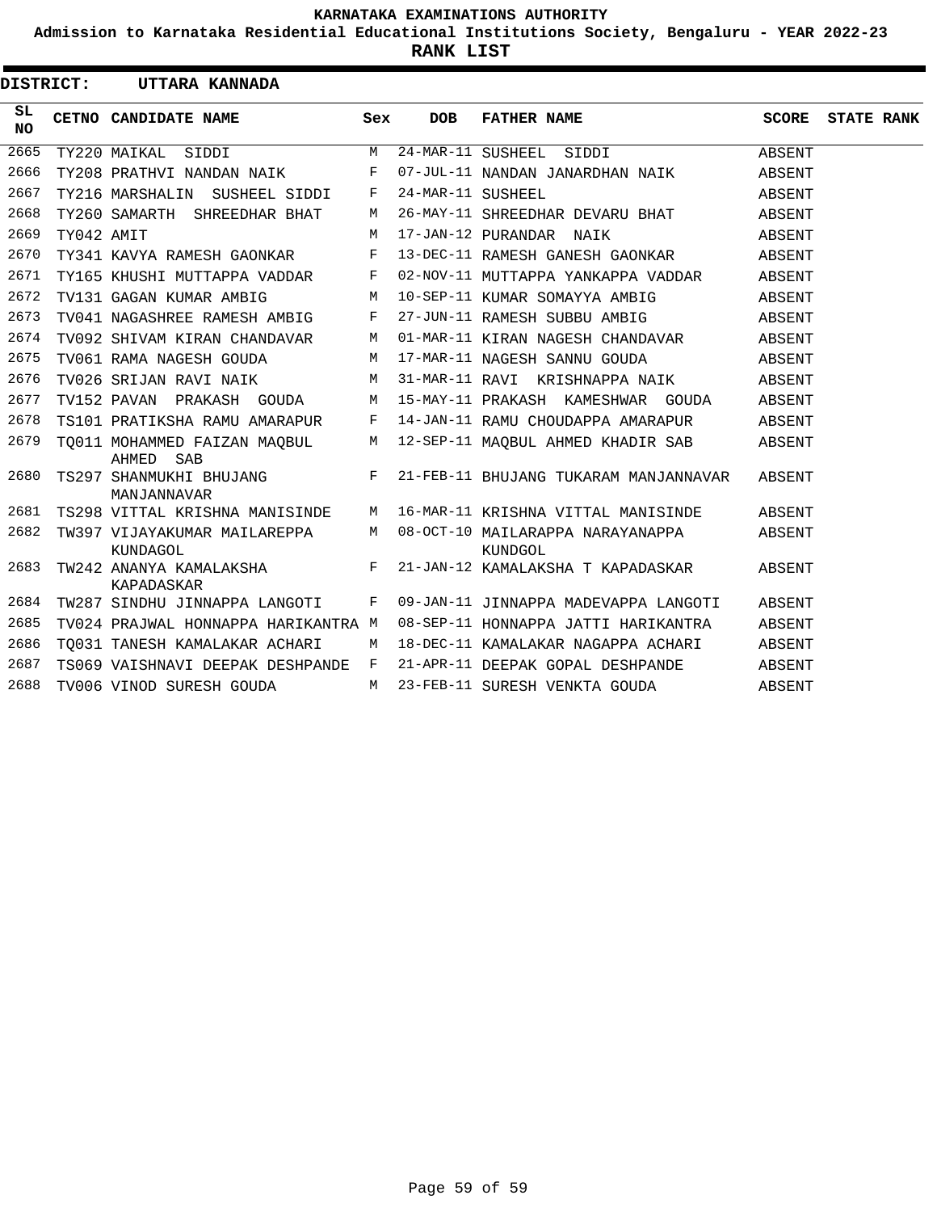**KARNATAKA EXAMINATIONS AUTHORITY**

**Admission to Karnataka Residential Educational Institutions Society, Bengaluru - YEAR 2022-23**

**RANK LIST**

**DISTRICT: UTTARA KANNADA**

| SL NO | CETNO | CANDIDATE NAME | Sex | DOB | FATHER NAME | SCORE | STATE RANK |
|---|---|---|---|---|---|---|---|
| 2665 | TY220 | MAIKAL SIDDI | M | 24-MAR-11 | SUSHEEL SIDDI | ABSENT | |
| 2666 | TY208 | PRATHVI NANDAN NAIK | F | 07-JUL-11 | NANDAN JANARDHAN NAIK | ABSENT | |
| 2667 | TY216 | MARSHALIN SUSHEEL SIDDI | F | 24-MAR-11 | SUSHEEL | ABSENT | |
| 2668 | TY260 | SAMARTH SHREEDHAR BHAT | M | 26-MAY-11 | SHREEDHAR DEVARU BHAT | ABSENT | |
| 2669 | TY042 | AMIT | M | 17-JAN-12 | PURANDAR NAIK | ABSENT | |
| 2670 | TY341 | KAVYA RAMESH GAONKAR | F | 13-DEC-11 | RAMESH GANESH GAONKAR | ABSENT | |
| 2671 | TY165 | KHUSHI MUTTAPPA VADDAR | F | 02-NOV-11 | MUTTAPPA YANKAPPA VADDAR | ABSENT | |
| 2672 | TV131 | GAGAN KUMAR AMBIG | M | 10-SEP-11 | KUMAR SOMAYYA AMBIG | ABSENT | |
| 2673 | TV041 | NAGASHREE RAMESH AMBIG | F | 27-JUN-11 | RAMESH SUBBU AMBIG | ABSENT | |
| 2674 | TV092 | SHIVAM KIRAN CHANDAVAR | M | 01-MAR-11 | KIRAN NAGESH CHANDAVAR | ABSENT | |
| 2675 | TV061 | RAMA NAGESH GOUDA | M | 17-MAR-11 | NAGESH SANNU GOUDA | ABSENT | |
| 2676 | TV026 | SRIJAN RAVI NAIK | M | 31-MAR-11 | RAVI KRISHNAPPA NAIK | ABSENT | |
| 2677 | TV152 | PAVAN PRAKASH GOUDA | M | 15-MAY-11 | PRAKASH KAMESHWAR GOUDA | ABSENT | |
| 2678 | TS101 | PRATIKSHA RAMU AMARAPUR | F | 14-JAN-11 | RAMU CHOUDAPPA AMARAPUR | ABSENT | |
| 2679 | TQ011 | MOHAMMED FAIZAN MAQBUL AHMED SAB | M | 12-SEP-11 | MAQBUL AHMED KHADIR SAB | ABSENT | |
| 2680 | TS297 | SHANMUKHI BHUJANG MANJANNAVAR | F | 21-FEB-11 | BHUJANG TUKARAM MANJANNAVAR | ABSENT | |
| 2681 | TS298 | VITTAL KRISHNA MANISINDE | M | 16-MAR-11 | KRISHNA VITTAL MANISINDE | ABSENT | |
| 2682 | TW397 | VIJAYAKUMAR MAILAREPPA KUNDAGOL | M | 08-OCT-10 | MAILARAPPA NARAYANAPPA KUNDGOL | ABSENT | |
| 2683 | TW242 | ANANYA KAMALAKSHA KAPADASKAR | F | 21-JAN-12 | KAMALAKSHA T KAPADASKAR | ABSENT | |
| 2684 | TW287 | SINDHU JINNAPPA LANGOTI | F | 09-JAN-11 | JINNAPPA MADEVAPPA LANGOTI | ABSENT | |
| 2685 | TV024 | PRAJWAL HONNAPPA HARIKANTRA | M | 08-SEP-11 | HONNAPPA JATTI HARIKANTRA | ABSENT | |
| 2686 | TQ031 | TANESH KAMALAKAR ACHARI | M | 18-DEC-11 | KAMALAKAR NAGAPPA ACHARI | ABSENT | |
| 2687 | TS069 | VAISHNAVI DEEPAK DESHPANDE | F | 21-APR-11 | DEEPAK GOPAL DESHPANDE | ABSENT | |
| 2688 | TV006 | VINOD SURESH GOUDA | M | 23-FEB-11 | SURESH VENKTA GOUDA | ABSENT | |